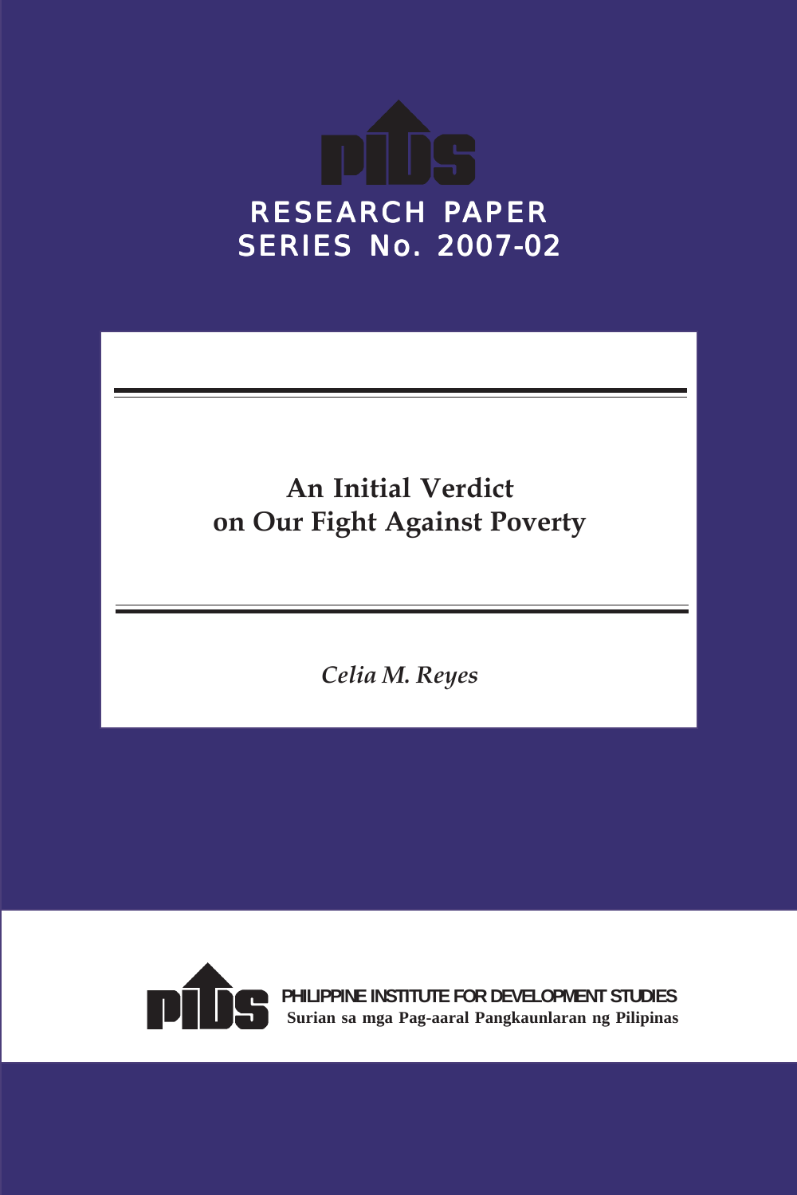PIDS

RESEARCH PAPER SERIES No. 2007-02

# An Initial Verdict on Our Fight Against Poverty

*Celia M. Reyes*

PIDS

PHILIPPINE INSTITUTE FOR DEVELOPMENT STUDIES

**Surian sa mga Pag-aaral Pangkaunlaran ng Pilipinas**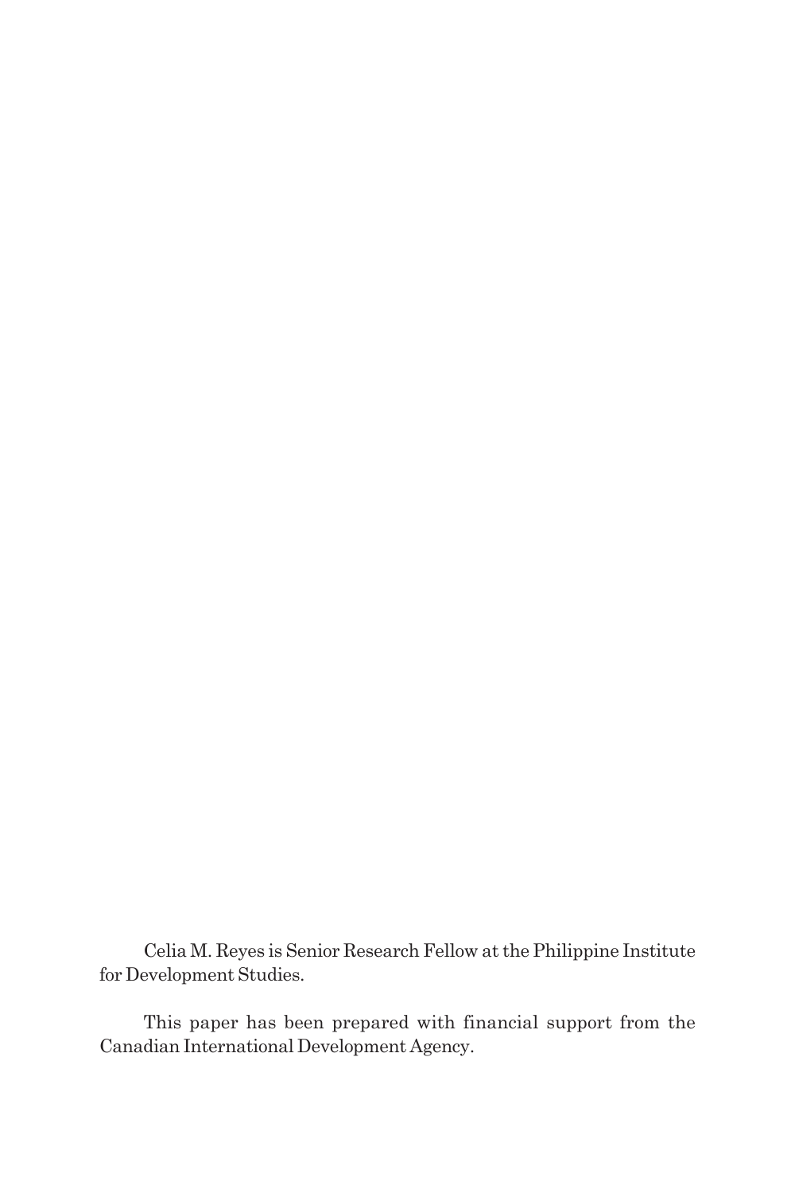Celia M. Reyes is Senior Research Fellow at the Philippine Institute for Development Studies.

This paper has been prepared with financial support from the Canadian International Development Agency.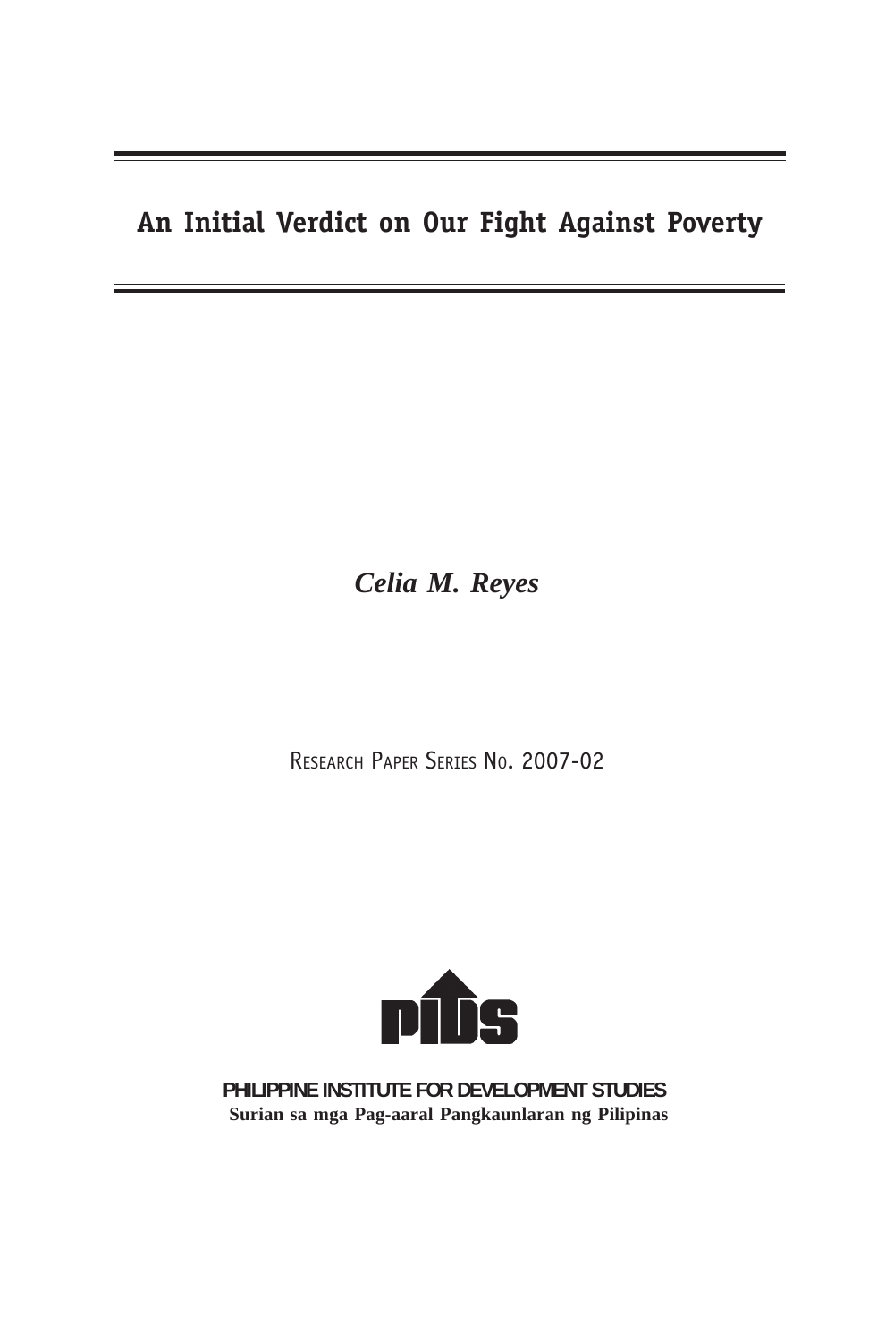# An Initial Verdict on Our Fight Against Poverty

***Celia M. Reyes***

RESEARCH PAPER SERIES NO. 2007-02

**PHILIPPINE INSTITUTE FOR DEVELOPMENT STUDIES**
**Surian sa mga Pag-aaral Pangkaunlaran ng Pilipinas**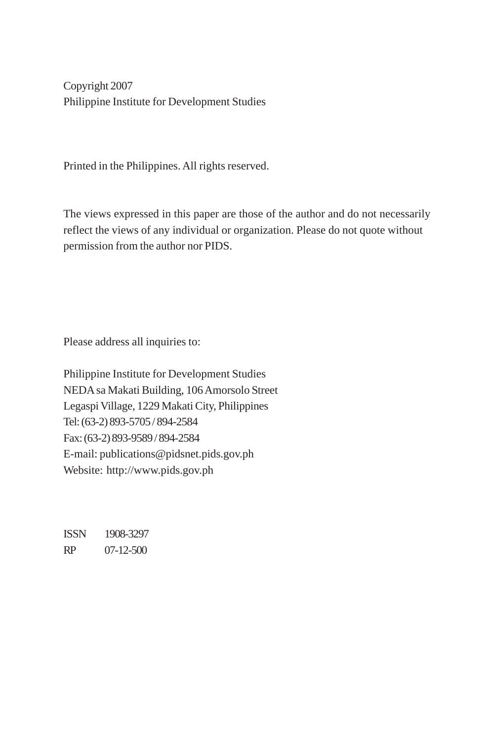Copyright 2007
Philippine Institute for Development Studies

Printed in the Philippines. All rights reserved.

The views expressed in this paper are those of the author and do not necessarily reflect the views of any individual or organization. Please do not quote without permission from the author nor PIDS.

Please address all inquiries to:

Philippine Institute for Development Studies
NEDA sa Makati Building, 106 Amorsolo Street
Legaspi Village, 1229 Makati City, Philippines
Tel: (63-2) 893-5705 / 894-2584
Fax: (63-2) 893-9589 / 894-2584
E-mail: publications@pidsnet.pids.gov.ph
Website: http://www.pids.gov.ph

ISSN 1908-3297
RP 07-12-500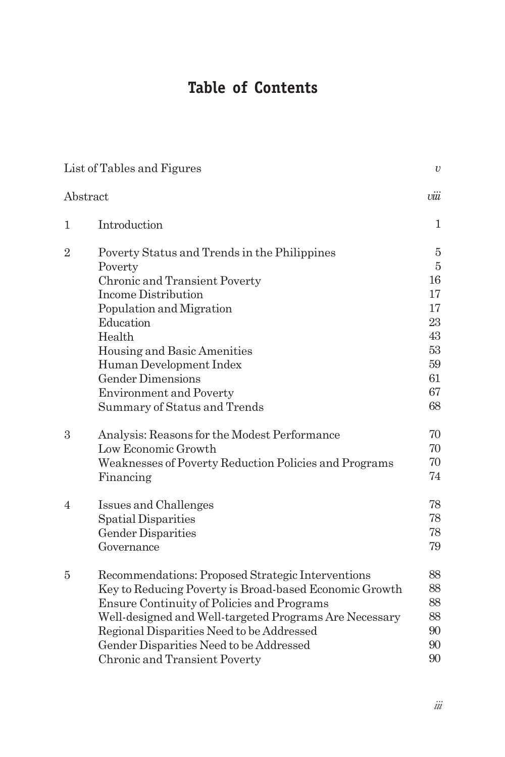# Table of Contents

| | | |
|---|---|---|
| List of Tables and Figures | | *v* |
| Abstract | | *viii* |
| 1 | Introduction | 1 |
| 2 | Poverty Status and Trends in the Philippines | 5 |
| | Poverty | 5 |
| | Chronic and Transient Poverty | 16 |
| | Income Distribution | 17 |
| | Population and Migration | 17 |
| | Education | 23 |
| | Health | 43 |
| | Housing and Basic Amenities | 53 |
| | Human Development Index | 59 |
| | Gender Dimensions | 61 |
| | Environment and Poverty | 67 |
| | Summary of Status and Trends | 68 |
| 3 | Analysis: Reasons for the Modest Performance | 70 |
| | Low Economic Growth | 70 |
| | Weaknesses of Poverty Reduction Policies and Programs | 70 |
| | Financing | 74 |
| 4 | Issues and Challenges | 78 |
| | Spatial Disparities | 78 |
| | Gender Disparities | 78 |
| | Governance | 79 |
| 5 | Recommendations: Proposed Strategic Interventions | 88 |
| | Key to Reducing Poverty is Broad-based Economic Growth | 88 |
| | Ensure Continuity of Policies and Programs | 88 |
| | Well-designed and Well-targeted Programs Are Necessary | 88 |
| | Regional Disparities Need to be Addressed | 90 |
| | Gender Disparities Need to be Addressed | 90 |
| | Chronic and Transient Poverty | 90 |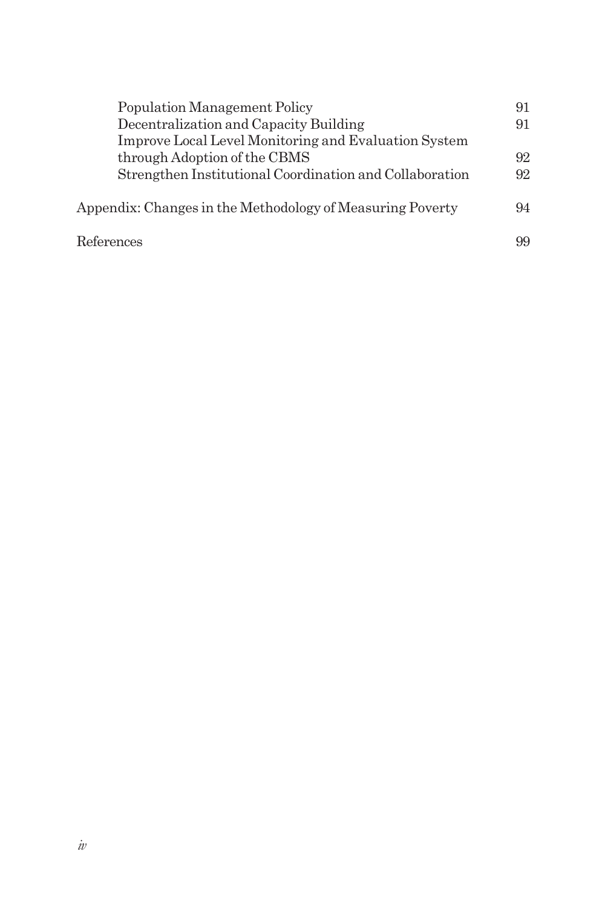| | |
|---|---|
| Population Management Policy | 91 |
| Decentralization and Capacity Building | 91 |
| Improve Local Level Monitoring and Evaluation System through Adoption of the CBMS | 92 |
| Strengthen Institutional Coordination and Collaboration | 92 |
| Appendix: Changes in the Methodology of Measuring Poverty | 94 |
| References | 99 |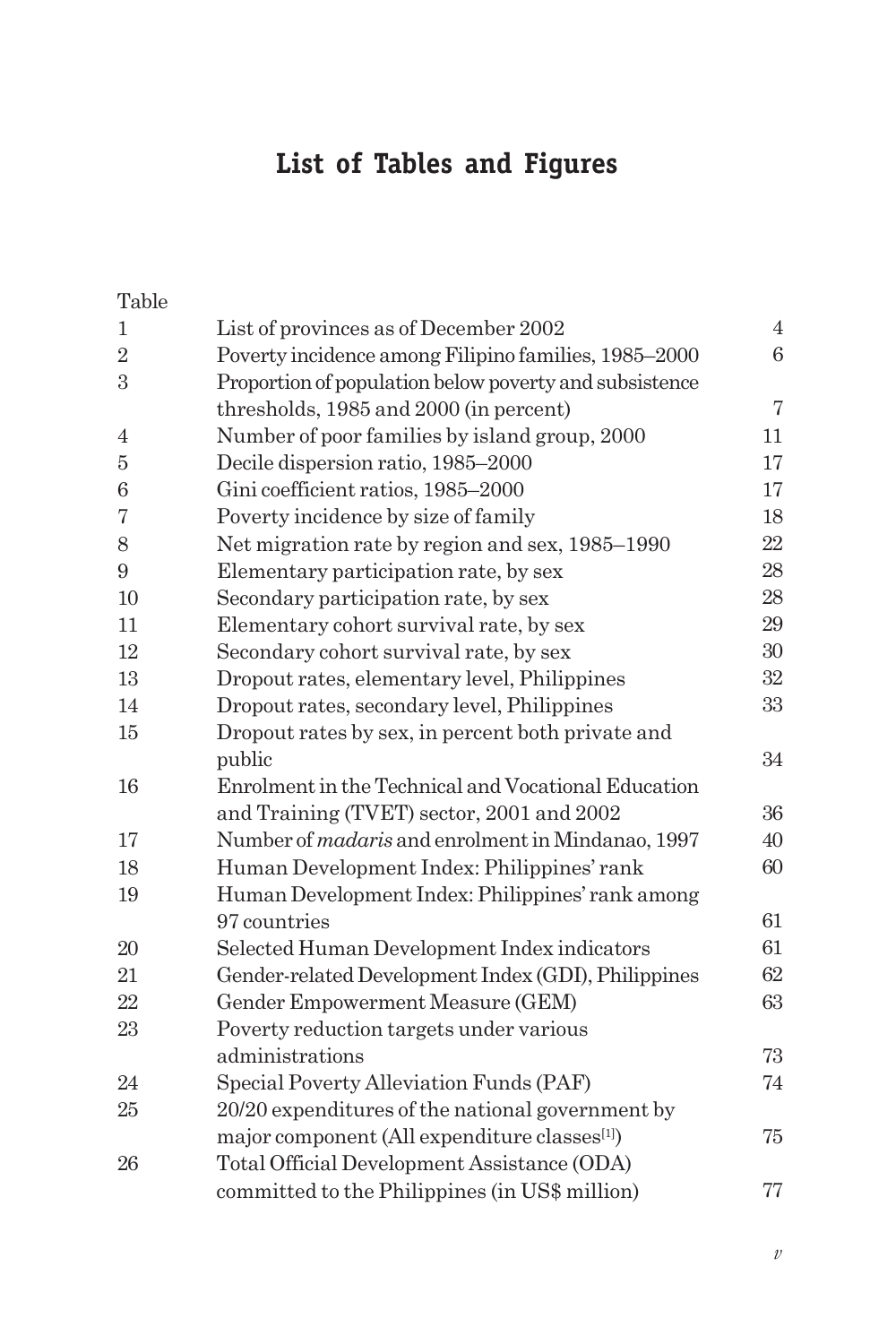# List of Tables and Figures

| Table | | |
|---|---|---|
| 1 | List of provinces as of December 2002 | 4 |
| 2 | Poverty incidence among Filipino families, 1985–2000 | 6 |
| 3 | Proportion of population below poverty and subsistence thresholds, 1985 and 2000 (in percent) | 7 |
| 4 | Number of poor families by island group, 2000 | 11 |
| 5 | Decile dispersion ratio, 1985–2000 | 17 |
| 6 | Gini coefficient ratios, 1985–2000 | 17 |
| 7 | Poverty incidence by size of family | 18 |
| 8 | Net migration rate by region and sex, 1985–1990 | 22 |
| 9 | Elementary participation rate, by sex | 28 |
| 10 | Secondary participation rate, by sex | 28 |
| 11 | Elementary cohort survival rate, by sex | 29 |
| 12 | Secondary cohort survival rate, by sex | 30 |
| 13 | Dropout rates, elementary level, Philippines | 32 |
| 14 | Dropout rates, secondary level, Philippines | 33 |
| 15 | Dropout rates by sex, in percent both private and public | 34 |
| 16 | Enrolment in the Technical and Vocational Education and Training (TVET) sector, 2001 and 2002 | 36 |
| 17 | Number of *madaris* and enrolment in Mindanao, 1997 | 40 |
| 18 | Human Development Index: Philippines' rank | 60 |
| 19 | Human Development Index: Philippines' rank among 97 countries | 61 |
| 20 | Selected Human Development Index indicators | 61 |
| 21 | Gender-related Development Index (GDI), Philippines | 62 |
| 22 | Gender Empowerment Measure (GEM) | 63 |
| 23 | Poverty reduction targets under various administrations | 73 |
| 24 | Special Poverty Alleviation Funds (PAF) | 74 |
| 25 | 20/20 expenditures of the national government by major component (All expenditure classes[1]) | 75 |
| 26 | Total Official Development Assistance (ODA) committed to the Philippines (in US$ million) | 77 |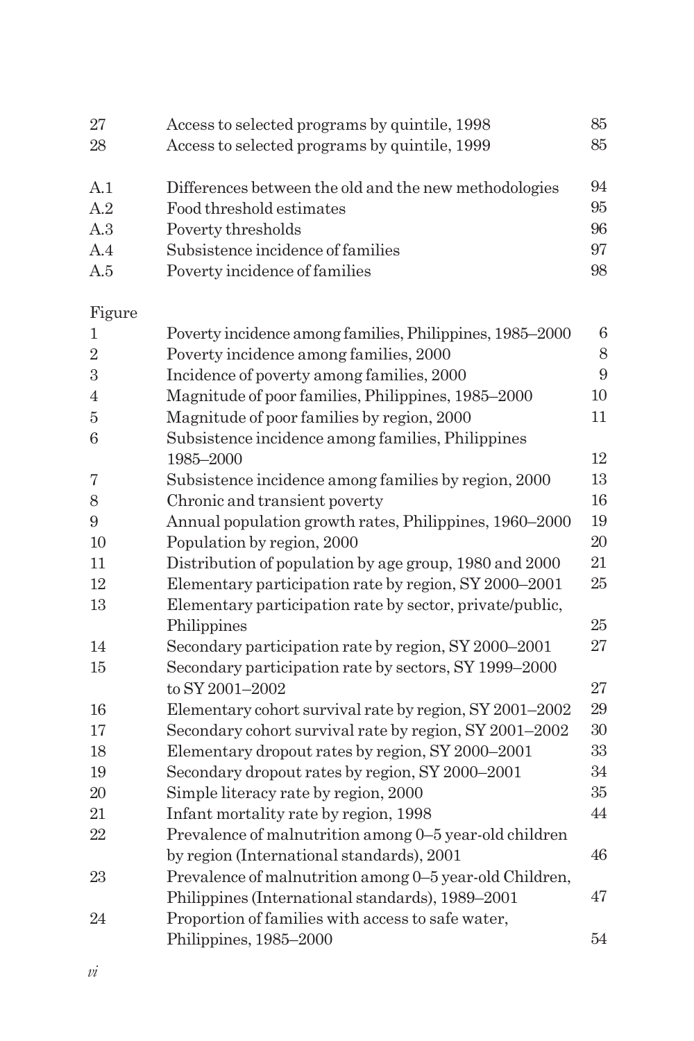| | | |
|---|---|---|
| 27 | Access to selected programs by quintile, 1998 | 85 |
| 28 | Access to selected programs by quintile, 1999 | 85 |
| | | |
| A.1 | Differences between the old and the new methodologies | 94 |
| A.2 | Food threshold estimates | 95 |
| A.3 | Poverty thresholds | 96 |
| A.4 | Subsistence incidence of families | 97 |
| A.5 | Poverty incidence of families | 98 |

Figure

| | | |
|---|---|---|
| 1 | Poverty incidence among families, Philippines, 1985–2000 | 6 |
| 2 | Poverty incidence among families, 2000 | 8 |
| 3 | Incidence of poverty among families, 2000 | 9 |
| 4 | Magnitude of poor families, Philippines, 1985–2000 | 10 |
| 5 | Magnitude of poor families by region, 2000 | 11 |
| 6 | Subsistence incidence among families, Philippines 1985–2000 | 12 |
| 7 | Subsistence incidence among families by region, 2000 | 13 |
| 8 | Chronic and transient poverty | 16 |
| 9 | Annual population growth rates, Philippines, 1960–2000 | 19 |
| 10 | Population by region, 2000 | 20 |
| 11 | Distribution of population by age group, 1980 and 2000 | 21 |
| 12 | Elementary participation rate by region, SY 2000–2001 | 25 |
| 13 | Elementary participation rate by sector, private/public, Philippines | 25 |
| 14 | Secondary participation rate by region, SY 2000–2001 | 27 |
| 15 | Secondary participation rate by sectors, SY 1999–2000 to SY 2001–2002 | 27 |
| 16 | Elementary cohort survival rate by region, SY 2001–2002 | 29 |
| 17 | Secondary cohort survival rate by region, SY 2001–2002 | 30 |
| 18 | Elementary dropout rates by region, SY 2000–2001 | 33 |
| 19 | Secondary dropout rates by region, SY 2000–2001 | 34 |
| 20 | Simple literacy rate by region, 2000 | 35 |
| 21 | Infant mortality rate by region, 1998 | 44 |
| 22 | Prevalence of malnutrition among 0–5 year-old children by region (International standards), 2001 | 46 |
| 23 | Prevalence of malnutrition among 0–5 year-old Children, Philippines (International standards), 1989–2001 | 47 |
| 24 | Proportion of families with access to safe water, Philippines, 1985–2000 | 54 |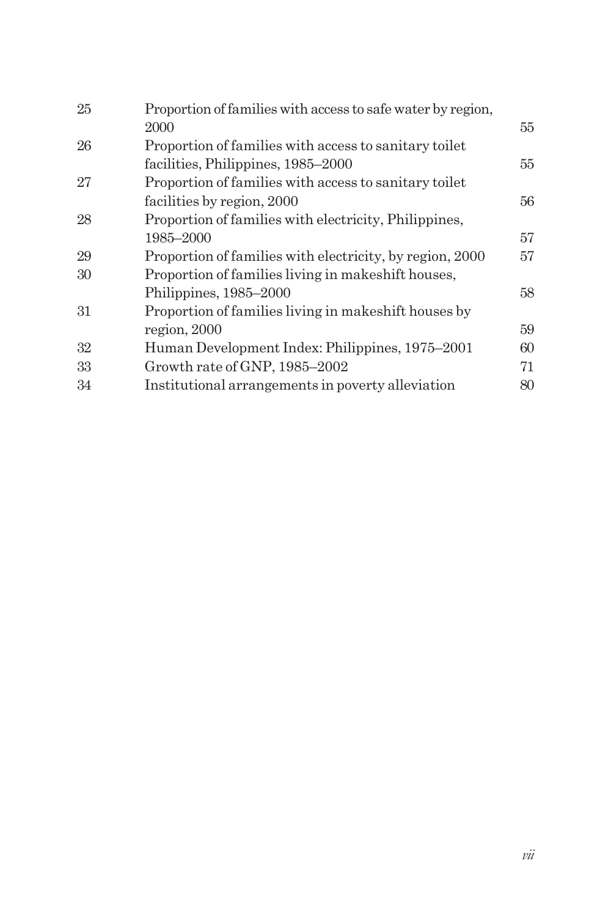| | | |
|---|---|---|
| 25 | Proportion of families with access to safe water by region, 2000 | 55 |
| 26 | Proportion of families with access to sanitary toilet facilities, Philippines, 1985–2000 | 55 |
| 27 | Proportion of families with access to sanitary toilet facilities by region, 2000 | 56 |
| 28 | Proportion of families with electricity, Philippines, 1985–2000 | 57 |
| 29 | Proportion of families with electricity, by region, 2000 | 57 |
| 30 | Proportion of families living in makeshift houses, Philippines, 1985–2000 | 58 |
| 31 | Proportion of families living in makeshift houses by region, 2000 | 59 |
| 32 | Human Development Index: Philippines, 1975–2001 | 60 |
| 33 | Growth rate of GNP, 1985–2002 | 71 |
| 34 | Institutional arrangements in poverty alleviation | 80 |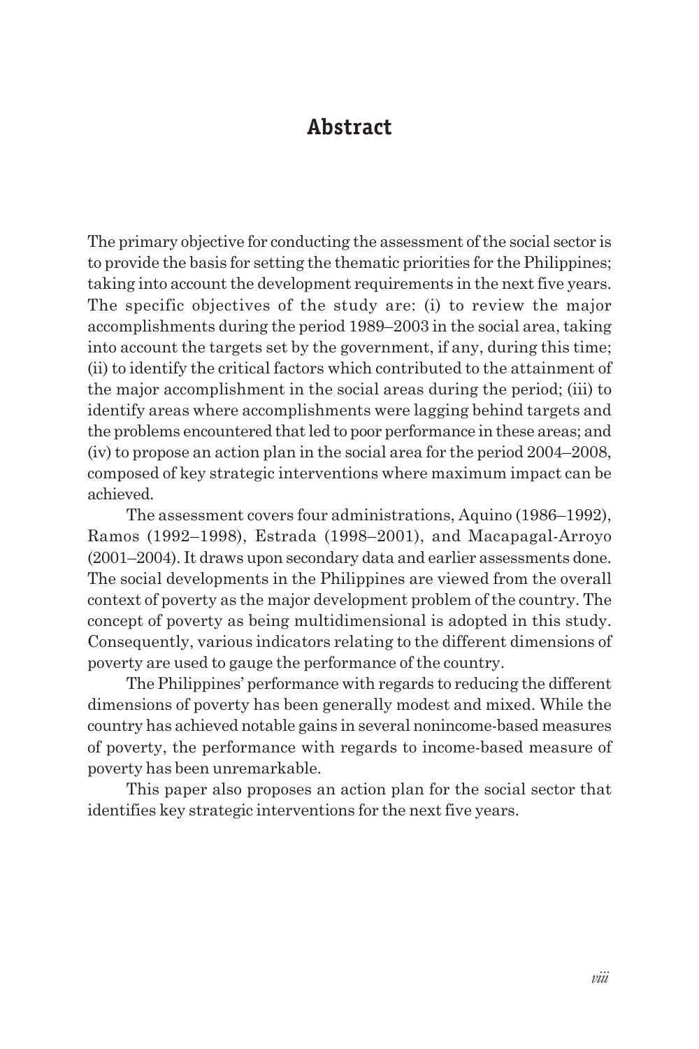# Abstract

The primary objective for conducting the assessment of the social sector is to provide the basis for setting the thematic priorities for the Philippines; taking into account the development requirements in the next five years. The specific objectives of the study are: (i) to review the major accomplishments during the period 1989–2003 in the social area, taking into account the targets set by the government, if any, during this time; (ii) to identify the critical factors which contributed to the attainment of the major accomplishment in the social areas during the period; (iii) to identify areas where accomplishments were lagging behind targets and the problems encountered that led to poor performance in these areas; and (iv) to propose an action plan in the social area for the period 2004–2008, composed of key strategic interventions where maximum impact can be achieved.

The assessment covers four administrations, Aquino (1986–1992), Ramos (1992–1998), Estrada (1998–2001), and Macapagal-Arroyo (2001–2004). It draws upon secondary data and earlier assessments done. The social developments in the Philippines are viewed from the overall context of poverty as the major development problem of the country. The concept of poverty as being multidimensional is adopted in this study. Consequently, various indicators relating to the different dimensions of poverty are used to gauge the performance of the country.

The Philippines' performance with regards to reducing the different dimensions of poverty has been generally modest and mixed. While the country has achieved notable gains in several nonincome-based measures of poverty, the performance with regards to income-based measure of poverty has been unremarkable.

This paper also proposes an action plan for the social sector that identifies key strategic interventions for the next five years.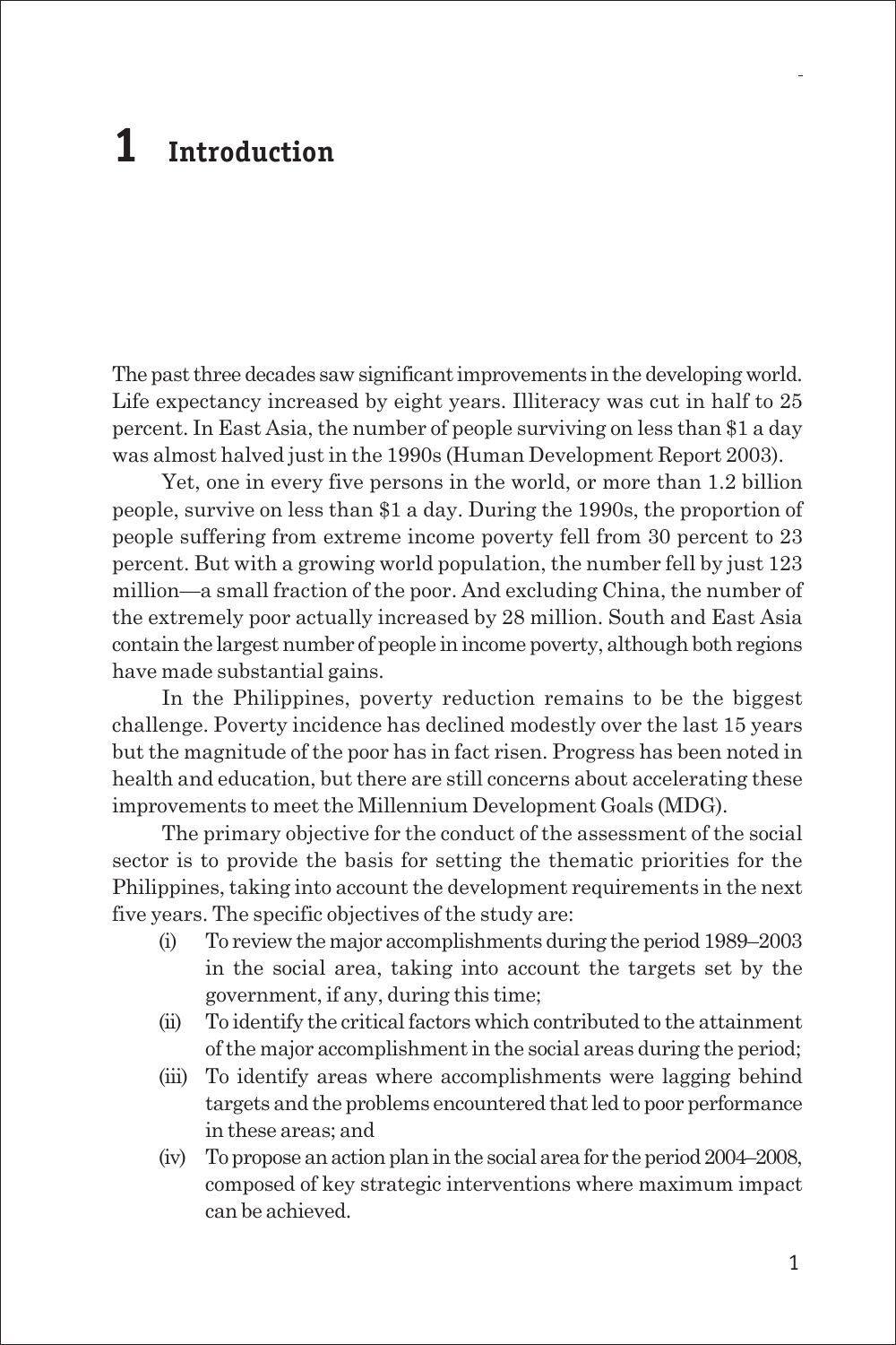# 1 Introduction

The past three decades saw significant improvements in the developing world. Life expectancy increased by eight years. Illiteracy was cut in half to 25 percent. In East Asia, the number of people surviving on less than $1 a day was almost halved just in the 1990s (Human Development Report 2003).

Yet, one in every five persons in the world, or more than 1.2 billion people, survive on less than $1 a day. During the 1990s, the proportion of people suffering from extreme income poverty fell from 30 percent to 23 percent. But with a growing world population, the number fell by just 123 million—a small fraction of the poor. And excluding China, the number of the extremely poor actually increased by 28 million. South and East Asia contain the largest number of people in income poverty, although both regions have made substantial gains.

In the Philippines, poverty reduction remains to be the biggest challenge. Poverty incidence has declined modestly over the last 15 years but the magnitude of the poor has in fact risen. Progress has been noted in health and education, but there are still concerns about accelerating these improvements to meet the Millennium Development Goals (MDG).

The primary objective for the conduct of the assessment of the social sector is to provide the basis for setting the thematic priorities for the Philippines, taking into account the development requirements in the next five years. The specific objectives of the study are:

(i) To review the major accomplishments during the period 1989–2003 in the social area, taking into account the targets set by the government, if any, during this time;

(ii) To identify the critical factors which contributed to the attainment of the major accomplishment in the social areas during the period;

(iii) To identify areas where accomplishments were lagging behind targets and the problems encountered that led to poor performance in these areas; and

(iv) To propose an action plan in the social area for the period 2004–2008, composed of key strategic interventions where maximum impact can be achieved.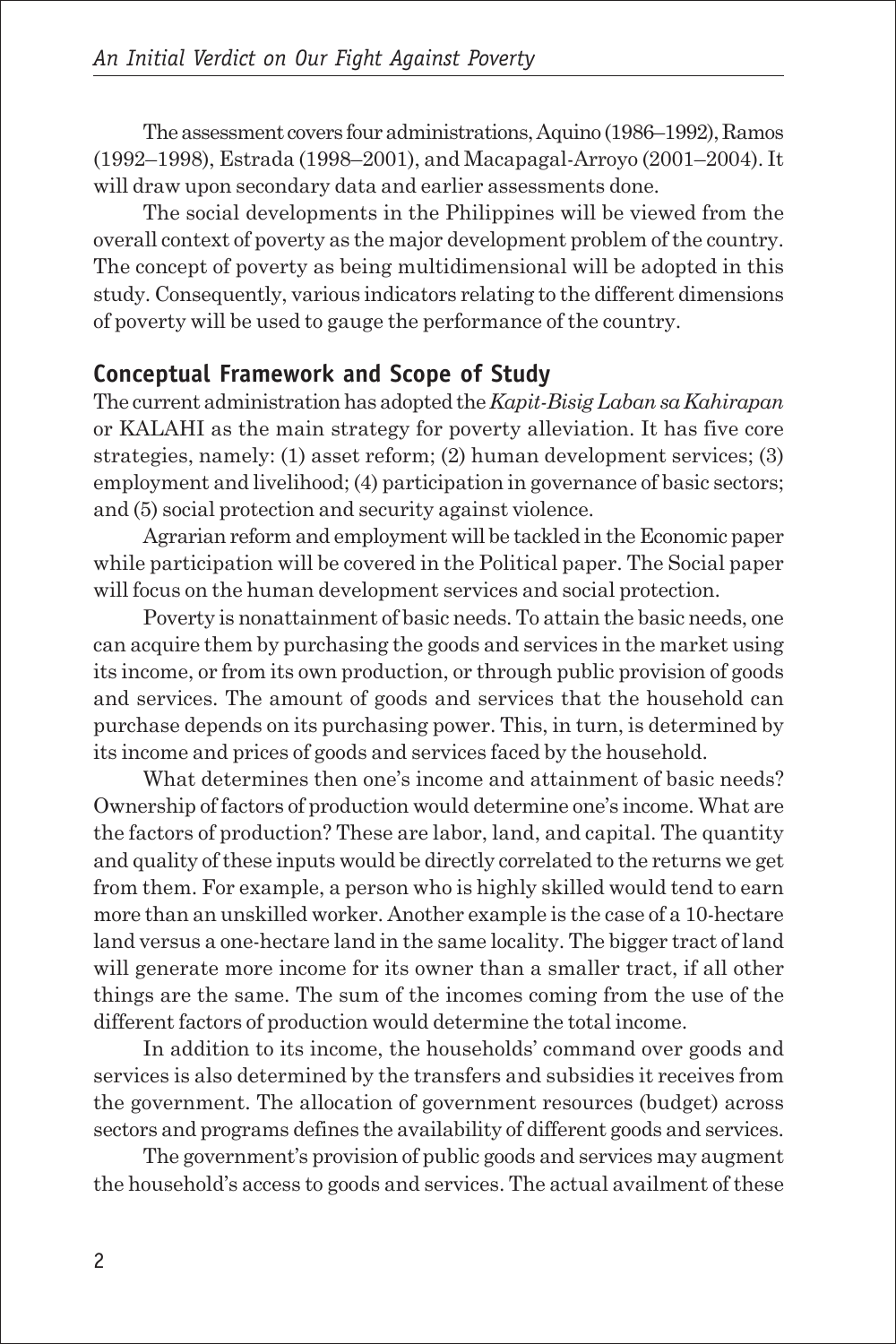The assessment covers four administrations, Aquino (1986–1992), Ramos (1992–1998), Estrada (1998–2001), and Macapagal-Arroyo (2001–2004). It will draw upon secondary data and earlier assessments done.

The social developments in the Philippines will be viewed from the overall context of poverty as the major development problem of the country. The concept of poverty as being multidimensional will be adopted in this study. Consequently, various indicators relating to the different dimensions of poverty will be used to gauge the performance of the country.

## Conceptual Framework and Scope of Study

The current administration has adopted the *Kapit-Bisig Laban sa Kahirapan* or KALAHI as the main strategy for poverty alleviation. It has five core strategies, namely: (1) asset reform; (2) human development services; (3) employment and livelihood; (4) participation in governance of basic sectors; and (5) social protection and security against violence.

Agrarian reform and employment will be tackled in the Economic paper while participation will be covered in the Political paper. The Social paper will focus on the human development services and social protection.

Poverty is nonattainment of basic needs. To attain the basic needs, one can acquire them by purchasing the goods and services in the market using its income, or from its own production, or through public provision of goods and services. The amount of goods and services that the household can purchase depends on its purchasing power. This, in turn, is determined by its income and prices of goods and services faced by the household.

What determines then one's income and attainment of basic needs? Ownership of factors of production would determine one's income. What are the factors of production? These are labor, land, and capital. The quantity and quality of these inputs would be directly correlated to the returns we get from them. For example, a person who is highly skilled would tend to earn more than an unskilled worker. Another example is the case of a 10-hectare land versus a one-hectare land in the same locality. The bigger tract of land will generate more income for its owner than a smaller tract, if all other things are the same. The sum of the incomes coming from the use of the different factors of production would determine the total income.

In addition to its income, the households' command over goods and services is also determined by the transfers and subsidies it receives from the government. The allocation of government resources (budget) across sectors and programs defines the availability of different goods and services.

The government's provision of public goods and services may augment the household's access to goods and services. The actual availment of these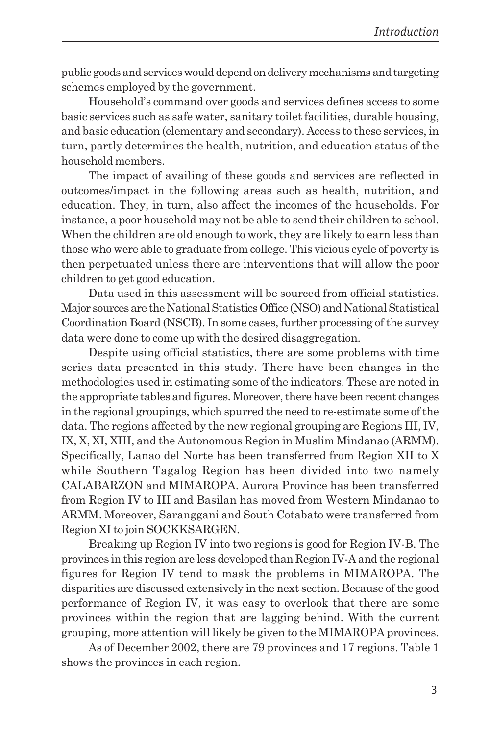public goods and services would depend on delivery mechanisms and targeting schemes employed by the government.

Household's command over goods and services defines access to some basic services such as safe water, sanitary toilet facilities, durable housing, and basic education (elementary and secondary). Access to these services, in turn, partly determines the health, nutrition, and education status of the household members.

The impact of availing of these goods and services are reflected in outcomes/impact in the following areas such as health, nutrition, and education. They, in turn, also affect the incomes of the households. For instance, a poor household may not be able to send their children to school. When the children are old enough to work, they are likely to earn less than those who were able to graduate from college. This vicious cycle of poverty is then perpetuated unless there are interventions that will allow the poor children to get good education.

Data used in this assessment will be sourced from official statistics. Major sources are the National Statistics Office (NSO) and National Statistical Coordination Board (NSCB). In some cases, further processing of the survey data were done to come up with the desired disaggregation.

Despite using official statistics, there are some problems with time series data presented in this study. There have been changes in the methodologies used in estimating some of the indicators. These are noted in the appropriate tables and figures. Moreover, there have been recent changes in the regional groupings, which spurred the need to re-estimate some of the data. The regions affected by the new regional grouping are Regions III, IV, IX, X, XI, XIII, and the Autonomous Region in Muslim Mindanao (ARMM). Specifically, Lanao del Norte has been transferred from Region XII to X while Southern Tagalog Region has been divided into two namely CALABARZON and MIMAROPA. Aurora Province has been transferred from Region IV to III and Basilan has moved from Western Mindanao to ARMM. Moreover, Saranggani and South Cotabato were transferred from Region XI to join SOCKKSARGEN.

Breaking up Region IV into two regions is good for Region IV-B. The provinces in this region are less developed than Region IV-A and the regional figures for Region IV tend to mask the problems in MIMAROPA. The disparities are discussed extensively in the next section. Because of the good performance of Region IV, it was easy to overlook that there are some provinces within the region that are lagging behind. With the current grouping, more attention will likely be given to the MIMAROPA provinces.

As of December 2002, there are 79 provinces and 17 regions. Table 1 shows the provinces in each region.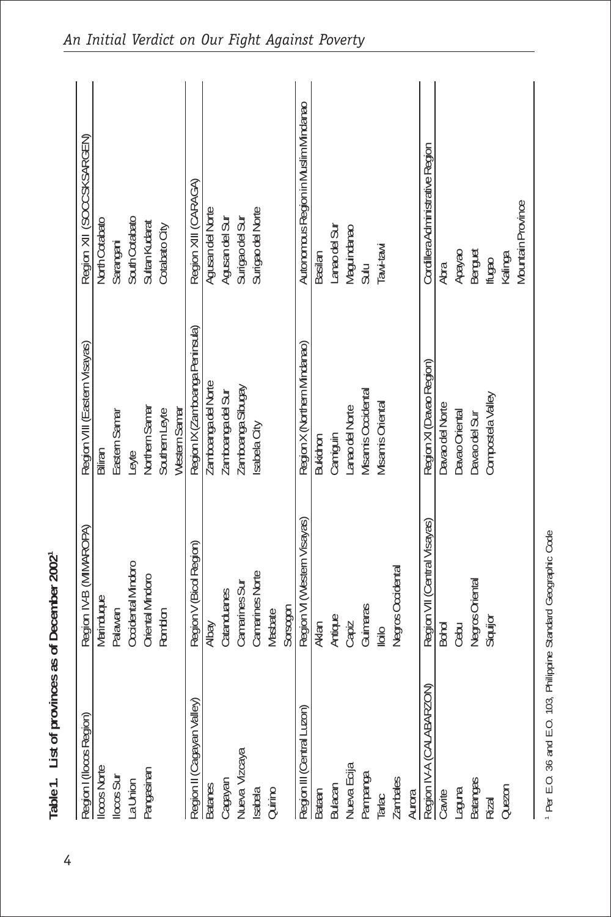**Table 1. List of provinces as of December 2002**[1]

| | | | |
|---|---|---|---|
| **Region I (Ilocos Region)** | **Region IV-B (MIMAROPA)** | **Region VIII (Eastern Visayas)** | **Region XII (SOCCSKSARGEN)** |
| Ilocos Norte | Marinduque | Biliran | North Cotabato |
| Ilocos Sur | Palawan | Eastern Samar | Sarangani |
| La Union | Occidental Mindoro | Leyte | South Cotabato |
| Pangasinan | Oriental Mindoro | Northern Samar | Sultan Kudarat |
| | Romblon | Southern Leyte | Cotabato City |
| | | Western Samar | |
| **Region II (Cagayan Valley)** | **Region V (Bicol Region)** | **Region IX (Zamboanga Peninsula)** | **Region XIII (CARAGA)** |
| Batanes | Albay | Zamboanga del Norte | Agusan del Norte |
| Cagayan | Catanduanes | Zamboanga del Sur | Agusan del Sur |
| Nueva Vizcaya | Camarines Sur | Zamboanga Sibugay | Surigao del Sur |
| Isabela | Camarines Norte | Isabela City | Surigao del Norte |
| Quirino | Masbate | | |
| | Sorsogon | | |
| **Region III (Central Luzon)** | **Region VI (Western Visayas)** | **Region X (Northern Mindanao)** | **Autonomous Region in Muslim Mindanao** |
| Bataan | Aklan | Bukidnon | Basilan |
| Bulacan | Antique | Camiguin | Lanao del Sur |
| Nueva Ecija | Capiz | Lanao del Norte | Maguindanao |
| Pampanga | Guimaras | Misamis Occidental | Sulu |
| Tarlac | Iloilo | Misamis Oriental | Tawi-tawi |
| Zambales | Negros Occidental | | |
| Aurora | | | |
| **Region IV-A (CALABARZON)** | **Region VII (Central Visayas)** | **Region XI (Davao Region)** | **Cordillera Administrative Region** |
| Cavite | Bohol | Davao del Norte | Abra |
| Laguna | Cebu | Davao Oriental | Apayao |
| Batangas | Negros Oriental | Davao del Sur | Benguet |
| Rizal | Siquijor | Compostela Valley | Ifugao |
| Quezon | | | Kalinga |
| | | | Mountain Province |

[1] Per E.O. 36 and E.O. 103, Philippine Standard Geographic Code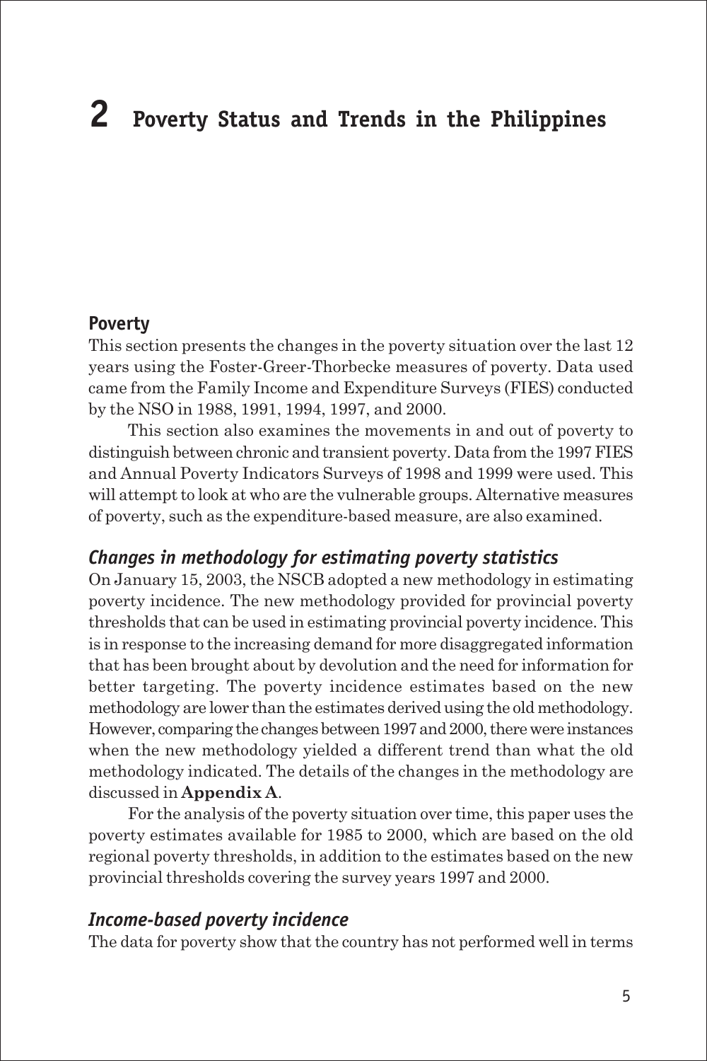# 2 Poverty Status and Trends in the Philippines

## Poverty

This section presents the changes in the poverty situation over the last 12 years using the Foster-Greer-Thorbecke measures of poverty. Data used came from the Family Income and Expenditure Surveys (FIES) conducted by the NSO in 1988, 1991, 1994, 1997, and 2000.

This section also examines the movements in and out of poverty to distinguish between chronic and transient poverty. Data from the 1997 FIES and Annual Poverty Indicators Surveys of 1998 and 1999 were used. This will attempt to look at who are the vulnerable groups. Alternative measures of poverty, such as the expenditure-based measure, are also examined.

### *Changes in methodology for estimating poverty statistics*

On January 15, 2003, the NSCB adopted a new methodology in estimating poverty incidence. The new methodology provided for provincial poverty thresholds that can be used in estimating provincial poverty incidence. This is in response to the increasing demand for more disaggregated information that has been brought about by devolution and the need for information for better targeting. The poverty incidence estimates based on the new methodology are lower than the estimates derived using the old methodology. However, comparing the changes between 1997 and 2000, there were instances when the new methodology yielded a different trend than what the old methodology indicated. The details of the changes in the methodology are discussed in **Appendix A**.

For the analysis of the poverty situation over time, this paper uses the poverty estimates available for 1985 to 2000, which are based on the old regional poverty thresholds, in addition to the estimates based on the new provincial thresholds covering the survey years 1997 and 2000.

### *Income-based poverty incidence*

The data for poverty show that the country has not performed well in terms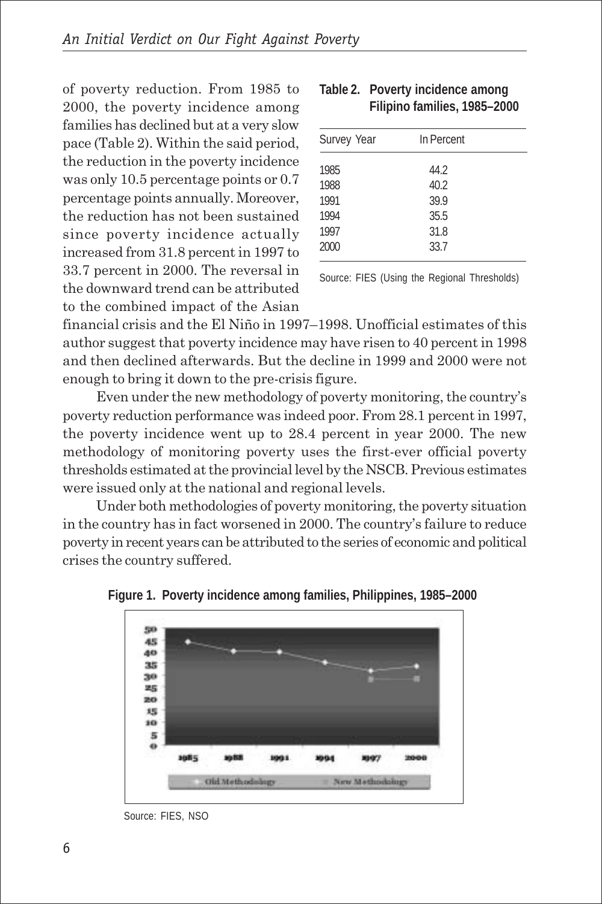of poverty reduction. From 1985 to 2000, the poverty incidence among families has declined but at a very slow pace (Table 2). Within the said period, the reduction in the poverty incidence was only 10.5 percentage points or 0.7 percentage points annually. Moreover, the reduction has not been sustained since poverty incidence actually increased from 31.8 percent in 1997 to 33.7 percent in 2000. The reversal in the downward trend can be attributed to the combined impact of the Asian financial crisis and the El Niño in 1997–1998. Unofficial estimates of this author suggest that poverty incidence may have risen to 40 percent in 1998 and then declined afterwards. But the decline in 1999 and 2000 were not enough to bring it down to the pre-crisis figure.

**Table 2. Poverty incidence among Filipino families, 1985–2000**

| Survey Year | In Percent |
|---|---|
| 1985 | 44.2 |
| 1988 | 40.2 |
| 1991 | 39.9 |
| 1994 | 35.5 |
| 1997 | 31.8 |
| 2000 | 33.7 |

Source: FIES (Using the Regional Thresholds)

Even under the new methodology of poverty monitoring, the country's poverty reduction performance was indeed poor. From 28.1 percent in 1997, the poverty incidence went up to 28.4 percent in year 2000. The new methodology of monitoring poverty uses the first-ever official poverty thresholds estimated at the provincial level by the NSCB. Previous estimates were issued only at the national and regional levels.

Under both methodologies of poverty monitoring, the poverty situation in the country has in fact worsened in 2000. The country's failure to reduce poverty in recent years can be attributed to the series of economic and political crises the country suffered.

**Figure 1. Poverty incidence among families, Philippines, 1985–2000**

Source: FIES, NSO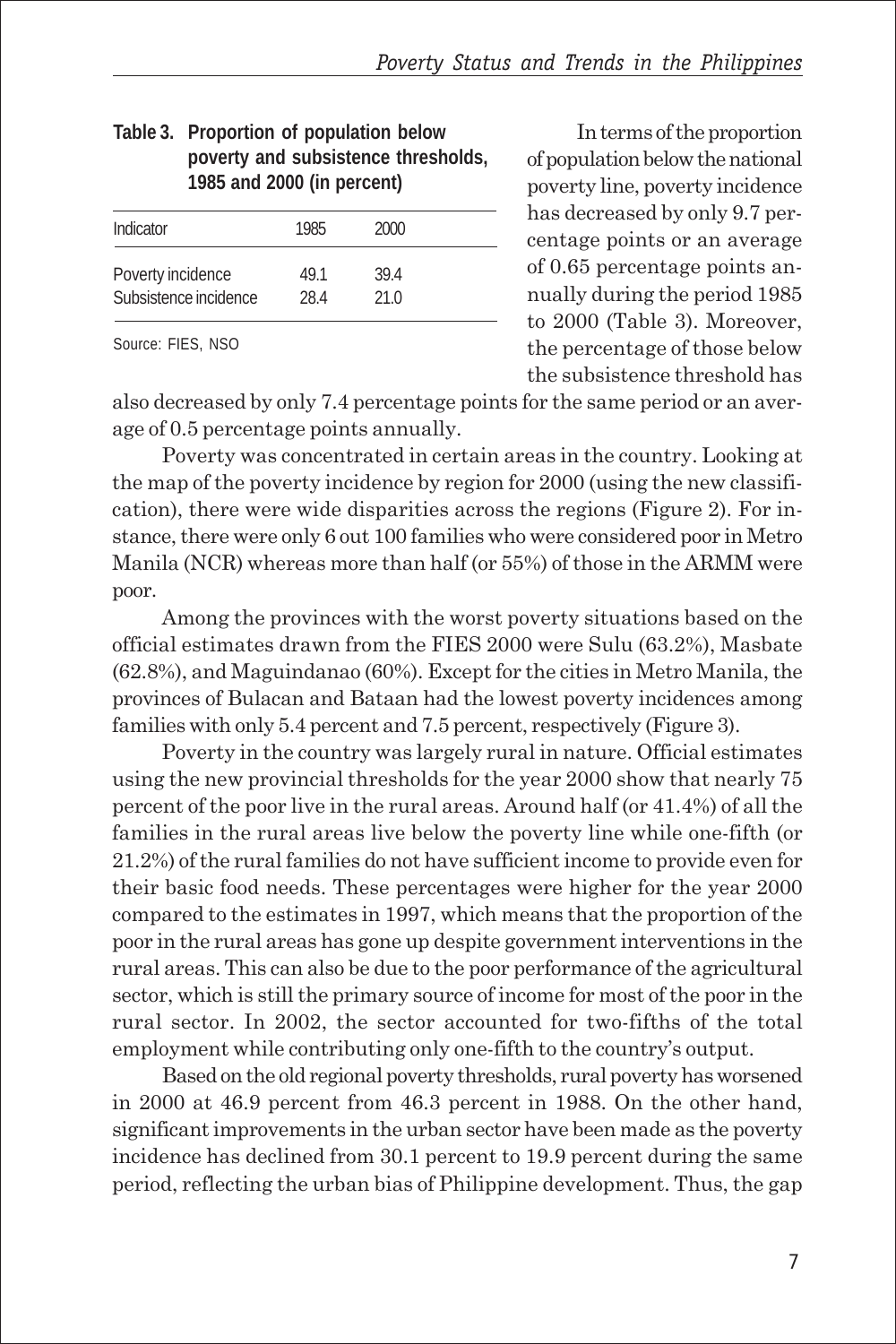**Table 3. Proportion of population below poverty and subsistence thresholds, 1985 and 2000 (in percent)**

| Indicator | 1985 | 2000 |
|---|---|---|
| Poverty incidence | 49.1 | 39.4 |
| Subsistence incidence | 28.4 | 21.0 |

Source: FIES, NSO

In terms of the proportion of population below the national poverty line, poverty incidence has decreased by only 9.7 percentage points or an average of 0.65 percentage points annually during the period 1985 to 2000 (Table 3). Moreover, the percentage of those below the subsistence threshold has also decreased by only 7.4 percentage points for the same period or an average of 0.5 percentage points annually.

Poverty was concentrated in certain areas in the country. Looking at the map of the poverty incidence by region for 2000 (using the new classification), there were wide disparities across the regions (Figure 2). For instance, there were only 6 out 100 families who were considered poor in Metro Manila (NCR) whereas more than half (or 55%) of those in the ARMM were poor.

Among the provinces with the worst poverty situations based on the official estimates drawn from the FIES 2000 were Sulu (63.2%), Masbate (62.8%), and Maguindanao (60%). Except for the cities in Metro Manila, the provinces of Bulacan and Bataan had the lowest poverty incidences among families with only 5.4 percent and 7.5 percent, respectively (Figure 3).

Poverty in the country was largely rural in nature. Official estimates using the new provincial thresholds for the year 2000 show that nearly 75 percent of the poor live in the rural areas. Around half (or 41.4%) of all the families in the rural areas live below the poverty line while one-fifth (or 21.2%) of the rural families do not have sufficient income to provide even for their basic food needs. These percentages were higher for the year 2000 compared to the estimates in 1997, which means that the proportion of the poor in the rural areas has gone up despite government interventions in the rural areas. This can also be due to the poor performance of the agricultural sector, which is still the primary source of income for most of the poor in the rural sector. In 2002, the sector accounted for two-fifths of the total employment while contributing only one-fifth to the country's output.

Based on the old regional poverty thresholds, rural poverty has worsened in 2000 at 46.9 percent from 46.3 percent in 1988. On the other hand, significant improvements in the urban sector have been made as the poverty incidence has declined from 30.1 percent to 19.9 percent during the same period, reflecting the urban bias of Philippine development. Thus, the gap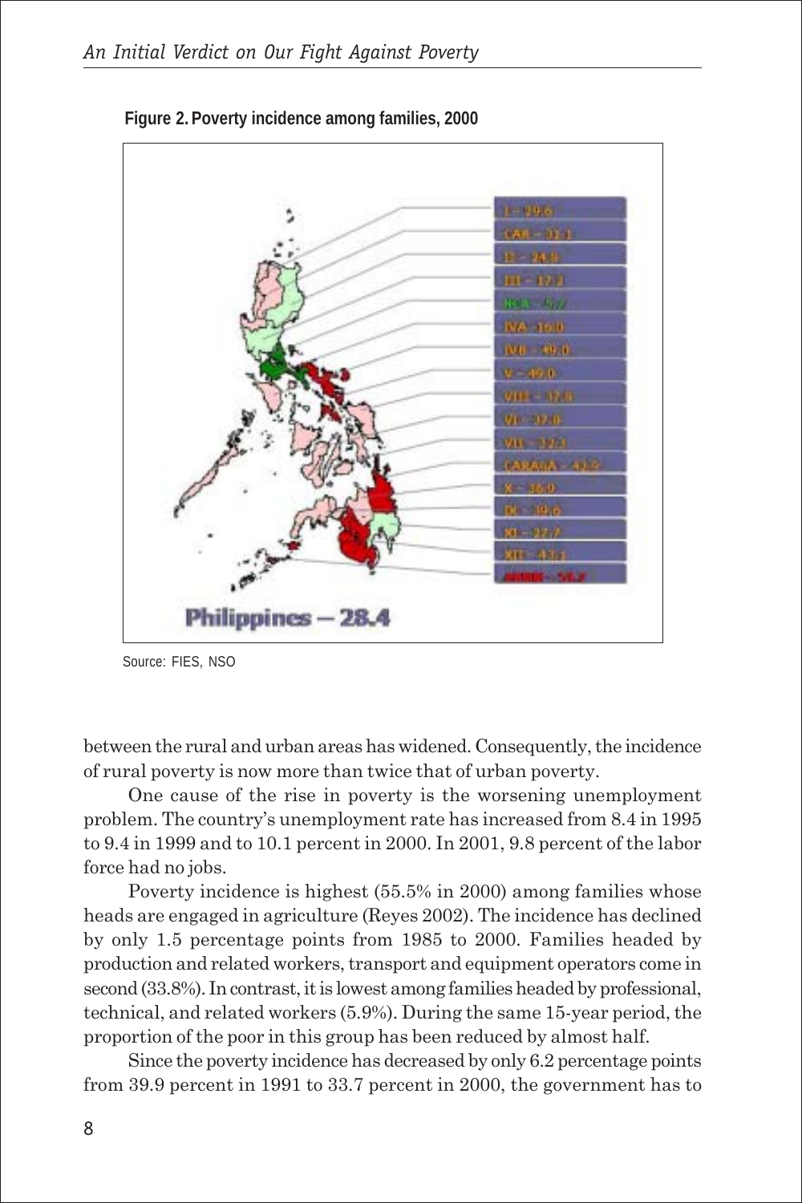**Figure 2. Poverty incidence among families, 2000**

| Region | Poverty incidence |
|---|---|
| I | 29.6 |
| CAR | 31.1 |
| II | 24.8 |
| III | 17.2 |
| NCR | 5.7 |
| IVA | 16.0 |
| IVB | 49.0 |
| V | 49.0 |
| VIII | 37.8 |
| VI | 37.8 |
| VII | 32.3 |
| CARAGA | 43.9 |
| X | 36.9 |
| IX | 39.6 |
| XI | 27.7 |
| XII | 43.1 |
| ARMM | 56.7 |

Philippines – 28.4

Source: FIES, NSO

between the rural and urban areas has widened. Consequently, the incidence of rural poverty is now more than twice that of urban poverty.

One cause of the rise in poverty is the worsening unemployment problem. The country's unemployment rate has increased from 8.4 in 1995 to 9.4 in 1999 and to 10.1 percent in 2000. In 2001, 9.8 percent of the labor force had no jobs.

Poverty incidence is highest (55.5% in 2000) among families whose heads are engaged in agriculture (Reyes 2002). The incidence has declined by only 1.5 percentage points from 1985 to 2000. Families headed by production and related workers, transport and equipment operators come in second (33.8%). In contrast, it is lowest among families headed by professional, technical, and related workers (5.9%). During the same 15-year period, the proportion of the poor in this group has been reduced by almost half.

Since the poverty incidence has decreased by only 6.2 percentage points from 39.9 percent in 1991 to 33.7 percent in 2000, the government has to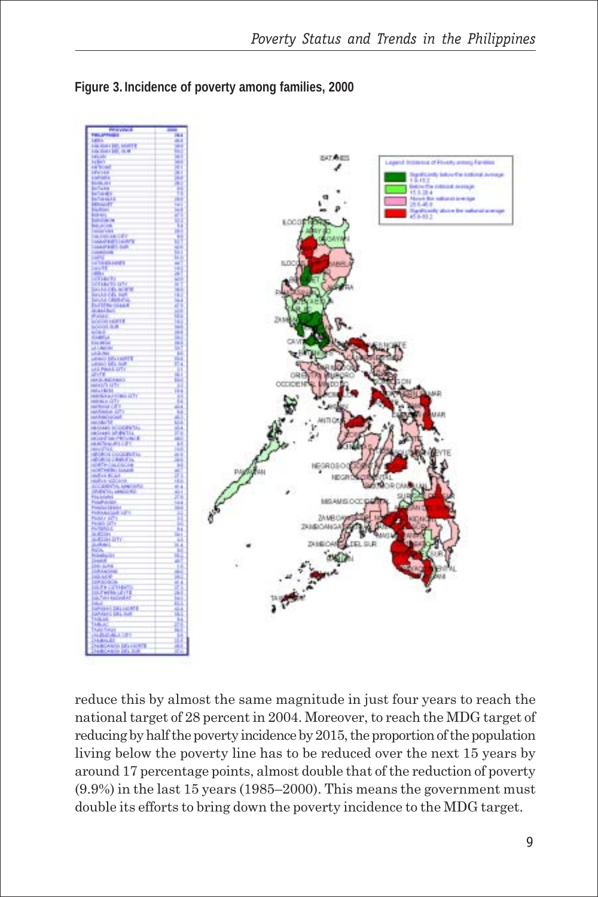**Figure 3. Incidence of poverty among families, 2000**

reduce this by almost the same magnitude in just four years to reach the national target of 28 percent in 2004. Moreover, to reach the MDG target of reducing by half the poverty incidence by 2015, the proportion of the population living below the poverty line has to be reduced over the next 15 years by around 17 percentage points, almost double that of the reduction of poverty (9.9%) in the last 15 years (1985–2000). This means the government must double its efforts to bring down the poverty incidence to the MDG target.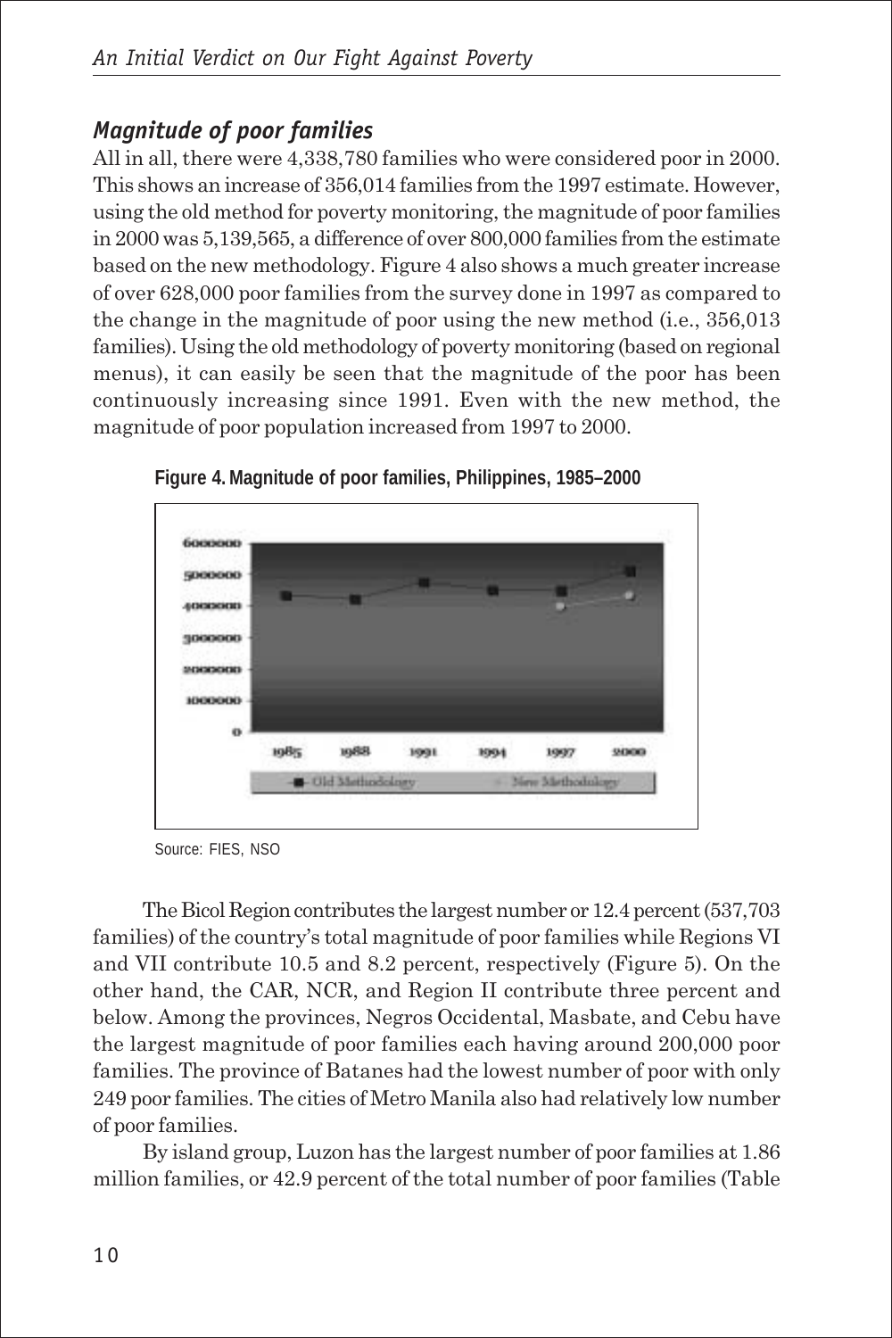## *Magnitude of poor families*

All in all, there were 4,338,780 families who were considered poor in 2000. This shows an increase of 356,014 families from the 1997 estimate. However, using the old method for poverty monitoring, the magnitude of poor families in 2000 was 5,139,565, a difference of over 800,000 families from the estimate based on the new methodology. Figure 4 also shows a much greater increase of over 628,000 poor families from the survey done in 1997 as compared to the change in the magnitude of poor using the new method (i.e., 356,013 families). Using the old methodology of poverty monitoring (based on regional menus), it can easily be seen that the magnitude of the poor has been continuously increasing since 1991. Even with the new method, the magnitude of poor population increased from 1997 to 2000.

**Figure 4. Magnitude of poor families, Philippines, 1985–2000**

Source: FIES, NSO

The Bicol Region contributes the largest number or 12.4 percent (537,703 families) of the country's total magnitude of poor families while Regions VI and VII contribute 10.5 and 8.2 percent, respectively (Figure 5). On the other hand, the CAR, NCR, and Region II contribute three percent and below. Among the provinces, Negros Occidental, Masbate, and Cebu have the largest magnitude of poor families each having around 200,000 poor families. The province of Batanes had the lowest number of poor with only 249 poor families. The cities of Metro Manila also had relatively low number of poor families.

By island group, Luzon has the largest number of poor families at 1.86 million families, or 42.9 percent of the total number of poor families (Table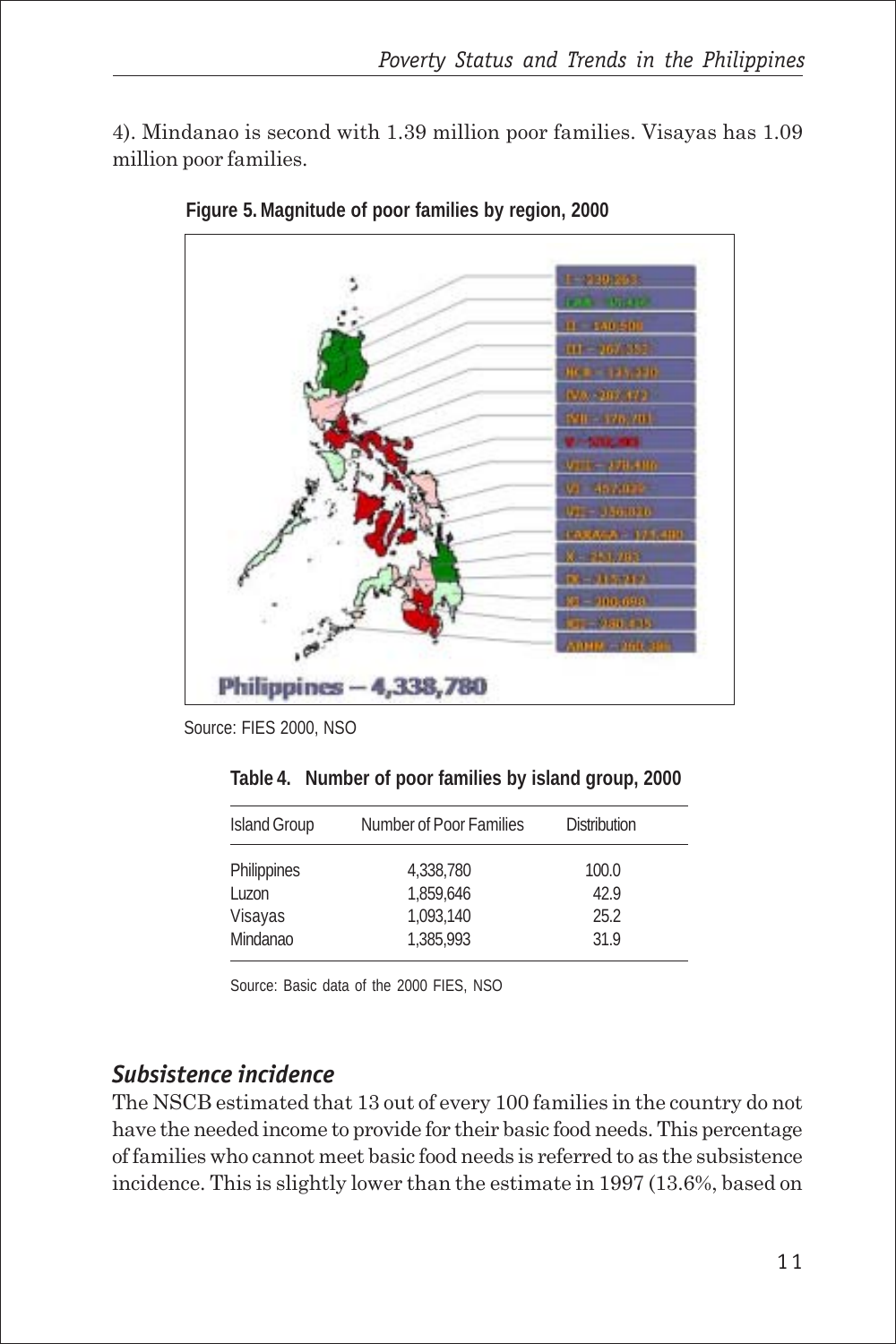4). Mindanao is second with 1.39 million poor families. Visayas has 1.09 million poor families.

**Figure 5. Magnitude of poor families by region, 2000**

Source: FIES 2000, NSO

**Table 4. Number of poor families by island group, 2000**

| Island Group | Number of Poor Families | Distribution |
|---|---|---|
| Philippines | 4,338,780 | 100.0 |
| Luzon | 1,859,646 | 42.9 |
| Visayas | 1,093,140 | 25.2 |
| Mindanao | 1,385,993 | 31.9 |

Source: Basic data of the 2000 FIES, NSO

## *Subsistence incidence*

The NSCB estimated that 13 out of every 100 families in the country do not have the needed income to provide for their basic food needs. This percentage of families who cannot meet basic food needs is referred to as the subsistence incidence. This is slightly lower than the estimate in 1997 (13.6%, based on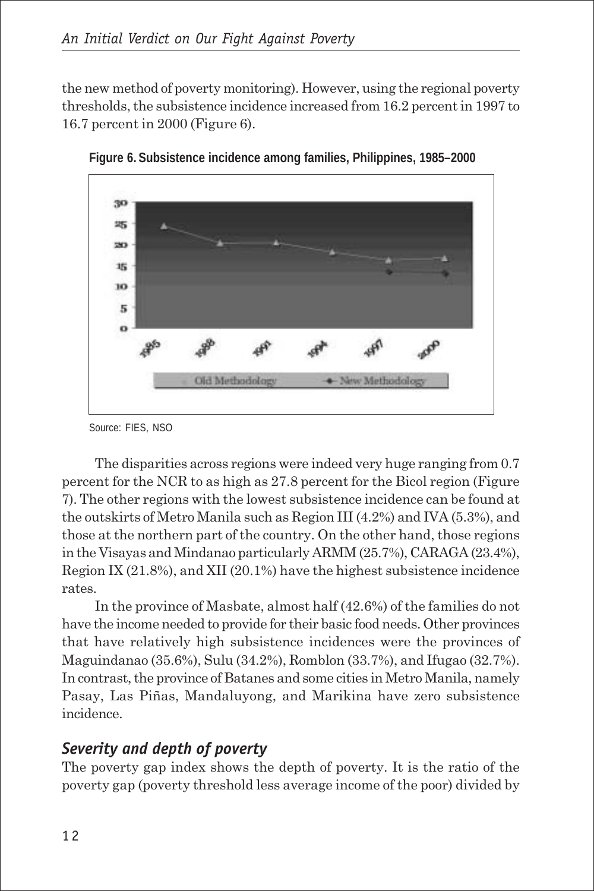the new method of poverty monitoring). However, using the regional poverty thresholds, the subsistence incidence increased from 16.2 percent in 1997 to 16.7 percent in 2000 (Figure 6).

**Figure 6. Subsistence incidence among families, Philippines, 1985–2000**

Source: FIES, NSO

The disparities across regions were indeed very huge ranging from 0.7 percent for the NCR to as high as 27.8 percent for the Bicol region (Figure 7). The other regions with the lowest subsistence incidence can be found at the outskirts of Metro Manila such as Region III (4.2%) and IVA (5.3%), and those at the northern part of the country. On the other hand, those regions in the Visayas and Mindanao particularly ARMM (25.7%), CARAGA (23.4%), Region IX (21.8%), and XII (20.1%) have the highest subsistence incidence rates.

In the province of Masbate, almost half (42.6%) of the families do not have the income needed to provide for their basic food needs. Other provinces that have relatively high subsistence incidences were the provinces of Maguindanao (35.6%), Sulu (34.2%), Romblon (33.7%), and Ifugao (32.7%). In contrast, the province of Batanes and some cities in Metro Manila, namely Pasay, Las Piñas, Mandaluyong, and Marikina have zero subsistence incidence.

### *Severity and depth of poverty*

The poverty gap index shows the depth of poverty. It is the ratio of the poverty gap (poverty threshold less average income of the poor) divided by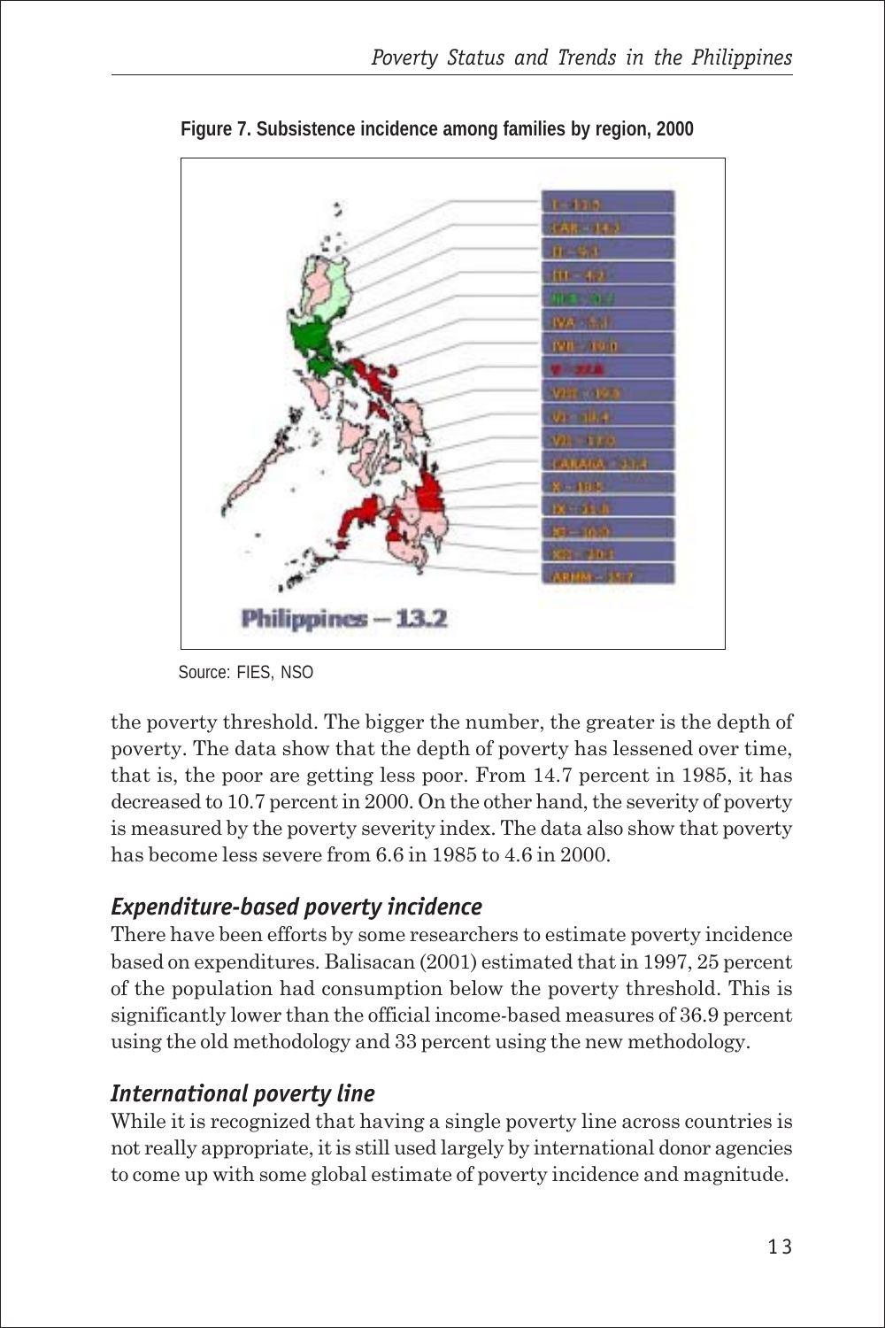**Figure 7. Subsistence incidence among families by region, 2000**

Source: FIES, NSO

the poverty threshold. The bigger the number, the greater is the depth of poverty. The data show that the depth of poverty has lessened over time, that is, the poor are getting less poor. From 14.7 percent in 1985, it has decreased to 10.7 percent in 2000. On the other hand, the severity of poverty is measured by the poverty severity index. The data also show that poverty has become less severe from 6.6 in 1985 to 4.6 in 2000.

### *Expenditure-based poverty incidence*

There have been efforts by some researchers to estimate poverty incidence based on expenditures. Balisacan (2001) estimated that in 1997, 25 percent of the population had consumption below the poverty threshold. This is significantly lower than the official income-based measures of 36.9 percent using the old methodology and 33 percent using the new methodology.

### *International poverty line*

While it is recognized that having a single poverty line across countries is not really appropriate, it is still used largely by international donor agencies to come up with some global estimate of poverty incidence and magnitude.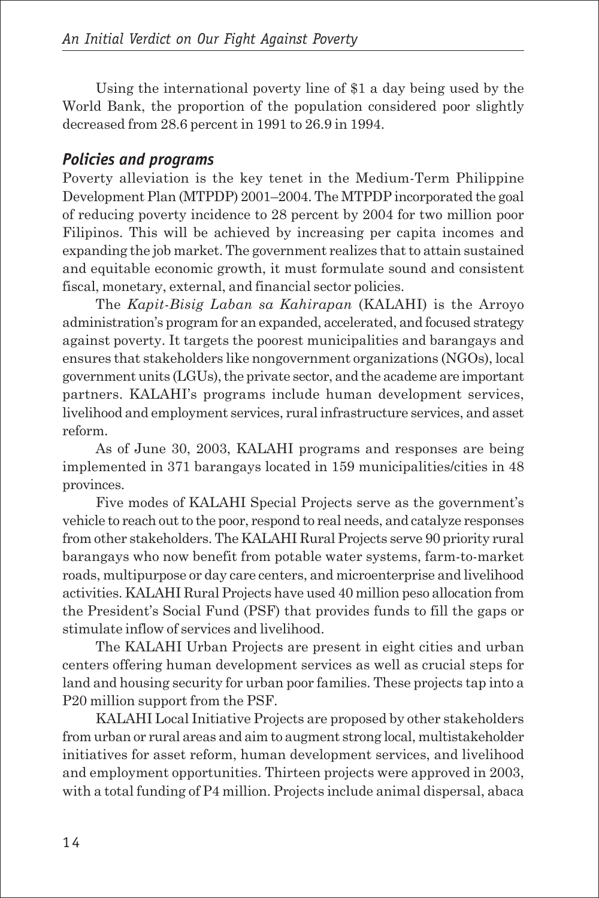Using the international poverty line of $1 a day being used by the World Bank, the proportion of the population considered poor slightly decreased from 28.6 percent in 1991 to 26.9 in 1994.

### *Policies and programs*

Poverty alleviation is the key tenet in the Medium-Term Philippine Development Plan (MTPDP) 2001–2004. The MTPDP incorporated the goal of reducing poverty incidence to 28 percent by 2004 for two million poor Filipinos. This will be achieved by increasing per capita incomes and expanding the job market. The government realizes that to attain sustained and equitable economic growth, it must formulate sound and consistent fiscal, monetary, external, and financial sector policies.

The *Kapit-Bisig Laban sa Kahirapan* (KALAHI) is the Arroyo administration's program for an expanded, accelerated, and focused strategy against poverty. It targets the poorest municipalities and barangays and ensures that stakeholders like nongovernment organizations (NGOs), local government units (LGUs), the private sector, and the academe are important partners. KALAHI's programs include human development services, livelihood and employment services, rural infrastructure services, and asset reform.

As of June 30, 2003, KALAHI programs and responses are being implemented in 371 barangays located in 159 municipalities/cities in 48 provinces.

Five modes of KALAHI Special Projects serve as the government's vehicle to reach out to the poor, respond to real needs, and catalyze responses from other stakeholders. The KALAHI Rural Projects serve 90 priority rural barangays who now benefit from potable water systems, farm-to-market roads, multipurpose or day care centers, and microenterprise and livelihood activities. KALAHI Rural Projects have used 40 million peso allocation from the President's Social Fund (PSF) that provides funds to fill the gaps or stimulate inflow of services and livelihood.

The KALAHI Urban Projects are present in eight cities and urban centers offering human development services as well as crucial steps for land and housing security for urban poor families. These projects tap into a P20 million support from the PSF.

KALAHI Local Initiative Projects are proposed by other stakeholders from urban or rural areas and aim to augment strong local, multistakeholder initiatives for asset reform, human development services, and livelihood and employment opportunities. Thirteen projects were approved in 2003, with a total funding of P4 million. Projects include animal dispersal, abaca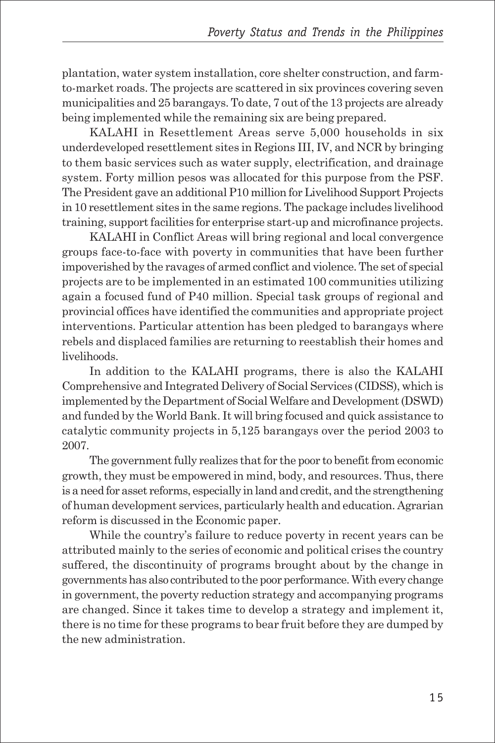plantation, water system installation, core shelter construction, and farm-to-market roads. The projects are scattered in six provinces covering seven municipalities and 25 barangays. To date, 7 out of the 13 projects are already being implemented while the remaining six are being prepared.

KALAHI in Resettlement Areas serve 5,000 households in six underdeveloped resettlement sites in Regions III, IV, and NCR by bringing to them basic services such as water supply, electrification, and drainage system. Forty million pesos was allocated for this purpose from the PSF. The President gave an additional P10 million for Livelihood Support Projects in 10 resettlement sites in the same regions. The package includes livelihood training, support facilities for enterprise start-up and microfinance projects.

KALAHI in Conflict Areas will bring regional and local convergence groups face-to-face with poverty in communities that have been further impoverished by the ravages of armed conflict and violence. The set of special projects are to be implemented in an estimated 100 communities utilizing again a focused fund of P40 million. Special task groups of regional and provincial offices have identified the communities and appropriate project interventions. Particular attention has been pledged to barangays where rebels and displaced families are returning to reestablish their homes and livelihoods.

In addition to the KALAHI programs, there is also the KALAHI Comprehensive and Integrated Delivery of Social Services (CIDSS), which is implemented by the Department of Social Welfare and Development (DSWD) and funded by the World Bank. It will bring focused and quick assistance to catalytic community projects in 5,125 barangays over the period 2003 to 2007.

The government fully realizes that for the poor to benefit from economic growth, they must be empowered in mind, body, and resources. Thus, there is a need for asset reforms, especially in land and credit, and the strengthening of human development services, particularly health and education. Agrarian reform is discussed in the Economic paper.

While the country's failure to reduce poverty in recent years can be attributed mainly to the series of economic and political crises the country suffered, the discontinuity of programs brought about by the change in governments has also contributed to the poor performance. With every change in government, the poverty reduction strategy and accompanying programs are changed. Since it takes time to develop a strategy and implement it, there is no time for these programs to bear fruit before they are dumped by the new administration.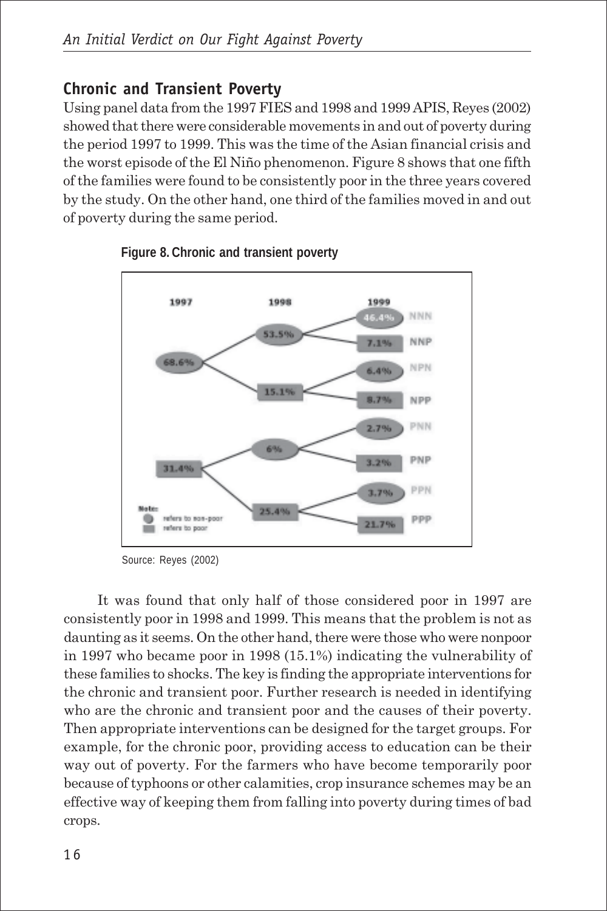## Chronic and Transient Poverty

Using panel data from the 1997 FIES and 1998 and 1999 APIS, Reyes (2002) showed that there were considerable movements in and out of poverty during the period 1997 to 1999. This was the time of the Asian financial crisis and the worst episode of the El Niño phenomenon. Figure 8 shows that one fifth of the families were found to be consistently poor in the three years covered by the study. On the other hand, one third of the families moved in and out of poverty during the same period.

**Figure 8. Chronic and transient poverty**

Source: Reyes (2002)

It was found that only half of those considered poor in 1997 are consistently poor in 1998 and 1999. This means that the problem is not as daunting as it seems. On the other hand, there were those who were nonpoor in 1997 who became poor in 1998 (15.1%) indicating the vulnerability of these families to shocks. The key is finding the appropriate interventions for the chronic and transient poor. Further research is needed in identifying who are the chronic and transient poor and the causes of their poverty. Then appropriate interventions can be designed for the target groups. For example, for the chronic poor, providing access to education can be their way out of poverty. For the farmers who have become temporarily poor because of typhoons or other calamities, crop insurance schemes may be an effective way of keeping them from falling into poverty during times of bad crops.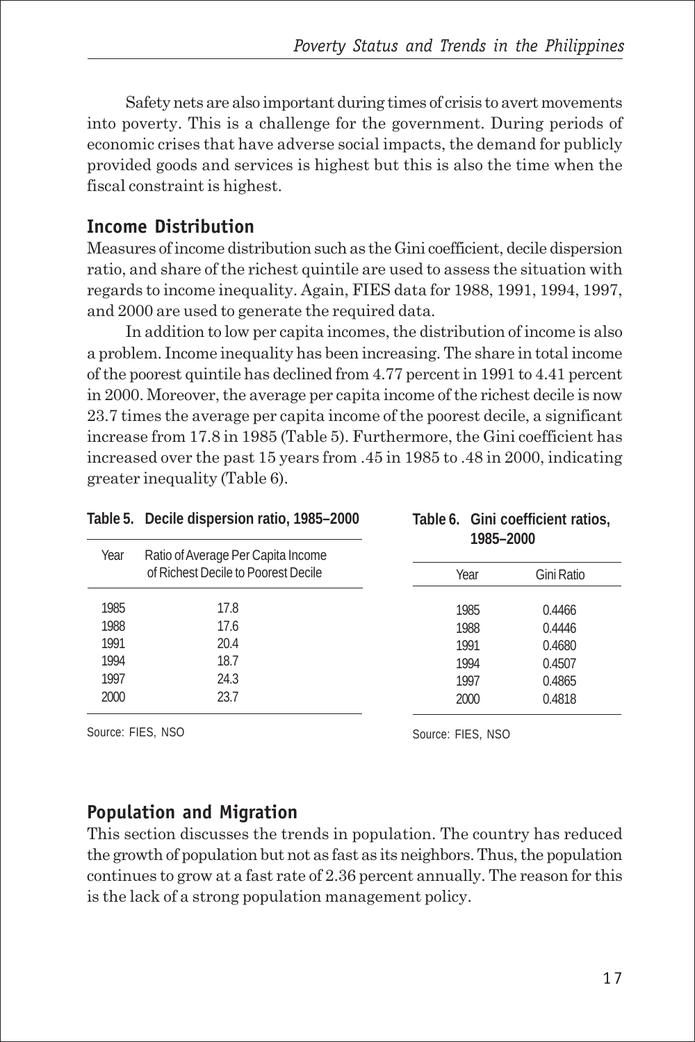Safety nets are also important during times of crisis to avert movements into poverty. This is a challenge for the government. During periods of economic crises that have adverse social impacts, the demand for publicly provided goods and services is highest but this is also the time when the fiscal constraint is highest.

## Income Distribution

Measures of income distribution such as the Gini coefficient, decile dispersion ratio, and share of the richest quintile are used to assess the situation with regards to income inequality. Again, FIES data for 1988, 1991, 1994, 1997, and 2000 are used to generate the required data.

In addition to low per capita incomes, the distribution of income is also a problem. Income inequality has been increasing. The share in total income of the poorest quintile has declined from 4.77 percent in 1991 to 4.41 percent in 2000. Moreover, the average per capita income of the richest decile is now 23.7 times the average per capita income of the poorest decile, a significant increase from 17.8 in 1985 (Table 5). Furthermore, the Gini coefficient has increased over the past 15 years from .45 in 1985 to .48 in 2000, indicating greater inequality (Table 6).

**Table 5. Decile dispersion ratio, 1985–2000**

| Year | Ratio of Average Per Capita Income of Richest Decile to Poorest Decile |
|---|---|
| 1985 | 17.8 |
| 1988 | 17.6 |
| 1991 | 20.4 |
| 1994 | 18.7 |
| 1997 | 24.3 |
| 2000 | 23.7 |

Source: FIES, NSO

**Table 6. Gini coefficient ratios, 1985–2000**

| Year | Gini Ratio |
|---|---|
| 1985 | 0.4466 |
| 1988 | 0.4446 |
| 1991 | 0.4680 |
| 1994 | 0.4507 |
| 1997 | 0.4865 |
| 2000 | 0.4818 |

Source: FIES, NSO

## Population and Migration

This section discusses the trends in population. The country has reduced the growth of population but not as fast as its neighbors. Thus, the population continues to grow at a fast rate of 2.36 percent annually. The reason for this is the lack of a strong population management policy.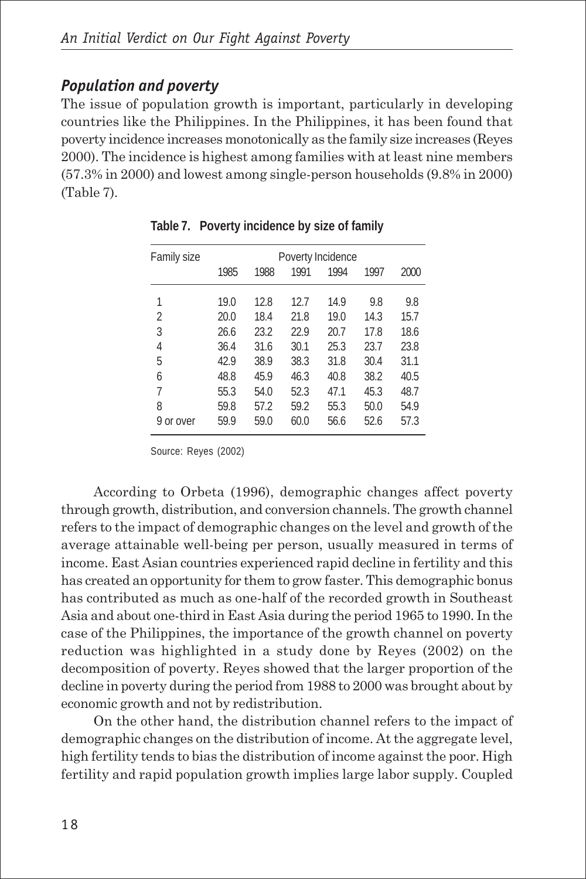## *Population and poverty*

The issue of population growth is important, particularly in developing countries like the Philippines. In the Philippines, it has been found that poverty incidence increases monotonically as the family size increases (Reyes 2000). The incidence is highest among families with at least nine members (57.3% in 2000) and lowest among single-person households (9.8% in 2000) (Table 7).

**Table 7. Poverty incidence by size of family**

| Family size | Poverty Incidence | | | | | |
|---|---|---|---|---|---|---|
| | 1985 | 1988 | 1991 | 1994 | 1997 | 2000 |
| 1 | 19.0 | 12.8 | 12.7 | 14.9 | 9.8 | 9.8 |
| 2 | 20.0 | 18.4 | 21.8 | 19.0 | 14.3 | 15.7 |
| 3 | 26.6 | 23.2 | 22.9 | 20.7 | 17.8 | 18.6 |
| 4 | 36.4 | 31.6 | 30.1 | 25.3 | 23.7 | 23.8 |
| 5 | 42.9 | 38.9 | 38.3 | 31.8 | 30.4 | 31.1 |
| 6 | 48.8 | 45.9 | 46.3 | 40.8 | 38.2 | 40.5 |
| 7 | 55.3 | 54.0 | 52.3 | 47.1 | 45.3 | 48.7 |
| 8 | 59.8 | 57.2 | 59.2 | 55.3 | 50.0 | 54.9 |
| 9 or over | 59.9 | 59.0 | 60.0 | 56.6 | 52.6 | 57.3 |

Source: Reyes (2002)

According to Orbeta (1996), demographic changes affect poverty through growth, distribution, and conversion channels. The growth channel refers to the impact of demographic changes on the level and growth of the average attainable well-being per person, usually measured in terms of income. East Asian countries experienced rapid decline in fertility and this has created an opportunity for them to grow faster. This demographic bonus has contributed as much as one-half of the recorded growth in Southeast Asia and about one-third in East Asia during the period 1965 to 1990. In the case of the Philippines, the importance of the growth channel on poverty reduction was highlighted in a study done by Reyes (2002) on the decomposition of poverty. Reyes showed that the larger proportion of the decline in poverty during the period from 1988 to 2000 was brought about by economic growth and not by redistribution.

On the other hand, the distribution channel refers to the impact of demographic changes on the distribution of income. At the aggregate level, high fertility tends to bias the distribution of income against the poor. High fertility and rapid population growth implies large labor supply. Coupled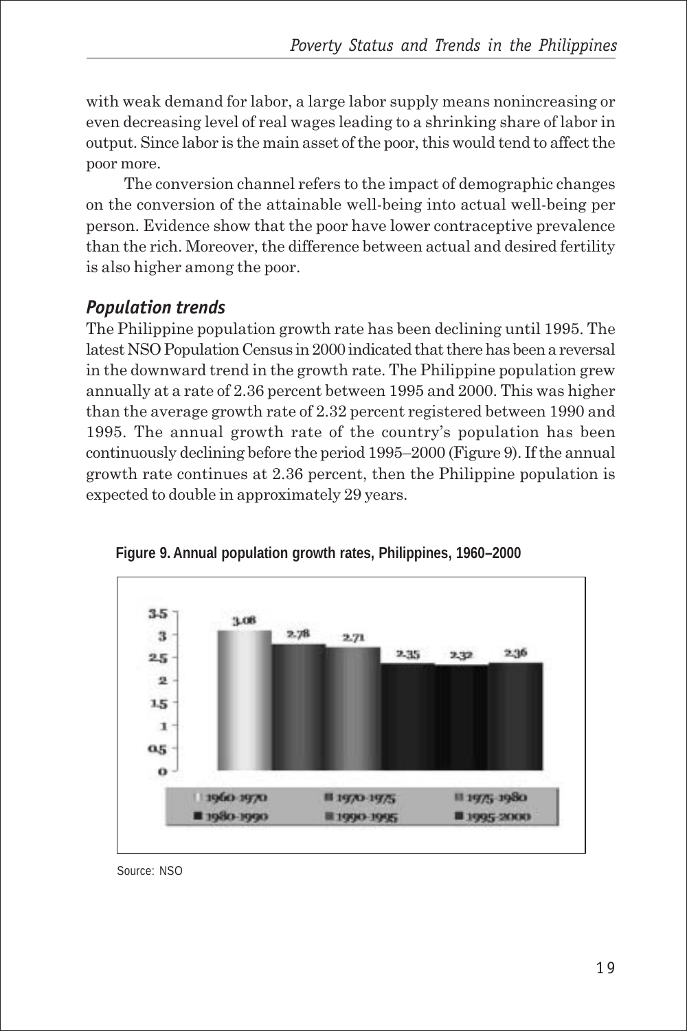with weak demand for labor, a large labor supply means nonincreasing or even decreasing level of real wages leading to a shrinking share of labor in output. Since labor is the main asset of the poor, this would tend to affect the poor more.

The conversion channel refers to the impact of demographic changes on the conversion of the attainable well-being into actual well-being per person. Evidence show that the poor have lower contraceptive prevalence than the rich. Moreover, the difference between actual and desired fertility is also higher among the poor.

### *Population trends*

The Philippine population growth rate has been declining until 1995. The latest NSO Population Census in 2000 indicated that there has been a reversal in the downward trend in the growth rate. The Philippine population grew annually at a rate of 2.36 percent between 1995 and 2000. This was higher than the average growth rate of 2.32 percent registered between 1990 and 1995. The annual growth rate of the country's population has been continuously declining before the period 1995–2000 (Figure 9). If the annual growth rate continues at 2.36 percent, then the Philippine population is expected to double in approximately 29 years.

**Figure 9. Annual population growth rates, Philippines, 1960–2000**

| Period | Growth rate |
|---|---|
| 1960-1970 | 3.08 |
| 1970-1975 | 2.78 |
| 1975-1980 | 2.71 |
| 1980-1990 | 2.35 |
| 1990-1995 | 2.32 |
| 1995-2000 | 2.36 |

Source: NSO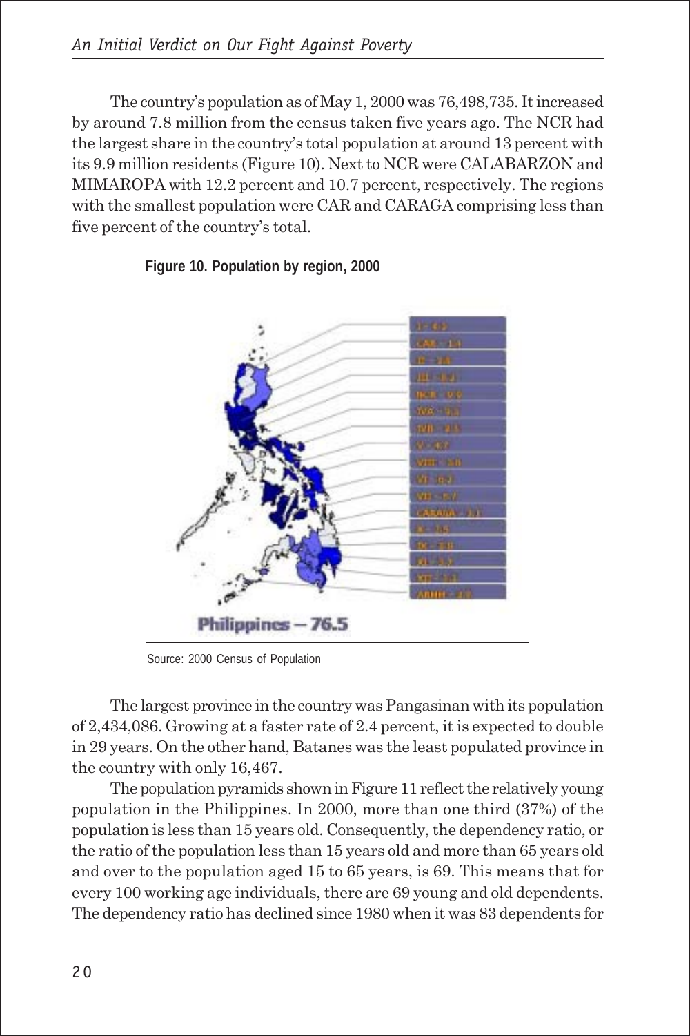The country's population as of May 1, 2000 was 76,498,735. It increased by around 7.8 million from the census taken five years ago. The NCR had the largest share in the country's total population at around 13 percent with its 9.9 million residents (Figure 10). Next to NCR were CALABARZON and MIMAROPA with 12.2 percent and 10.7 percent, respectively. The regions with the smallest population were CAR and CARAGA comprising less than five percent of the country's total.

**Figure 10. Population by region, 2000**

Source: 2000 Census of Population

The largest province in the country was Pangasinan with its population of 2,434,086. Growing at a faster rate of 2.4 percent, it is expected to double in 29 years. On the other hand, Batanes was the least populated province in the country with only 16,467.

The population pyramids shown in Figure 11 reflect the relatively young population in the Philippines. In 2000, more than one third (37%) of the population is less than 15 years old. Consequently, the dependency ratio, or the ratio of the population less than 15 years old and more than 65 years old and over to the population aged 15 to 65 years, is 69. This means that for every 100 working age individuals, there are 69 young and old dependents. The dependency ratio has declined since 1980 when it was 83 dependents for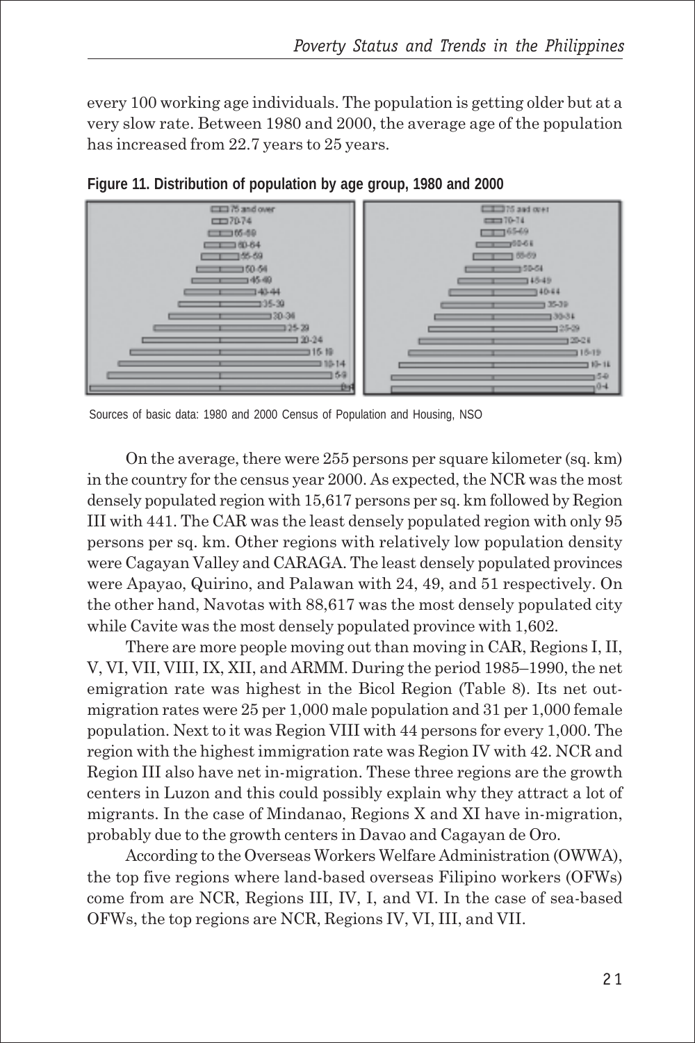every 100 working age individuals. The population is getting older but at a very slow rate. Between 1980 and 2000, the average age of the population has increased from 22.7 years to 25 years.

**Figure 11. Distribution of population by age group, 1980 and 2000**

Sources of basic data: 1980 and 2000 Census of Population and Housing, NSO

On the average, there were 255 persons per square kilometer (sq. km) in the country for the census year 2000. As expected, the NCR was the most densely populated region with 15,617 persons per sq. km followed by Region III with 441. The CAR was the least densely populated region with only 95 persons per sq. km. Other regions with relatively low population density were Cagayan Valley and CARAGA. The least densely populated provinces were Apayao, Quirino, and Palawan with 24, 49, and 51 respectively. On the other hand, Navotas with 88,617 was the most densely populated city while Cavite was the most densely populated province with 1,602.

There are more people moving out than moving in CAR, Regions I, II, V, VI, VII, VIII, IX, XII, and ARMM. During the period 1985–1990, the net emigration rate was highest in the Bicol Region (Table 8). Its net out-migration rates were 25 per 1,000 male population and 31 per 1,000 female population. Next to it was Region VIII with 44 persons for every 1,000. The region with the highest immigration rate was Region IV with 42. NCR and Region III also have net in-migration. These three regions are the growth centers in Luzon and this could possibly explain why they attract a lot of migrants. In the case of Mindanao, Regions X and XI have in-migration, probably due to the growth centers in Davao and Cagayan de Oro.

According to the Overseas Workers Welfare Administration (OWWA), the top five regions where land-based overseas Filipino workers (OFWs) come from are NCR, Regions III, IV, I, and VI. In the case of sea-based OFWs, the top regions are NCR, Regions IV, VI, III, and VII.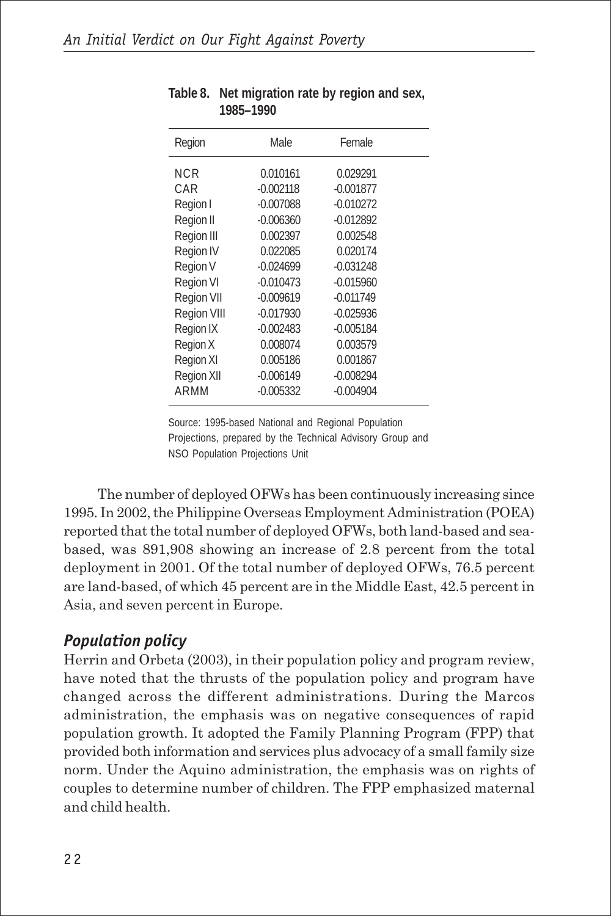**Table 8. Net migration rate by region and sex, 1985–1990**

| Region | Male | Female |
|---|---|---|
| NCR | 0.010161 | 0.029291 |
| CAR | -0.002118 | -0.001877 |
| Region I | -0.007088 | -0.010272 |
| Region II | -0.006360 | -0.012892 |
| Region III | 0.002397 | 0.002548 |
| Region IV | 0.022085 | 0.020174 |
| Region V | -0.024699 | -0.031248 |
| Region VI | -0.010473 | -0.015960 |
| Region VII | -0.009619 | -0.011749 |
| Region VIII | -0.017930 | -0.025936 |
| Region IX | -0.002483 | -0.005184 |
| Region X | 0.008074 | 0.003579 |
| Region XI | 0.005186 | 0.001867 |
| Region XII | -0.006149 | -0.008294 |
| ARMM | -0.005332 | -0.004904 |

Source: 1995-based National and Regional Population Projections, prepared by the Technical Advisory Group and NSO Population Projections Unit

The number of deployed OFWs has been continuously increasing since 1995. In 2002, the Philippine Overseas Employment Administration (POEA) reported that the total number of deployed OFWs, both land-based and sea-based, was 891,908 showing an increase of 2.8 percent from the total deployment in 2001. Of the total number of deployed OFWs, 76.5 percent are land-based, of which 45 percent are in the Middle East, 42.5 percent in Asia, and seven percent in Europe.

### *Population policy*

Herrin and Orbeta (2003), in their population policy and program review, have noted that the thrusts of the population policy and program have changed across the different administrations. During the Marcos administration, the emphasis was on negative consequences of rapid population growth. It adopted the Family Planning Program (FPP) that provided both information and services plus advocacy of a small family size norm. Under the Aquino administration, the emphasis was on rights of couples to determine number of children. The FPP emphasized maternal and child health.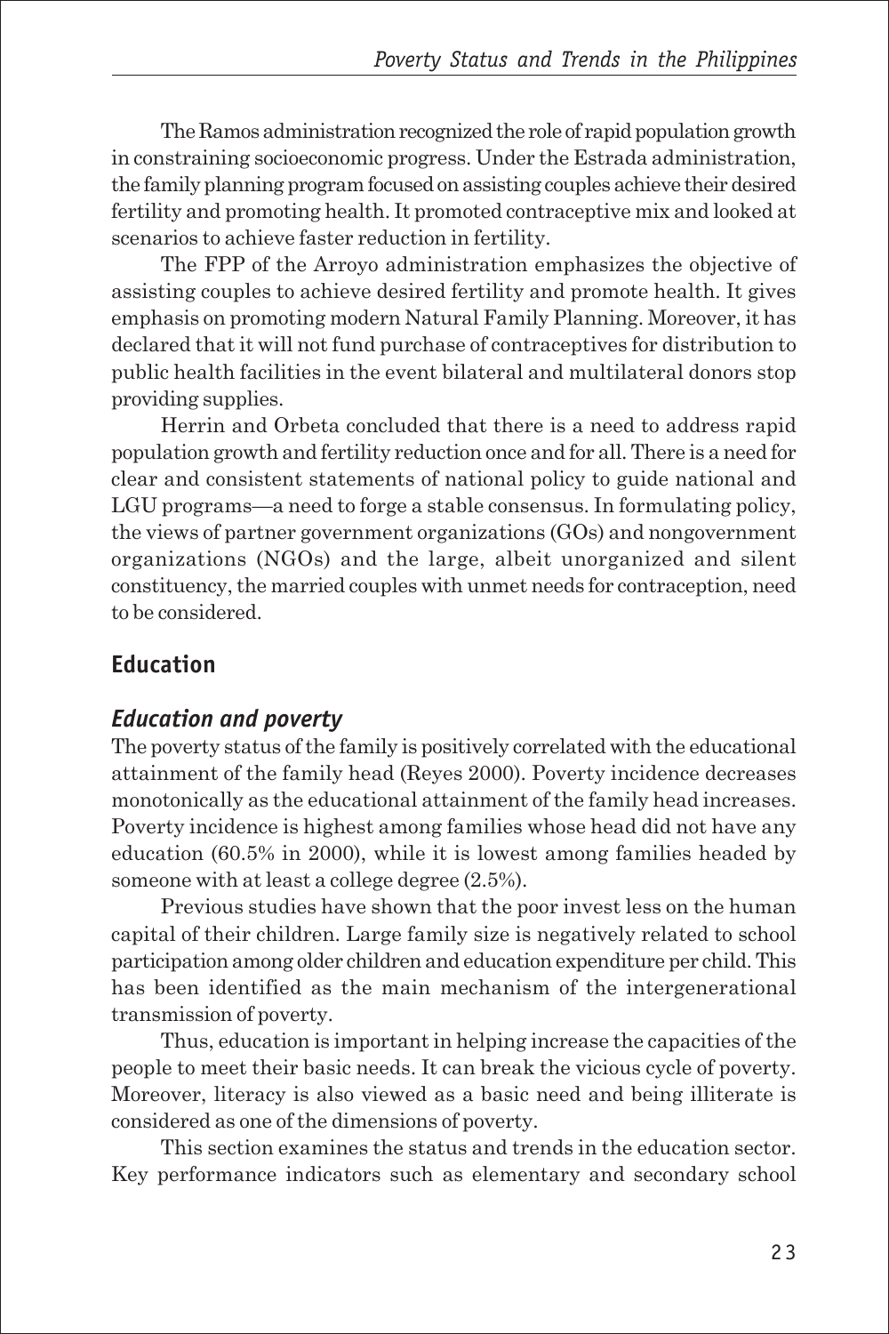The Ramos administration recognized the role of rapid population growth in constraining socioeconomic progress. Under the Estrada administration, the family planning program focused on assisting couples achieve their desired fertility and promoting health. It promoted contraceptive mix and looked at scenarios to achieve faster reduction in fertility.

The FPP of the Arroyo administration emphasizes the objective of assisting couples to achieve desired fertility and promote health. It gives emphasis on promoting modern Natural Family Planning. Moreover, it has declared that it will not fund purchase of contraceptives for distribution to public health facilities in the event bilateral and multilateral donors stop providing supplies.

Herrin and Orbeta concluded that there is a need to address rapid population growth and fertility reduction once and for all. There is a need for clear and consistent statements of national policy to guide national and LGU programs—a need to forge a stable consensus. In formulating policy, the views of partner government organizations (GOs) and nongovernment organizations (NGOs) and the large, albeit unorganized and silent constituency, the married couples with unmet needs for contraception, need to be considered.

## Education

### *Education and poverty*

The poverty status of the family is positively correlated with the educational attainment of the family head (Reyes 2000). Poverty incidence decreases monotonically as the educational attainment of the family head increases. Poverty incidence is highest among families whose head did not have any education (60.5% in 2000), while it is lowest among families headed by someone with at least a college degree (2.5%).

Previous studies have shown that the poor invest less on the human capital of their children. Large family size is negatively related to school participation among older children and education expenditure per child. This has been identified as the main mechanism of the intergenerational transmission of poverty.

Thus, education is important in helping increase the capacities of the people to meet their basic needs. It can break the vicious cycle of poverty. Moreover, literacy is also viewed as a basic need and being illiterate is considered as one of the dimensions of poverty.

This section examines the status and trends in the education sector. Key performance indicators such as elementary and secondary school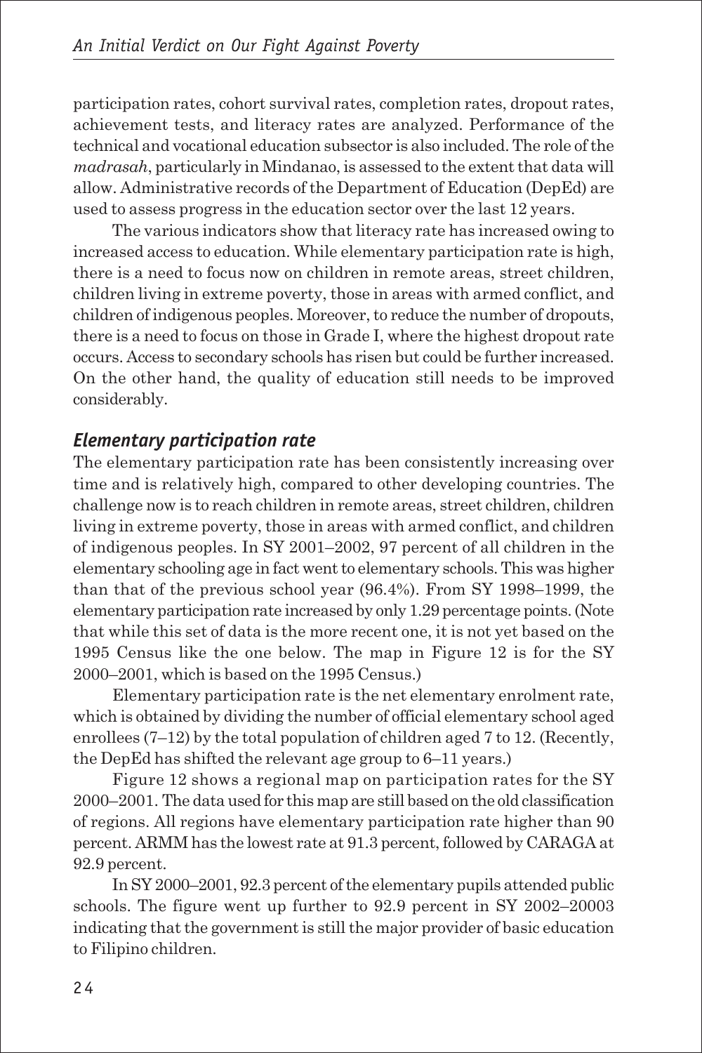participation rates, cohort survival rates, completion rates, dropout rates, achievement tests, and literacy rates are analyzed. Performance of the technical and vocational education subsector is also included. The role of the *madrasah*, particularly in Mindanao, is assessed to the extent that data will allow. Administrative records of the Department of Education (DepEd) are used to assess progress in the education sector over the last 12 years.

The various indicators show that literacy rate has increased owing to increased access to education. While elementary participation rate is high, there is a need to focus now on children in remote areas, street children, children living in extreme poverty, those in areas with armed conflict, and children of indigenous peoples. Moreover, to reduce the number of dropouts, there is a need to focus on those in Grade I, where the highest dropout rate occurs. Access to secondary schools has risen but could be further increased. On the other hand, the quality of education still needs to be improved considerably.

### *Elementary participation rate*

The elementary participation rate has been consistently increasing over time and is relatively high, compared to other developing countries. The challenge now is to reach children in remote areas, street children, children living in extreme poverty, those in areas with armed conflict, and children of indigenous peoples. In SY 2001–2002, 97 percent of all children in the elementary schooling age in fact went to elementary schools. This was higher than that of the previous school year (96.4%). From SY 1998–1999, the elementary participation rate increased by only 1.29 percentage points. (Note that while this set of data is the more recent one, it is not yet based on the 1995 Census like the one below. The map in Figure 12 is for the SY 2000–2001, which is based on the 1995 Census.)

Elementary participation rate is the net elementary enrolment rate, which is obtained by dividing the number of official elementary school aged enrollees (7–12) by the total population of children aged 7 to 12. (Recently, the DepEd has shifted the relevant age group to 6–11 years.)

Figure 12 shows a regional map on participation rates for the SY 2000–2001. The data used for this map are still based on the old classification of regions. All regions have elementary participation rate higher than 90 percent. ARMM has the lowest rate at 91.3 percent, followed by CARAGA at 92.9 percent.

In SY 2000–2001, 92.3 percent of the elementary pupils attended public schools. The figure went up further to 92.9 percent in SY 2002–20003 indicating that the government is still the major provider of basic education to Filipino children.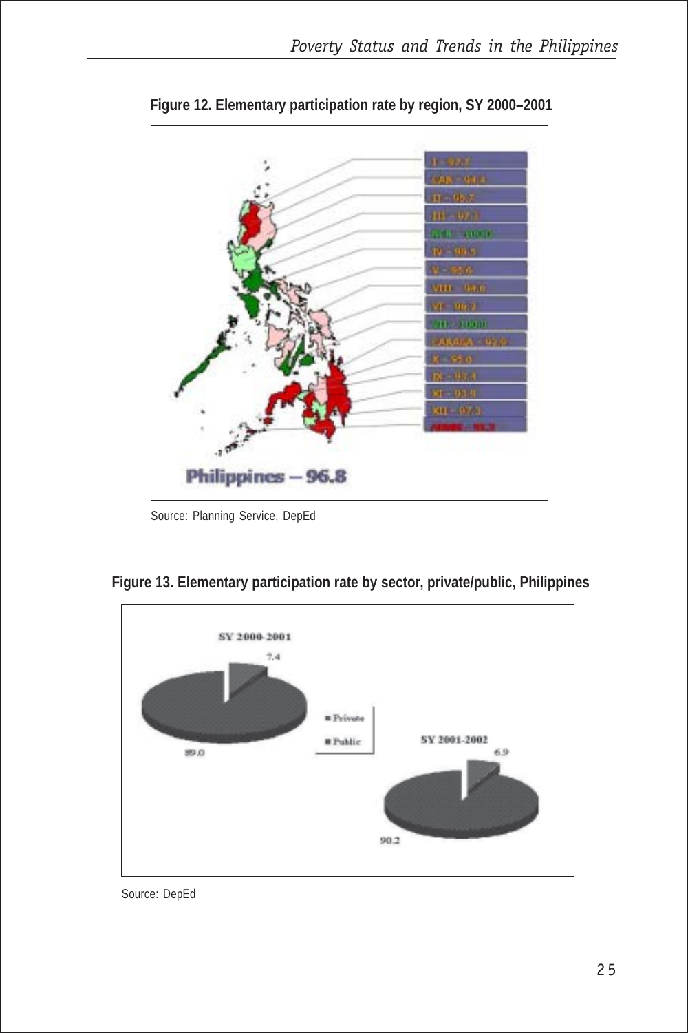**Figure 12. Elementary participation rate by region, SY 2000–2001**

I – 97.7
CAR – 94.4
II – 95.7
III – 97.3
NCR – 100.0
IV – 98.5
V – 95.6
VIII – 94.6
VI – 96.2
VII – 100.0
CARAGA – 92.9
X – 95.6
IX – 93.4
XI – 93.9
XII – 97.3
ARMM – 95.3

Philippines – 96.8

Source: Planning Service, DepEd

**Figure 13. Elementary participation rate by sector, private/public, Philippines**

SY 2000-2001

7.4

89.0

Private
Public

SY 2001-2002

6.9

90.2

Source: DepEd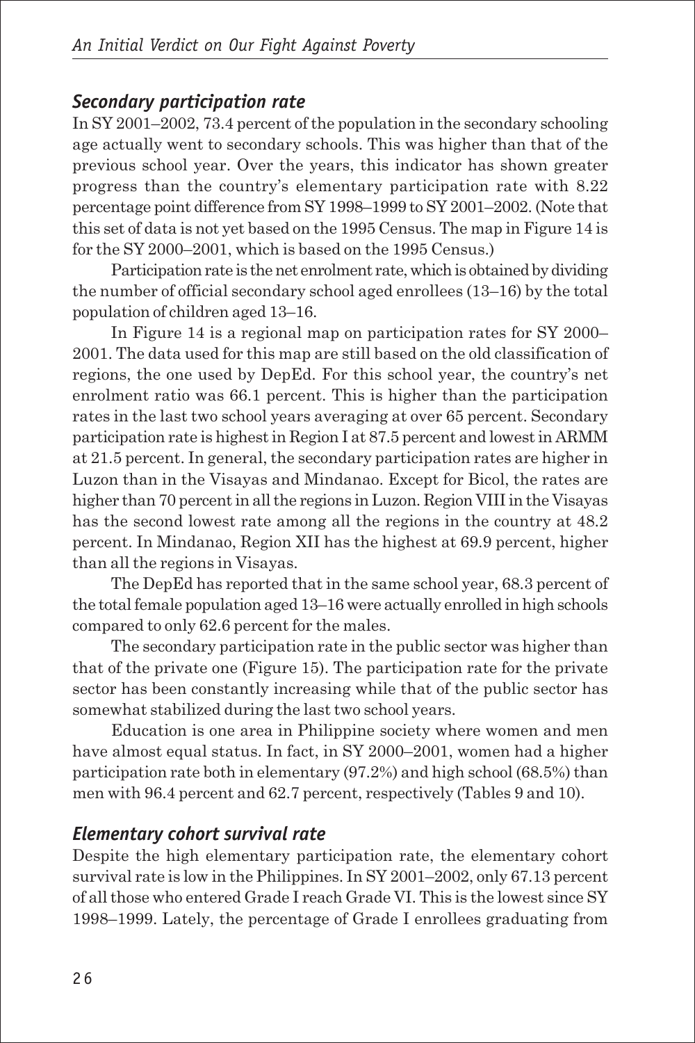### *Secondary participation rate*

In SY 2001–2002, 73.4 percent of the population in the secondary schooling age actually went to secondary schools. This was higher than that of the previous school year. Over the years, this indicator has shown greater progress than the country's elementary participation rate with 8.22 percentage point difference from SY 1998–1999 to SY 2001–2002. (Note that this set of data is not yet based on the 1995 Census. The map in Figure 14 is for the SY 2000–2001, which is based on the 1995 Census.)

Participation rate is the net enrolment rate, which is obtained by dividing the number of official secondary school aged enrollees (13–16) by the total population of children aged 13–16.

In Figure 14 is a regional map on participation rates for SY 2000–2001. The data used for this map are still based on the old classification of regions, the one used by DepEd. For this school year, the country's net enrolment ratio was 66.1 percent. This is higher than the participation rates in the last two school years averaging at over 65 percent. Secondary participation rate is highest in Region I at 87.5 percent and lowest in ARMM at 21.5 percent. In general, the secondary participation rates are higher in Luzon than in the Visayas and Mindanao. Except for Bicol, the rates are higher than 70 percent in all the regions in Luzon. Region VIII in the Visayas has the second lowest rate among all the regions in the country at 48.2 percent. In Mindanao, Region XII has the highest at 69.9 percent, higher than all the regions in Visayas.

The DepEd has reported that in the same school year, 68.3 percent of the total female population aged 13–16 were actually enrolled in high schools compared to only 62.6 percent for the males.

The secondary participation rate in the public sector was higher than that of the private one (Figure 15). The participation rate for the private sector has been constantly increasing while that of the public sector has somewhat stabilized during the last two school years.

Education is one area in Philippine society where women and men have almost equal status. In fact, in SY 2000–2001, women had a higher participation rate both in elementary (97.2%) and high school (68.5%) than men with 96.4 percent and 62.7 percent, respectively (Tables 9 and 10).

### *Elementary cohort survival rate*

Despite the high elementary participation rate, the elementary cohort survival rate is low in the Philippines. In SY 2001–2002, only 67.13 percent of all those who entered Grade I reach Grade VI. This is the lowest since SY 1998–1999. Lately, the percentage of Grade I enrollees graduating from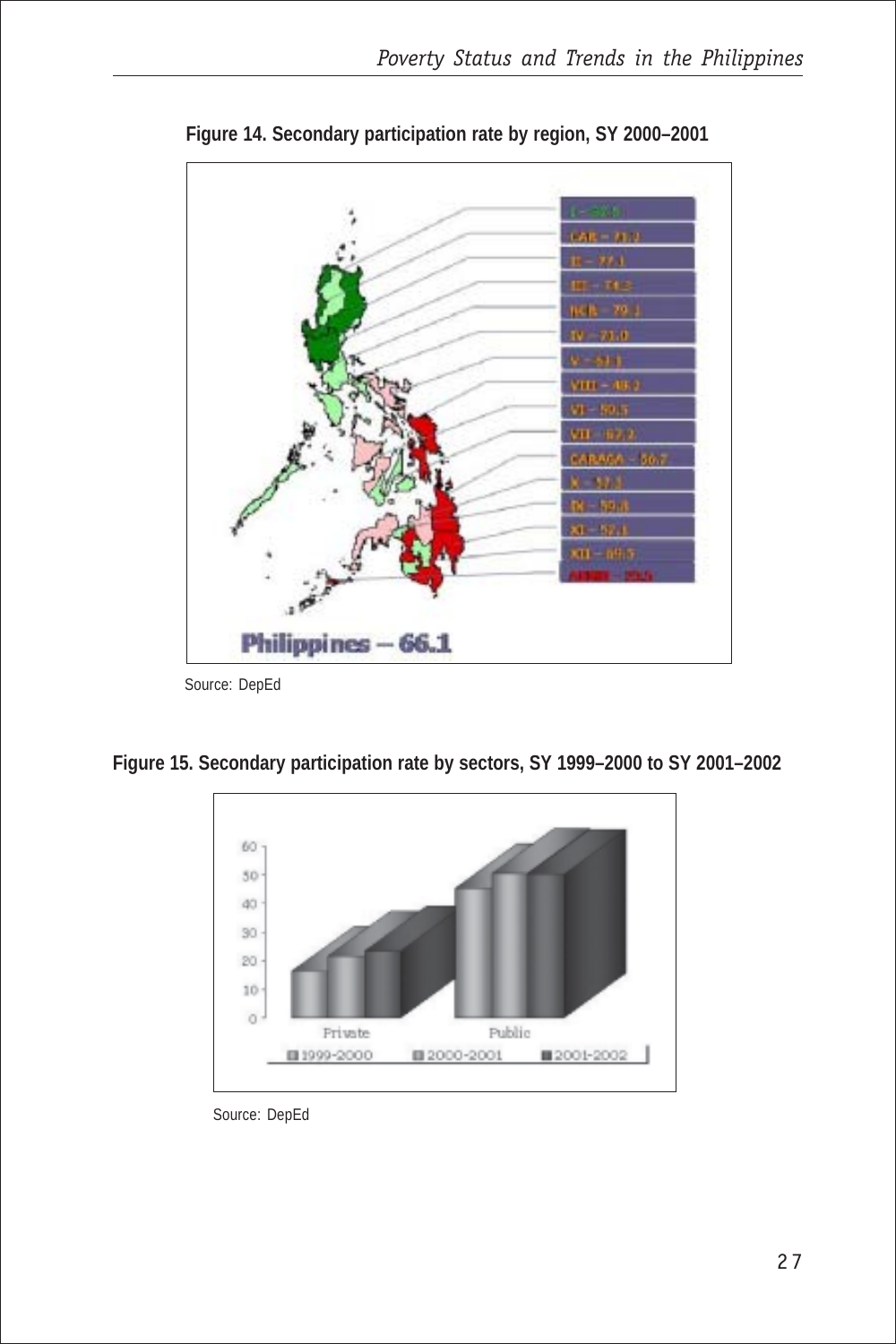**Figure 14. Secondary participation rate by region, SY 2000–2001**

Source: DepEd

**Figure 15. Secondary participation rate by sectors, SY 1999–2000 to SY 2001–2002**

Source: DepEd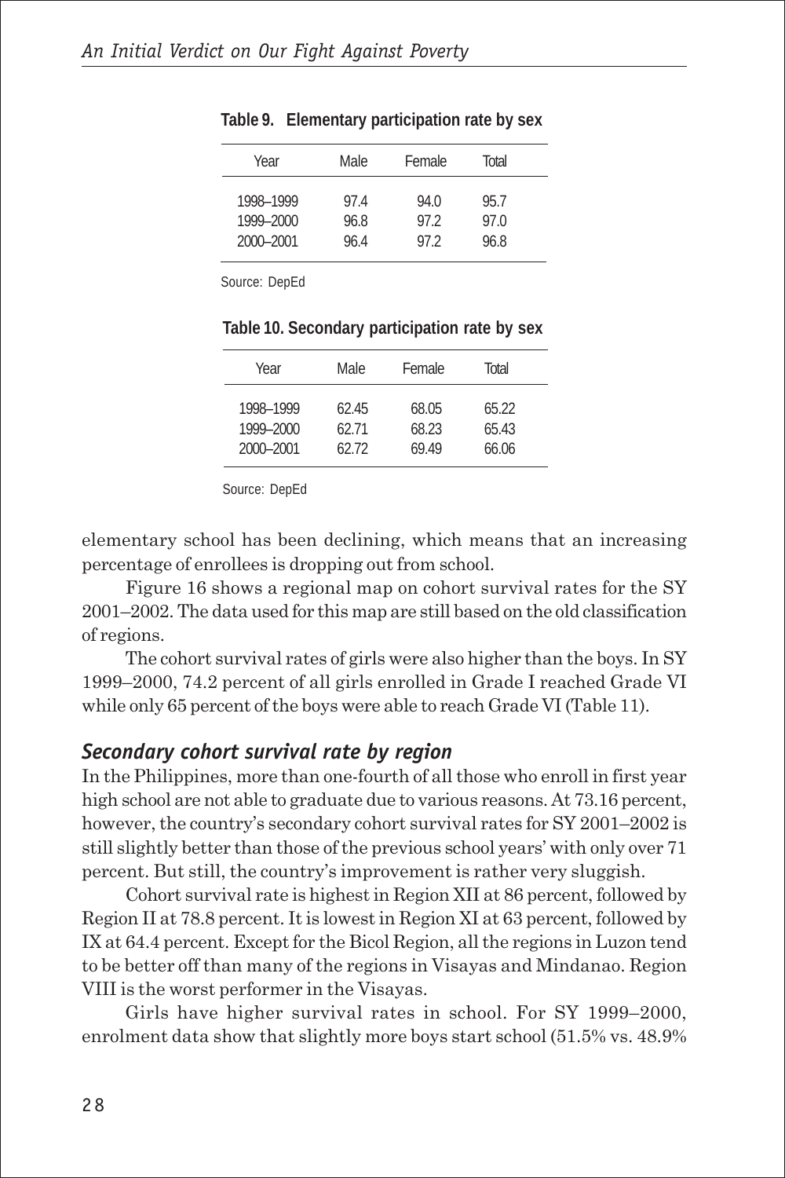**Table 9. Elementary participation rate by sex**

| Year | Male | Female | Total |
|---|---|---|---|
| 1998–1999 | 97.4 | 94.0 | 95.7 |
| 1999–2000 | 96.8 | 97.2 | 97.0 |
| 2000–2001 | 96.4 | 97.2 | 96.8 |

Source: DepEd

**Table 10. Secondary participation rate by sex**

| Year | Male | Female | Total |
|---|---|---|---|
| 1998–1999 | 62.45 | 68.05 | 65.22 |
| 1999–2000 | 62.71 | 68.23 | 65.43 |
| 2000–2001 | 62.72 | 69.49 | 66.06 |

Source: DepEd

elementary school has been declining, which means that an increasing percentage of enrollees is dropping out from school.

Figure 16 shows a regional map on cohort survival rates for the SY 2001–2002. The data used for this map are still based on the old classification of regions.

The cohort survival rates of girls were also higher than the boys. In SY 1999–2000, 74.2 percent of all girls enrolled in Grade I reached Grade VI while only 65 percent of the boys were able to reach Grade VI (Table 11).

### *Secondary cohort survival rate by region*

In the Philippines, more than one-fourth of all those who enroll in first year high school are not able to graduate due to various reasons. At 73.16 percent, however, the country's secondary cohort survival rates for SY 2001–2002 is still slightly better than those of the previous school years' with only over 71 percent. But still, the country's improvement is rather very sluggish.

Cohort survival rate is highest in Region XII at 86 percent, followed by Region II at 78.8 percent. It is lowest in Region XI at 63 percent, followed by IX at 64.4 percent. Except for the Bicol Region, all the regions in Luzon tend to be better off than many of the regions in Visayas and Mindanao. Region VIII is the worst performer in the Visayas.

Girls have higher survival rates in school. For SY 1999–2000, enrolment data show that slightly more boys start school (51.5% vs. 48.9%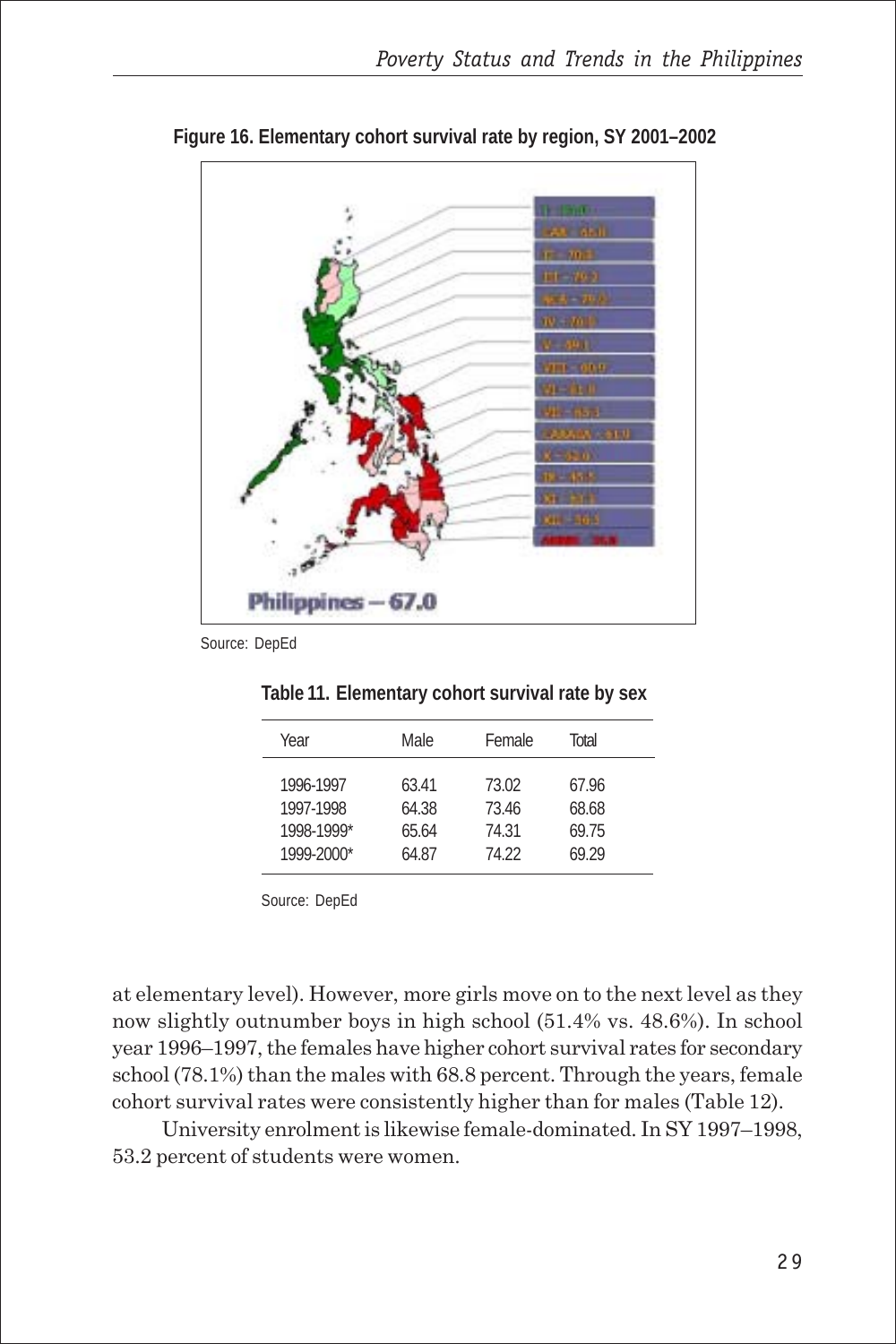**Figure 16. Elementary cohort survival rate by region, SY 2001–2002**

Source: DepEd

**Table 11. Elementary cohort survival rate by sex**

| Year | Male | Female | Total |
|---|---|---|---|
| 1996-1997 | 63.41 | 73.02 | 67.96 |
| 1997-1998 | 64.38 | 73.46 | 68.68 |
| 1998-1999* | 65.64 | 74.31 | 69.75 |
| 1999-2000* | 64.87 | 74.22 | 69.29 |

Source: DepEd

at elementary level). However, more girls move on to the next level as they now slightly outnumber boys in high school (51.4% vs. 48.6%). In school year 1996–1997, the females have higher cohort survival rates for secondary school (78.1%) than the males with 68.8 percent. Through the years, female cohort survival rates were consistently higher than for males (Table 12).

University enrolment is likewise female-dominated. In SY 1997–1998, 53.2 percent of students were women.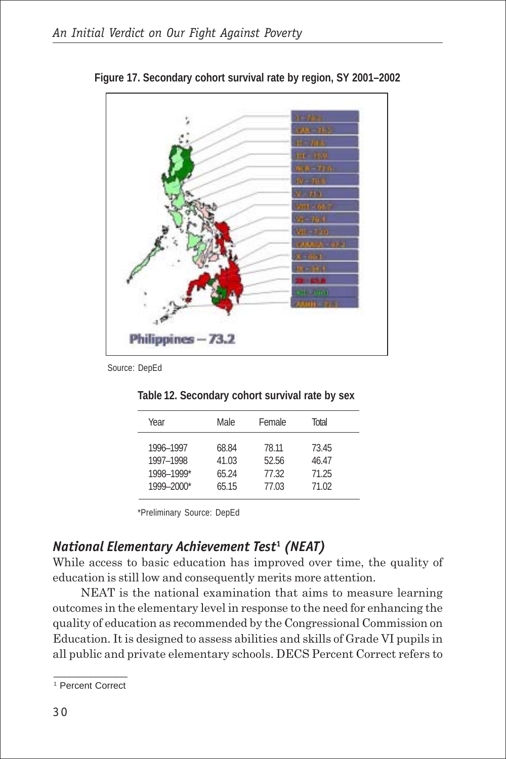**Figure 17. Secondary cohort survival rate by region, SY 2001–2002**

Philippines – 73.2

Source: DepEd

**Table 12. Secondary cohort survival rate by sex**

| Year | Male | Female | Total |
|---|---|---|---|
| 1996–1997 | 68.84 | 78.11 | 73.45 |
| 1997–1998 | 41.03 | 52.56 | 46.47 |
| 1998–1999* | 65.24 | 77.32 | 71.25 |
| 1999–2000* | 65.15 | 77.03 | 71.02 |

*Preliminary Source: DepEd

## *National Elementary Achievement Test[1] (NEAT)*

While access to basic education has improved over time, the quality of education is still low and consequently merits more attention.

NEAT is the national examination that aims to measure learning outcomes in the elementary level in response to the need for enhancing the quality of education as recommended by the Congressional Commission on Education. It is designed to assess abilities and skills of Grade VI pupils in all public and private elementary schools. DECS Percent Correct refers to

[1] Percent Correct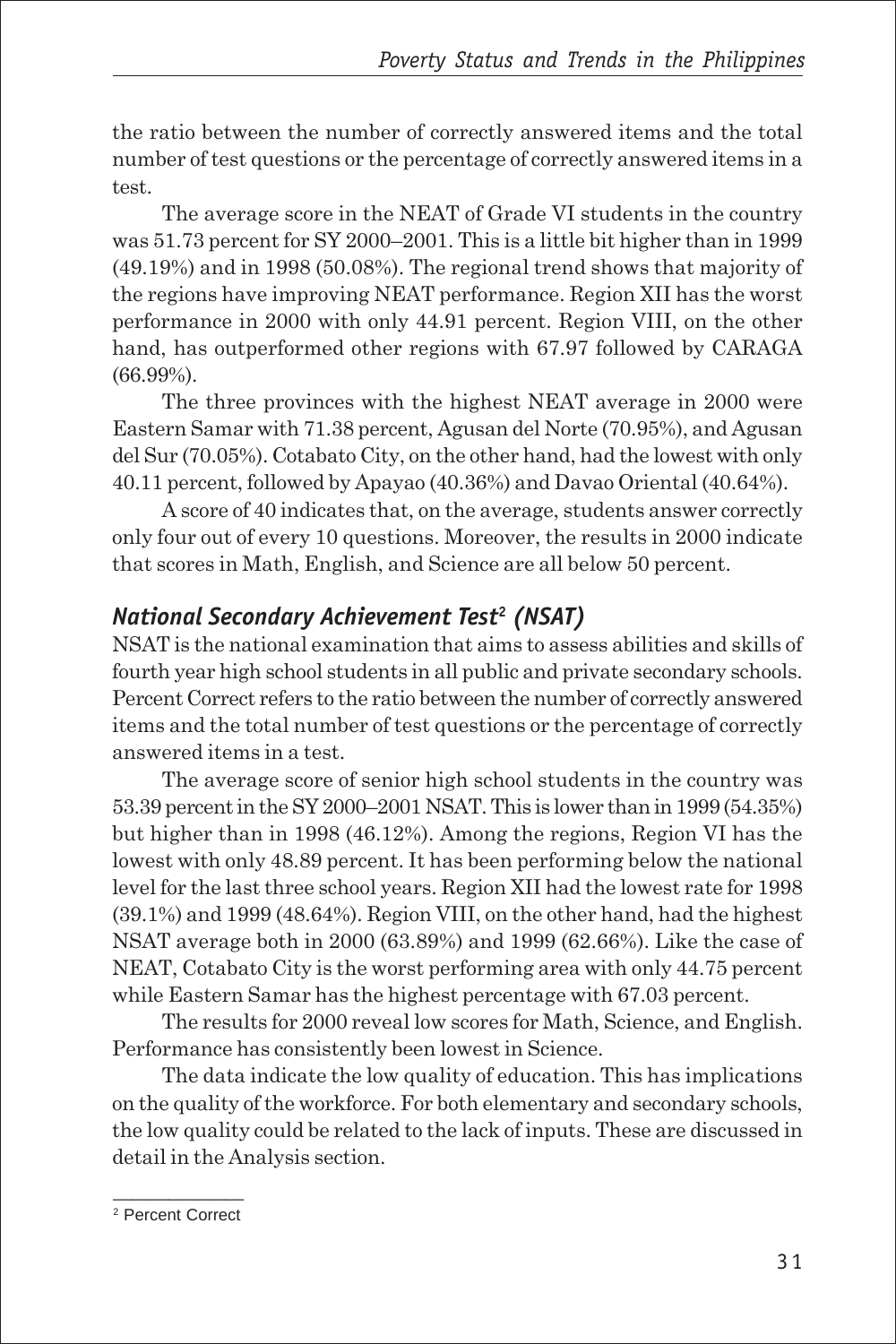the ratio between the number of correctly answered items and the total number of test questions or the percentage of correctly answered items in a test.

The average score in the NEAT of Grade VI students in the country was 51.73 percent for SY 2000–2001. This is a little bit higher than in 1999 (49.19%) and in 1998 (50.08%). The regional trend shows that majority of the regions have improving NEAT performance. Region XII has the worst performance in 2000 with only 44.91 percent. Region VIII, on the other hand, has outperformed other regions with 67.97 followed by CARAGA (66.99%).

The three provinces with the highest NEAT average in 2000 were Eastern Samar with 71.38 percent, Agusan del Norte (70.95%), and Agusan del Sur (70.05%). Cotabato City, on the other hand, had the lowest with only 40.11 percent, followed by Apayao (40.36%) and Davao Oriental (40.64%).

A score of 40 indicates that, on the average, students answer correctly only four out of every 10 questions. Moreover, the results in 2000 indicate that scores in Math, English, and Science are all below 50 percent.

### *National Secondary Achievement Test[2] (NSAT)*

NSAT is the national examination that aims to assess abilities and skills of fourth year high school students in all public and private secondary schools. Percent Correct refers to the ratio between the number of correctly answered items and the total number of test questions or the percentage of correctly answered items in a test.

The average score of senior high school students in the country was 53.39 percent in the SY 2000–2001 NSAT. This is lower than in 1999 (54.35%) but higher than in 1998 (46.12%). Among the regions, Region VI has the lowest with only 48.89 percent. It has been performing below the national level for the last three school years. Region XII had the lowest rate for 1998 (39.1%) and 1999 (48.64%). Region VIII, on the other hand, had the highest NSAT average both in 2000 (63.89%) and 1999 (62.66%). Like the case of NEAT, Cotabato City is the worst performing area with only 44.75 percent while Eastern Samar has the highest percentage with 67.03 percent.

The results for 2000 reveal low scores for Math, Science, and English. Performance has consistently been lowest in Science.

The data indicate the low quality of education. This has implications on the quality of the workforce. For both elementary and secondary schools, the low quality could be related to the lack of inputs. These are discussed in detail in the Analysis section.

---

[2] Percent Correct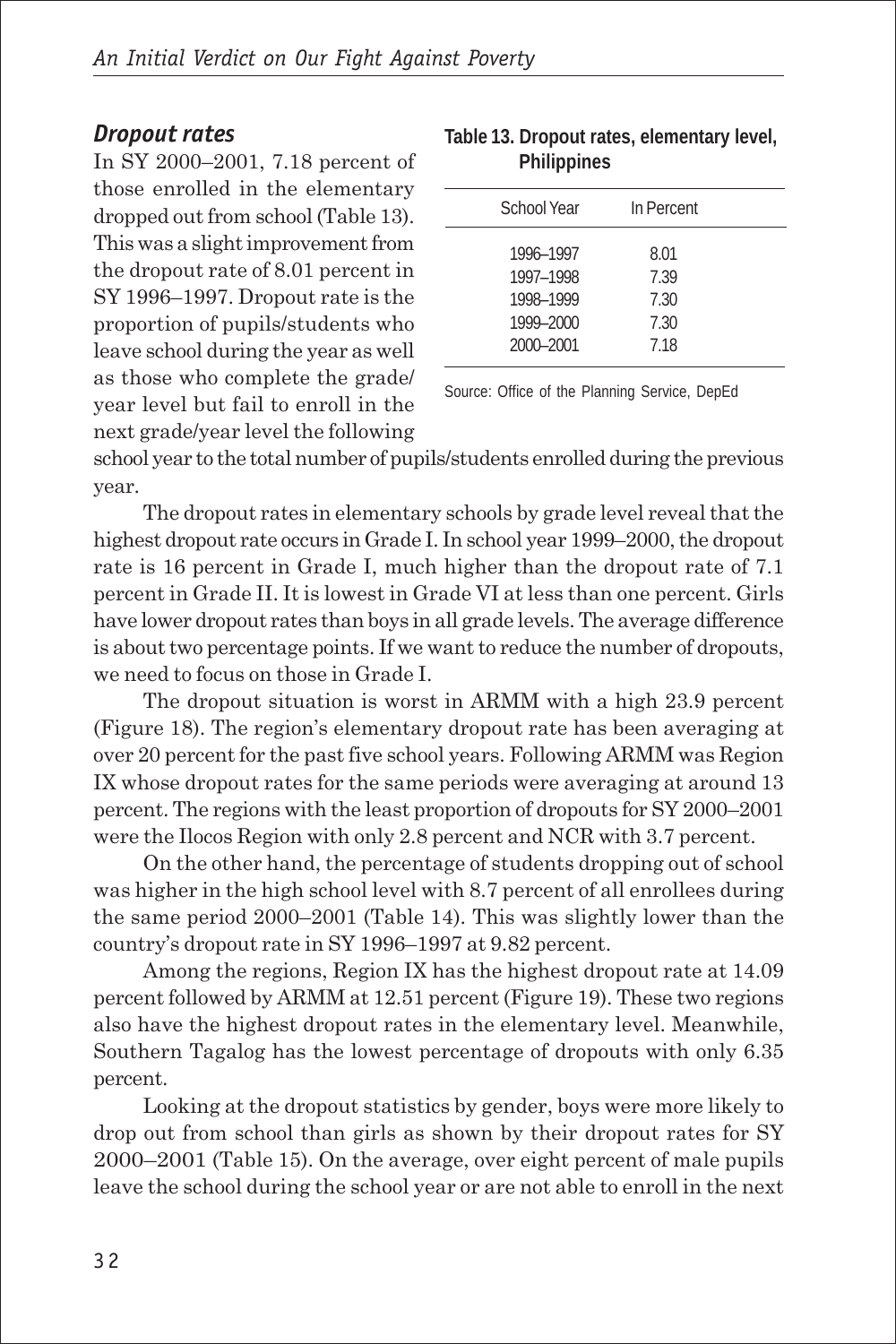### *Dropout rates*

In SY 2000–2001, 7.18 percent of those enrolled in the elementary dropped out from school (Table 13). This was a slight improvement from the dropout rate of 8.01 percent in SY 1996–1997. Dropout rate is the proportion of pupils/students who leave school during the year as well as those who complete the grade/year level but fail to enroll in the next grade/year level the following school year to the total number of pupils/students enrolled during the previous year.

**Table 13. Dropout rates, elementary level, Philippines**

| School Year | In Percent |
|---|---|
| 1996–1997 | 8.01 |
| 1997–1998 | 7.39 |
| 1998–1999 | 7.30 |
| 1999–2000 | 7.30 |
| 2000–2001 | 7.18 |

Source: Office of the Planning Service, DepEd

The dropout rates in elementary schools by grade level reveal that the highest dropout rate occurs in Grade I. In school year 1999–2000, the dropout rate is 16 percent in Grade I, much higher than the dropout rate of 7.1 percent in Grade II. It is lowest in Grade VI at less than one percent. Girls have lower dropout rates than boys in all grade levels. The average difference is about two percentage points. If we want to reduce the number of dropouts, we need to focus on those in Grade I.

The dropout situation is worst in ARMM with a high 23.9 percent (Figure 18). The region's elementary dropout rate has been averaging at over 20 percent for the past five school years. Following ARMM was Region IX whose dropout rates for the same periods were averaging at around 13 percent. The regions with the least proportion of dropouts for SY 2000–2001 were the Ilocos Region with only 2.8 percent and NCR with 3.7 percent.

On the other hand, the percentage of students dropping out of school was higher in the high school level with 8.7 percent of all enrollees during the same period 2000–2001 (Table 14). This was slightly lower than the country's dropout rate in SY 1996–1997 at 9.82 percent.

Among the regions, Region IX has the highest dropout rate at 14.09 percent followed by ARMM at 12.51 percent (Figure 19). These two regions also have the highest dropout rates in the elementary level. Meanwhile, Southern Tagalog has the lowest percentage of dropouts with only 6.35 percent.

Looking at the dropout statistics by gender, boys were more likely to drop out from school than girls as shown by their dropout rates for SY 2000–2001 (Table 15). On the average, over eight percent of male pupils leave the school during the school year or are not able to enroll in the next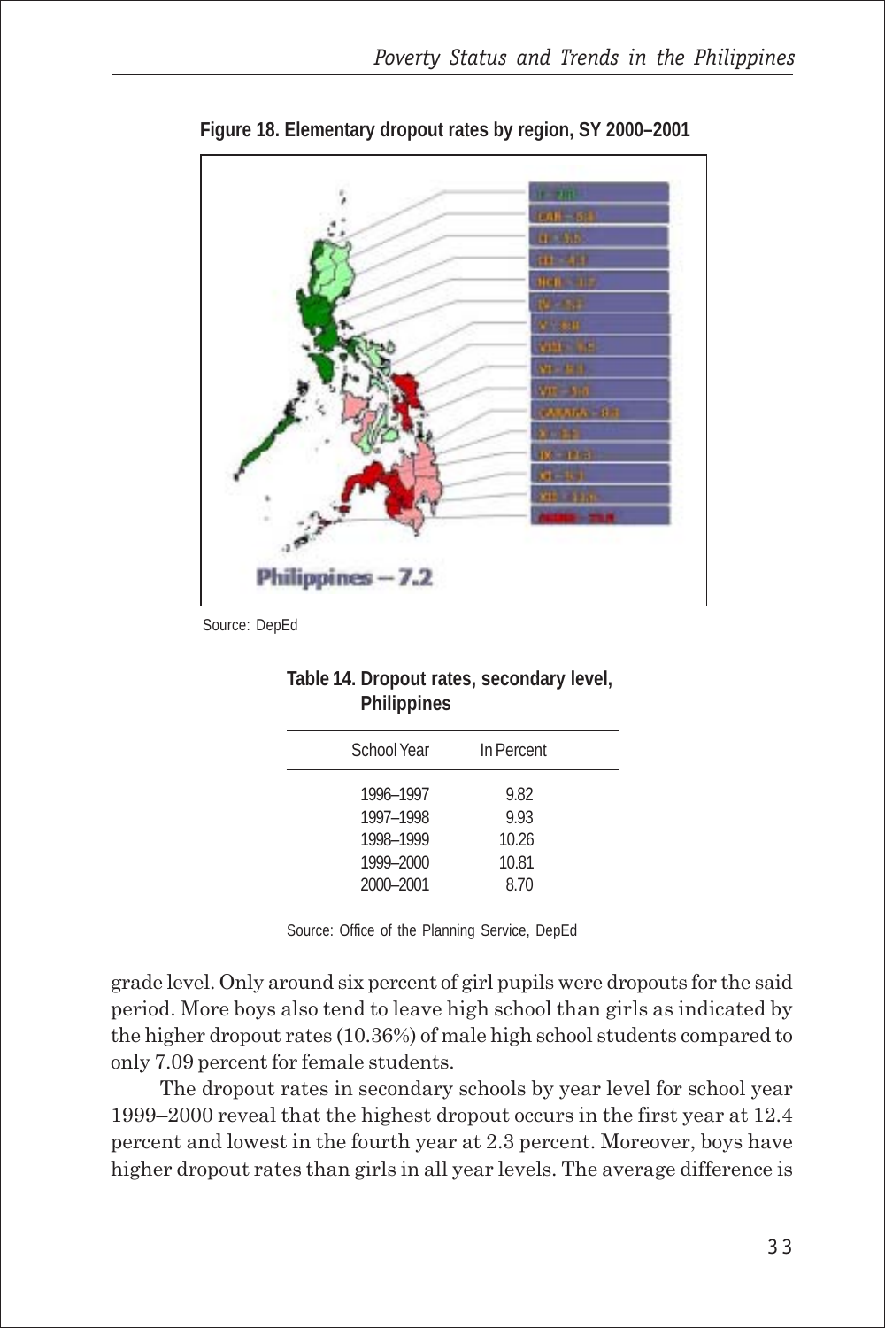**Figure 18. Elementary dropout rates by region, SY 2000–2001**

Source: DepEd

**Table 14. Dropout rates, secondary level, Philippines**

| School Year | In Percent |
|---|---|
| 1996–1997 | 9.82 |
| 1997–1998 | 9.93 |
| 1998–1999 | 10.26 |
| 1999–2000 | 10.81 |
| 2000–2001 | 8.70 |

Source: Office of the Planning Service, DepEd

grade level. Only around six percent of girl pupils were dropouts for the said period. More boys also tend to leave high school than girls as indicated by the higher dropout rates (10.36%) of male high school students compared to only 7.09 percent for female students.

The dropout rates in secondary schools by year level for school year 1999–2000 reveal that the highest dropout occurs in the first year at 12.4 percent and lowest in the fourth year at 2.3 percent. Moreover, boys have higher dropout rates than girls in all year levels. The average difference is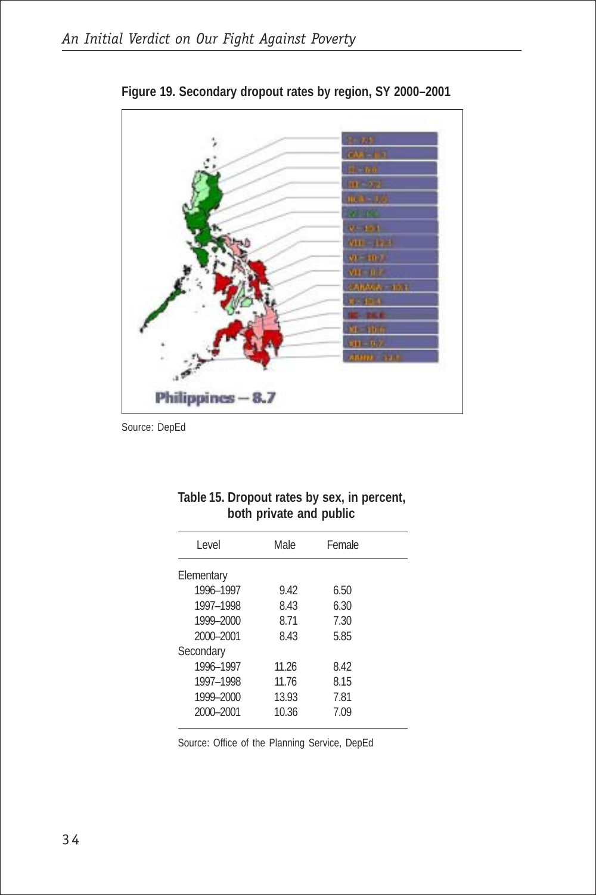**Figure 19. Secondary dropout rates by region, SY 2000–2001**

Philippines – 8.7

Source: DepEd

**Table 15. Dropout rates by sex, in percent, both private and public**

| Level | Male | Female |
|---|---|---|
| Elementary | | |
| 1996–1997 | 9.42 | 6.50 |
| 1997–1998 | 8.43 | 6.30 |
| 1999–2000 | 8.71 | 7.30 |
| 2000–2001 | 8.43 | 5.85 |
| Secondary | | |
| 1996–1997 | 11.26 | 8.42 |
| 1997–1998 | 11.76 | 8.15 |
| 1999–2000 | 13.93 | 7.81 |
| 2000–2001 | 10.36 | 7.09 |

Source: Office of the Planning Service, DepEd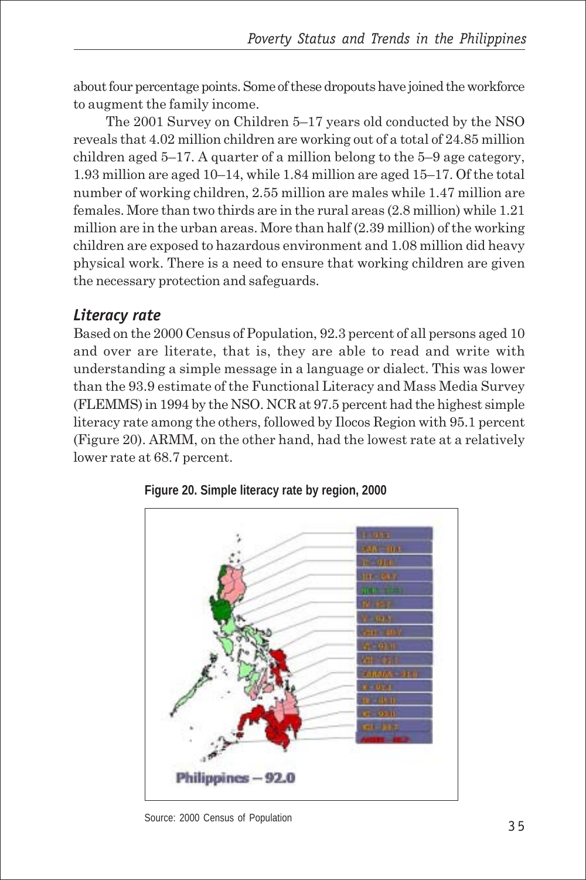about four percentage points. Some of these dropouts have joined the workforce to augment the family income.

The 2001 Survey on Children 5–17 years old conducted by the NSO reveals that 4.02 million children are working out of a total of 24.85 million children aged 5–17. A quarter of a million belong to the 5–9 age category, 1.93 million are aged 10–14, while 1.84 million are aged 15–17. Of the total number of working children, 2.55 million are males while 1.47 million are females. More than two thirds are in the rural areas (2.8 million) while 1.21 million are in the urban areas. More than half (2.39 million) of the working children are exposed to hazardous environment and 1.08 million did heavy physical work. There is a need to ensure that working children are given the necessary protection and safeguards.

## *Literacy rate*

Based on the 2000 Census of Population, 92.3 percent of all persons aged 10 and over are literate, that is, they are able to read and write with understanding a simple message in a language or dialect. This was lower than the 93.9 estimate of the Functional Literacy and Mass Media Survey (FLEMMS) in 1994 by the NSO. NCR at 97.5 percent had the highest simple literacy rate among the others, followed by Ilocos Region with 95.1 percent (Figure 20). ARMM, on the other hand, had the lowest rate at a relatively lower rate at 68.7 percent.

**Figure 20. Simple literacy rate by region, 2000**

Source: 2000 Census of Population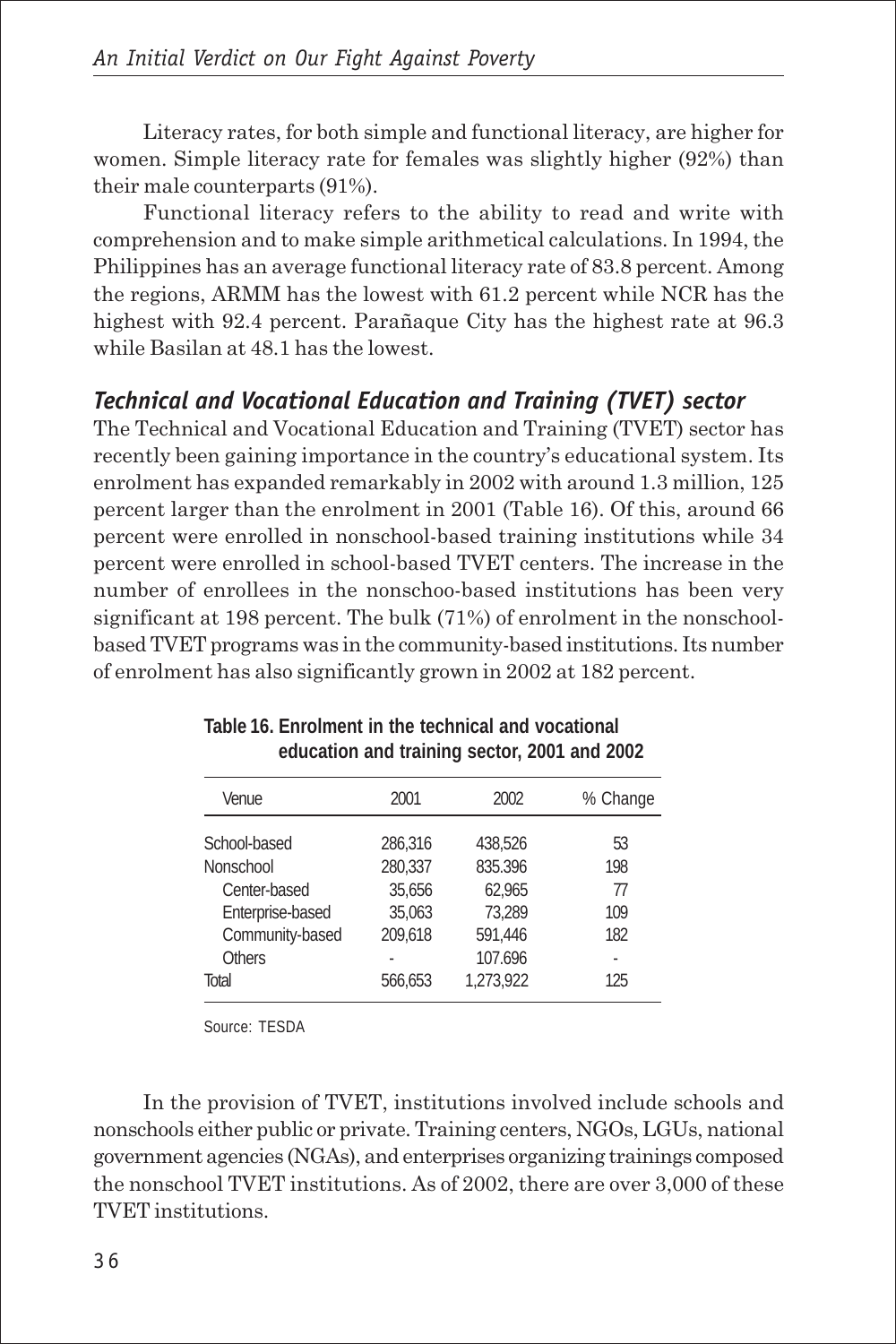Literacy rates, for both simple and functional literacy, are higher for women. Simple literacy rate for females was slightly higher (92%) than their male counterparts (91%).

Functional literacy refers to the ability to read and write with comprehension and to make simple arithmetical calculations. In 1994, the Philippines has an average functional literacy rate of 83.8 percent. Among the regions, ARMM has the lowest with 61.2 percent while NCR has the highest with 92.4 percent. Parañaque City has the highest rate at 96.3 while Basilan at 48.1 has the lowest.

### *Technical and Vocational Education and Training (TVET) sector*

The Technical and Vocational Education and Training (TVET) sector has recently been gaining importance in the country's educational system. Its enrolment has expanded remarkably in 2002 with around 1.3 million, 125 percent larger than the enrolment in 2001 (Table 16). Of this, around 66 percent were enrolled in nonschool-based training institutions while 34 percent were enrolled in school-based TVET centers. The increase in the number of enrollees in the nonschoo-based institutions has been very significant at 198 percent. The bulk (71%) of enrolment in the nonschool-based TVET programs was in the community-based institutions. Its number of enrolment has also significantly grown in 2002 at 182 percent.

**Table 16. Enrolment in the technical and vocational education and training sector, 2001 and 2002**

| Venue | 2001 | 2002 | % Change |
|---|---|---|---|
| School-based | 286,316 | 438,526 | 53 |
| Nonschool | 280,337 | 835.396 | 198 |
| Center-based | 35,656 | 62,965 | 77 |
| Enterprise-based | 35,063 | 73,289 | 109 |
| Community-based | 209,618 | 591,446 | 182 |
| Others | - | 107.696 | - |
| Total | 566,653 | 1,273,922 | 125 |

Source: TESDA

In the provision of TVET, institutions involved include schools and nonschools either public or private. Training centers, NGOs, LGUs, national government agencies (NGAs), and enterprises organizing trainings composed the nonschool TVET institutions. As of 2002, there are over 3,000 of these TVET institutions.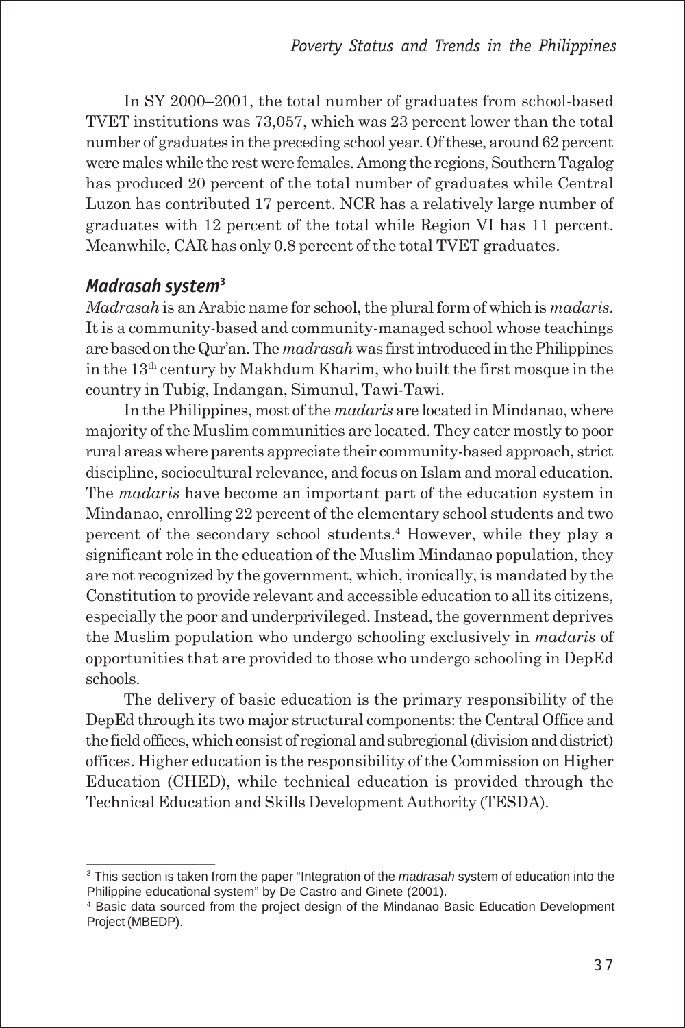In SY 2000–2001, the total number of graduates from school-based TVET institutions was 73,057, which was 23 percent lower than the total number of graduates in the preceding school year. Of these, around 62 percent were males while the rest were females. Among the regions, Southern Tagalog has produced 20 percent of the total number of graduates while Central Luzon has contributed 17 percent. NCR has a relatively large number of graduates with 12 percent of the total while Region VI has 11 percent. Meanwhile, CAR has only 0.8 percent of the total TVET graduates.

### *Madrasah system*[3]

*Madrasah* is an Arabic name for school, the plural form of which is *madaris*. It is a community-based and community-managed school whose teachings are based on the Qur'an. The *madrasah* was first introduced in the Philippines in the 13th century by Makhdum Kharim, who built the first mosque in the country in Tubig, Indangan, Simunul, Tawi-Tawi.

In the Philippines, most of the *madaris* are located in Mindanao, where majority of the Muslim communities are located. They cater mostly to poor rural areas where parents appreciate their community-based approach, strict discipline, sociocultural relevance, and focus on Islam and moral education. The *madaris* have become an important part of the education system in Mindanao, enrolling 22 percent of the elementary school students and two percent of the secondary school students.[4] However, while they play a significant role in the education of the Muslim Mindanao population, they are not recognized by the government, which, ironically, is mandated by the Constitution to provide relevant and accessible education to all its citizens, especially the poor and underprivileged. Instead, the government deprives the Muslim population who undergo schooling exclusively in *madaris* of opportunities that are provided to those who undergo schooling in DepEd schools.

The delivery of basic education is the primary responsibility of the DepEd through its two major structural components: the Central Office and the field offices, which consist of regional and subregional (division and district) offices. Higher education is the responsibility of the Commission on Higher Education (CHED), while technical education is provided through the Technical Education and Skills Development Authority (TESDA).

---

[3] This section is taken from the paper "Integration of the *madrasah* system of education into the Philippine educational system" by De Castro and Ginete (2001).

[4] Basic data sourced from the project design of the Mindanao Basic Education Development Project (MBEDP).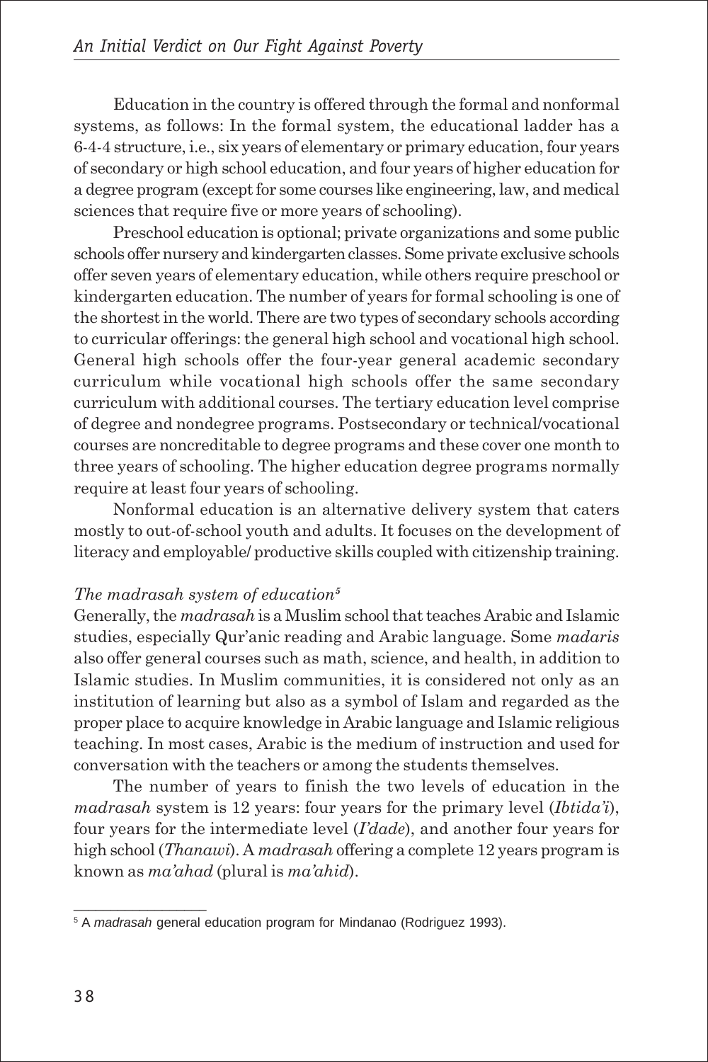Education in the country is offered through the formal and nonformal systems, as follows: In the formal system, the educational ladder has a 6-4-4 structure, i.e., six years of elementary or primary education, four years of secondary or high school education, and four years of higher education for a degree program (except for some courses like engineering, law, and medical sciences that require five or more years of schooling).

Preschool education is optional; private organizations and some public schools offer nursery and kindergarten classes. Some private exclusive schools offer seven years of elementary education, while others require preschool or kindergarten education. The number of years for formal schooling is one of the shortest in the world. There are two types of secondary schools according to curricular offerings: the general high school and vocational high school. General high schools offer the four-year general academic secondary curriculum while vocational high schools offer the same secondary curriculum with additional courses. The tertiary education level comprise of degree and nondegree programs. Postsecondary or technical/vocational courses are noncreditable to degree programs and these cover one month to three years of schooling. The higher education degree programs normally require at least four years of schooling.

Nonformal education is an alternative delivery system that caters mostly to out-of-school youth and adults. It focuses on the development of literacy and employable/ productive skills coupled with citizenship training.

*The madrasah system of education*[5]

Generally, the *madrasah* is a Muslim school that teaches Arabic and Islamic studies, especially Qur'anic reading and Arabic language. Some *madaris* also offer general courses such as math, science, and health, in addition to Islamic studies. In Muslim communities, it is considered not only as an institution of learning but also as a symbol of Islam and regarded as the proper place to acquire knowledge in Arabic language and Islamic religious teaching. In most cases, Arabic is the medium of instruction and used for conversation with the teachers or among the students themselves.

The number of years to finish the two levels of education in the *madrasah* system is 12 years: four years for the primary level (*Ibtida'i*), four years for the intermediate level (*I'dade*), and another four years for high school (*Thanawi*). A *madrasah* offering a complete 12 years program is known as *ma'ahad* (plural is *ma'ahid*).

---

[5] A *madrasah* general education program for Mindanao (Rodriguez 1993).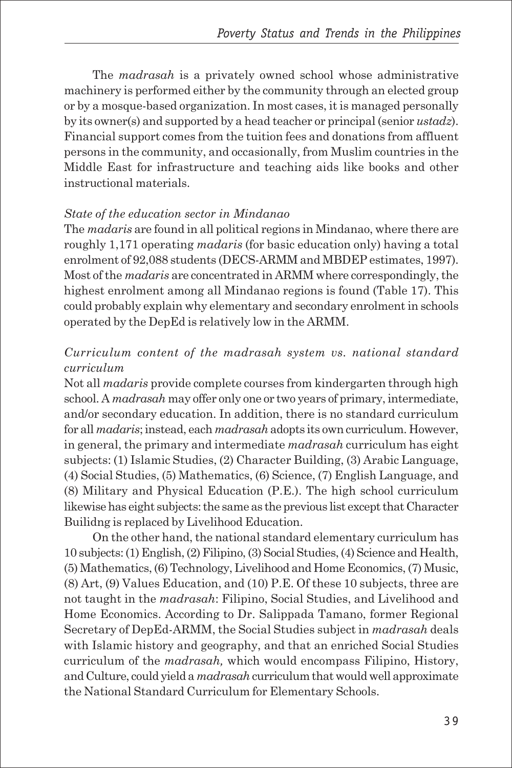The *madrasah* is a privately owned school whose administrative machinery is performed either by the community through an elected group or by a mosque-based organization. In most cases, it is managed personally by its owner(s) and supported by a head teacher or principal (senior *ustadz*). Financial support comes from the tuition fees and donations from affluent persons in the community, and occasionally, from Muslim countries in the Middle East for infrastructure and teaching aids like books and other instructional materials.

*State of the education sector in Mindanao*

The *madaris* are found in all political regions in Mindanao, where there are roughly 1,171 operating *madaris* (for basic education only) having a total enrolment of 92,088 students (DECS-ARMM and MBDEP estimates, 1997). Most of the *madaris* are concentrated in ARMM where correspondingly, the highest enrolment among all Mindanao regions is found (Table 17). This could probably explain why elementary and secondary enrolment in schools operated by the DepEd is relatively low in the ARMM.

*Curriculum content of the madrasah system vs. national standard curriculum*

Not all *madaris* provide complete courses from kindergarten through high school. A *madrasah* may offer only one or two years of primary, intermediate, and/or secondary education. In addition, there is no standard curriculum for all *madaris*; instead, each *madrasah* adopts its own curriculum. However, in general, the primary and intermediate *madrasah* curriculum has eight subjects: (1) Islamic Studies, (2) Character Building, (3) Arabic Language, (4) Social Studies, (5) Mathematics, (6) Science, (7) English Language, and (8) Military and Physical Education (P.E.). The high school curriculum likewise has eight subjects: the same as the previous list except that Character Builidng is replaced by Livelihood Education.

On the other hand, the national standard elementary curriculum has 10 subjects: (1) English, (2) Filipino, (3) Social Studies, (4) Science and Health, (5) Mathematics, (6) Technology, Livelihood and Home Economics, (7) Music, (8) Art, (9) Values Education, and (10) P.E. Of these 10 subjects, three are not taught in the *madrasah*: Filipino, Social Studies, and Livelihood and Home Economics. According to Dr. Salippada Tamano, former Regional Secretary of DepEd-ARMM, the Social Studies subject in *madrasah* deals with Islamic history and geography, and that an enriched Social Studies curriculum of the *madrasah,* which would encompass Filipino, History, and Culture, could yield a *madrasah* curriculum that would well approximate the National Standard Curriculum for Elementary Schools.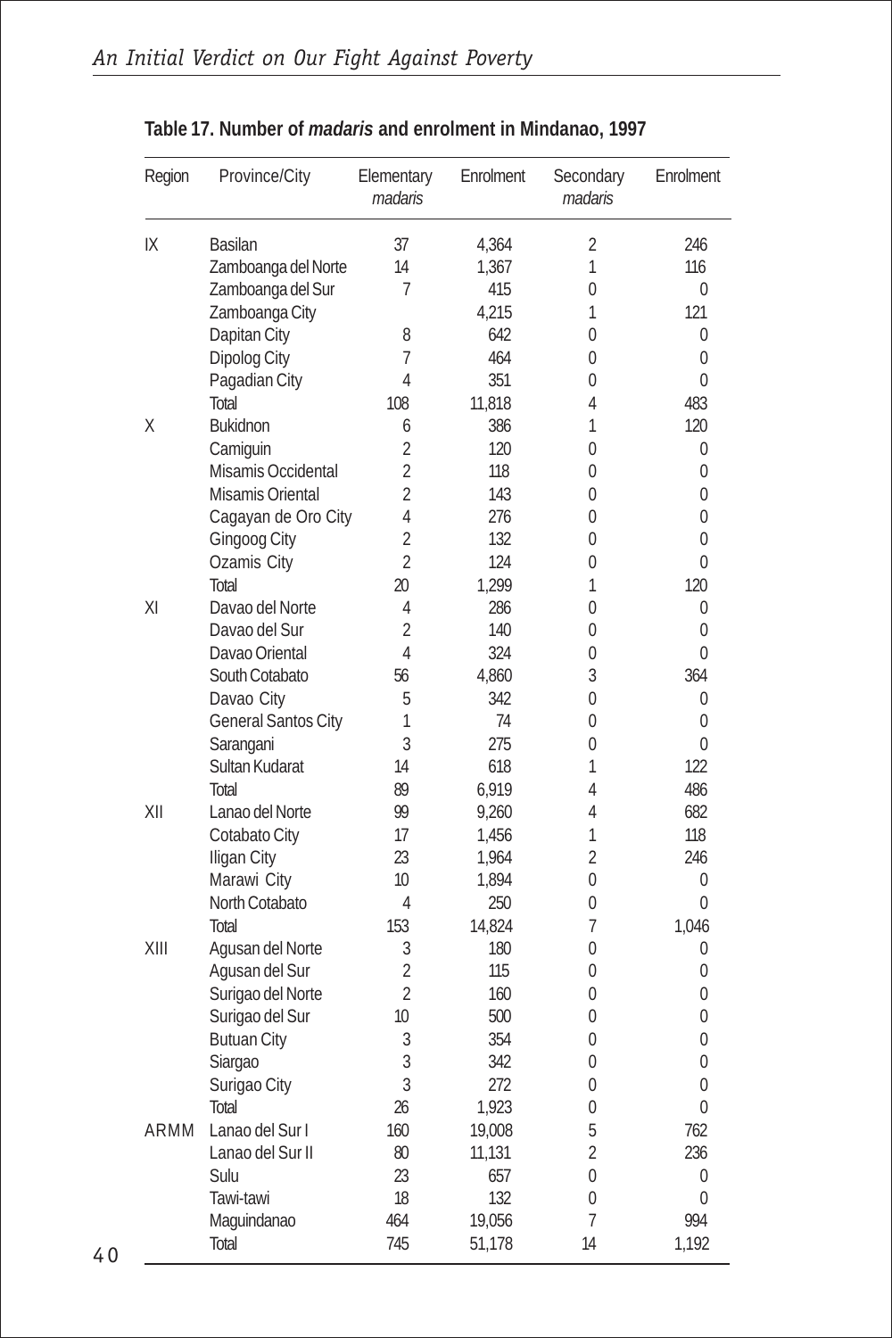**Table 17. Number of *madaris* and enrolment in Mindanao, 1997**

| Region | Province/City | Elementary *madaris* | Enrolment | Secondary *madaris* | Enrolment |
|---|---|---|---|---|---|
| IX | Basilan | 37 | 4,364 | 2 | 246 |
| | Zamboanga del Norte | 14 | 1,367 | 1 | 116 |
| | Zamboanga del Sur | 7 | 415 | 0 | 0 |
| | Zamboanga City | | 4,215 | 1 | 121 |
| | Dapitan City | 8 | 642 | 0 | 0 |
| | Dipolog City | 7 | 464 | 0 | 0 |
| | Pagadian City | 4 | 351 | 0 | 0 |
| | Total | 108 | 11,818 | 4 | 483 |
| X | Bukidnon | 6 | 386 | 1 | 120 |
| | Camiguin | 2 | 120 | 0 | 0 |
| | Misamis Occidental | 2 | 118 | 0 | 0 |
| | Misamis Oriental | 2 | 143 | 0 | 0 |
| | Cagayan de Oro City | 4 | 276 | 0 | 0 |
| | Gingoog City | 2 | 132 | 0 | 0 |
| | Ozamis City | 2 | 124 | 0 | 0 |
| | Total | 20 | 1,299 | 1 | 120 |
| XI | Davao del Norte | 4 | 286 | 0 | 0 |
| | Davao del Sur | 2 | 140 | 0 | 0 |
| | Davao Oriental | 4 | 324 | 0 | 0 |
| | South Cotabato | 56 | 4,860 | 3 | 364 |
| | Davao City | 5 | 342 | 0 | 0 |
| | General Santos City | 1 | 74 | 0 | 0 |
| | Sarangani | 3 | 275 | 0 | 0 |
| | Sultan Kudarat | 14 | 618 | 1 | 122 |
| | Total | 89 | 6,919 | 4 | 486 |
| XII | Lanao del Norte | 99 | 9,260 | 4 | 682 |
| | Cotabato City | 17 | 1,456 | 1 | 118 |
| | Iligan City | 23 | 1,964 | 2 | 246 |
| | Marawi City | 10 | 1,894 | 0 | 0 |
| | North Cotabato | 4 | 250 | 0 | 0 |
| | Total | 153 | 14,824 | 7 | 1,046 |
| XIII | Agusan del Norte | 3 | 180 | 0 | 0 |
| | Agusan del Sur | 2 | 115 | 0 | 0 |
| | Surigao del Norte | 2 | 160 | 0 | 0 |
| | Surigao del Sur | 10 | 500 | 0 | 0 |
| | Butuan City | 3 | 354 | 0 | 0 |
| | Siargao | 3 | 342 | 0 | 0 |
| | Surigao City | 3 | 272 | 0 | 0 |
| | Total | 26 | 1,923 | 0 | 0 |
| ARMM | Lanao del Sur I | 160 | 19,008 | 5 | 762 |
| | Lanao del Sur II | 80 | 11,131 | 2 | 236 |
| | Sulu | 23 | 657 | 0 | 0 |
| | Tawi-tawi | 18 | 132 | 0 | 0 |
| | Maguindanao | 464 | 19,056 | 7 | 994 |
| | Total | 745 | 51,178 | 14 | 1,192 |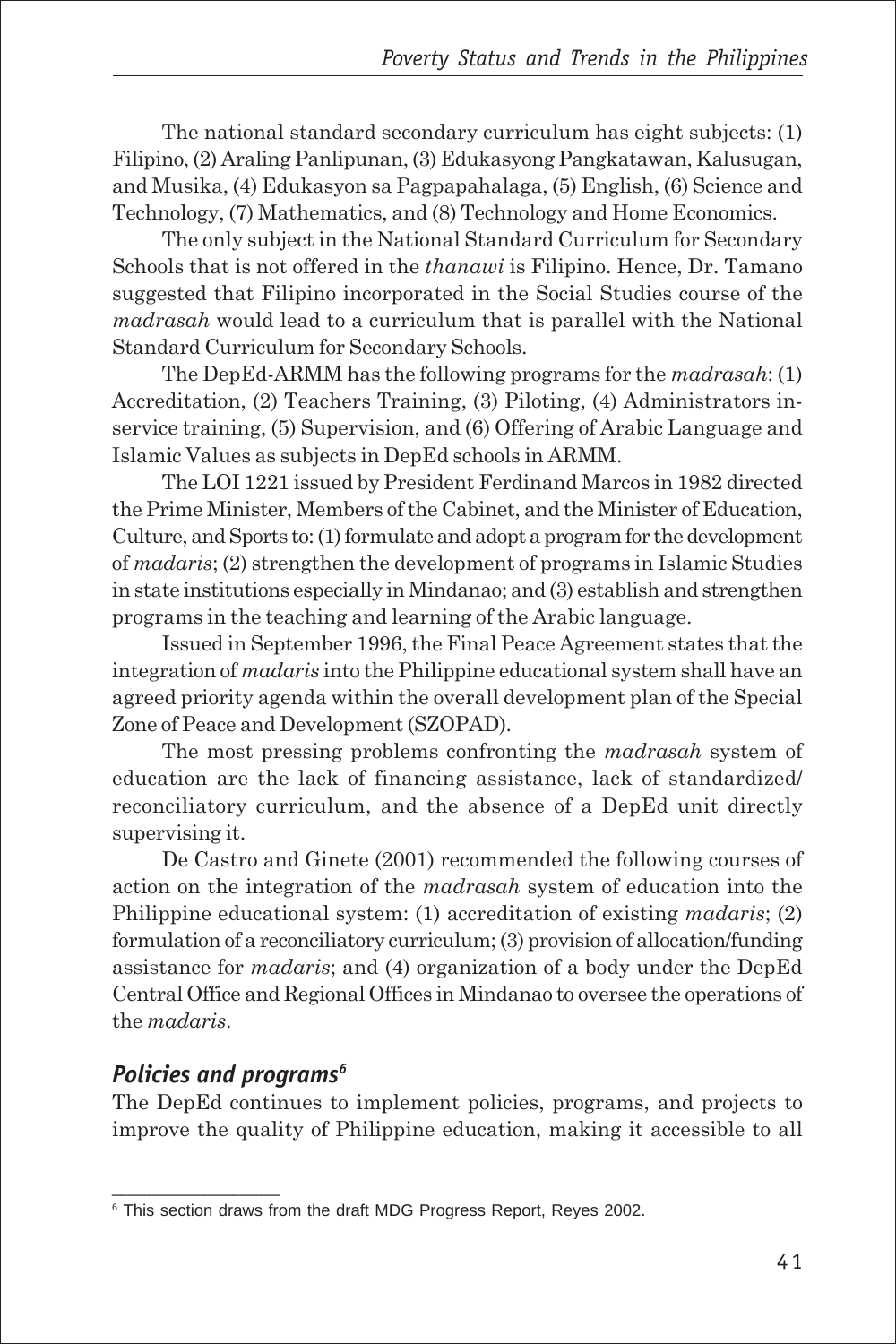The national standard secondary curriculum has eight subjects: (1) Filipino, (2) Araling Panlipunan, (3) Edukasyong Pangkatawan, Kalusugan, and Musika, (4) Edukasyon sa Pagpapahalaga, (5) English, (6) Science and Technology, (7) Mathematics, and (8) Technology and Home Economics.

The only subject in the National Standard Curriculum for Secondary Schools that is not offered in the *thanawi* is Filipino. Hence, Dr. Tamano suggested that Filipino incorporated in the Social Studies course of the *madrasah* would lead to a curriculum that is parallel with the National Standard Curriculum for Secondary Schools.

The DepEd-ARMM has the following programs for the *madrasah*: (1) Accreditation, (2) Teachers Training, (3) Piloting, (4) Administrators in-service training, (5) Supervision, and (6) Offering of Arabic Language and Islamic Values as subjects in DepEd schools in ARMM.

The LOI 1221 issued by President Ferdinand Marcos in 1982 directed the Prime Minister, Members of the Cabinet, and the Minister of Education, Culture, and Sports to: (1) formulate and adopt a program for the development of *madaris*; (2) strengthen the development of programs in Islamic Studies in state institutions especially in Mindanao; and (3) establish and strengthen programs in the teaching and learning of the Arabic language.

Issued in September 1996, the Final Peace Agreement states that the integration of *madaris* into the Philippine educational system shall have an agreed priority agenda within the overall development plan of the Special Zone of Peace and Development (SZOPAD).

The most pressing problems confronting the *madrasah* system of education are the lack of financing assistance, lack of standardized/ reconciliatory curriculum, and the absence of a DepEd unit directly supervising it.

De Castro and Ginete (2001) recommended the following courses of action on the integration of the *madrasah* system of education into the Philippine educational system: (1) accreditation of existing *madaris*; (2) formulation of a reconciliatory curriculum; (3) provision of allocation/funding assistance for *madaris*; and (4) organization of a body under the DepEd Central Office and Regional Offices in Mindanao to oversee the operations of the *madaris*.

### *Policies and programs*[6]

The DepEd continues to implement policies, programs, and projects to improve the quality of Philippine education, making it accessible to all

---

[6] This section draws from the draft MDG Progress Report, Reyes 2002.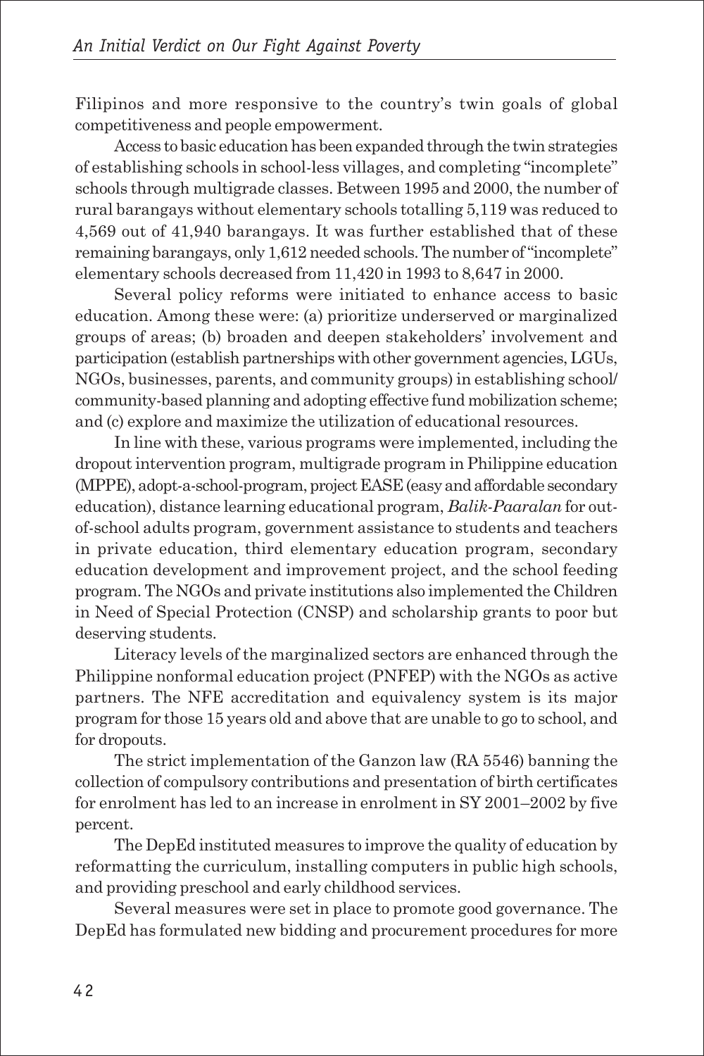Filipinos and more responsive to the country's twin goals of global competitiveness and people empowerment.

Access to basic education has been expanded through the twin strategies of establishing schools in school-less villages, and completing "incomplete" schools through multigrade classes. Between 1995 and 2000, the number of rural barangays without elementary schools totalling 5,119 was reduced to 4,569 out of 41,940 barangays. It was further established that of these remaining barangays, only 1,612 needed schools. The number of "incomplete" elementary schools decreased from 11,420 in 1993 to 8,647 in 2000.

Several policy reforms were initiated to enhance access to basic education. Among these were: (a) prioritize underserved or marginalized groups of areas; (b) broaden and deepen stakeholders' involvement and participation (establish partnerships with other government agencies, LGUs, NGOs, businesses, parents, and community groups) in establishing school/community-based planning and adopting effective fund mobilization scheme; and (c) explore and maximize the utilization of educational resources.

In line with these, various programs were implemented, including the dropout intervention program, multigrade program in Philippine education (MPPE), adopt-a-school-program, project EASE (easy and affordable secondary education), distance learning educational program, *Balik-Paaralan* for out-of-school adults program, government assistance to students and teachers in private education, third elementary education program, secondary education development and improvement project, and the school feeding program. The NGOs and private institutions also implemented the Children in Need of Special Protection (CNSP) and scholarship grants to poor but deserving students.

Literacy levels of the marginalized sectors are enhanced through the Philippine nonformal education project (PNFEP) with the NGOs as active partners. The NFE accreditation and equivalency system is its major program for those 15 years old and above that are unable to go to school, and for dropouts.

The strict implementation of the Ganzon law (RA 5546) banning the collection of compulsory contributions and presentation of birth certificates for enrolment has led to an increase in enrolment in SY 2001–2002 by five percent.

The DepEd instituted measures to improve the quality of education by reformatting the curriculum, installing computers in public high schools, and providing preschool and early childhood services.

Several measures were set in place to promote good governance. The DepEd has formulated new bidding and procurement procedures for more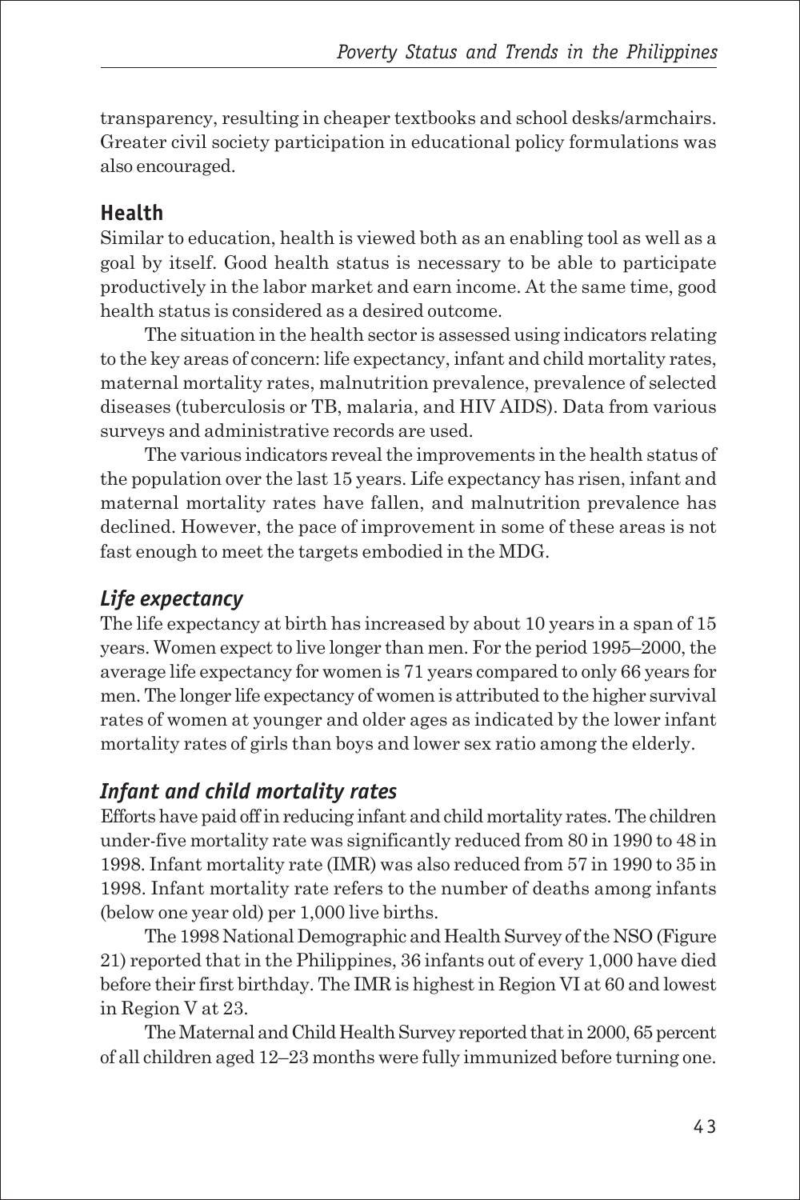transparency, resulting in cheaper textbooks and school desks/armchairs. Greater civil society participation in educational policy formulations was also encouraged.

### Health

Similar to education, health is viewed both as an enabling tool as well as a goal by itself. Good health status is necessary to be able to participate productively in the labor market and earn income. At the same time, good health status is considered as a desired outcome.

The situation in the health sector is assessed using indicators relating to the key areas of concern: life expectancy, infant and child mortality rates, maternal mortality rates, malnutrition prevalence, prevalence of selected diseases (tuberculosis or TB, malaria, and HIV AIDS). Data from various surveys and administrative records are used.

The various indicators reveal the improvements in the health status of the population over the last 15 years. Life expectancy has risen, infant and maternal mortality rates have fallen, and malnutrition prevalence has declined. However, the pace of improvement in some of these areas is not fast enough to meet the targets embodied in the MDG.

#### *Life expectancy*

The life expectancy at birth has increased by about 10 years in a span of 15 years. Women expect to live longer than men. For the period 1995–2000, the average life expectancy for women is 71 years compared to only 66 years for men. The longer life expectancy of women is attributed to the higher survival rates of women at younger and older ages as indicated by the lower infant mortality rates of girls than boys and lower sex ratio among the elderly.

#### *Infant and child mortality rates*

Efforts have paid off in reducing infant and child mortality rates. The children under-five mortality rate was significantly reduced from 80 in 1990 to 48 in 1998. Infant mortality rate (IMR) was also reduced from 57 in 1990 to 35 in 1998. Infant mortality rate refers to the number of deaths among infants (below one year old) per 1,000 live births.

The 1998 National Demographic and Health Survey of the NSO (Figure 21) reported that in the Philippines, 36 infants out of every 1,000 have died before their first birthday. The IMR is highest in Region VI at 60 and lowest in Region V at 23.

The Maternal and Child Health Survey reported that in 2000, 65 percent of all children aged 12–23 months were fully immunized before turning one.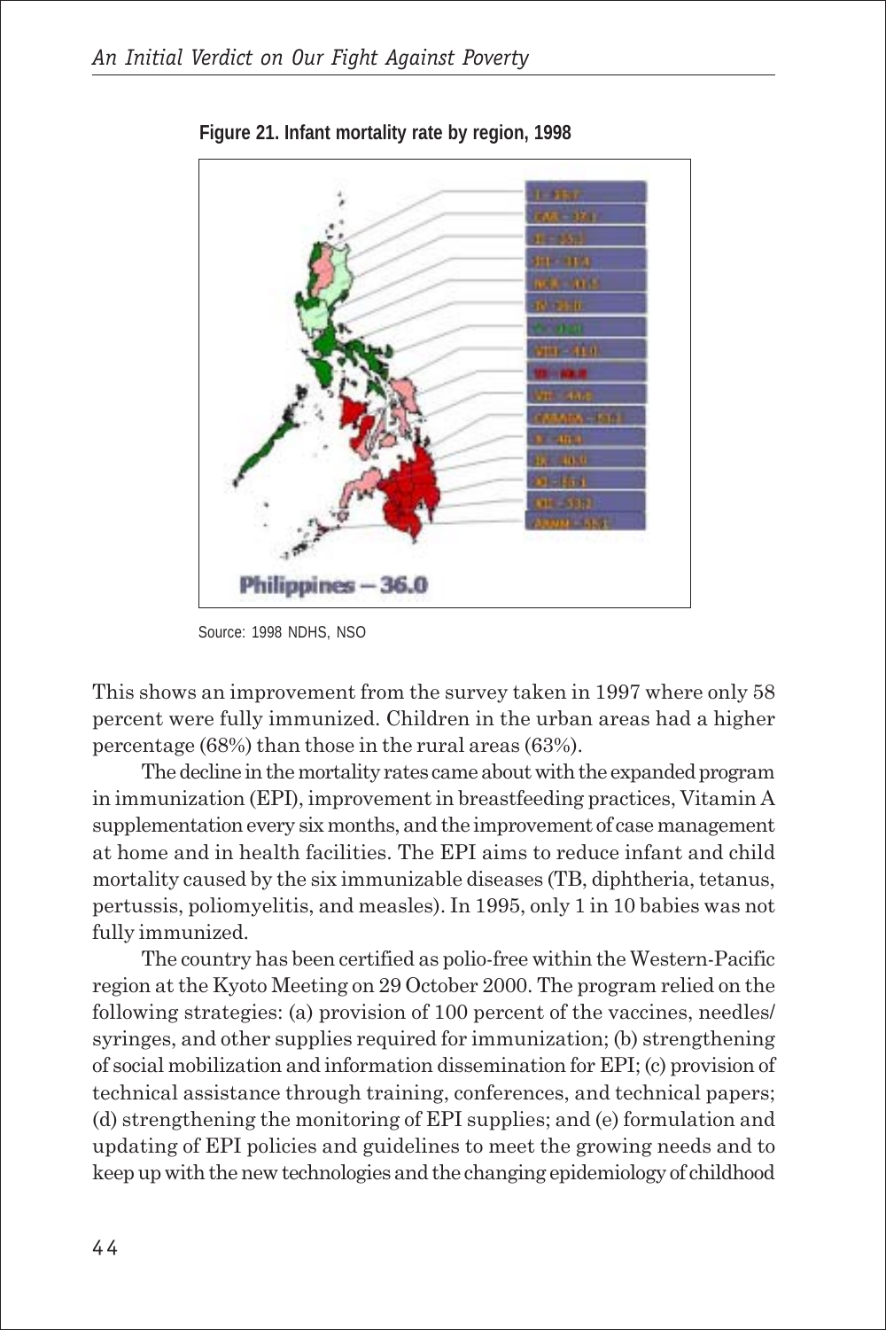**Figure 21. Infant mortality rate by region, 1998**

Philippines – 36.0

Source: 1998 NDHS, NSO

This shows an improvement from the survey taken in 1997 where only 58 percent were fully immunized. Children in the urban areas had a higher percentage (68%) than those in the rural areas (63%).

The decline in the mortality rates came about with the expanded program in immunization (EPI), improvement in breastfeeding practices, Vitamin A supplementation every six months, and the improvement of case management at home and in health facilities. The EPI aims to reduce infant and child mortality caused by the six immunizable diseases (TB, diphtheria, tetanus, pertussis, poliomyelitis, and measles). In 1995, only 1 in 10 babies was not fully immunized.

The country has been certified as polio-free within the Western-Pacific region at the Kyoto Meeting on 29 October 2000. The program relied on the following strategies: (a) provision of 100 percent of the vaccines, needles/ syringes, and other supplies required for immunization; (b) strengthening of social mobilization and information dissemination for EPI; (c) provision of technical assistance through training, conferences, and technical papers; (d) strengthening the monitoring of EPI supplies; and (e) formulation and updating of EPI policies and guidelines to meet the growing needs and to keep up with the new technologies and the changing epidemiology of childhood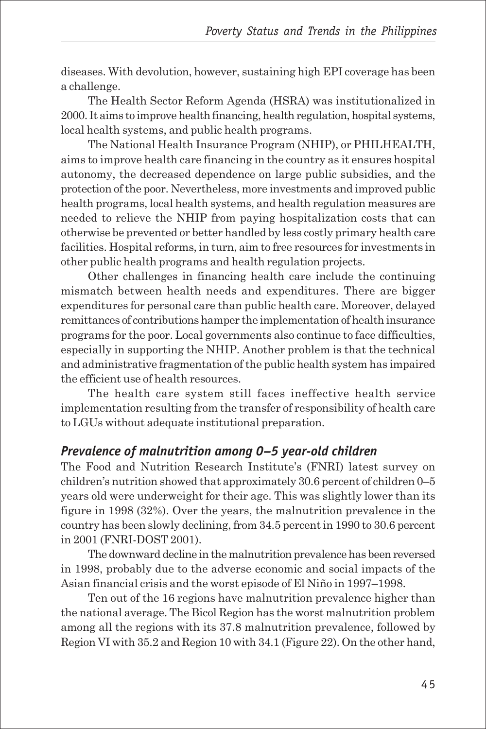diseases. With devolution, however, sustaining high EPI coverage has been a challenge.

The Health Sector Reform Agenda (HSRA) was institutionalized in 2000. It aims to improve health financing, health regulation, hospital systems, local health systems, and public health programs.

The National Health Insurance Program (NHIP), or PHILHEALTH, aims to improve health care financing in the country as it ensures hospital autonomy, the decreased dependence on large public subsidies, and the protection of the poor. Nevertheless, more investments and improved public health programs, local health systems, and health regulation measures are needed to relieve the NHIP from paying hospitalization costs that can otherwise be prevented or better handled by less costly primary health care facilities. Hospital reforms, in turn, aim to free resources for investments in other public health programs and health regulation projects.

Other challenges in financing health care include the continuing mismatch between health needs and expenditures. There are bigger expenditures for personal care than public health care. Moreover, delayed remittances of contributions hamper the implementation of health insurance programs for the poor. Local governments also continue to face difficulties, especially in supporting the NHIP. Another problem is that the technical and administrative fragmentation of the public health system has impaired the efficient use of health resources.

The health care system still faces ineffective health service implementation resulting from the transfer of responsibility of health care to LGUs without adequate institutional preparation.

### *Prevalence of malnutrition among 0–5 year-old children*

The Food and Nutrition Research Institute's (FNRI) latest survey on children's nutrition showed that approximately 30.6 percent of children 0–5 years old were underweight for their age. This was slightly lower than its figure in 1998 (32%). Over the years, the malnutrition prevalence in the country has been slowly declining, from 34.5 percent in 1990 to 30.6 percent in 2001 (FNRI-DOST 2001).

The downward decline in the malnutrition prevalence has been reversed in 1998, probably due to the adverse economic and social impacts of the Asian financial crisis and the worst episode of El Niño in 1997–1998.

Ten out of the 16 regions have malnutrition prevalence higher than the national average. The Bicol Region has the worst malnutrition problem among all the regions with its 37.8 malnutrition prevalence, followed by Region VI with 35.2 and Region 10 with 34.1 (Figure 22). On the other hand,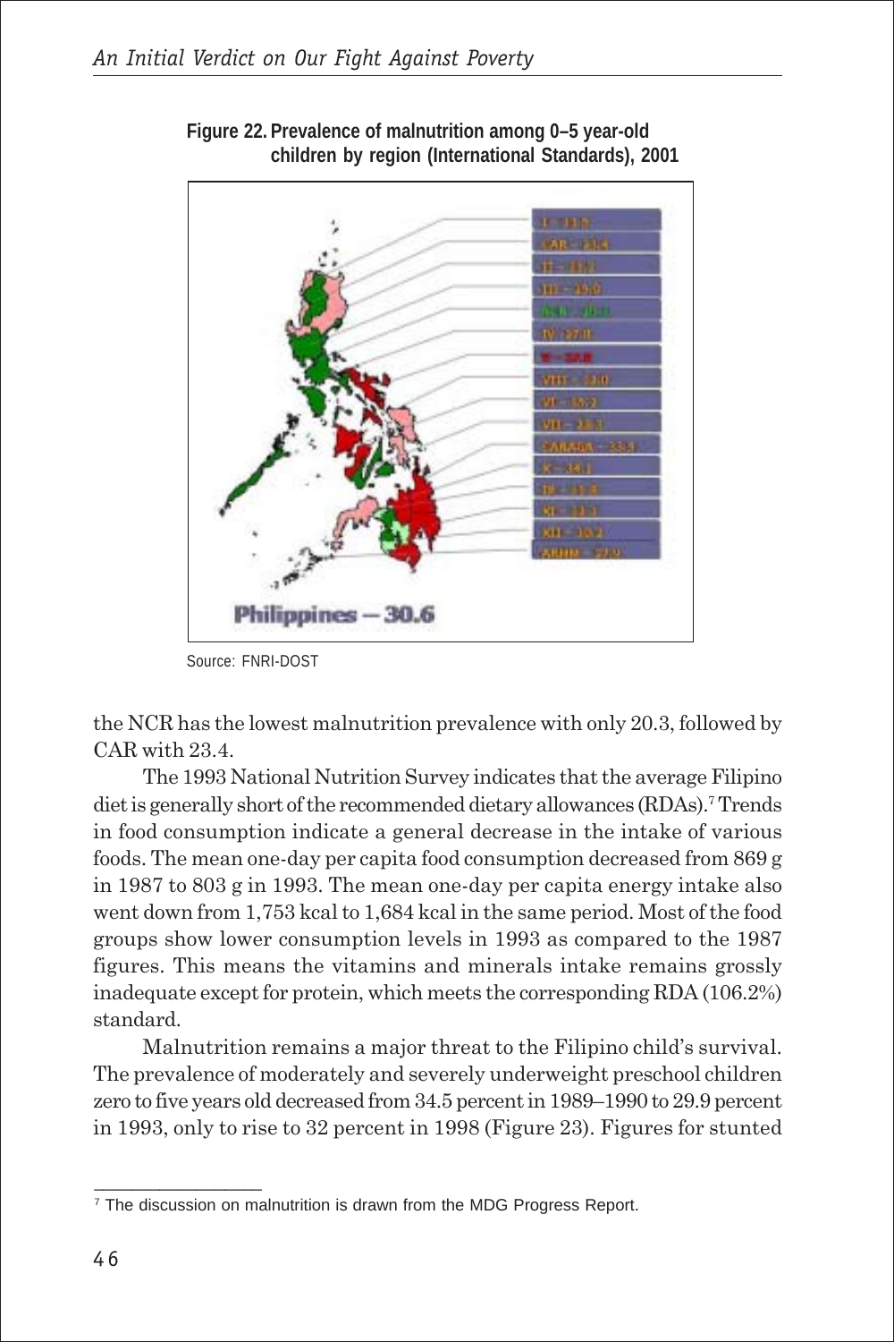**Figure 22. Prevalence of malnutrition among 0–5 year-old children by region (International Standards), 2001**

Source: FNRI-DOST

the NCR has the lowest malnutrition prevalence with only 20.3, followed by CAR with 23.4.

The 1993 National Nutrition Survey indicates that the average Filipino diet is generally short of the recommended dietary allowances (RDAs).[7] Trends in food consumption indicate a general decrease in the intake of various foods. The mean one-day per capita food consumption decreased from 869 g in 1987 to 803 g in 1993. The mean one-day per capita energy intake also went down from 1,753 kcal to 1,684 kcal in the same period. Most of the food groups show lower consumption levels in 1993 as compared to the 1987 figures. This means the vitamins and minerals intake remains grossly inadequate except for protein, which meets the corresponding RDA (106.2%) standard.

Malnutrition remains a major threat to the Filipino child's survival. The prevalence of moderately and severely underweight preschool children zero to five years old decreased from 34.5 percent in 1989–1990 to 29.9 percent in 1993, only to rise to 32 percent in 1998 (Figure 23). Figures for stunted

[7] The discussion on malnutrition is drawn from the MDG Progress Report.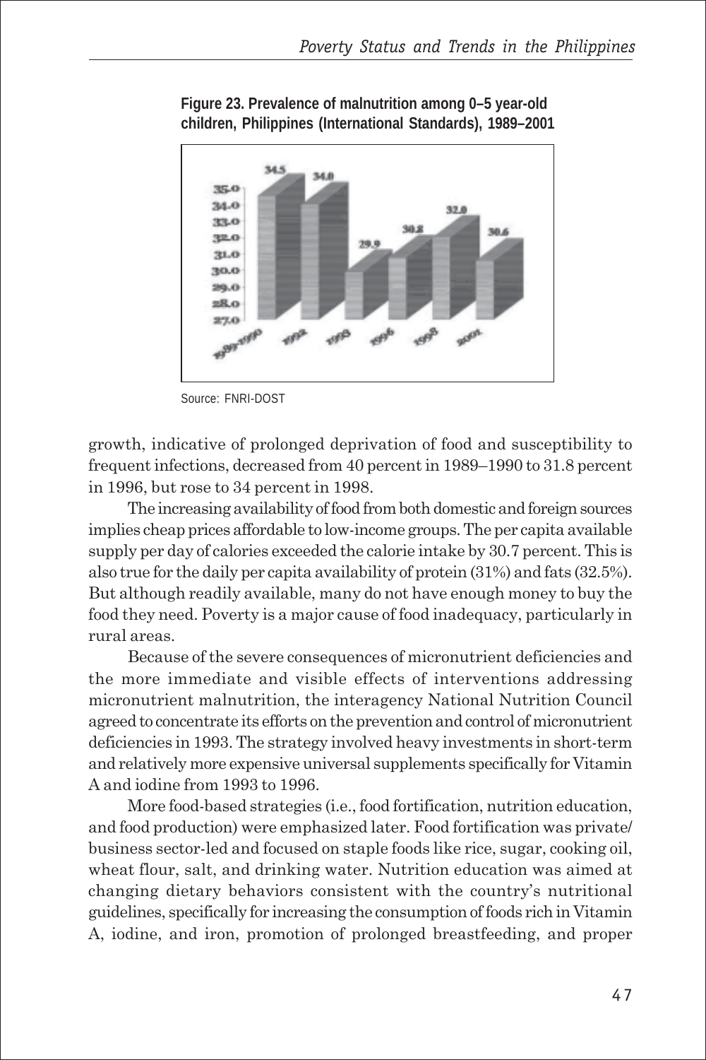**Figure 23. Prevalence of malnutrition among 0–5 year-old children, Philippines (International Standards), 1989–2001**

| Year | Prevalence |
|---|---|
| 1989-1990 | 34.5 |
| 1992 | 34.0 |
| 1993 | 29.9 |
| 1996 | 30.8 |
| 1998 | 32.0 |
| 2001 | 30.6 |

Source: FNRI-DOST

growth, indicative of prolonged deprivation of food and susceptibility to frequent infections, decreased from 40 percent in 1989–1990 to 31.8 percent in 1996, but rose to 34 percent in 1998.

The increasing availability of food from both domestic and foreign sources implies cheap prices affordable to low-income groups. The per capita available supply per day of calories exceeded the calorie intake by 30.7 percent. This is also true for the daily per capita availability of protein (31%) and fats (32.5%). But although readily available, many do not have enough money to buy the food they need. Poverty is a major cause of food inadequacy, particularly in rural areas.

Because of the severe consequences of micronutrient deficiencies and the more immediate and visible effects of interventions addressing micronutrient malnutrition, the interagency National Nutrition Council agreed to concentrate its efforts on the prevention and control of micronutrient deficiencies in 1993. The strategy involved heavy investments in short-term and relatively more expensive universal supplements specifically for Vitamin A and iodine from 1993 to 1996.

More food-based strategies (i.e., food fortification, nutrition education, and food production) were emphasized later. Food fortification was private/business sector-led and focused on staple foods like rice, sugar, cooking oil, wheat flour, salt, and drinking water. Nutrition education was aimed at changing dietary behaviors consistent with the country's nutritional guidelines, specifically for increasing the consumption of foods rich in Vitamin A, iodine, and iron, promotion of prolonged breastfeeding, and proper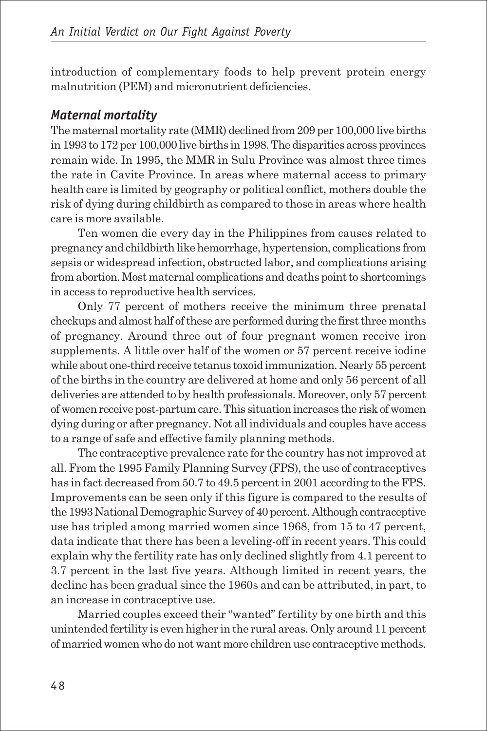introduction of complementary foods to help prevent protein energy malnutrition (PEM) and micronutrient deficiencies.

### *Maternal mortality*

The maternal mortality rate (MMR) declined from 209 per 100,000 live births in 1993 to 172 per 100,000 live births in 1998. The disparities across provinces remain wide. In 1995, the MMR in Sulu Province was almost three times the rate in Cavite Province. In areas where maternal access to primary health care is limited by geography or political conflict, mothers double the risk of dying during childbirth as compared to those in areas where health care is more available.

Ten women die every day in the Philippines from causes related to pregnancy and childbirth like hemorrhage, hypertension, complications from sepsis or widespread infection, obstructed labor, and complications arising from abortion. Most maternal complications and deaths point to shortcomings in access to reproductive health services.

Only 77 percent of mothers receive the minimum three prenatal checkups and almost half of these are performed during the first three months of pregnancy. Around three out of four pregnant women receive iron supplements. A little over half of the women or 57 percent receive iodine while about one-third receive tetanus toxoid immunization. Nearly 55 percent of the births in the country are delivered at home and only 56 percent of all deliveries are attended to by health professionals. Moreover, only 57 percent of women receive post-partum care. This situation increases the risk of women dying during or after pregnancy. Not all individuals and couples have access to a range of safe and effective family planning methods.

The contraceptive prevalence rate for the country has not improved at all. From the 1995 Family Planning Survey (FPS), the use of contraceptives has in fact decreased from 50.7 to 49.5 percent in 2001 according to the FPS. Improvements can be seen only if this figure is compared to the results of the 1993 National Demographic Survey of 40 percent. Although contraceptive use has tripled among married women since 1968, from 15 to 47 percent, data indicate that there has been a leveling-off in recent years. This could explain why the fertility rate has only declined slightly from 4.1 percent to 3.7 percent in the last five years. Although limited in recent years, the decline has been gradual since the 1960s and can be attributed, in part, to an increase in contraceptive use.

Married couples exceed their "wanted" fertility by one birth and this unintended fertility is even higher in the rural areas. Only around 11 percent of married women who do not want more children use contraceptive methods.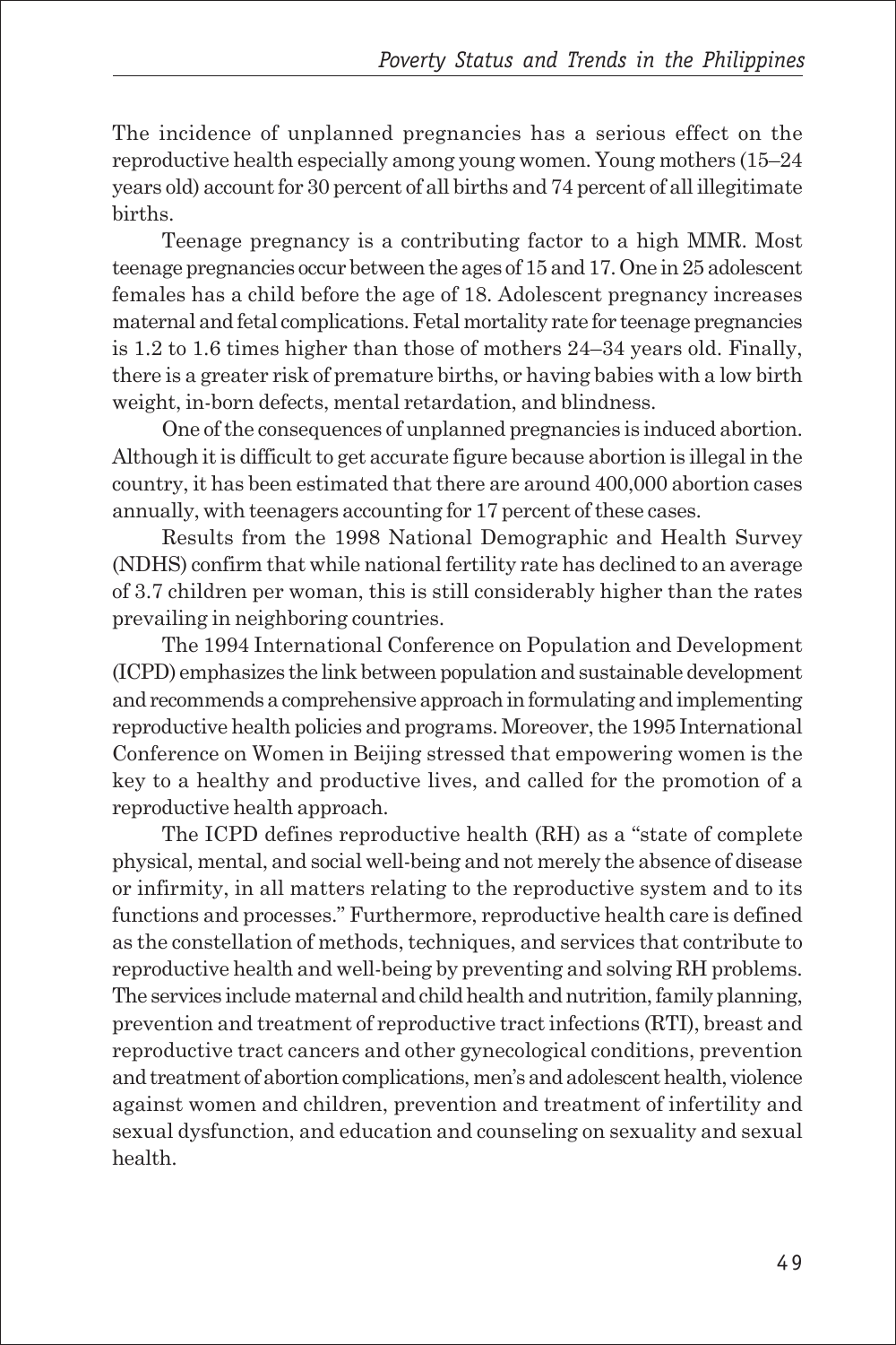The incidence of unplanned pregnancies has a serious effect on the reproductive health especially among young women. Young mothers (15–24 years old) account for 30 percent of all births and 74 percent of all illegitimate births.

Teenage pregnancy is a contributing factor to a high MMR. Most teenage pregnancies occur between the ages of 15 and 17. One in 25 adolescent females has a child before the age of 18. Adolescent pregnancy increases maternal and fetal complications. Fetal mortality rate for teenage pregnancies is 1.2 to 1.6 times higher than those of mothers 24–34 years old. Finally, there is a greater risk of premature births, or having babies with a low birth weight, in-born defects, mental retardation, and blindness.

One of the consequences of unplanned pregnancies is induced abortion. Although it is difficult to get accurate figure because abortion is illegal in the country, it has been estimated that there are around 400,000 abortion cases annually, with teenagers accounting for 17 percent of these cases.

Results from the 1998 National Demographic and Health Survey (NDHS) confirm that while national fertility rate has declined to an average of 3.7 children per woman, this is still considerably higher than the rates prevailing in neighboring countries.

The 1994 International Conference on Population and Development (ICPD) emphasizes the link between population and sustainable development and recommends a comprehensive approach in formulating and implementing reproductive health policies and programs. Moreover, the 1995 International Conference on Women in Beijing stressed that empowering women is the key to a healthy and productive lives, and called for the promotion of a reproductive health approach.

The ICPD defines reproductive health (RH) as a "state of complete physical, mental, and social well-being and not merely the absence of disease or infirmity, in all matters relating to the reproductive system and to its functions and processes." Furthermore, reproductive health care is defined as the constellation of methods, techniques, and services that contribute to reproductive health and well-being by preventing and solving RH problems. The services include maternal and child health and nutrition, family planning, prevention and treatment of reproductive tract infections (RTI), breast and reproductive tract cancers and other gynecological conditions, prevention and treatment of abortion complications, men's and adolescent health, violence against women and children, prevention and treatment of infertility and sexual dysfunction, and education and counseling on sexuality and sexual health.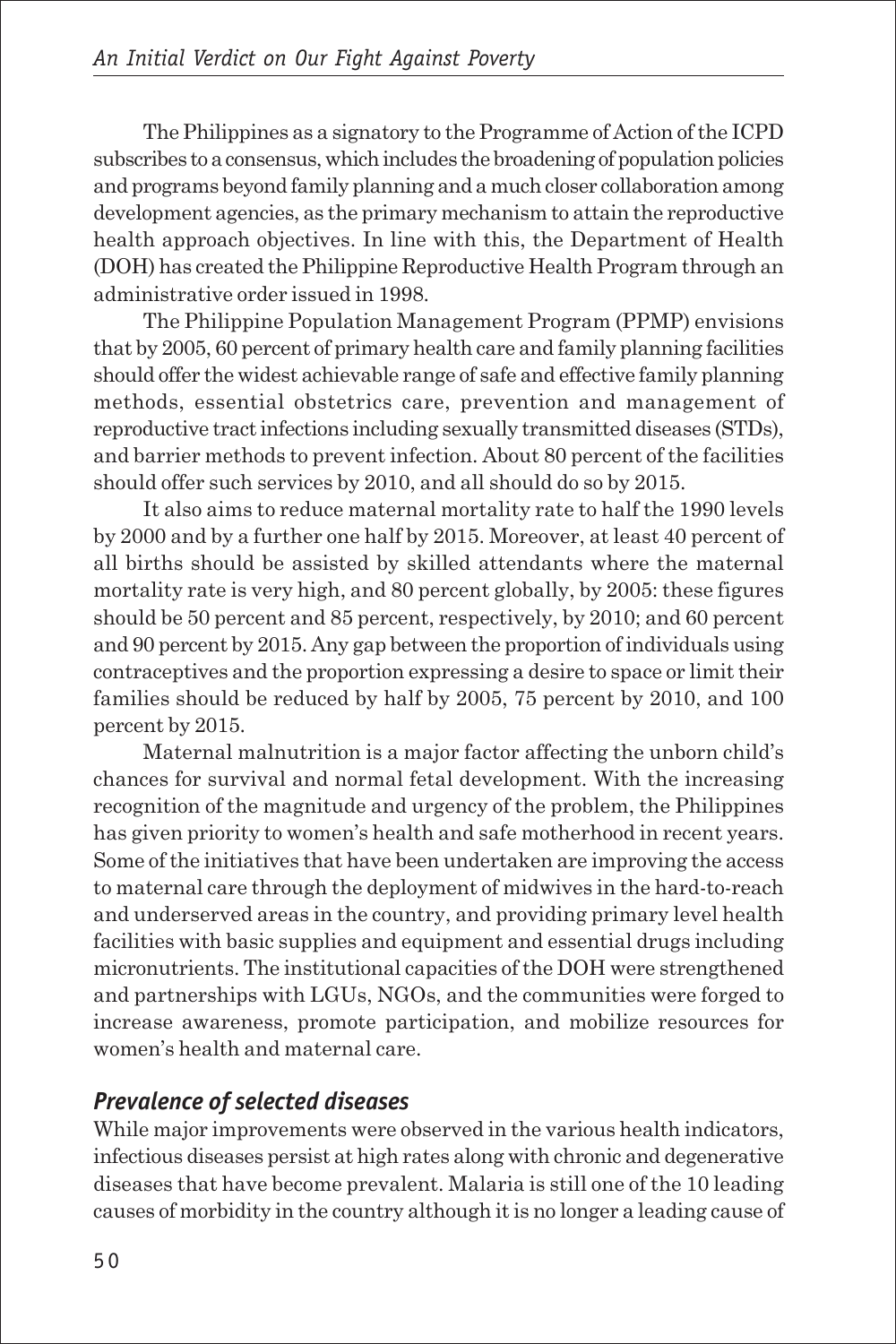The Philippines as a signatory to the Programme of Action of the ICPD subscribes to a consensus, which includes the broadening of population policies and programs beyond family planning and a much closer collaboration among development agencies, as the primary mechanism to attain the reproductive health approach objectives. In line with this, the Department of Health (DOH) has created the Philippine Reproductive Health Program through an administrative order issued in 1998.

The Philippine Population Management Program (PPMP) envisions that by 2005, 60 percent of primary health care and family planning facilities should offer the widest achievable range of safe and effective family planning methods, essential obstetrics care, prevention and management of reproductive tract infections including sexually transmitted diseases (STDs), and barrier methods to prevent infection. About 80 percent of the facilities should offer such services by 2010, and all should do so by 2015.

It also aims to reduce maternal mortality rate to half the 1990 levels by 2000 and by a further one half by 2015. Moreover, at least 40 percent of all births should be assisted by skilled attendants where the maternal mortality rate is very high, and 80 percent globally, by 2005: these figures should be 50 percent and 85 percent, respectively, by 2010; and 60 percent and 90 percent by 2015. Any gap between the proportion of individuals using contraceptives and the proportion expressing a desire to space or limit their families should be reduced by half by 2005, 75 percent by 2010, and 100 percent by 2015.

Maternal malnutrition is a major factor affecting the unborn child's chances for survival and normal fetal development. With the increasing recognition of the magnitude and urgency of the problem, the Philippines has given priority to women's health and safe motherhood in recent years. Some of the initiatives that have been undertaken are improving the access to maternal care through the deployment of midwives in the hard-to-reach and underserved areas in the country, and providing primary level health facilities with basic supplies and equipment and essential drugs including micronutrients. The institutional capacities of the DOH were strengthened and partnerships with LGUs, NGOs, and the communities were forged to increase awareness, promote participation, and mobilize resources for women's health and maternal care.

### *Prevalence of selected diseases*

While major improvements were observed in the various health indicators, infectious diseases persist at high rates along with chronic and degenerative diseases that have become prevalent. Malaria is still one of the 10 leading causes of morbidity in the country although it is no longer a leading cause of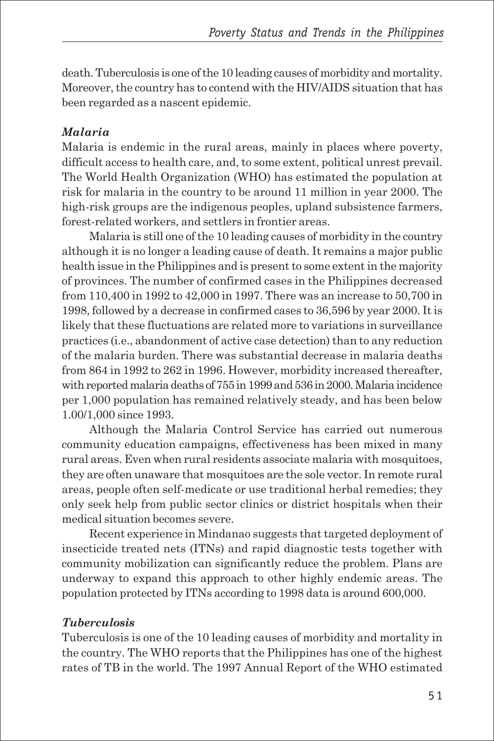death. Tuberculosis is one of the 10 leading causes of morbidity and mortality. Moreover, the country has to contend with the HIV/AIDS situation that has been regarded as a nascent epidemic.

### *Malaria*

Malaria is endemic in the rural areas, mainly in places where poverty, difficult access to health care, and, to some extent, political unrest prevail. The World Health Organization (WHO) has estimated the population at risk for malaria in the country to be around 11 million in year 2000. The high-risk groups are the indigenous peoples, upland subsistence farmers, forest-related workers, and settlers in frontier areas.

Malaria is still one of the 10 leading causes of morbidity in the country although it is no longer a leading cause of death. It remains a major public health issue in the Philippines and is present to some extent in the majority of provinces. The number of confirmed cases in the Philippines decreased from 110,400 in 1992 to 42,000 in 1997. There was an increase to 50,700 in 1998, followed by a decrease in confirmed cases to 36,596 by year 2000. It is likely that these fluctuations are related more to variations in surveillance practices (i.e., abandonment of active case detection) than to any reduction of the malaria burden. There was substantial decrease in malaria deaths from 864 in 1992 to 262 in 1996. However, morbidity increased thereafter, with reported malaria deaths of 755 in 1999 and 536 in 2000. Malaria incidence per 1,000 population has remained relatively steady, and has been below 1.00/1,000 since 1993.

Although the Malaria Control Service has carried out numerous community education campaigns, effectiveness has been mixed in many rural areas. Even when rural residents associate malaria with mosquitoes, they are often unaware that mosquitoes are the sole vector. In remote rural areas, people often self-medicate or use traditional herbal remedies; they only seek help from public sector clinics or district hospitals when their medical situation becomes severe.

Recent experience in Mindanao suggests that targeted deployment of insecticide treated nets (ITNs) and rapid diagnostic tests together with community mobilization can significantly reduce the problem. Plans are underway to expand this approach to other highly endemic areas. The population protected by ITNs according to 1998 data is around 600,000.

### *Tuberculosis*

Tuberculosis is one of the 10 leading causes of morbidity and mortality in the country. The WHO reports that the Philippines has one of the highest rates of TB in the world. The 1997 Annual Report of the WHO estimated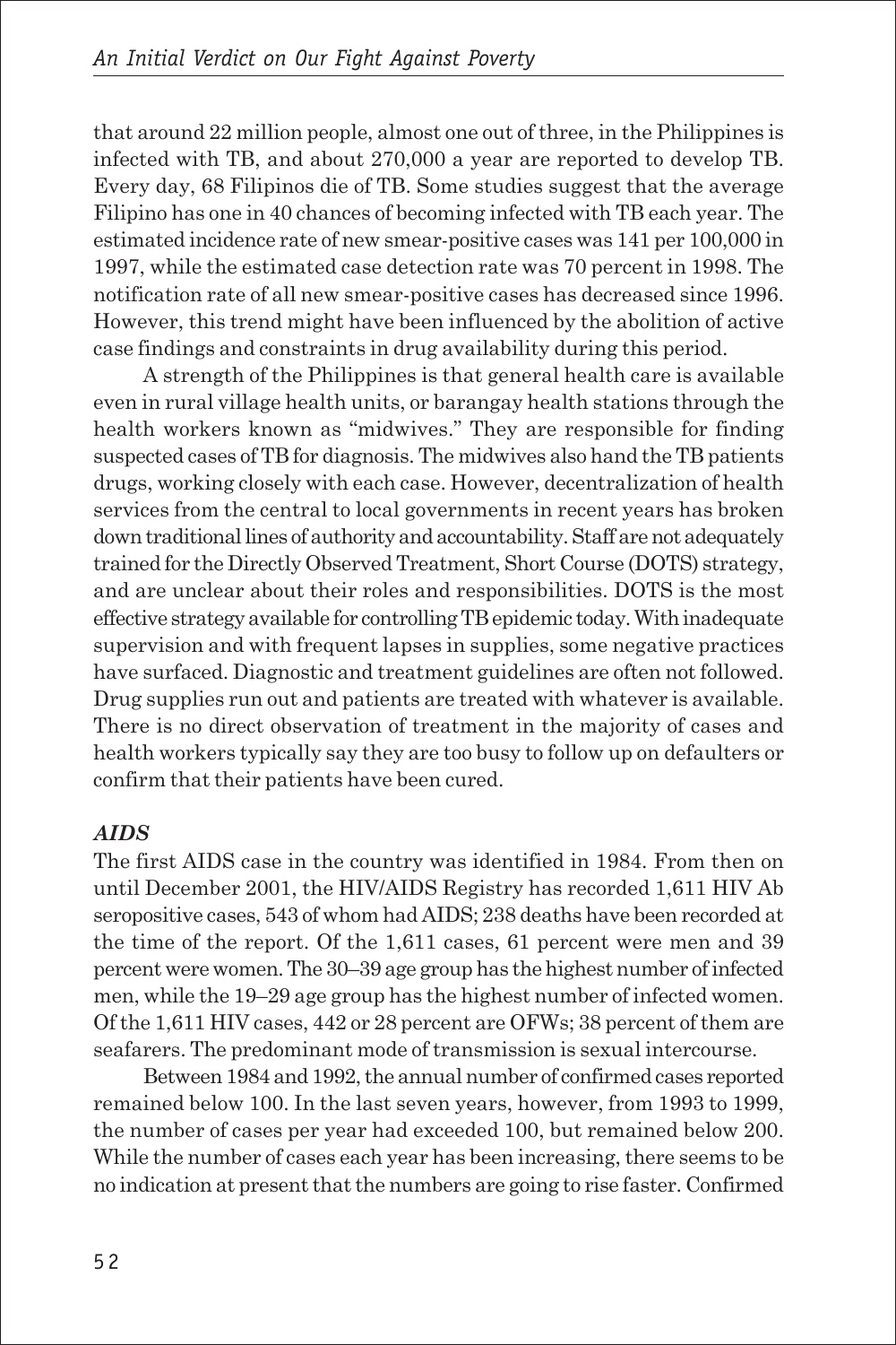that around 22 million people, almost one out of three, in the Philippines is infected with TB, and about 270,000 a year are reported to develop TB. Every day, 68 Filipinos die of TB. Some studies suggest that the average Filipino has one in 40 chances of becoming infected with TB each year. The estimated incidence rate of new smear-positive cases was 141 per 100,000 in 1997, while the estimated case detection rate was 70 percent in 1998. The notification rate of all new smear-positive cases has decreased since 1996. However, this trend might have been influenced by the abolition of active case findings and constraints in drug availability during this period.

A strength of the Philippines is that general health care is available even in rural village health units, or barangay health stations through the health workers known as "midwives." They are responsible for finding suspected cases of TB for diagnosis. The midwives also hand the TB patients drugs, working closely with each case. However, decentralization of health services from the central to local governments in recent years has broken down traditional lines of authority and accountability. Staff are not adequately trained for the Directly Observed Treatment, Short Course (DOTS) strategy, and are unclear about their roles and responsibilities. DOTS is the most effective strategy available for controlling TB epidemic today. With inadequate supervision and with frequent lapses in supplies, some negative practices have surfaced. Diagnostic and treatment guidelines are often not followed. Drug supplies run out and patients are treated with whatever is available. There is no direct observation of treatment in the majority of cases and health workers typically say they are too busy to follow up on defaulters or confirm that their patients have been cured.

### *AIDS*

The first AIDS case in the country was identified in 1984. From then on until December 2001, the HIV/AIDS Registry has recorded 1,611 HIV Ab seropositive cases, 543 of whom had AIDS; 238 deaths have been recorded at the time of the report. Of the 1,611 cases, 61 percent were men and 39 percent were women. The 30–39 age group has the highest number of infected men, while the 19–29 age group has the highest number of infected women. Of the 1,611 HIV cases, 442 or 28 percent are OFWs; 38 percent of them are seafarers. The predominant mode of transmission is sexual intercourse.

Between 1984 and 1992, the annual number of confirmed cases reported remained below 100. In the last seven years, however, from 1993 to 1999, the number of cases per year had exceeded 100, but remained below 200. While the number of cases each year has been increasing, there seems to be no indication at present that the numbers are going to rise faster. Confirmed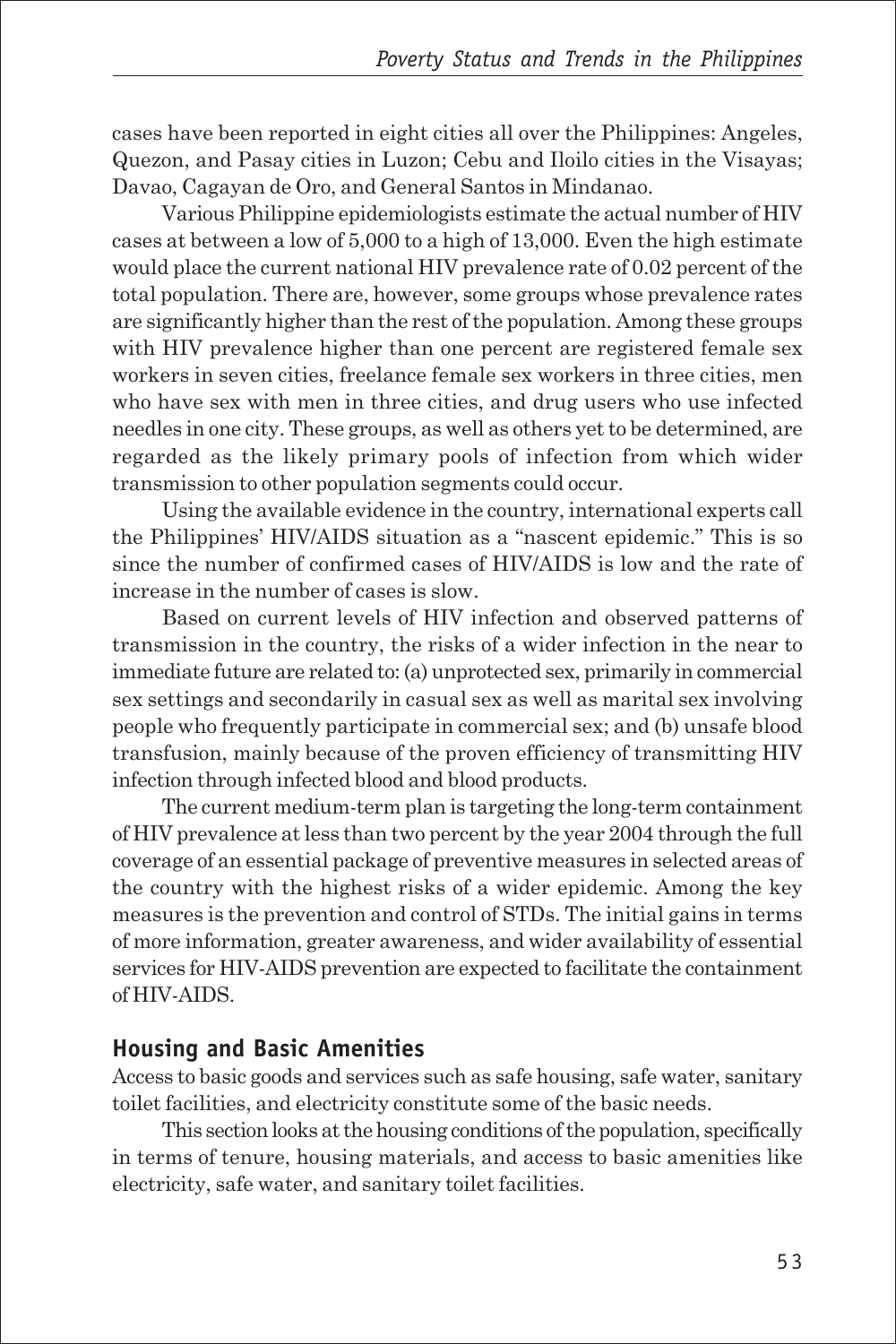cases have been reported in eight cities all over the Philippines: Angeles, Quezon, and Pasay cities in Luzon; Cebu and Iloilo cities in the Visayas; Davao, Cagayan de Oro, and General Santos in Mindanao.

Various Philippine epidemiologists estimate the actual number of HIV cases at between a low of 5,000 to a high of 13,000. Even the high estimate would place the current national HIV prevalence rate of 0.02 percent of the total population. There are, however, some groups whose prevalence rates are significantly higher than the rest of the population. Among these groups with HIV prevalence higher than one percent are registered female sex workers in seven cities, freelance female sex workers in three cities, men who have sex with men in three cities, and drug users who use infected needles in one city. These groups, as well as others yet to be determined, are regarded as the likely primary pools of infection from which wider transmission to other population segments could occur.

Using the available evidence in the country, international experts call the Philippines' HIV/AIDS situation as a "nascent epidemic." This is so since the number of confirmed cases of HIV/AIDS is low and the rate of increase in the number of cases is slow.

Based on current levels of HIV infection and observed patterns of transmission in the country, the risks of a wider infection in the near to immediate future are related to: (a) unprotected sex, primarily in commercial sex settings and secondarily in casual sex as well as marital sex involving people who frequently participate in commercial sex; and (b) unsafe blood transfusion, mainly because of the proven efficiency of transmitting HIV infection through infected blood and blood products.

The current medium-term plan is targeting the long-term containment of HIV prevalence at less than two percent by the year 2004 through the full coverage of an essential package of preventive measures in selected areas of the country with the highest risks of a wider epidemic. Among the key measures is the prevention and control of STDs. The initial gains in terms of more information, greater awareness, and wider availability of essential services for HIV-AIDS prevention are expected to facilitate the containment of HIV-AIDS.

## Housing and Basic Amenities

Access to basic goods and services such as safe housing, safe water, sanitary toilet facilities, and electricity constitute some of the basic needs.

This section looks at the housing conditions of the population, specifically in terms of tenure, housing materials, and access to basic amenities like electricity, safe water, and sanitary toilet facilities.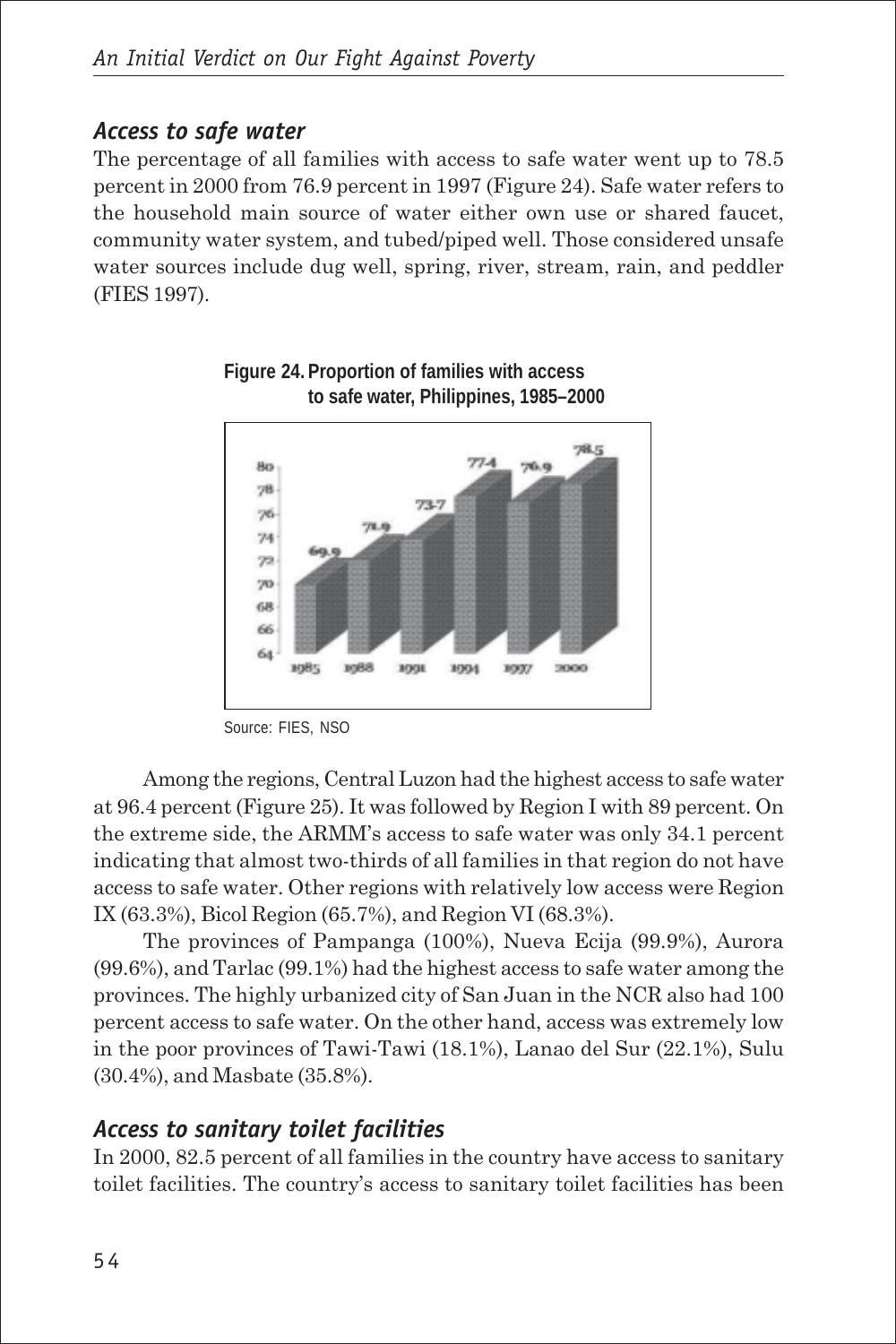### *Access to safe water*

The percentage of all families with access to safe water went up to 78.5 percent in 2000 from 76.9 percent in 1997 (Figure 24). Safe water refers to the household main source of water either own use or shared faucet, community water system, and tubed/piped well. Those considered unsafe water sources include dug well, spring, river, stream, rain, and peddler (FIES 1997).

**Figure 24. Proportion of families with access to safe water, Philippines, 1985–2000**

| Year | Percent |
|---|---|
| 1985 | 69.9 |
| 1988 | 71.9 |
| 1991 | 73.7 |
| 1994 | 77.4 |
| 1997 | 76.9 |
| 2000 | 78.5 |

Source: FIES, NSO

Among the regions, Central Luzon had the highest access to safe water at 96.4 percent (Figure 25). It was followed by Region I with 89 percent. On the extreme side, the ARMM's access to safe water was only 34.1 percent indicating that almost two-thirds of all families in that region do not have access to safe water. Other regions with relatively low access were Region IX (63.3%), Bicol Region (65.7%), and Region VI (68.3%).

The provinces of Pampanga (100%), Nueva Ecija (99.9%), Aurora (99.6%), and Tarlac (99.1%) had the highest access to safe water among the provinces. The highly urbanized city of San Juan in the NCR also had 100 percent access to safe water. On the other hand, access was extremely low in the poor provinces of Tawi-Tawi (18.1%), Lanao del Sur (22.1%), Sulu (30.4%), and Masbate (35.8%).

### *Access to sanitary toilet facilities*

In 2000, 82.5 percent of all families in the country have access to sanitary toilet facilities. The country's access to sanitary toilet facilities has been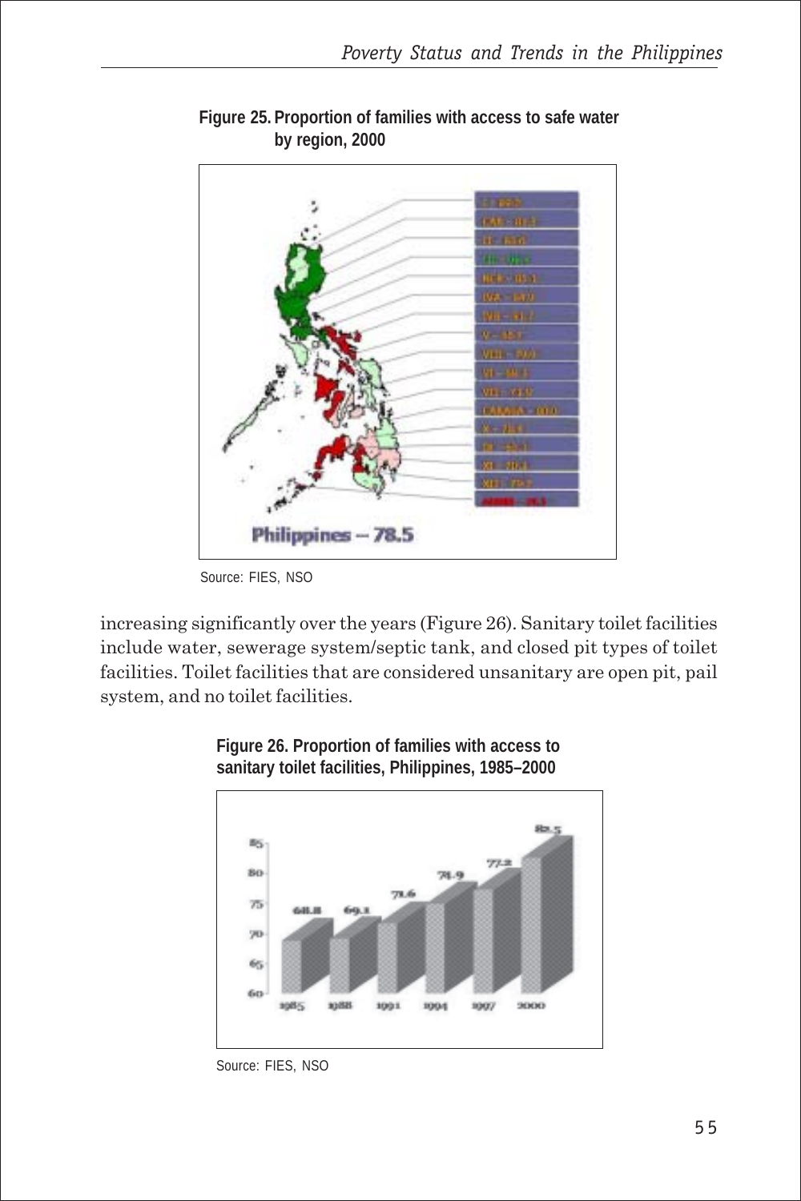**Figure 25. Proportion of families with access to safe water by region, 2000**

Source: FIES, NSO

increasing significantly over the years (Figure 26). Sanitary toilet facilities include water, sewerage system/septic tank, and closed pit types of toilet facilities. Toilet facilities that are considered unsanitary are open pit, pail system, and no toilet facilities.

**Figure 26. Proportion of families with access to sanitary toilet facilities, Philippines, 1985–2000**

Source: FIES, NSO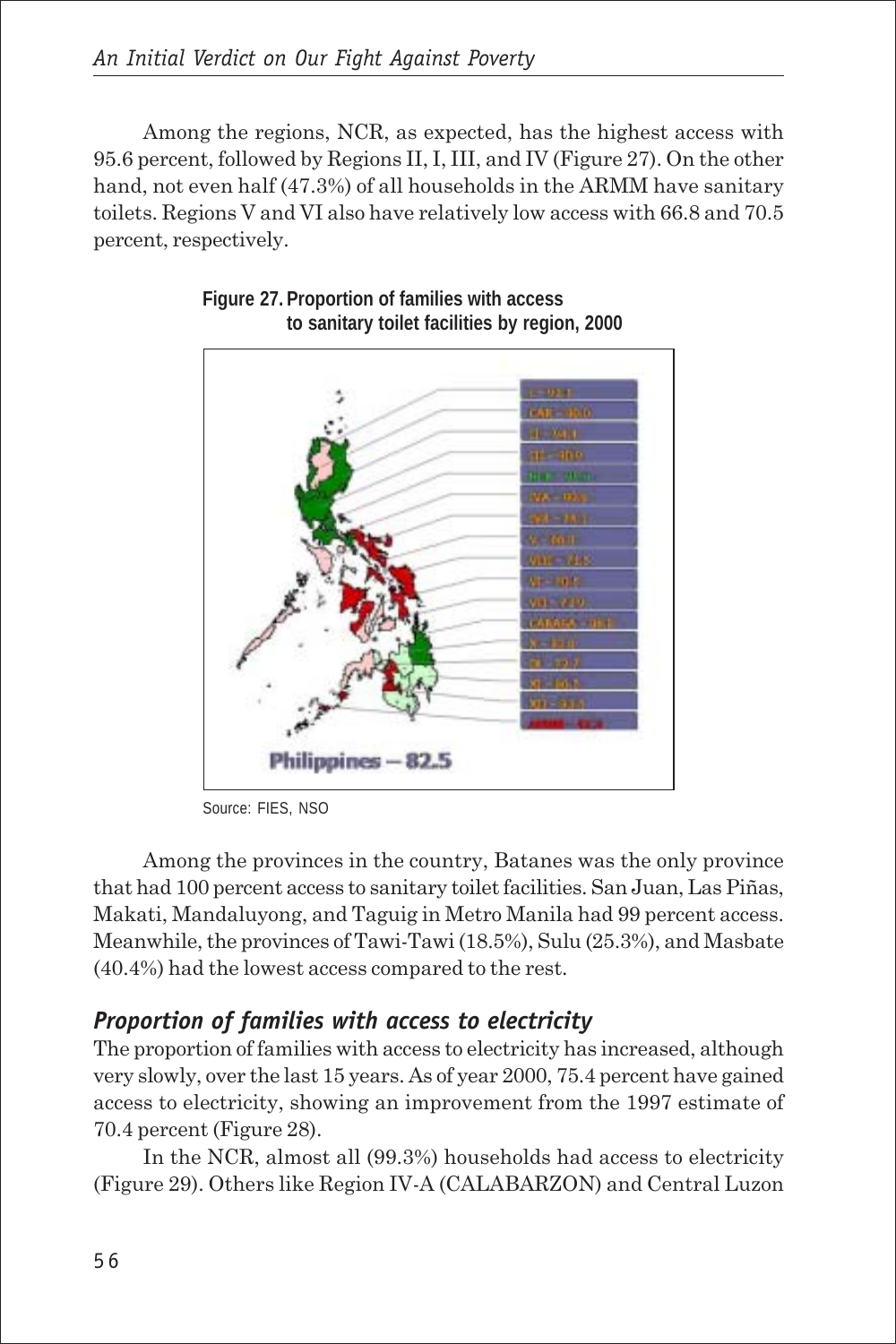Among the regions, NCR, as expected, has the highest access with 95.6 percent, followed by Regions II, I, III, and IV (Figure 27). On the other hand, not even half (47.3%) of all households in the ARMM have sanitary toilets. Regions V and VI also have relatively low access with 66.8 and 70.5 percent, respectively.

**Figure 27. Proportion of families with access to sanitary toilet facilities by region, 2000**

Philippines – 82.5

Source: FIES, NSO

Among the provinces in the country, Batanes was the only province that had 100 percent access to sanitary toilet facilities. San Juan, Las Piñas, Makati, Mandaluyong, and Taguig in Metro Manila had 99 percent access. Meanwhile, the provinces of Tawi-Tawi (18.5%), Sulu (25.3%), and Masbate (40.4%) had the lowest access compared to the rest.

### *Proportion of families with access to electricity*

The proportion of families with access to electricity has increased, although very slowly, over the last 15 years. As of year 2000, 75.4 percent have gained access to electricity, showing an improvement from the 1997 estimate of 70.4 percent (Figure 28).

In the NCR, almost all (99.3%) households had access to electricity (Figure 29). Others like Region IV-A (CALABARZON) and Central Luzon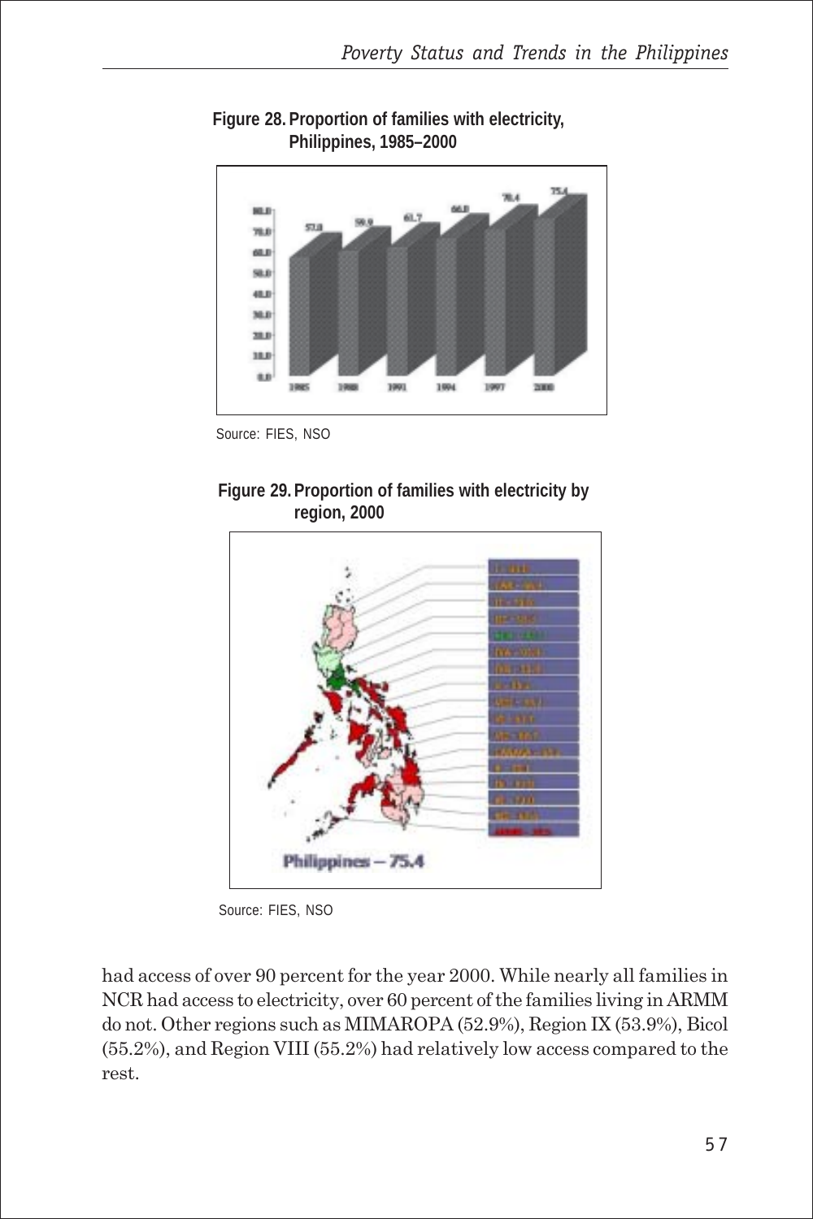**Figure 28. Proportion of families with electricity, Philippines, 1985–2000**

Source: FIES, NSO

**Figure 29. Proportion of families with electricity by region, 2000**

Source: FIES, NSO

had access of over 90 percent for the year 2000. While nearly all families in NCR had access to electricity, over 60 percent of the families living in ARMM do not. Other regions such as MIMAROPA (52.9%), Region IX (53.9%), Bicol (55.2%), and Region VIII (55.2%) had relatively low access compared to the rest.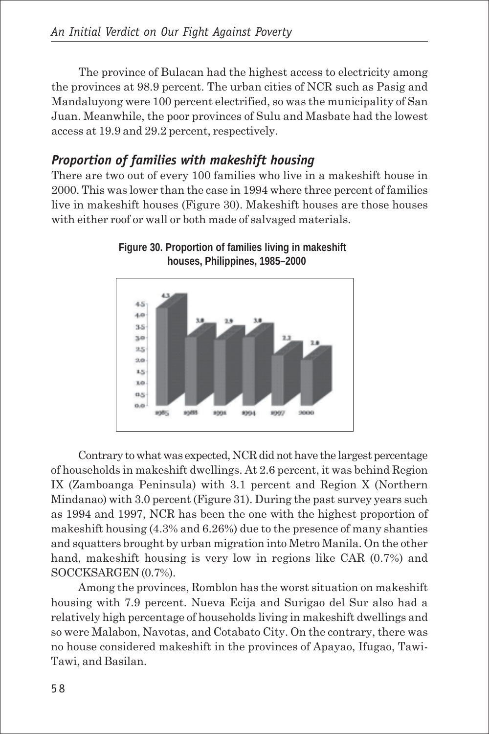The province of Bulacan had the highest access to electricity among the provinces at 98.9 percent. The urban cities of NCR such as Pasig and Mandaluyong were 100 percent electrified, so was the municipality of San Juan. Meanwhile, the poor provinces of Sulu and Masbate had the lowest access at 19.9 and 29.2 percent, respectively.

### *Proportion of families with makeshift housing*

There are two out of every 100 families who live in a makeshift house in 2000. This was lower than the case in 1994 where three percent of families live in makeshift houses (Figure 30). Makeshift houses are those houses with either roof or wall or both made of salvaged materials.

**Figure 30. Proportion of families living in makeshift houses, Philippines, 1985–2000**

| Year | Proportion (%) |
|---|---|
| 1985 | 4.3 |
| 1988 | 3.0 |
| 1991 | 2.9 |
| 1994 | 3.0 |
| 1997 | 2.2 |
| 2000 | 2.0 |

Contrary to what was expected, NCR did not have the largest percentage of households in makeshift dwellings. At 2.6 percent, it was behind Region IX (Zamboanga Peninsula) with 3.1 percent and Region X (Northern Mindanao) with 3.0 percent (Figure 31). During the past survey years such as 1994 and 1997, NCR has been the one with the highest proportion of makeshift housing (4.3% and 6.26%) due to the presence of many shanties and squatters brought by urban migration into Metro Manila. On the other hand, makeshift housing is very low in regions like CAR (0.7%) and SOCCKSARGEN (0.7%).

Among the provinces, Romblon has the worst situation on makeshift housing with 7.9 percent. Nueva Ecija and Surigao del Sur also had a relatively high percentage of households living in makeshift dwellings and so were Malabon, Navotas, and Cotabato City. On the contrary, there was no house considered makeshift in the provinces of Apayao, Ifugao, Tawi-Tawi, and Basilan.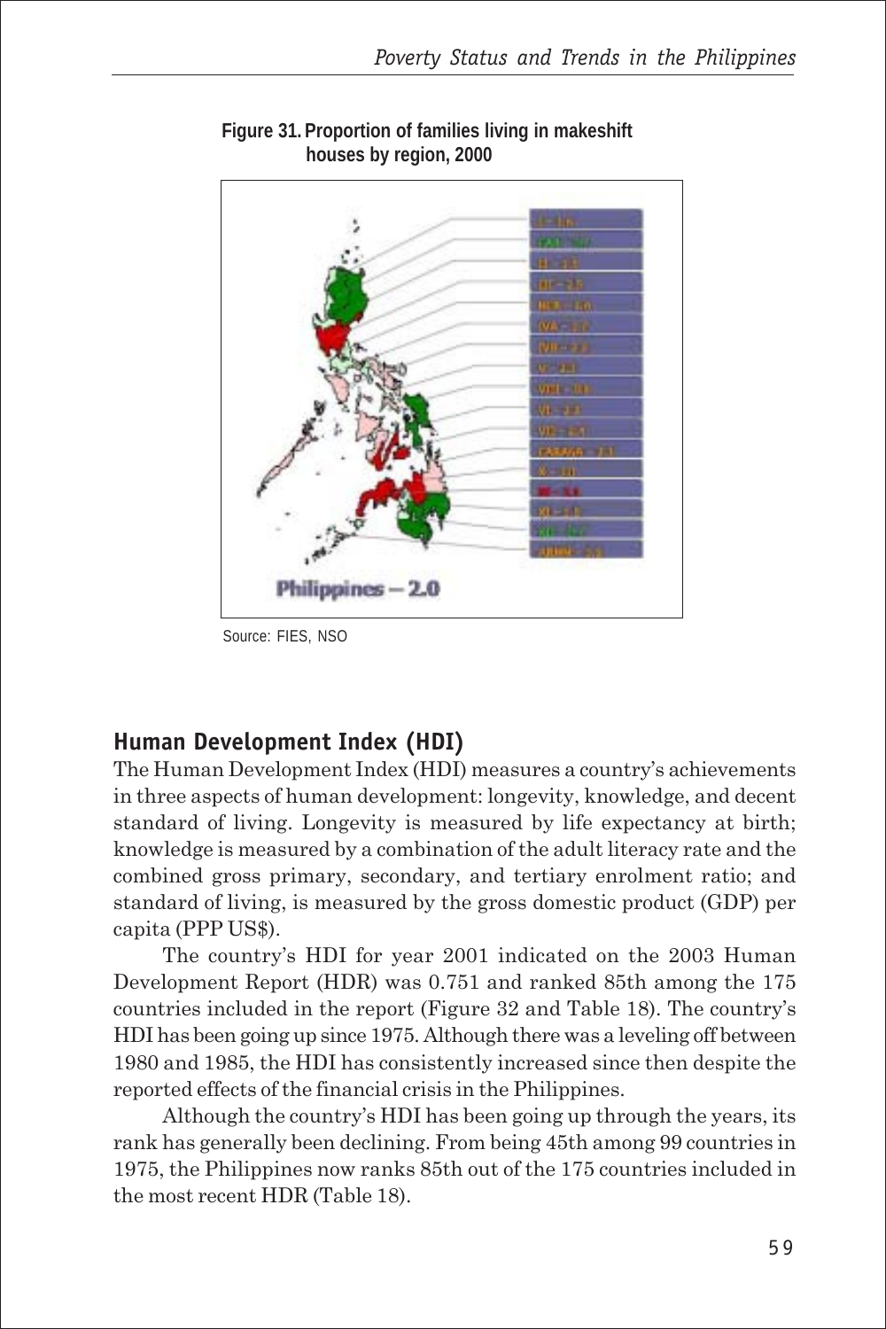**Figure 31. Proportion of families living in makeshift houses by region, 2000**

Source: FIES, NSO

## Human Development Index (HDI)

The Human Development Index (HDI) measures a country's achievements in three aspects of human development: longevity, knowledge, and decent standard of living. Longevity is measured by life expectancy at birth; knowledge is measured by a combination of the adult literacy rate and the combined gross primary, secondary, and tertiary enrolment ratio; and standard of living, is measured by the gross domestic product (GDP) per capita (PPP US$).

The country's HDI for year 2001 indicated on the 2003 Human Development Report (HDR) was 0.751 and ranked 85th among the 175 countries included in the report (Figure 32 and Table 18). The country's HDI has been going up since 1975. Although there was a leveling off between 1980 and 1985, the HDI has consistently increased since then despite the reported effects of the financial crisis in the Philippines.

Although the country's HDI has been going up through the years, its rank has generally been declining. From being 45th among 99 countries in 1975, the Philippines now ranks 85th out of the 175 countries included in the most recent HDR (Table 18).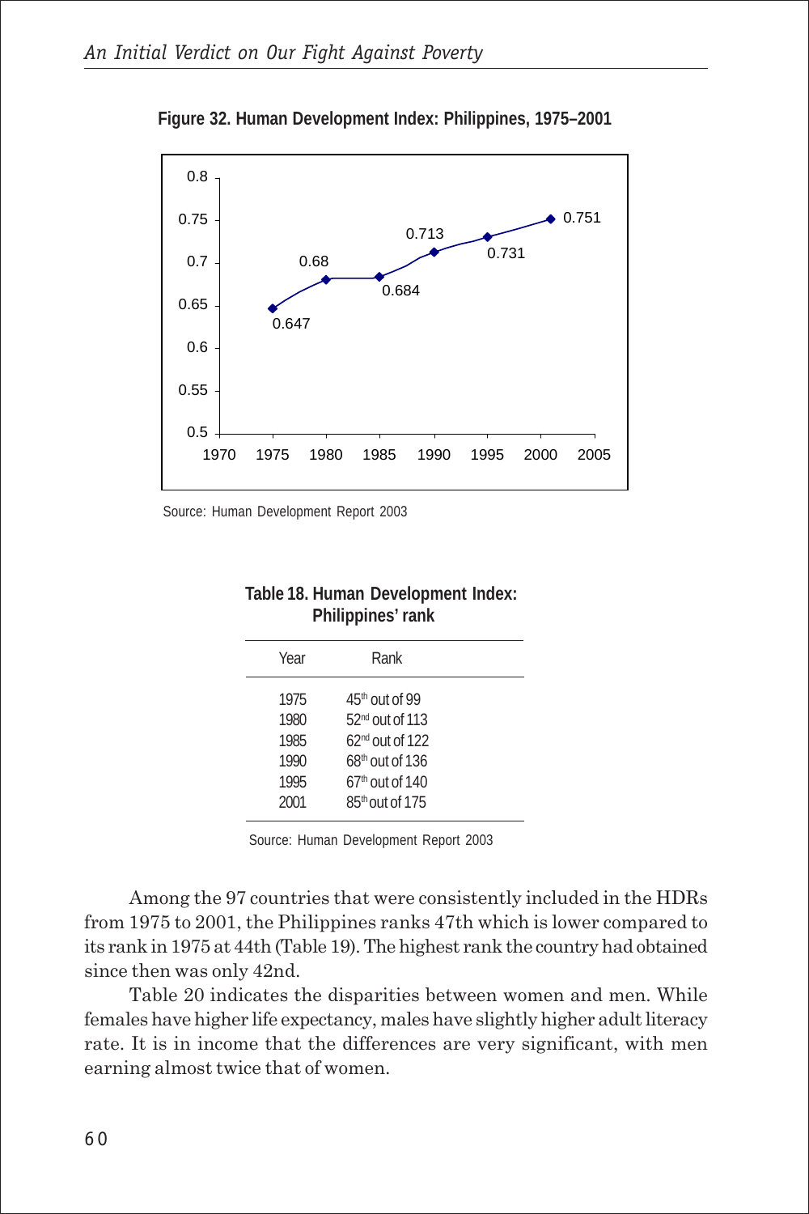**Figure 32. Human Development Index: Philippines, 1975–2001**

| Year | HDI |
|---|---|
| 1975 | 0.647 |
| 1980 | 0.68 |
| 1985 | 0.684 |
| 1990 | 0.713 |
| 1995 | 0.731 |
| 2001 | 0.751 |

Source: Human Development Report 2003

**Table 18. Human Development Index: Philippines' rank**

| Year | Rank |
|---|---|
| 1975 | 45th out of 99 |
| 1980 | 52nd out of 113 |
| 1985 | 62nd out of 122 |
| 1990 | 68th out of 136 |
| 1995 | 67th out of 140 |
| 2001 | 85th out of 175 |

Source: Human Development Report 2003

Among the 97 countries that were consistently included in the HDRs from 1975 to 2001, the Philippines ranks 47th which is lower compared to its rank in 1975 at 44th (Table 19). The highest rank the country had obtained since then was only 42nd.

Table 20 indicates the disparities between women and men. While females have higher life expectancy, males have slightly higher adult literacy rate. It is in income that the differences are very significant, with men earning almost twice that of women.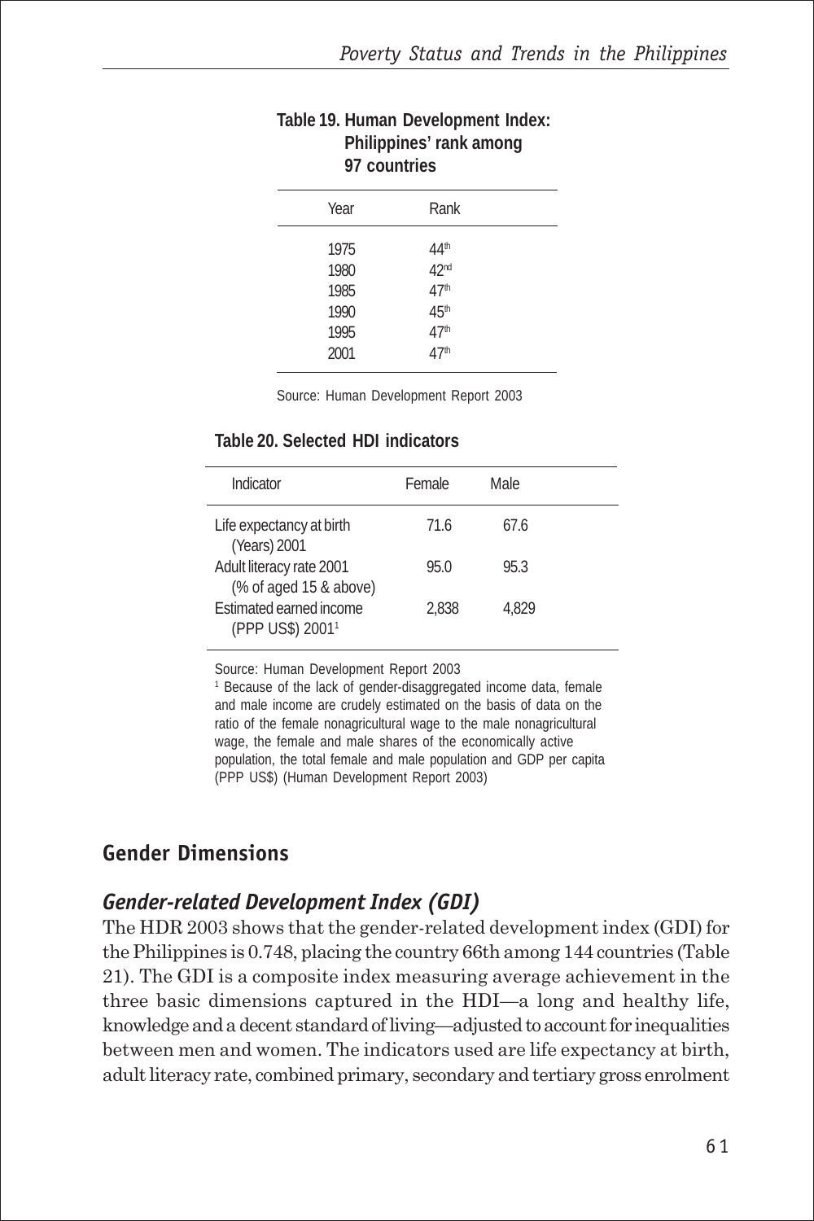**Table 19. Human Development Index: Philippines' rank among 97 countries**

| Year | Rank |
|---|---|
| 1975 | 44th |
| 1980 | 42nd |
| 1985 | 47th |
| 1990 | 45th |
| 1995 | 47th |
| 2001 | 47th |

Source: Human Development Report 2003

**Table 20. Selected HDI indicators**

| Indicator | Female | Male |
|---|---|---|
| Life expectancy at birth (Years) 2001 | 71.6 | 67.6 |
| Adult literacy rate 2001 (% of aged 15 & above) | 95.0 | 95.3 |
| Estimated earned income (PPP US$) 2001[1] | 2,838 | 4,829 |

Source: Human Development Report 2003

[1] Because of the lack of gender-disaggregated income data, female and male income are crudely estimated on the basis of data on the ratio of the female nonagricultural wage to the male nonagricultural wage, the female and male shares of the economically active population, the total female and male population and GDP per capita (PPP US$) (Human Development Report 2003)

## Gender Dimensions

### *Gender-related Development Index (GDI)*

The HDR 2003 shows that the gender-related development index (GDI) for the Philippines is 0.748, placing the country 66th among 144 countries (Table 21). The GDI is a composite index measuring average achievement in the three basic dimensions captured in the HDI—a long and healthy life, knowledge and a decent standard of living—adjusted to account for inequalities between men and women. The indicators used are life expectancy at birth, adult literacy rate, combined primary, secondary and tertiary gross enrolment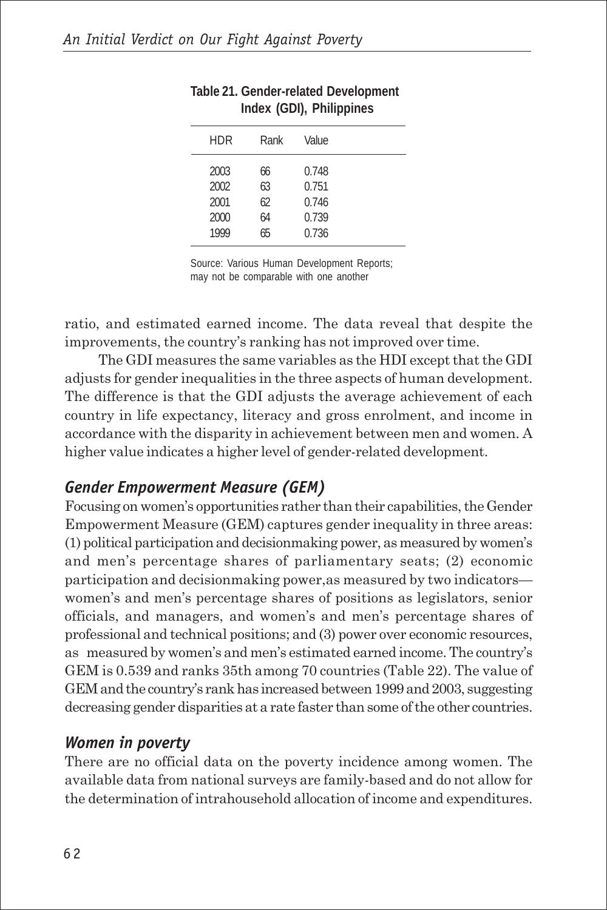Table 21. Gender-related Development Index (GDI), Philippines

| HDR | Rank | Value |
|---|---|---|
| 2003 | 66 | 0.748 |
| 2002 | 63 | 0.751 |
| 2001 | 62 | 0.746 |
| 2000 | 64 | 0.739 |
| 1999 | 65 | 0.736 |

Source: Various Human Development Reports; may not be comparable with one another

ratio, and estimated earned income. The data reveal that despite the improvements, the country's ranking has not improved over time.

The GDI measures the same variables as the HDI except that the GDI adjusts for gender inequalities in the three aspects of human development. The difference is that the GDI adjusts the average achievement of each country in life expectancy, literacy and gross enrolment, and income in accordance with the disparity in achievement between men and women. A higher value indicates a higher level of gender-related development.

### *Gender Empowerment Measure (GEM)*

Focusing on women's opportunities rather than their capabilities, the Gender Empowerment Measure (GEM) captures gender inequality in three areas: (1) political participation and decisionmaking power, as measured by women's and men's percentage shares of parliamentary seats; (2) economic participation and decisionmaking power,as measured by two indicators—women's and men's percentage shares of positions as legislators, senior officials, and managers, and women's and men's percentage shares of professional and technical positions; and (3) power over economic resources, as measured by women's and men's estimated earned income. The country's GEM is 0.539 and ranks 35th among 70 countries (Table 22). The value of GEM and the country's rank has increased between 1999 and 2003, suggesting decreasing gender disparities at a rate faster than some of the other countries.

### *Women in poverty*

There are no official data on the poverty incidence among women. The available data from national surveys are family-based and do not allow for the determination of intrahousehold allocation of income and expenditures.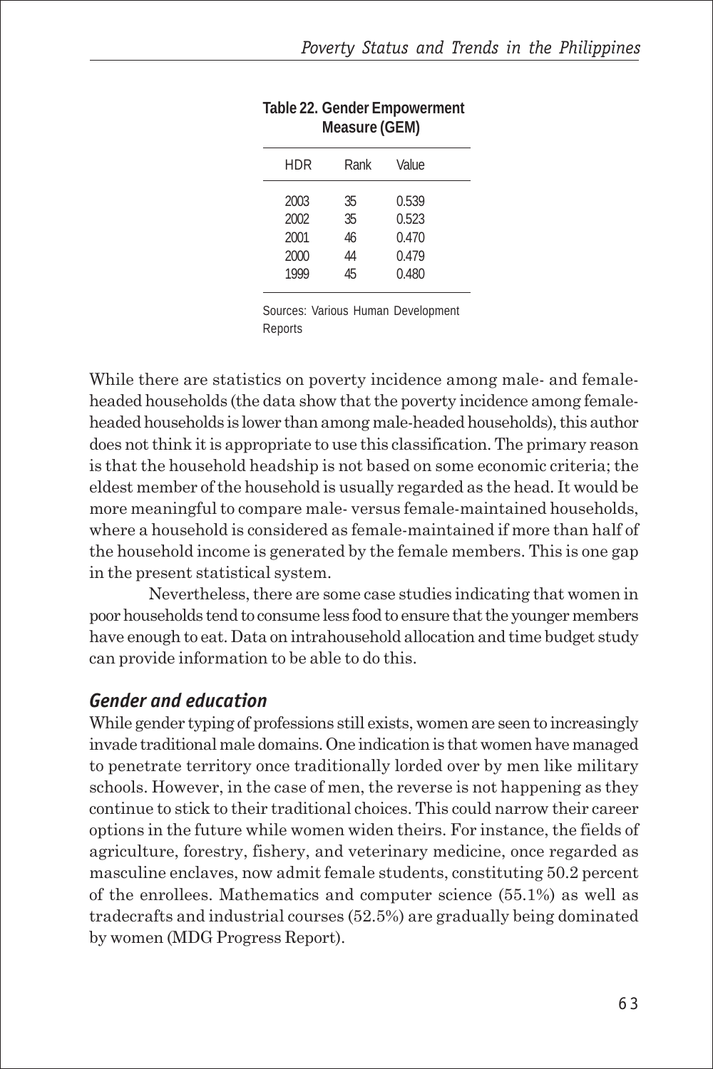**Table 22. Gender Empowerment Measure (GEM)**

| HDR | Rank | Value |
|---|---|---|
| 2003 | 35 | 0.539 |
| 2002 | 35 | 0.523 |
| 2001 | 46 | 0.470 |
| 2000 | 44 | 0.479 |
| 1999 | 45 | 0.480 |

Sources: Various Human Development Reports

While there are statistics on poverty incidence among male- and female-headed households (the data show that the poverty incidence among female-headed households is lower than among male-headed households), this author does not think it is appropriate to use this classification. The primary reason is that the household headship is not based on some economic criteria; the eldest member of the household is usually regarded as the head. It would be more meaningful to compare male- versus female-maintained households, where a household is considered as female-maintained if more than half of the household income is generated by the female members. This is one gap in the present statistical system.

Nevertheless, there are some case studies indicating that women in poor households tend to consume less food to ensure that the younger members have enough to eat. Data on intrahousehold allocation and time budget study can provide information to be able to do this.

## *Gender and education*

While gender typing of professions still exists, women are seen to increasingly invade traditional male domains. One indication is that women have managed to penetrate territory once traditionally lorded over by men like military schools. However, in the case of men, the reverse is not happening as they continue to stick to their traditional choices. This could narrow their career options in the future while women widen theirs. For instance, the fields of agriculture, forestry, fishery, and veterinary medicine, once regarded as masculine enclaves, now admit female students, constituting 50.2 percent of the enrollees. Mathematics and computer science (55.1%) as well as tradecrafts and industrial courses (52.5%) are gradually being dominated by women (MDG Progress Report).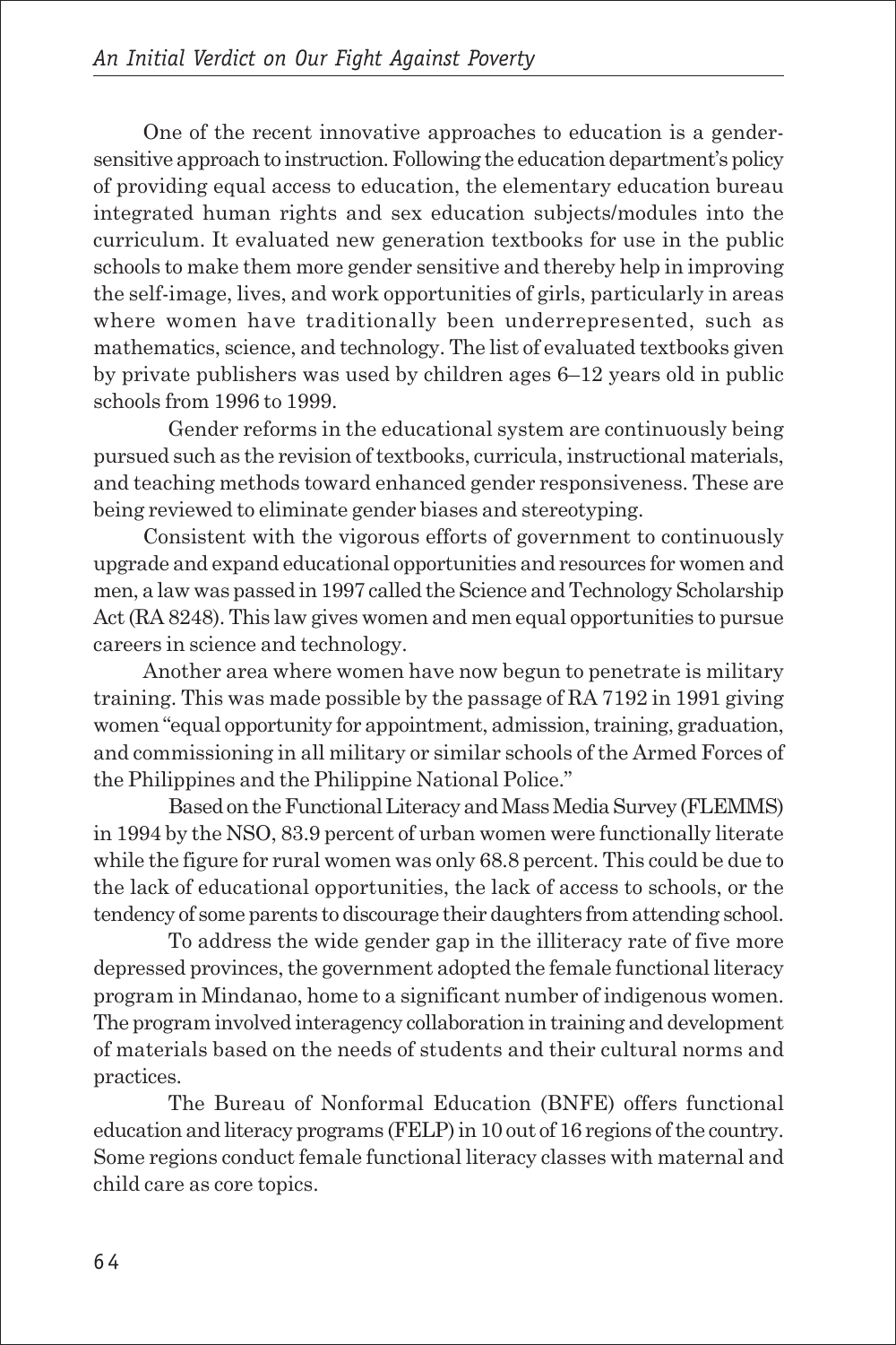One of the recent innovative approaches to education is a gender-sensitive approach to instruction. Following the education department's policy of providing equal access to education, the elementary education bureau integrated human rights and sex education subjects/modules into the curriculum. It evaluated new generation textbooks for use in the public schools to make them more gender sensitive and thereby help in improving the self-image, lives, and work opportunities of girls, particularly in areas where women have traditionally been underrepresented, such as mathematics, science, and technology. The list of evaluated textbooks given by private publishers was used by children ages 6–12 years old in public schools from 1996 to 1999.

Gender reforms in the educational system are continuously being pursued such as the revision of textbooks, curricula, instructional materials, and teaching methods toward enhanced gender responsiveness. These are being reviewed to eliminate gender biases and stereotyping.

Consistent with the vigorous efforts of government to continuously upgrade and expand educational opportunities and resources for women and men, a law was passed in 1997 called the Science and Technology Scholarship Act (RA 8248). This law gives women and men equal opportunities to pursue careers in science and technology.

Another area where women have now begun to penetrate is military training. This was made possible by the passage of RA 7192 in 1991 giving women "equal opportunity for appointment, admission, training, graduation, and commissioning in all military or similar schools of the Armed Forces of the Philippines and the Philippine National Police."

Based on the Functional Literacy and Mass Media Survey (FLEMMS) in 1994 by the NSO, 83.9 percent of urban women were functionally literate while the figure for rural women was only 68.8 percent. This could be due to the lack of educational opportunities, the lack of access to schools, or the tendency of some parents to discourage their daughters from attending school.

To address the wide gender gap in the illiteracy rate of five more depressed provinces, the government adopted the female functional literacy program in Mindanao, home to a significant number of indigenous women. The program involved interagency collaboration in training and development of materials based on the needs of students and their cultural norms and practices.

The Bureau of Nonformal Education (BNFE) offers functional education and literacy programs (FELP) in 10 out of 16 regions of the country. Some regions conduct female functional literacy classes with maternal and child care as core topics.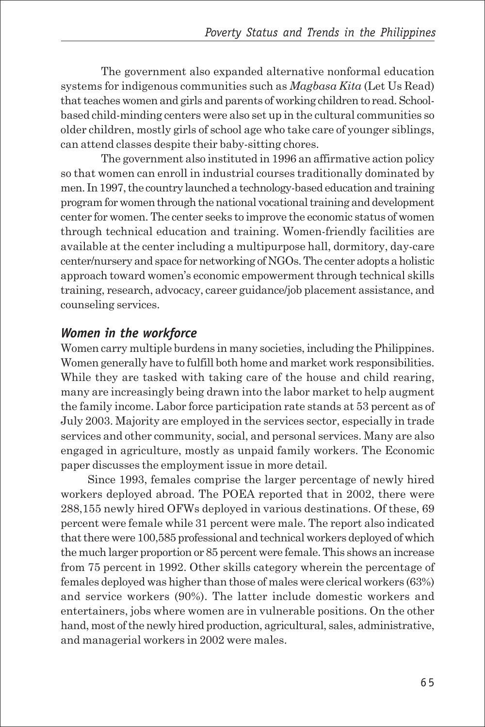The government also expanded alternative nonformal education systems for indigenous communities such as *Magbasa Kita* (Let Us Read) that teaches women and girls and parents of working children to read. School-based child-minding centers were also set up in the cultural communities so older children, mostly girls of school age who take care of younger siblings, can attend classes despite their baby-sitting chores.

The government also instituted in 1996 an affirmative action policy so that women can enroll in industrial courses traditionally dominated by men. In 1997, the country launched a technology-based education and training program for women through the national vocational training and development center for women. The center seeks to improve the economic status of women through technical education and training. Women-friendly facilities are available at the center including a multipurpose hall, dormitory, day-care center/nursery and space for networking of NGOs. The center adopts a holistic approach toward women's economic empowerment through technical skills training, research, advocacy, career guidance/job placement assistance, and counseling services.

### *Women in the workforce*

Women carry multiple burdens in many societies, including the Philippines. Women generally have to fulfill both home and market work responsibilities. While they are tasked with taking care of the house and child rearing, many are increasingly being drawn into the labor market to help augment the family income. Labor force participation rate stands at 53 percent as of July 2003. Majority are employed in the services sector, especially in trade services and other community, social, and personal services. Many are also engaged in agriculture, mostly as unpaid family workers. The Economic paper discusses the employment issue in more detail.

Since 1993, females comprise the larger percentage of newly hired workers deployed abroad. The POEA reported that in 2002, there were 288,155 newly hired OFWs deployed in various destinations. Of these, 69 percent were female while 31 percent were male. The report also indicated that there were 100,585 professional and technical workers deployed of which the much larger proportion or 85 percent were female. This shows an increase from 75 percent in 1992. Other skills category wherein the percentage of females deployed was higher than those of males were clerical workers (63%) and service workers (90%). The latter include domestic workers and entertainers, jobs where women are in vulnerable positions. On the other hand, most of the newly hired production, agricultural, sales, administrative, and managerial workers in 2002 were males.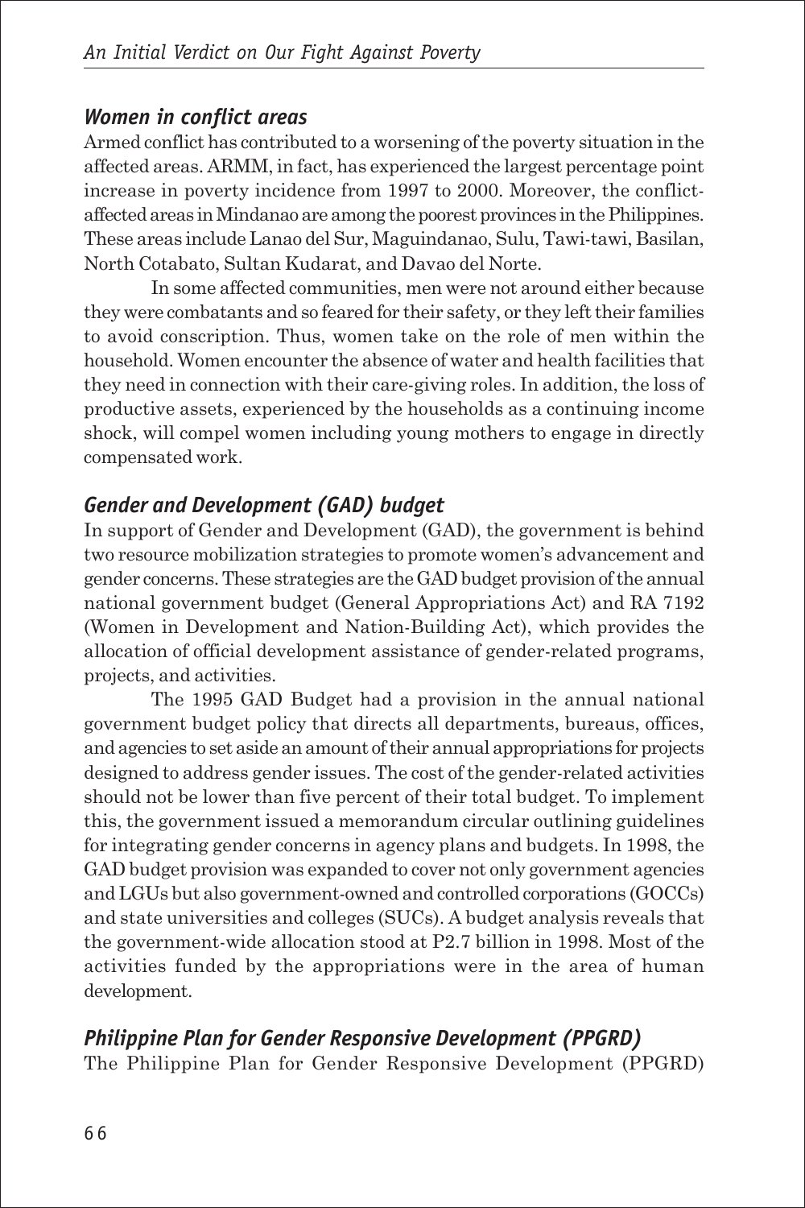### *Women in conflict areas*

Armed conflict has contributed to a worsening of the poverty situation in the affected areas. ARMM, in fact, has experienced the largest percentage point increase in poverty incidence from 1997 to 2000. Moreover, the conflict-affected areas in Mindanao are among the poorest provinces in the Philippines. These areas include Lanao del Sur, Maguindanao, Sulu, Tawi-tawi, Basilan, North Cotabato, Sultan Kudarat, and Davao del Norte.

In some affected communities, men were not around either because they were combatants and so feared for their safety, or they left their families to avoid conscription. Thus, women take on the role of men within the household. Women encounter the absence of water and health facilities that they need in connection with their care-giving roles. In addition, the loss of productive assets, experienced by the households as a continuing income shock, will compel women including young mothers to engage in directly compensated work.

### *Gender and Development (GAD) budget*

In support of Gender and Development (GAD), the government is behind two resource mobilization strategies to promote women's advancement and gender concerns. These strategies are the GAD budget provision of the annual national government budget (General Appropriations Act) and RA 7192 (Women in Development and Nation-Building Act), which provides the allocation of official development assistance of gender-related programs, projects, and activities.

The 1995 GAD Budget had a provision in the annual national government budget policy that directs all departments, bureaus, offices, and agencies to set aside an amount of their annual appropriations for projects designed to address gender issues. The cost of the gender-related activities should not be lower than five percent of their total budget. To implement this, the government issued a memorandum circular outlining guidelines for integrating gender concerns in agency plans and budgets. In 1998, the GAD budget provision was expanded to cover not only government agencies and LGUs but also government-owned and controlled corporations (GOCCs) and state universities and colleges (SUCs). A budget analysis reveals that the government-wide allocation stood at P2.7 billion in 1998. Most of the activities funded by the appropriations were in the area of human development.

### *Philippine Plan for Gender Responsive Development (PPGRD)*

The Philippine Plan for Gender Responsive Development (PPGRD)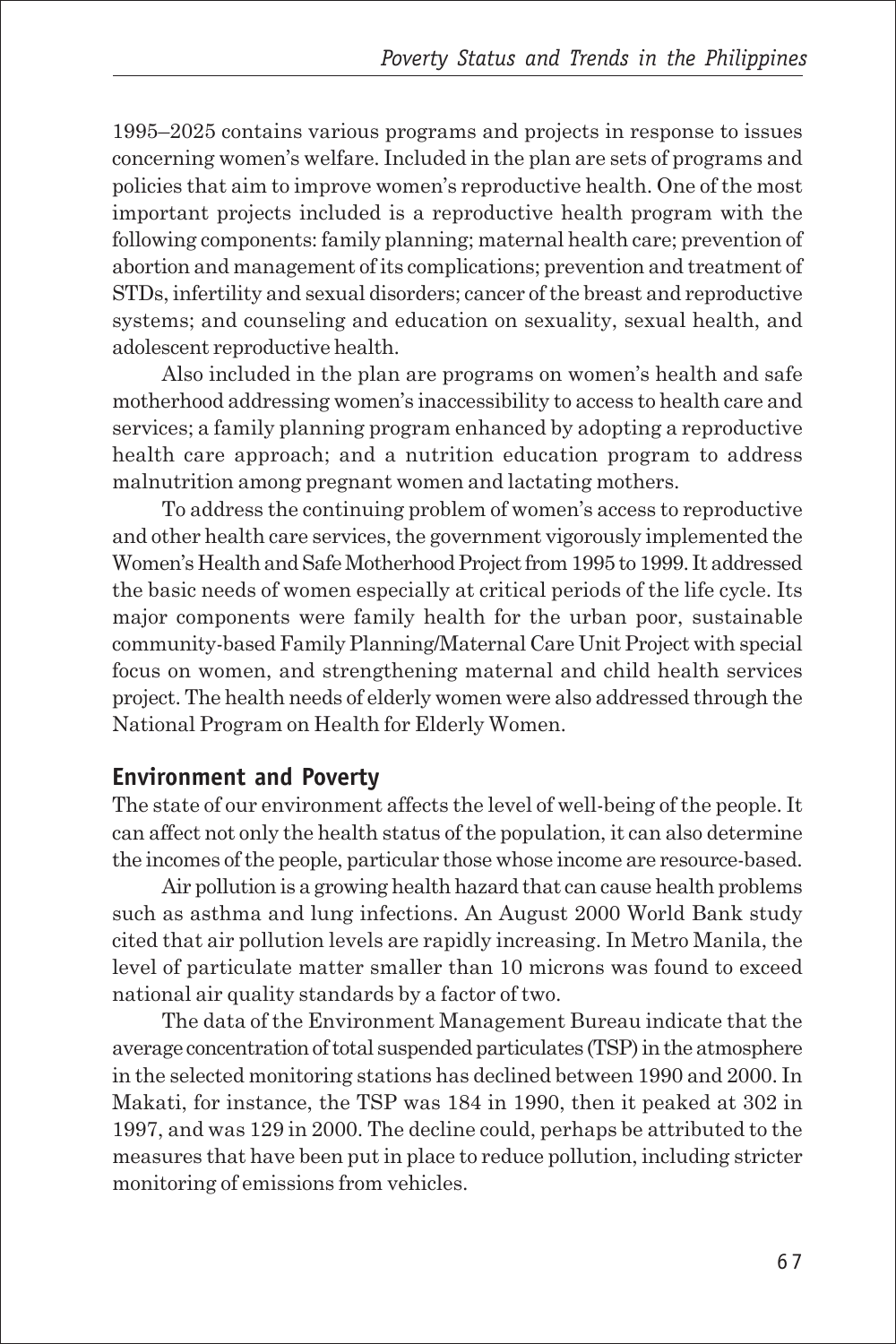1995–2025 contains various programs and projects in response to issues concerning women's welfare. Included in the plan are sets of programs and policies that aim to improve women's reproductive health. One of the most important projects included is a reproductive health program with the following components: family planning; maternal health care; prevention of abortion and management of its complications; prevention and treatment of STDs, infertility and sexual disorders; cancer of the breast and reproductive systems; and counseling and education on sexuality, sexual health, and adolescent reproductive health.

Also included in the plan are programs on women's health and safe motherhood addressing women's inaccessibility to access to health care and services; a family planning program enhanced by adopting a reproductive health care approach; and a nutrition education program to address malnutrition among pregnant women and lactating mothers.

To address the continuing problem of women's access to reproductive and other health care services, the government vigorously implemented the Women's Health and Safe Motherhood Project from 1995 to 1999. It addressed the basic needs of women especially at critical periods of the life cycle. Its major components were family health for the urban poor, sustainable community-based Family Planning/Maternal Care Unit Project with special focus on women, and strengthening maternal and child health services project. The health needs of elderly women were also addressed through the National Program on Health for Elderly Women.

## Environment and Poverty

The state of our environment affects the level of well-being of the people. It can affect not only the health status of the population, it can also determine the incomes of the people, particular those whose income are resource-based.

Air pollution is a growing health hazard that can cause health problems such as asthma and lung infections. An August 2000 World Bank study cited that air pollution levels are rapidly increasing. In Metro Manila, the level of particulate matter smaller than 10 microns was found to exceed national air quality standards by a factor of two.

The data of the Environment Management Bureau indicate that the average concentration of total suspended particulates (TSP) in the atmosphere in the selected monitoring stations has declined between 1990 and 2000. In Makati, for instance, the TSP was 184 in 1990, then it peaked at 302 in 1997, and was 129 in 2000. The decline could, perhaps be attributed to the measures that have been put in place to reduce pollution, including stricter monitoring of emissions from vehicles.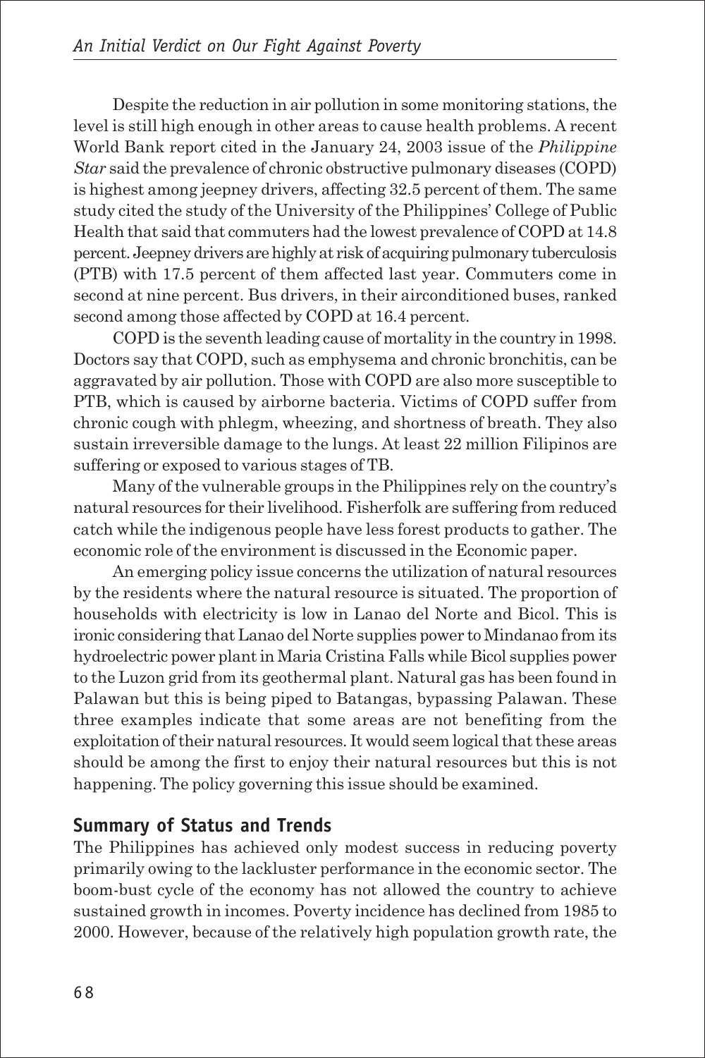Despite the reduction in air pollution in some monitoring stations, the level is still high enough in other areas to cause health problems. A recent World Bank report cited in the January 24, 2003 issue of the *Philippine Star* said the prevalence of chronic obstructive pulmonary diseases (COPD) is highest among jeepney drivers, affecting 32.5 percent of them. The same study cited the study of the University of the Philippines' College of Public Health that said that commuters had the lowest prevalence of COPD at 14.8 percent. Jeepney drivers are highly at risk of acquiring pulmonary tuberculosis (PTB) with 17.5 percent of them affected last year. Commuters come in second at nine percent. Bus drivers, in their airconditioned buses, ranked second among those affected by COPD at 16.4 percent.

COPD is the seventh leading cause of mortality in the country in 1998. Doctors say that COPD, such as emphysema and chronic bronchitis, can be aggravated by air pollution. Those with COPD are also more susceptible to PTB, which is caused by airborne bacteria. Victims of COPD suffer from chronic cough with phlegm, wheezing, and shortness of breath. They also sustain irreversible damage to the lungs. At least 22 million Filipinos are suffering or exposed to various stages of TB.

Many of the vulnerable groups in the Philippines rely on the country's natural resources for their livelihood. Fisherfolk are suffering from reduced catch while the indigenous people have less forest products to gather. The economic role of the environment is discussed in the Economic paper.

An emerging policy issue concerns the utilization of natural resources by the residents where the natural resource is situated. The proportion of households with electricity is low in Lanao del Norte and Bicol. This is ironic considering that Lanao del Norte supplies power to Mindanao from its hydroelectric power plant in Maria Cristina Falls while Bicol supplies power to the Luzon grid from its geothermal plant. Natural gas has been found in Palawan but this is being piped to Batangas, bypassing Palawan. These three examples indicate that some areas are not benefiting from the exploitation of their natural resources. It would seem logical that these areas should be among the first to enjoy their natural resources but this is not happening. The policy governing this issue should be examined.

## Summary of Status and Trends

The Philippines has achieved only modest success in reducing poverty primarily owing to the lackluster performance in the economic sector. The boom-bust cycle of the economy has not allowed the country to achieve sustained growth in incomes. Poverty incidence has declined from 1985 to 2000. However, because of the relatively high population growth rate, the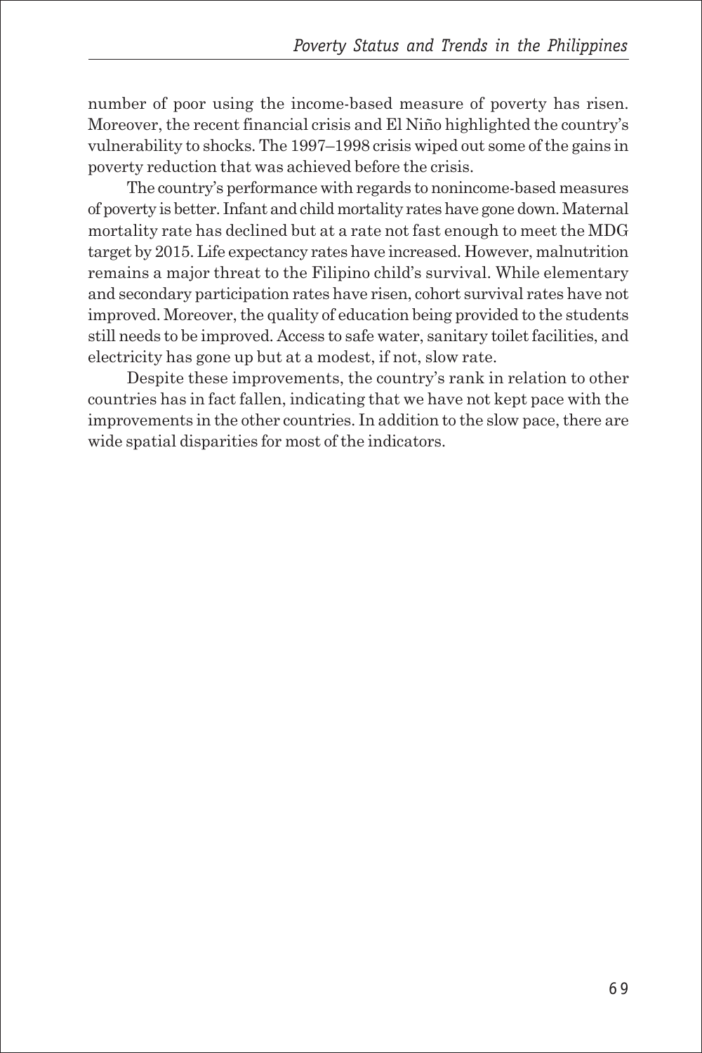number of poor using the income-based measure of poverty has risen. Moreover, the recent financial crisis and El Niño highlighted the country's vulnerability to shocks. The 1997–1998 crisis wiped out some of the gains in poverty reduction that was achieved before the crisis.

The country's performance with regards to nonincome-based measures of poverty is better. Infant and child mortality rates have gone down. Maternal mortality rate has declined but at a rate not fast enough to meet the MDG target by 2015. Life expectancy rates have increased. However, malnutrition remains a major threat to the Filipino child's survival. While elementary and secondary participation rates have risen, cohort survival rates have not improved. Moreover, the quality of education being provided to the students still needs to be improved. Access to safe water, sanitary toilet facilities, and electricity has gone up but at a modest, if not, slow rate.

Despite these improvements, the country's rank in relation to other countries has in fact fallen, indicating that we have not kept pace with the improvements in the other countries. In addition to the slow pace, there are wide spatial disparities for most of the indicators.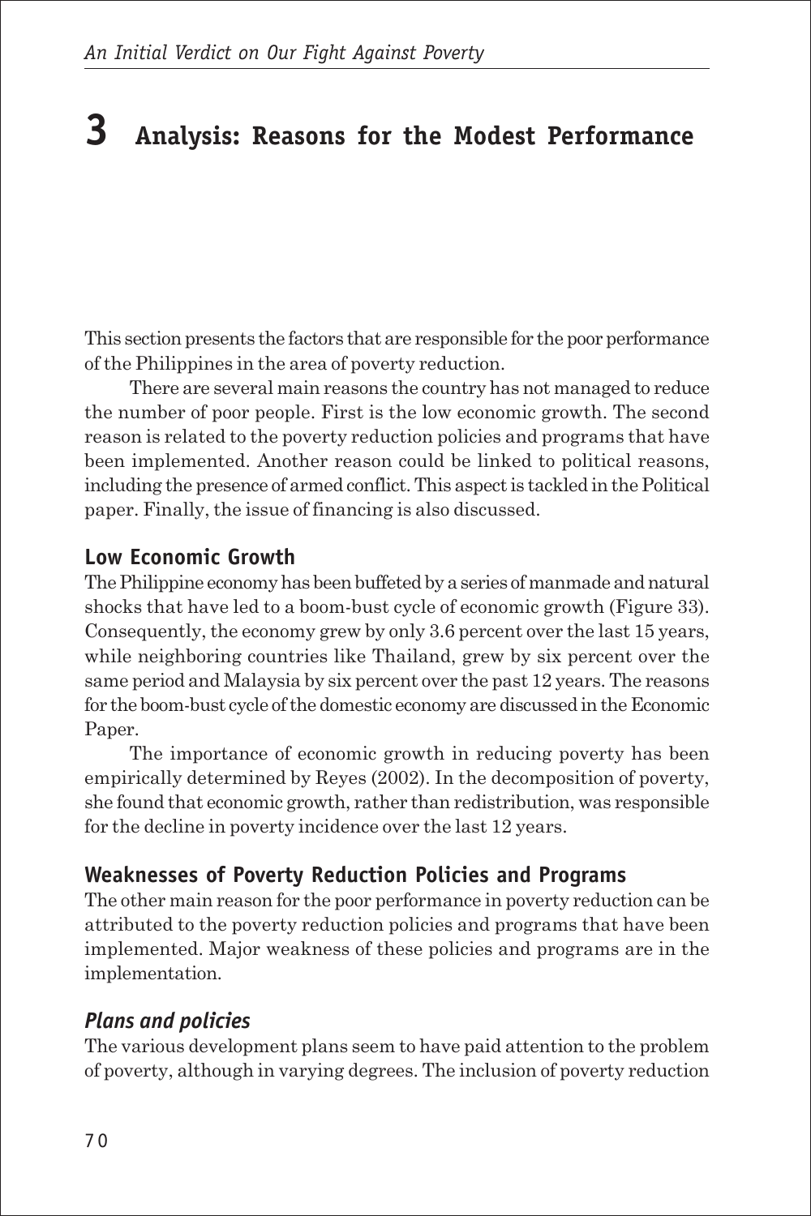# 3 Analysis: Reasons for the Modest Performance

This section presents the factors that are responsible for the poor performance of the Philippines in the area of poverty reduction.

There are several main reasons the country has not managed to reduce the number of poor people. First is the low economic growth. The second reason is related to the poverty reduction policies and programs that have been implemented. Another reason could be linked to political reasons, including the presence of armed conflict. This aspect is tackled in the Political paper. Finally, the issue of financing is also discussed.

## Low Economic Growth

The Philippine economy has been buffeted by a series of manmade and natural shocks that have led to a boom-bust cycle of economic growth (Figure 33). Consequently, the economy grew by only 3.6 percent over the last 15 years, while neighboring countries like Thailand, grew by six percent over the same period and Malaysia by six percent over the past 12 years. The reasons for the boom-bust cycle of the domestic economy are discussed in the Economic Paper.

The importance of economic growth in reducing poverty has been empirically determined by Reyes (2002). In the decomposition of poverty, she found that economic growth, rather than redistribution, was responsible for the decline in poverty incidence over the last 12 years.

## Weaknesses of Poverty Reduction Policies and Programs

The other main reason for the poor performance in poverty reduction can be attributed to the poverty reduction policies and programs that have been implemented. Major weakness of these policies and programs are in the implementation.

### *Plans and policies*

The various development plans seem to have paid attention to the problem of poverty, although in varying degrees. The inclusion of poverty reduction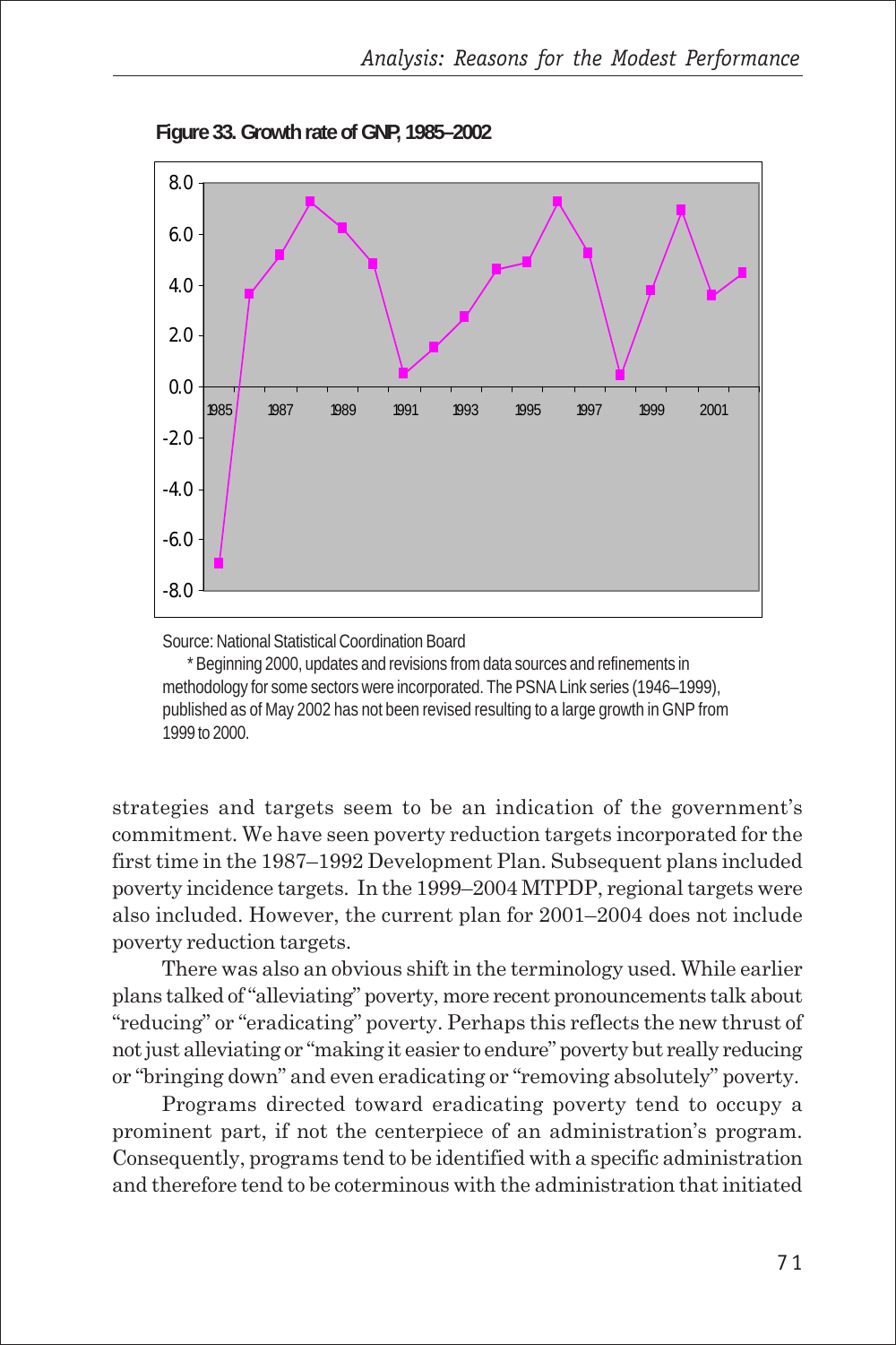**Figure 33. Growth rate of GNP, 1985–2002**

Source: National Statistical Coordination Board

\* Beginning 2000, updates and revisions from data sources and refinements in methodology for some sectors were incorporated. The PSNA Link series (1946–1999), published as of May 2002 has not been revised resulting to a large growth in GNP from 1999 to 2000.

strategies and targets seem to be an indication of the government's commitment. We have seen poverty reduction targets incorporated for the first time in the 1987–1992 Development Plan. Subsequent plans included poverty incidence targets. In the 1999–2004 MTPDP, regional targets were also included. However, the current plan for 2001–2004 does not include poverty reduction targets.

There was also an obvious shift in the terminology used. While earlier plans talked of "alleviating" poverty, more recent pronouncements talk about "reducing" or "eradicating" poverty. Perhaps this reflects the new thrust of not just alleviating or "making it easier to endure" poverty but really reducing or "bringing down" and even eradicating or "removing absolutely" poverty.

Programs directed toward eradicating poverty tend to occupy a prominent part, if not the centerpiece of an administration's program. Consequently, programs tend to be identified with a specific administration and therefore tend to be coterminous with the administration that initiated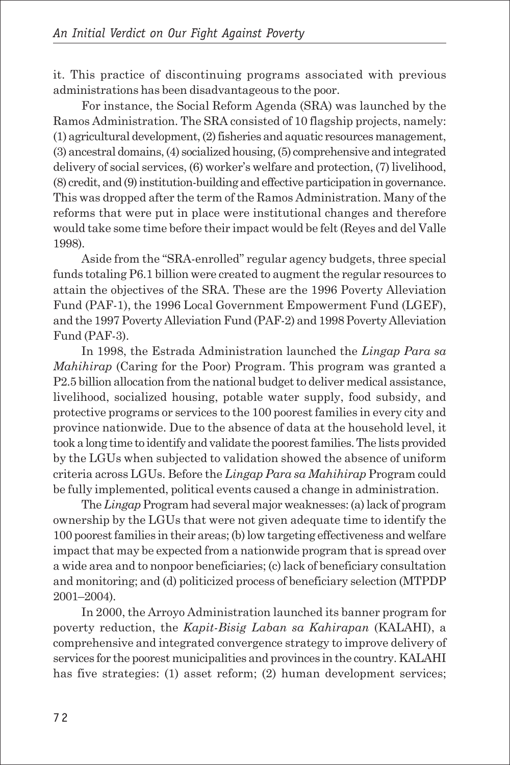it. This practice of discontinuing programs associated with previous administrations has been disadvantageous to the poor.

For instance, the Social Reform Agenda (SRA) was launched by the Ramos Administration. The SRA consisted of 10 flagship projects, namely: (1) agricultural development, (2) fisheries and aquatic resources management, (3) ancestral domains, (4) socialized housing, (5) comprehensive and integrated delivery of social services, (6) worker's welfare and protection, (7) livelihood, (8) credit, and (9) institution-building and effective participation in governance. This was dropped after the term of the Ramos Administration. Many of the reforms that were put in place were institutional changes and therefore would take some time before their impact would be felt (Reyes and del Valle 1998).

Aside from the "SRA-enrolled" regular agency budgets, three special funds totaling P6.1 billion were created to augment the regular resources to attain the objectives of the SRA. These are the 1996 Poverty Alleviation Fund (PAF-1), the 1996 Local Government Empowerment Fund (LGEF), and the 1997 Poverty Alleviation Fund (PAF-2) and 1998 Poverty Alleviation Fund (PAF-3).

In 1998, the Estrada Administration launched the *Lingap Para sa Mahihirap* (Caring for the Poor) Program. This program was granted a P2.5 billion allocation from the national budget to deliver medical assistance, livelihood, socialized housing, potable water supply, food subsidy, and protective programs or services to the 100 poorest families in every city and province nationwide. Due to the absence of data at the household level, it took a long time to identify and validate the poorest families. The lists provided by the LGUs when subjected to validation showed the absence of uniform criteria across LGUs. Before the *Lingap Para sa Mahihirap* Program could be fully implemented, political events caused a change in administration.

The *Lingap* Program had several major weaknesses: (a) lack of program ownership by the LGUs that were not given adequate time to identify the 100 poorest families in their areas; (b) low targeting effectiveness and welfare impact that may be expected from a nationwide program that is spread over a wide area and to nonpoor beneficiaries; (c) lack of beneficiary consultation and monitoring; and (d) politicized process of beneficiary selection (MTPDP 2001–2004).

In 2000, the Arroyo Administration launched its banner program for poverty reduction, the *Kapit-Bisig Laban sa Kahirapan* (KALAHI), a comprehensive and integrated convergence strategy to improve delivery of services for the poorest municipalities and provinces in the country. KALAHI has five strategies: (1) asset reform; (2) human development services;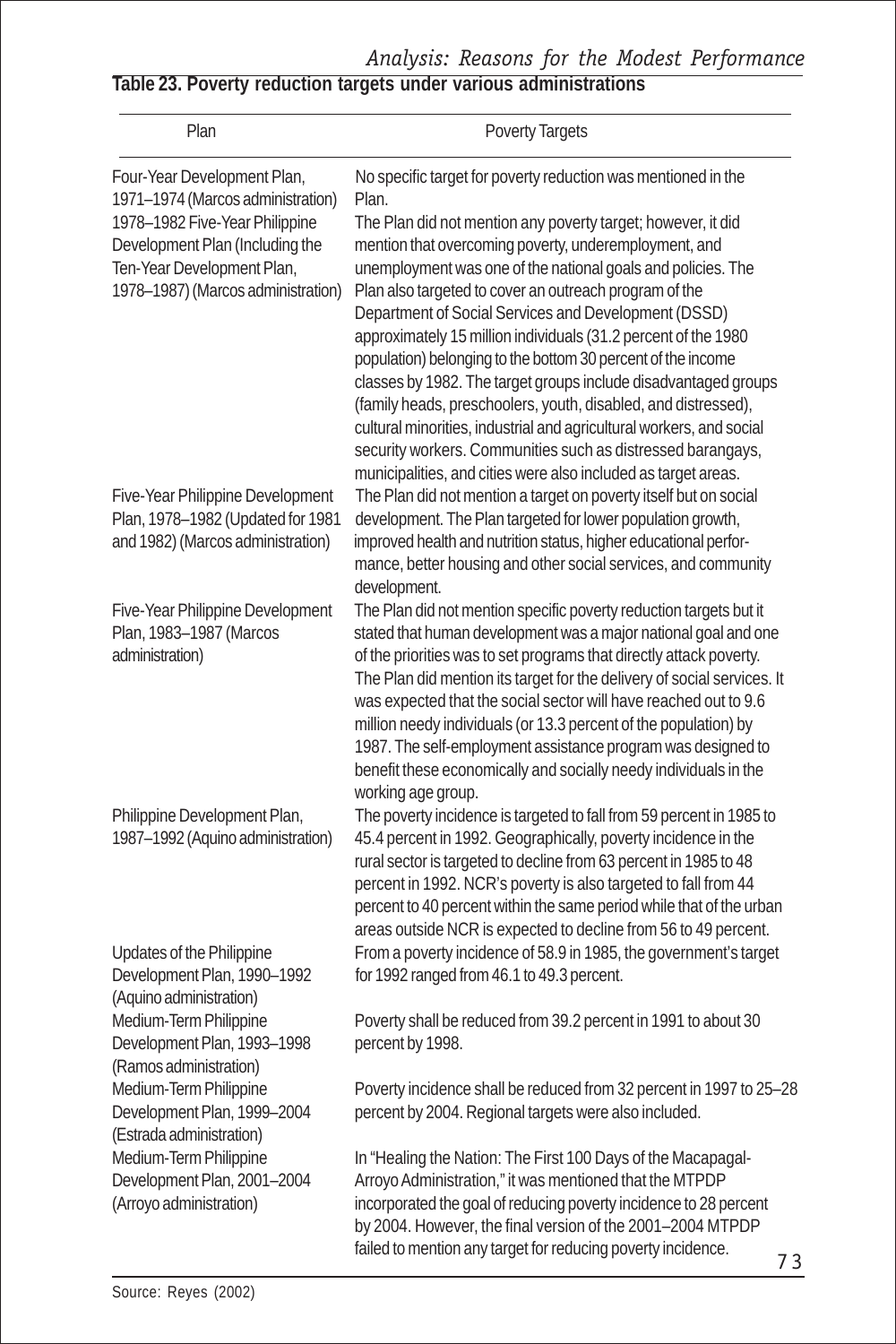**Table 23. Poverty reduction targets under various administrations**

| Plan | Poverty Targets |
|---|---|
| Four-Year Development Plan, 1971–1974 (Marcos administration) | No specific target for poverty reduction was mentioned in the Plan. |
| 1978–1982 Five-Year Philippine Development Plan (Including the Ten-Year Development Plan, 1978–1987) (Marcos administration) | The Plan did not mention any poverty target; however, it did mention that overcoming poverty, underemployment, and unemployment was one of the national goals and policies. The Plan also targeted to cover an outreach program of the Department of Social Services and Development (DSSD) approximately 15 million individuals (31.2 percent of the 1980 population) belonging to the bottom 30 percent of the income classes by 1982. The target groups include disadvantaged groups (family heads, preschoolers, youth, disabled, and distressed), cultural minorities, industrial and agricultural workers, and social security workers. Communities such as distressed barangays, municipalities, and cities were also included as target areas. |
| Five-Year Philippine Development Plan, 1978–1982 (Updated for 1981 and 1982) (Marcos administration) | The Plan did not mention a target on poverty itself but on social development. The Plan targeted for lower population growth, improved health and nutrition status, higher educational performance, better housing and other social services, and community development. |
| Five-Year Philippine Development Plan, 1983–1987 (Marcos administration) | The Plan did not mention specific poverty reduction targets but it stated that human development was a major national goal and one of the priorities was to set programs that directly attack poverty. The Plan did mention its target for the delivery of social services. It was expected that the social sector will have reached out to 9.6 million needy individuals (or 13.3 percent of the population) by 1987. The self-employment assistance program was designed to benefit these economically and socially needy individuals in the working age group. |
| Philippine Development Plan, 1987–1992 (Aquino administration) | The poverty incidence is targeted to fall from 59 percent in 1985 to 45.4 percent in 1992. Geographically, poverty incidence in the rural sector is targeted to decline from 63 percent in 1985 to 48 percent in 1992. NCR's poverty is also targeted to fall from 44 percent to 40 percent within the same period while that of the urban areas outside NCR is expected to decline from 56 to 49 percent. |
| Updates of the Philippine Development Plan, 1990–1992 (Aquino administration) | From a poverty incidence of 58.9 in 1985, the government's target for 1992 ranged from 46.1 to 49.3 percent. |
| Medium-Term Philippine Development Plan, 1993–1998 (Ramos administration) | Poverty shall be reduced from 39.2 percent in 1991 to about 30 percent by 1998. |
| Medium-Term Philippine Development Plan, 1999–2004 (Estrada administration) | Poverty incidence shall be reduced from 32 percent in 1997 to 25–28 percent by 2004. Regional targets were also included. |
| Medium-Term Philippine Development Plan, 2001–2004 (Arroyo administration) | In "Healing the Nation: The First 100 Days of the Macapagal-Arroyo Administration," it was mentioned that the MTPDP incorporated the goal of reducing poverty incidence to 28 percent by 2004. However, the final version of the 2001–2004 MTPDP failed to mention any target for reducing poverty incidence. |

Source: Reyes (2002)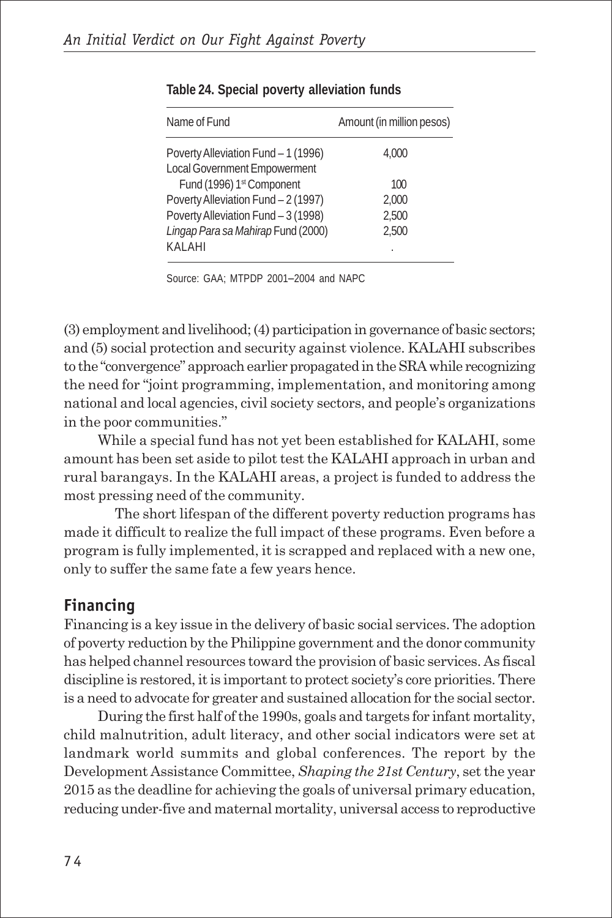**Table 24. Special poverty alleviation funds**

| Name of Fund | Amount (in million pesos) |
|---|---|
| Poverty Alleviation Fund – 1 (1996) | 4,000 |
| Local Government Empowerment Fund (1996) 1st Component | 100 |
| Poverty Alleviation Fund – 2 (1997) | 2,000 |
| Poverty Alleviation Fund – 3 (1998) | 2,500 |
| *Lingap Para sa Mahirap* Fund (2000) | 2,500 |
| KALAHI | . |

Source: GAA; MTPDP 2001–2004 and NAPC

(3) employment and livelihood; (4) participation in governance of basic sectors; and (5) social protection and security against violence. KALAHI subscribes to the "convergence" approach earlier propagated in the SRA while recognizing the need for "joint programming, implementation, and monitoring among national and local agencies, civil society sectors, and people's organizations in the poor communities."

While a special fund has not yet been established for KALAHI, some amount has been set aside to pilot test the KALAHI approach in urban and rural barangays. In the KALAHI areas, a project is funded to address the most pressing need of the community.

The short lifespan of the different poverty reduction programs has made it difficult to realize the full impact of these programs. Even before a program is fully implemented, it is scrapped and replaced with a new one, only to suffer the same fate a few years hence.

## Financing

Financing is a key issue in the delivery of basic social services. The adoption of poverty reduction by the Philippine government and the donor community has helped channel resources toward the provision of basic services. As fiscal discipline is restored, it is important to protect society's core priorities. There is a need to advocate for greater and sustained allocation for the social sector.

During the first half of the 1990s, goals and targets for infant mortality, child malnutrition, adult literacy, and other social indicators were set at landmark world summits and global conferences. The report by the Development Assistance Committee, *Shaping the 21st Century*, set the year 2015 as the deadline for achieving the goals of universal primary education, reducing under-five and maternal mortality, universal access to reproductive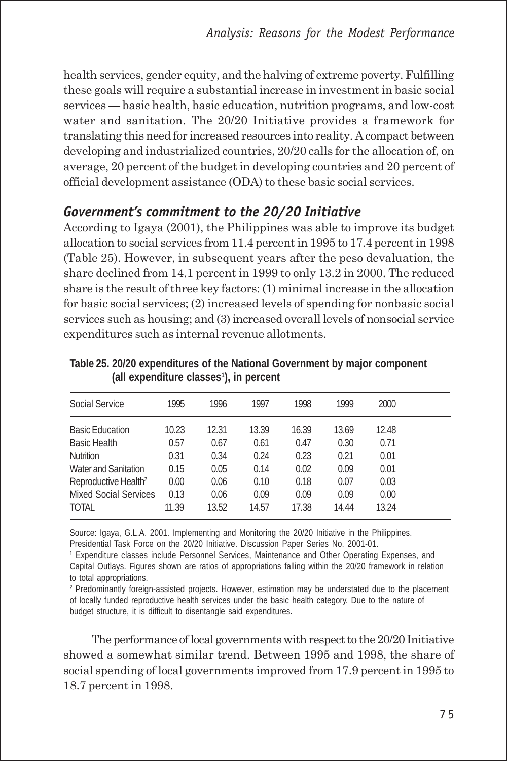health services, gender equity, and the halving of extreme poverty. Fulfilling these goals will require a substantial increase in investment in basic social services — basic health, basic education, nutrition programs, and low-cost water and sanitation. The 20/20 Initiative provides a framework for translating this need for increased resources into reality. A compact between developing and industrialized countries, 20/20 calls for the allocation of, on average, 20 percent of the budget in developing countries and 20 percent of official development assistance (ODA) to these basic social services.

### *Government's commitment to the 20/20 Initiative*

According to Igaya (2001), the Philippines was able to improve its budget allocation to social services from 11.4 percent in 1995 to 17.4 percent in 1998 (Table 25). However, in subsequent years after the peso devaluation, the share declined from 14.1 percent in 1999 to only 13.2 in 2000. The reduced share is the result of three key factors: (1) minimal increase in the allocation for basic social services; (2) increased levels of spending for nonbasic social services such as housing; and (3) increased overall levels of nonsocial service expenditures such as internal revenue allotments.

**Table 25. 20/20 expenditures of the National Government by major component (all expenditure classes[1]), in percent**

| Social Service | 1995 | 1996 | 1997 | 1998 | 1999 | 2000 |
|---|---|---|---|---|---|---|
| Basic Education | 10.23 | 12.31 | 13.39 | 16.39 | 13.69 | 12.48 |
| Basic Health | 0.57 | 0.67 | 0.61 | 0.47 | 0.30 | 0.71 |
| Nutrition | 0.31 | 0.34 | 0.24 | 0.23 | 0.21 | 0.01 |
| Water and Sanitation | 0.15 | 0.05 | 0.14 | 0.02 | 0.09 | 0.01 |
| Reproductive Health[2] | 0.00 | 0.06 | 0.10 | 0.18 | 0.07 | 0.03 |
| Mixed Social Services | 0.13 | 0.06 | 0.09 | 0.09 | 0.09 | 0.00 |
| TOTAL | 11.39 | 13.52 | 14.57 | 17.38 | 14.44 | 13.24 |

Source: Igaya, G.L.A. 2001. Implementing and Monitoring the 20/20 Initiative in the Philippines. Presidential Task Force on the 20/20 Initiative. Discussion Paper Series No. 2001-01.

[1] Expenditure classes include Personnel Services, Maintenance and Other Operating Expenses, and Capital Outlays. Figures shown are ratios of appropriations falling within the 20/20 framework in relation to total appropriations.

[2] Predominantly foreign-assisted projects. However, estimation may be understated due to the placement of locally funded reproductive health services under the basic health category. Due to the nature of budget structure, it is difficult to disentangle said expenditures.

The performance of local governments with respect to the 20/20 Initiative showed a somewhat similar trend. Between 1995 and 1998, the share of social spending of local governments improved from 17.9 percent in 1995 to 18.7 percent in 1998.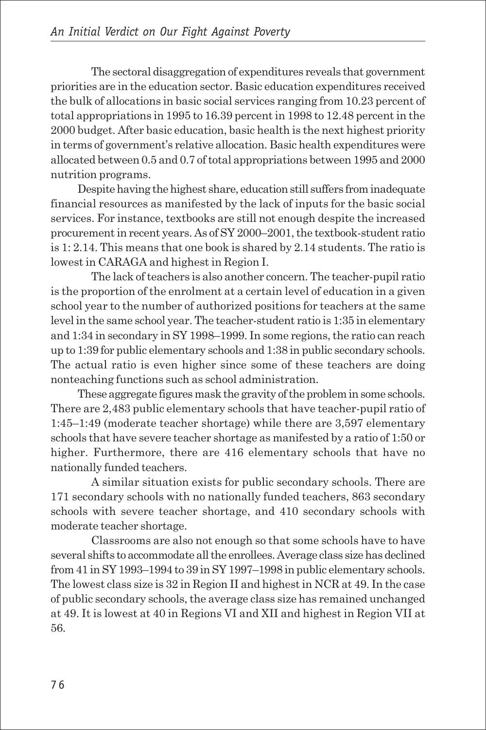The sectoral disaggregation of expenditures reveals that government priorities are in the education sector. Basic education expenditures received the bulk of allocations in basic social services ranging from 10.23 percent of total appropriations in 1995 to 16.39 percent in 1998 to 12.48 percent in the 2000 budget. After basic education, basic health is the next highest priority in terms of government's relative allocation. Basic health expenditures were allocated between 0.5 and 0.7 of total appropriations between 1995 and 2000 nutrition programs.

Despite having the highest share, education still suffers from inadequate financial resources as manifested by the lack of inputs for the basic social services. For instance, textbooks are still not enough despite the increased procurement in recent years. As of SY 2000–2001, the textbook-student ratio is 1: 2.14. This means that one book is shared by 2.14 students. The ratio is lowest in CARAGA and highest in Region I.

The lack of teachers is also another concern. The teacher-pupil ratio is the proportion of the enrolment at a certain level of education in a given school year to the number of authorized positions for teachers at the same level in the same school year. The teacher-student ratio is 1:35 in elementary and 1:34 in secondary in SY 1998–1999. In some regions, the ratio can reach up to 1:39 for public elementary schools and 1:38 in public secondary schools. The actual ratio is even higher since some of these teachers are doing nonteaching functions such as school administration.

These aggregate figures mask the gravity of the problem in some schools. There are 2,483 public elementary schools that have teacher-pupil ratio of 1:45–1:49 (moderate teacher shortage) while there are 3,597 elementary schools that have severe teacher shortage as manifested by a ratio of 1:50 or higher. Furthermore, there are 416 elementary schools that have no nationally funded teachers.

A similar situation exists for public secondary schools. There are 171 secondary schools with no nationally funded teachers, 863 secondary schools with severe teacher shortage, and 410 secondary schools with moderate teacher shortage.

Classrooms are also not enough so that some schools have to have several shifts to accommodate all the enrollees. Average class size has declined from 41 in SY 1993–1994 to 39 in SY 1997–1998 in public elementary schools. The lowest class size is 32 in Region II and highest in NCR at 49. In the case of public secondary schools, the average class size has remained unchanged at 49. It is lowest at 40 in Regions VI and XII and highest in Region VII at 56.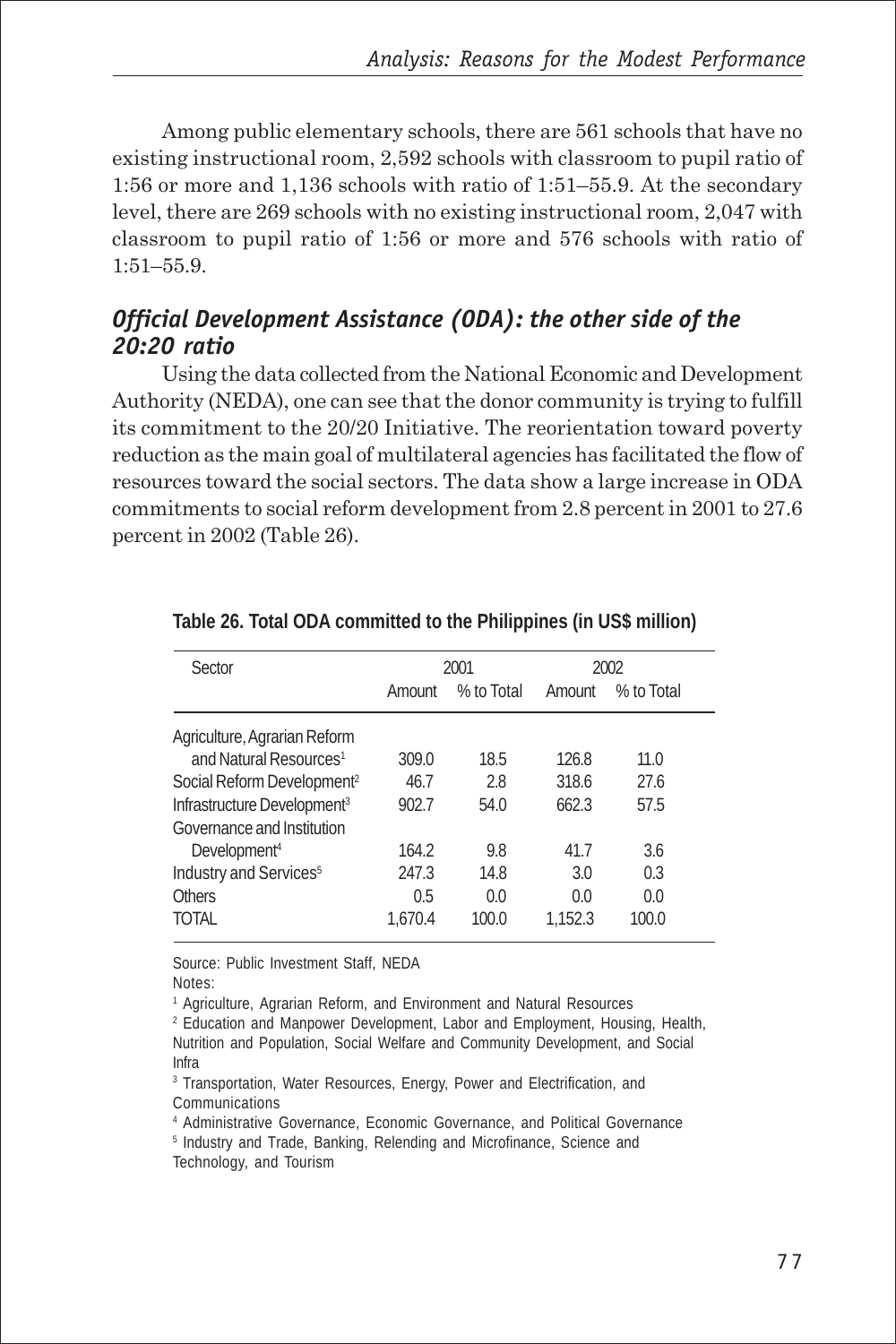Among public elementary schools, there are 561 schools that have no existing instructional room, 2,592 schools with classroom to pupil ratio of 1:56 or more and 1,136 schools with ratio of 1:51–55.9. At the secondary level, there are 269 schools with no existing instructional room, 2,047 with classroom to pupil ratio of 1:56 or more and 576 schools with ratio of 1:51–55.9.

### *Official Development Assistance (ODA): the other side of the 20:20 ratio*

Using the data collected from the National Economic and Development Authority (NEDA), one can see that the donor community is trying to fulfill its commitment to the 20/20 Initiative. The reorientation toward poverty reduction as the main goal of multilateral agencies has facilitated the flow of resources toward the social sectors. The data show a large increase in ODA commitments to social reform development from 2.8 percent in 2001 to 27.6 percent in 2002 (Table 26).

**Table 26. Total ODA committed to the Philippines (in US$ million)**

| Sector | 2001 | | 2002 | |
|---|---|---|---|---|
| | Amount | % to Total | Amount | % to Total |
| Agriculture, Agrarian Reform and Natural Resources[1] | 309.0 | 18.5 | 126.8 | 11.0 |
| Social Reform Development[2] | 46.7 | 2.8 | 318.6 | 27.6 |
| Infrastructure Development[3] | 902.7 | 54.0 | 662.3 | 57.5 |
| Governance and Institution Development[4] | 164.2 | 9.8 | 41.7 | 3.6 |
| Industry and Services[5] | 247.3 | 14.8 | 3.0 | 0.3 |
| Others | 0.5 | 0.0 | 0.0 | 0.0 |
| TOTAL | 1,670.4 | 100.0 | 1,152.3 | 100.0 |

Source: Public Investment Staff, NEDA

Notes:

[1] Agriculture, Agrarian Reform, and Environment and Natural Resources

[2] Education and Manpower Development, Labor and Employment, Housing, Health, Nutrition and Population, Social Welfare and Community Development, and Social Infra

[3] Transportation, Water Resources, Energy, Power and Electrification, and Communications

[4] Administrative Governance, Economic Governance, and Political Governance

[5] Industry and Trade, Banking, Relending and Microfinance, Science and Technology, and Tourism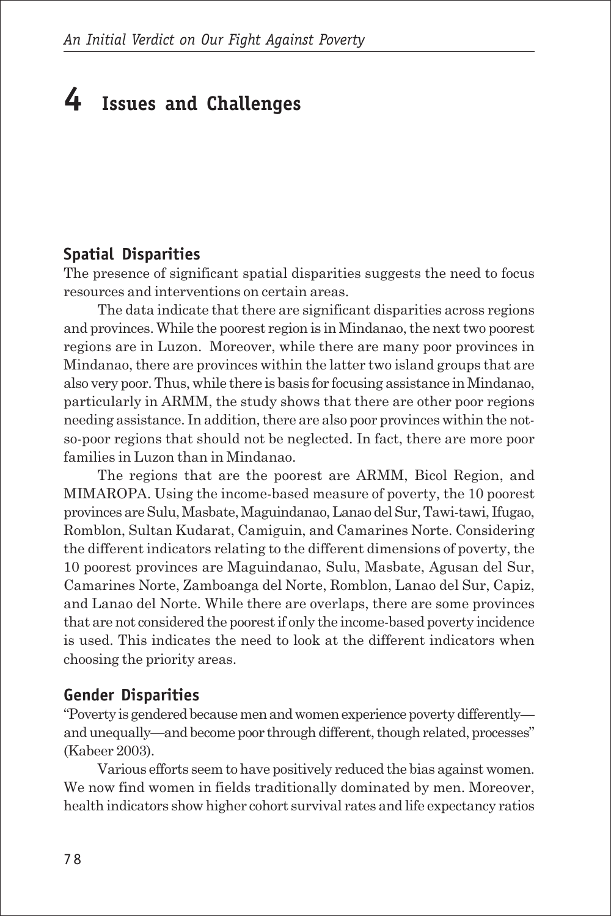# 4 Issues and Challenges

## Spatial Disparities

The presence of significant spatial disparities suggests the need to focus resources and interventions on certain areas.

The data indicate that there are significant disparities across regions and provinces. While the poorest region is in Mindanao, the next two poorest regions are in Luzon. Moreover, while there are many poor provinces in Mindanao, there are provinces within the latter two island groups that are also very poor. Thus, while there is basis for focusing assistance in Mindanao, particularly in ARMM, the study shows that there are other poor regions needing assistance. In addition, there are also poor provinces within the not-so-poor regions that should not be neglected. In fact, there are more poor families in Luzon than in Mindanao.

The regions that are the poorest are ARMM, Bicol Region, and MIMAROPA. Using the income-based measure of poverty, the 10 poorest provinces are Sulu, Masbate, Maguindanao, Lanao del Sur, Tawi-tawi, Ifugao, Romblon, Sultan Kudarat, Camiguin, and Camarines Norte. Considering the different indicators relating to the different dimensions of poverty, the 10 poorest provinces are Maguindanao, Sulu, Masbate, Agusan del Sur, Camarines Norte, Zamboanga del Norte, Romblon, Lanao del Sur, Capiz, and Lanao del Norte. While there are overlaps, there are some provinces that are not considered the poorest if only the income-based poverty incidence is used. This indicates the need to look at the different indicators when choosing the priority areas.

## Gender Disparities

"Poverty is gendered because men and women experience poverty differently—and unequally—and become poor through different, though related, processes" (Kabeer 2003).

Various efforts seem to have positively reduced the bias against women. We now find women in fields traditionally dominated by men. Moreover, health indicators show higher cohort survival rates and life expectancy ratios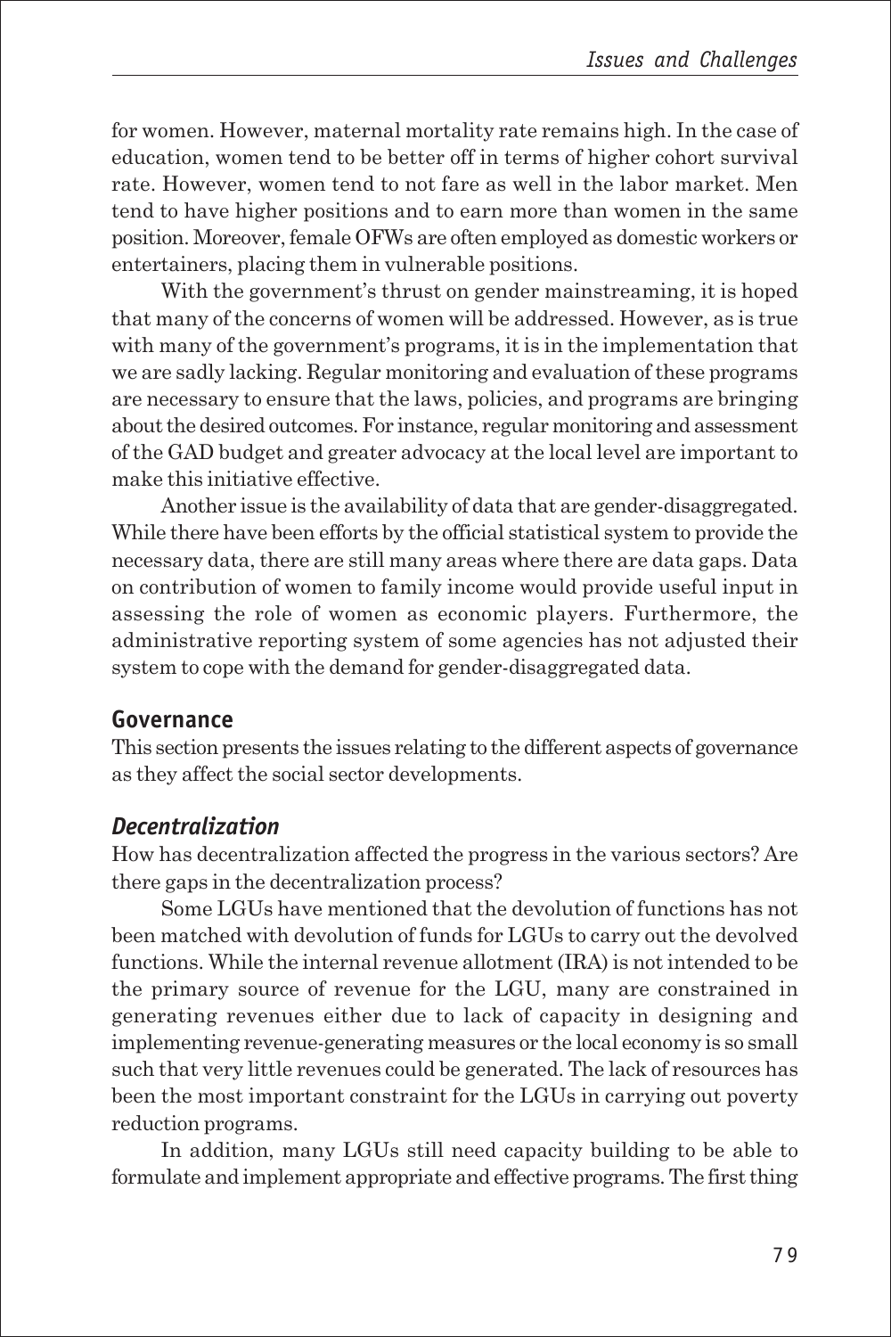for women. However, maternal mortality rate remains high. In the case of education, women tend to be better off in terms of higher cohort survival rate. However, women tend to not fare as well in the labor market. Men tend to have higher positions and to earn more than women in the same position. Moreover, female OFWs are often employed as domestic workers or entertainers, placing them in vulnerable positions.

With the government's thrust on gender mainstreaming, it is hoped that many of the concerns of women will be addressed. However, as is true with many of the government's programs, it is in the implementation that we are sadly lacking. Regular monitoring and evaluation of these programs are necessary to ensure that the laws, policies, and programs are bringing about the desired outcomes. For instance, regular monitoring and assessment of the GAD budget and greater advocacy at the local level are important to make this initiative effective.

Another issue is the availability of data that are gender-disaggregated. While there have been efforts by the official statistical system to provide the necessary data, there are still many areas where there are data gaps. Data on contribution of women to family income would provide useful input in assessing the role of women as economic players. Furthermore, the administrative reporting system of some agencies has not adjusted their system to cope with the demand for gender-disaggregated data.

## Governance

This section presents the issues relating to the different aspects of governance as they affect the social sector developments.

### *Decentralization*

How has decentralization affected the progress in the various sectors? Are there gaps in the decentralization process?

Some LGUs have mentioned that the devolution of functions has not been matched with devolution of funds for LGUs to carry out the devolved functions. While the internal revenue allotment (IRA) is not intended to be the primary source of revenue for the LGU, many are constrained in generating revenues either due to lack of capacity in designing and implementing revenue-generating measures or the local economy is so small such that very little revenues could be generated. The lack of resources has been the most important constraint for the LGUs in carrying out poverty reduction programs.

In addition, many LGUs still need capacity building to be able to formulate and implement appropriate and effective programs. The first thing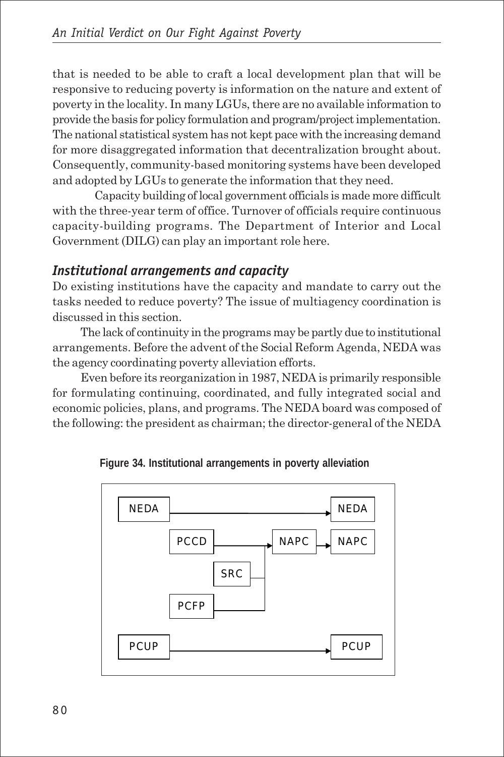that is needed to be able to craft a local development plan that will be responsive to reducing poverty is information on the nature and extent of poverty in the locality. In many LGUs, there are no available information to provide the basis for policy formulation and program/project implementation. The national statistical system has not kept pace with the increasing demand for more disaggregated information that decentralization brought about. Consequently, community-based monitoring systems have been developed and adopted by LGUs to generate the information that they need.

Capacity building of local government officials is made more difficult with the three-year term of office. Turnover of officials require continuous capacity-building programs. The Department of Interior and Local Government (DILG) can play an important role here.

### *Institutional arrangements and capacity*

Do existing institutions have the capacity and mandate to carry out the tasks needed to reduce poverty? The issue of multiagency coordination is discussed in this section.

The lack of continuity in the programs may be partly due to institutional arrangements. Before the advent of the Social Reform Agenda, NEDA was the agency coordinating poverty alleviation efforts.

Even before its reorganization in 1987, NEDA is primarily responsible for formulating continuing, coordinated, and fully integrated social and economic policies, plans, and programs. The NEDA board was composed of the following: the president as chairman; the director-general of the NEDA

**Figure 34. Institutional arrangements in poverty alleviation**

```
NEDA ----------------------------------> NEDA
        PCCD ------------+--> NAPC --> NAPC
              SRC -------+
        PCFP ------------+
PCUP ----------------------------------> PCUP
```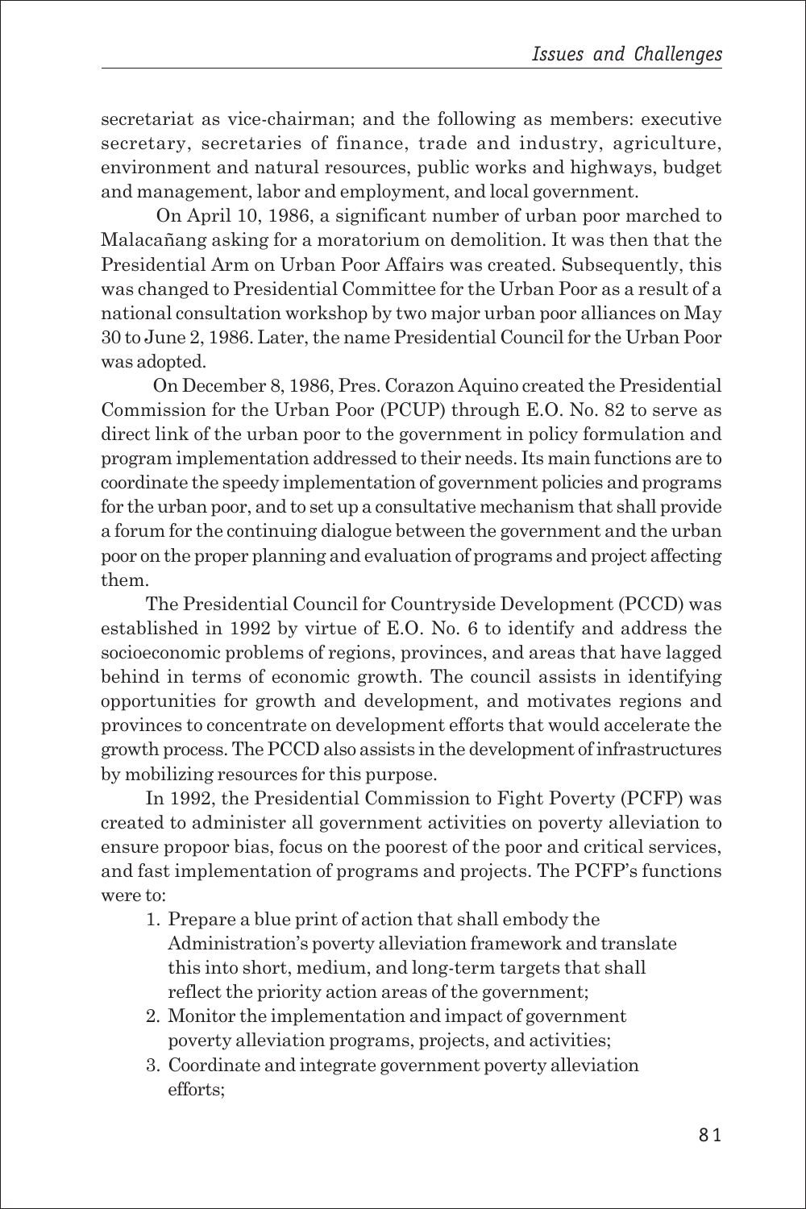secretariat as vice-chairman; and the following as members: executive secretary, secretaries of finance, trade and industry, agriculture, environment and natural resources, public works and highways, budget and management, labor and employment, and local government.

On April 10, 1986, a significant number of urban poor marched to Malacañang asking for a moratorium on demolition. It was then that the Presidential Arm on Urban Poor Affairs was created. Subsequently, this was changed to Presidential Committee for the Urban Poor as a result of a national consultation workshop by two major urban poor alliances on May 30 to June 2, 1986. Later, the name Presidential Council for the Urban Poor was adopted.

On December 8, 1986, Pres. Corazon Aquino created the Presidential Commission for the Urban Poor (PCUP) through E.O. No. 82 to serve as direct link of the urban poor to the government in policy formulation and program implementation addressed to their needs. Its main functions are to coordinate the speedy implementation of government policies and programs for the urban poor, and to set up a consultative mechanism that shall provide a forum for the continuing dialogue between the government and the urban poor on the proper planning and evaluation of programs and project affecting them.

The Presidential Council for Countryside Development (PCCD) was established in 1992 by virtue of E.O. No. 6 to identify and address the socioeconomic problems of regions, provinces, and areas that have lagged behind in terms of economic growth. The council assists in identifying opportunities for growth and development, and motivates regions and provinces to concentrate on development efforts that would accelerate the growth process. The PCCD also assists in the development of infrastructures by mobilizing resources for this purpose.

In 1992, the Presidential Commission to Fight Poverty (PCFP) was created to administer all government activities on poverty alleviation to ensure propoor bias, focus on the poorest of the poor and critical services, and fast implementation of programs and projects. The PCFP's functions were to:

1. Prepare a blue print of action that shall embody the Administration's poverty alleviation framework and translate this into short, medium, and long-term targets that shall reflect the priority action areas of the government;
2. Monitor the implementation and impact of government poverty alleviation programs, projects, and activities;
3. Coordinate and integrate government poverty alleviation efforts;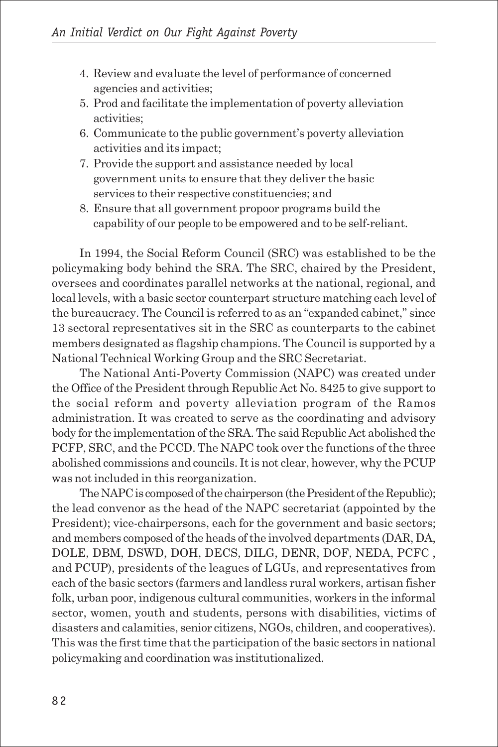4. Review and evaluate the level of performance of concerned agencies and activities;
5. Prod and facilitate the implementation of poverty alleviation activities;
6. Communicate to the public government's poverty alleviation activities and its impact;
7. Provide the support and assistance needed by local government units to ensure that they deliver the basic services to their respective constituencies; and
8. Ensure that all government propoor programs build the capability of our people to be empowered and to be self-reliant.

In 1994, the Social Reform Council (SRC) was established to be the policymaking body behind the SRA. The SRC, chaired by the President, oversees and coordinates parallel networks at the national, regional, and local levels, with a basic sector counterpart structure matching each level of the bureaucracy. The Council is referred to as an "expanded cabinet," since 13 sectoral representatives sit in the SRC as counterparts to the cabinet members designated as flagship champions. The Council is supported by a National Technical Working Group and the SRC Secretariat.

The National Anti-Poverty Commission (NAPC) was created under the Office of the President through Republic Act No. 8425 to give support to the social reform and poverty alleviation program of the Ramos administration. It was created to serve as the coordinating and advisory body for the implementation of the SRA. The said Republic Act abolished the PCFP, SRC, and the PCCD. The NAPC took over the functions of the three abolished commissions and councils. It is not clear, however, why the PCUP was not included in this reorganization.

The NAPC is composed of the chairperson (the President of the Republic); the lead convenor as the head of the NAPC secretariat (appointed by the President); vice-chairpersons, each for the government and basic sectors; and members composed of the heads of the involved departments (DAR, DA, DOLE, DBM, DSWD, DOH, DECS, DILG, DENR, DOF, NEDA, PCFC , and PCUP), presidents of the leagues of LGUs, and representatives from each of the basic sectors (farmers and landless rural workers, artisan fisher folk, urban poor, indigenous cultural communities, workers in the informal sector, women, youth and students, persons with disabilities, victims of disasters and calamities, senior citizens, NGOs, children, and cooperatives). This was the first time that the participation of the basic sectors in national policymaking and coordination was institutionalized.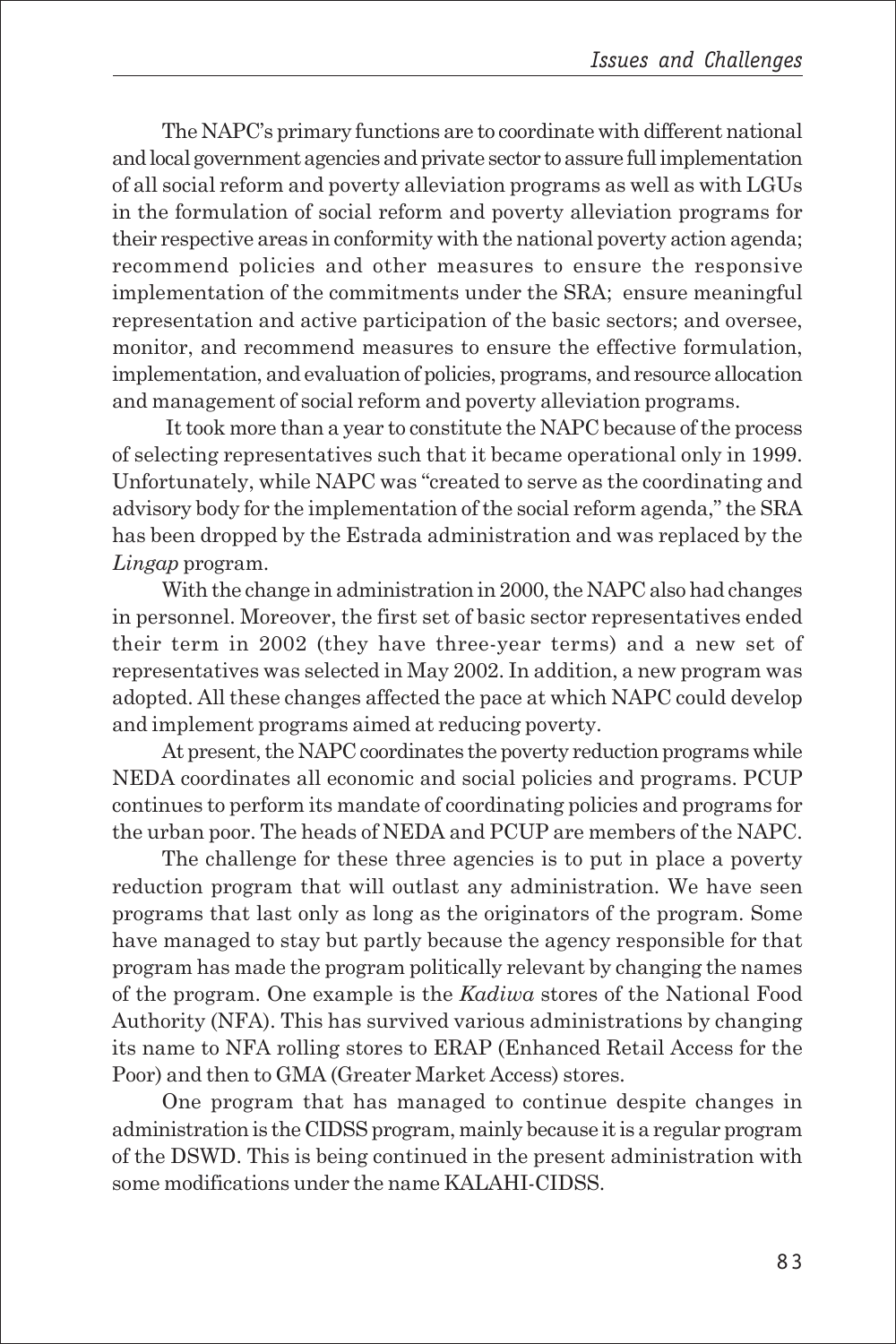The NAPC's primary functions are to coordinate with different national and local government agencies and private sector to assure full implementation of all social reform and poverty alleviation programs as well as with LGUs in the formulation of social reform and poverty alleviation programs for their respective areas in conformity with the national poverty action agenda; recommend policies and other measures to ensure the responsive implementation of the commitments under the SRA; ensure meaningful representation and active participation of the basic sectors; and oversee, monitor, and recommend measures to ensure the effective formulation, implementation, and evaluation of policies, programs, and resource allocation and management of social reform and poverty alleviation programs.

It took more than a year to constitute the NAPC because of the process of selecting representatives such that it became operational only in 1999. Unfortunately, while NAPC was "created to serve as the coordinating and advisory body for the implementation of the social reform agenda," the SRA has been dropped by the Estrada administration and was replaced by the *Lingap* program.

With the change in administration in 2000, the NAPC also had changes in personnel. Moreover, the first set of basic sector representatives ended their term in 2002 (they have three-year terms) and a new set of representatives was selected in May 2002. In addition, a new program was adopted. All these changes affected the pace at which NAPC could develop and implement programs aimed at reducing poverty.

At present, the NAPC coordinates the poverty reduction programs while NEDA coordinates all economic and social policies and programs. PCUP continues to perform its mandate of coordinating policies and programs for the urban poor. The heads of NEDA and PCUP are members of the NAPC.

The challenge for these three agencies is to put in place a poverty reduction program that will outlast any administration. We have seen programs that last only as long as the originators of the program. Some have managed to stay but partly because the agency responsible for that program has made the program politically relevant by changing the names of the program. One example is the *Kadiwa* stores of the National Food Authority (NFA). This has survived various administrations by changing its name to NFA rolling stores to ERAP (Enhanced Retail Access for the Poor) and then to GMA (Greater Market Access) stores.

One program that has managed to continue despite changes in administration is the CIDSS program, mainly because it is a regular program of the DSWD. This is being continued in the present administration with some modifications under the name KALAHI-CIDSS.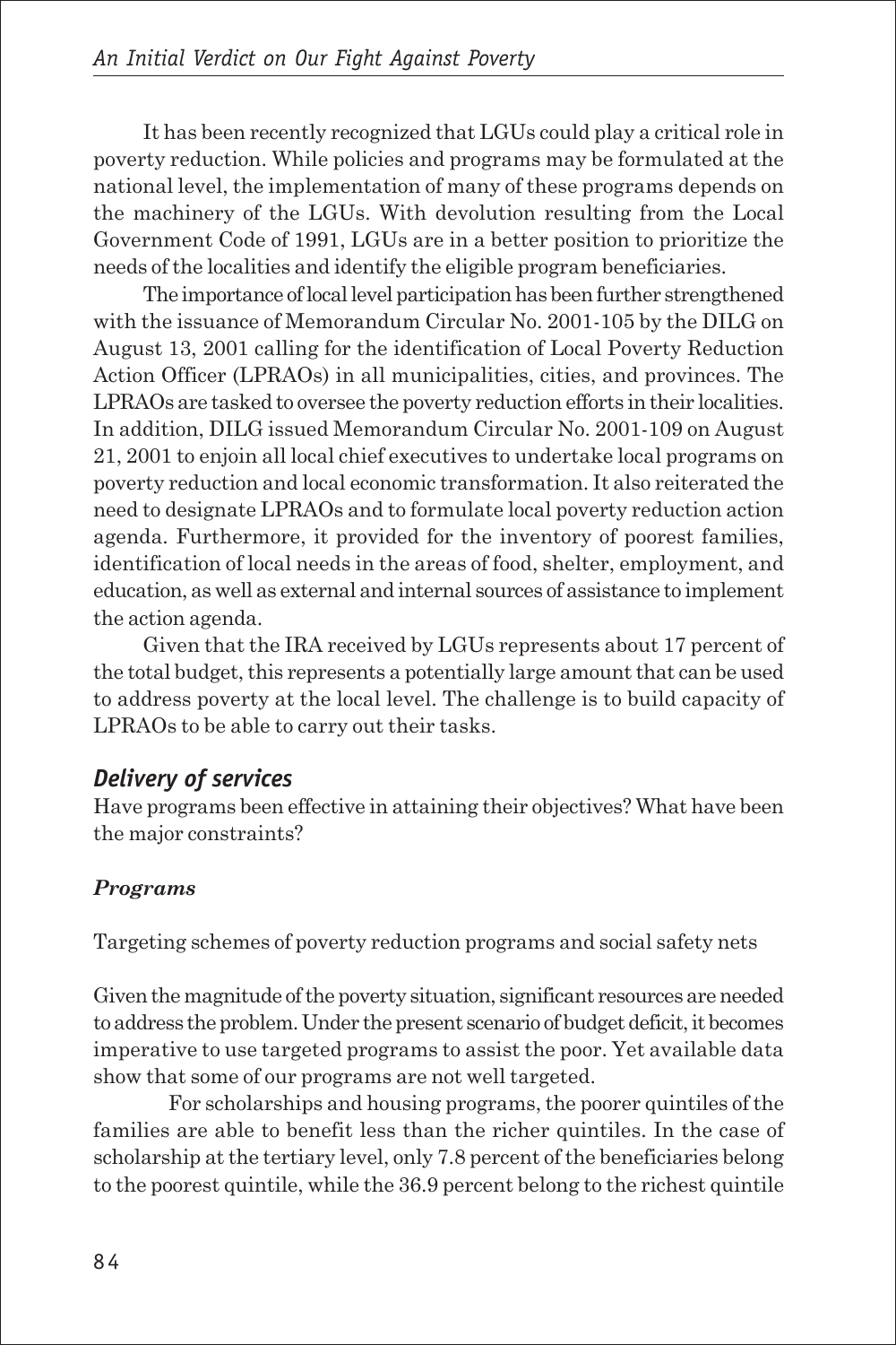It has been recently recognized that LGUs could play a critical role in poverty reduction. While policies and programs may be formulated at the national level, the implementation of many of these programs depends on the machinery of the LGUs. With devolution resulting from the Local Government Code of 1991, LGUs are in a better position to prioritize the needs of the localities and identify the eligible program beneficiaries.

The importance of local level participation has been further strengthened with the issuance of Memorandum Circular No. 2001-105 by the DILG on August 13, 2001 calling for the identification of Local Poverty Reduction Action Officer (LPRAOs) in all municipalities, cities, and provinces. The LPRAOs are tasked to oversee the poverty reduction efforts in their localities. In addition, DILG issued Memorandum Circular No. 2001-109 on August 21, 2001 to enjoin all local chief executives to undertake local programs on poverty reduction and local economic transformation. It also reiterated the need to designate LPRAOs and to formulate local poverty reduction action agenda. Furthermore, it provided for the inventory of poorest families, identification of local needs in the areas of food, shelter, employment, and education, as well as external and internal sources of assistance to implement the action agenda.

Given that the IRA received by LGUs represents about 17 percent of the total budget, this represents a potentially large amount that can be used to address poverty at the local level. The challenge is to build capacity of LPRAOs to be able to carry out their tasks.

## *Delivery of services*

Have programs been effective in attaining their objectives? What have been the major constraints?

### ***Programs***

Targeting schemes of poverty reduction programs and social safety nets

Given the magnitude of the poverty situation, significant resources are needed to address the problem. Under the present scenario of budget deficit, it becomes imperative to use targeted programs to assist the poor. Yet available data show that some of our programs are not well targeted.

For scholarships and housing programs, the poorer quintiles of the families are able to benefit less than the richer quintiles. In the case of scholarship at the tertiary level, only 7.8 percent of the beneficiaries belong to the poorest quintile, while the 36.9 percent belong to the richest quintile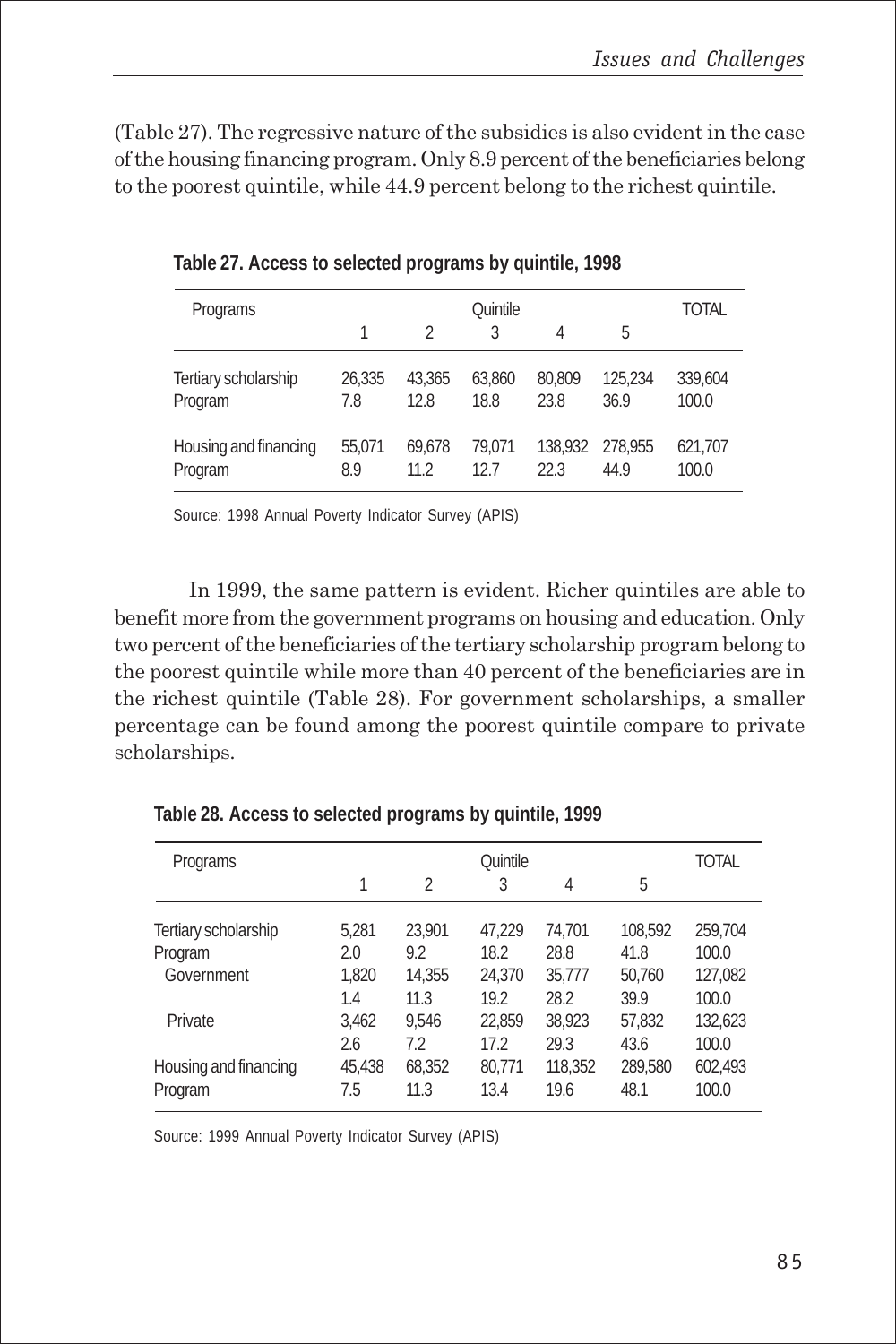(Table 27). The regressive nature of the subsidies is also evident in the case of the housing financing program. Only 8.9 percent of the beneficiaries belong to the poorest quintile, while 44.9 percent belong to the richest quintile.

**Table 27. Access to selected programs by quintile, 1998**

| Programs | Quintile | | | | | TOTAL |
|---|---|---|---|---|---|---|
| | 1 | 2 | 3 | 4 | 5 | |
| Tertiary scholarship | 26,335 | 43,365 | 63,860 | 80,809 | 125,234 | 339,604 |
| Program | 7.8 | 12.8 | 18.8 | 23.8 | 36.9 | 100.0 |
| Housing and financing | 55,071 | 69,678 | 79,071 | 138,932 | 278,955 | 621,707 |
| Program | 8.9 | 11.2 | 12.7 | 22.3 | 44.9 | 100.0 |

Source: 1998 Annual Poverty Indicator Survey (APIS)

In 1999, the same pattern is evident. Richer quintiles are able to benefit more from the government programs on housing and education. Only two percent of the beneficiaries of the tertiary scholarship program belong to the poorest quintile while more than 40 percent of the beneficiaries are in the richest quintile (Table 28). For government scholarships, a smaller percentage can be found among the poorest quintile compare to private scholarships.

**Table 28. Access to selected programs by quintile, 1999**

| Programs | Quintile | | | | | TOTAL |
|---|---|---|---|---|---|---|
| | 1 | 2 | 3 | 4 | 5 | |
| Tertiary scholarship | 5,281 | 23,901 | 47,229 | 74,701 | 108,592 | 259,704 |
| Program | 2.0 | 9.2 | 18.2 | 28.8 | 41.8 | 100.0 |
| Government | 1,820 | 14,355 | 24,370 | 35,777 | 50,760 | 127,082 |
| | 1.4 | 11.3 | 19.2 | 28.2 | 39.9 | 100.0 |
| Private | 3,462 | 9,546 | 22,859 | 38,923 | 57,832 | 132,623 |
| | 2.6 | 7.2 | 17.2 | 29.3 | 43.6 | 100.0 |
| Housing and financing | 45,438 | 68,352 | 80,771 | 118,352 | 289,580 | 602,493 |
| Program | 7.5 | 11.3 | 13.4 | 19.6 | 48.1 | 100.0 |

Source: 1999 Annual Poverty Indicator Survey (APIS)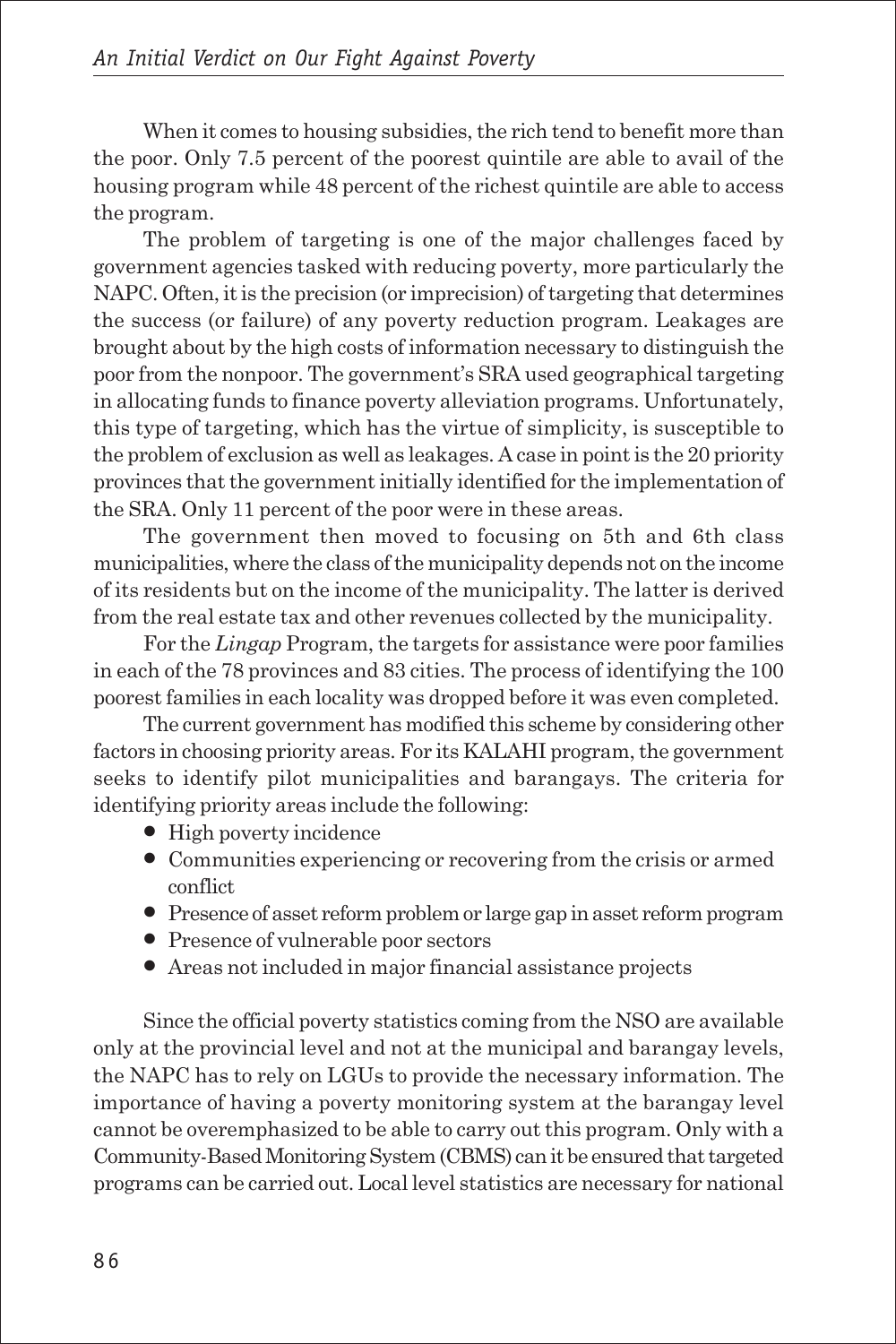When it comes to housing subsidies, the rich tend to benefit more than the poor. Only 7.5 percent of the poorest quintile are able to avail of the housing program while 48 percent of the richest quintile are able to access the program.

The problem of targeting is one of the major challenges faced by government agencies tasked with reducing poverty, more particularly the NAPC. Often, it is the precision (or imprecision) of targeting that determines the success (or failure) of any poverty reduction program. Leakages are brought about by the high costs of information necessary to distinguish the poor from the nonpoor. The government's SRA used geographical targeting in allocating funds to finance poverty alleviation programs. Unfortunately, this type of targeting, which has the virtue of simplicity, is susceptible to the problem of exclusion as well as leakages. A case in point is the 20 priority provinces that the government initially identified for the implementation of the SRA. Only 11 percent of the poor were in these areas.

The government then moved to focusing on 5th and 6th class municipalities, where the class of the municipality depends not on the income of its residents but on the income of the municipality. The latter is derived from the real estate tax and other revenues collected by the municipality.

For the *Lingap* Program, the targets for assistance were poor families in each of the 78 provinces and 83 cities. The process of identifying the 100 poorest families in each locality was dropped before it was even completed.

The current government has modified this scheme by considering other factors in choosing priority areas. For its KALAHI program, the government seeks to identify pilot municipalities and barangays. The criteria for identifying priority areas include the following:

- High poverty incidence
- Communities experiencing or recovering from the crisis or armed conflict
- Presence of asset reform problem or large gap in asset reform program
- Presence of vulnerable poor sectors
- Areas not included in major financial assistance projects

Since the official poverty statistics coming from the NSO are available only at the provincial level and not at the municipal and barangay levels, the NAPC has to rely on LGUs to provide the necessary information. The importance of having a poverty monitoring system at the barangay level cannot be overemphasized to be able to carry out this program. Only with a Community-Based Monitoring System (CBMS) can it be ensured that targeted programs can be carried out. Local level statistics are necessary for national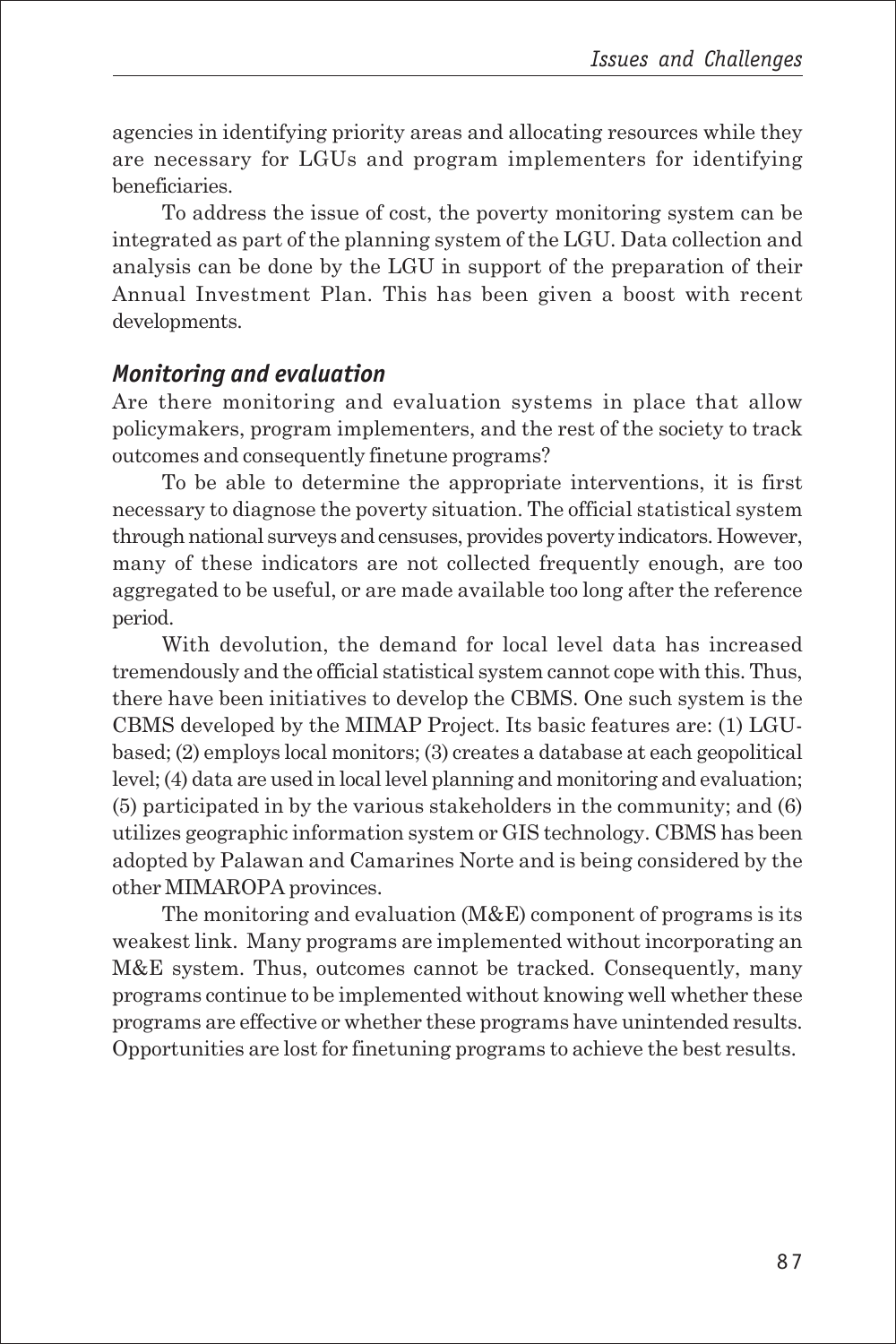agencies in identifying priority areas and allocating resources while they are necessary for LGUs and program implementers for identifying beneficiaries.

To address the issue of cost, the poverty monitoring system can be integrated as part of the planning system of the LGU. Data collection and analysis can be done by the LGU in support of the preparation of their Annual Investment Plan. This has been given a boost with recent developments.

### *Monitoring and evaluation*

Are there monitoring and evaluation systems in place that allow policymakers, program implementers, and the rest of the society to track outcomes and consequently finetune programs?

To be able to determine the appropriate interventions, it is first necessary to diagnose the poverty situation. The official statistical system through national surveys and censuses, provides poverty indicators. However, many of these indicators are not collected frequently enough, are too aggregated to be useful, or are made available too long after the reference period.

With devolution, the demand for local level data has increased tremendously and the official statistical system cannot cope with this. Thus, there have been initiatives to develop the CBMS. One such system is the CBMS developed by the MIMAP Project. Its basic features are: (1) LGU-based; (2) employs local monitors; (3) creates a database at each geopolitical level; (4) data are used in local level planning and monitoring and evaluation; (5) participated in by the various stakeholders in the community; and (6) utilizes geographic information system or GIS technology. CBMS has been adopted by Palawan and Camarines Norte and is being considered by the other MIMAROPA provinces.

The monitoring and evaluation (M&E) component of programs is its weakest link. Many programs are implemented without incorporating an M&E system. Thus, outcomes cannot be tracked. Consequently, many programs continue to be implemented without knowing well whether these programs are effective or whether these programs have unintended results. Opportunities are lost for finetuning programs to achieve the best results.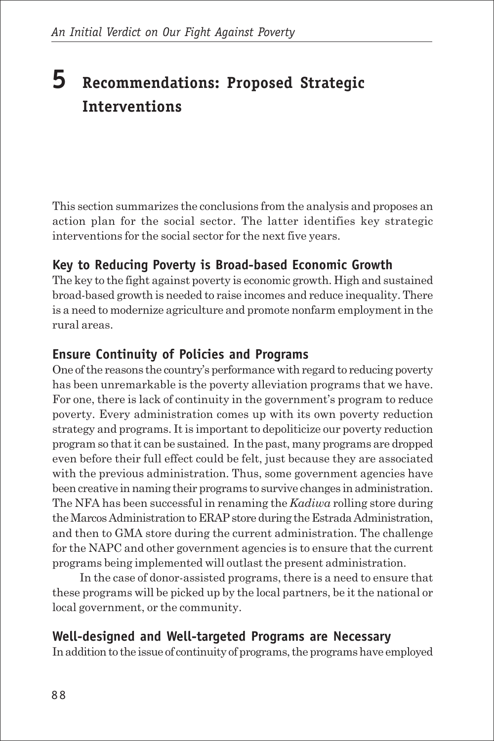# 5 Recommendations: Proposed Strategic Interventions

This section summarizes the conclusions from the analysis and proposes an action plan for the social sector. The latter identifies key strategic interventions for the social sector for the next five years.

## Key to Reducing Poverty is Broad-based Economic Growth

The key to the fight against poverty is economic growth. High and sustained broad-based growth is needed to raise incomes and reduce inequality. There is a need to modernize agriculture and promote nonfarm employment in the rural areas.

## Ensure Continuity of Policies and Programs

One of the reasons the country's performance with regard to reducing poverty has been unremarkable is the poverty alleviation programs that we have. For one, there is lack of continuity in the government's program to reduce poverty. Every administration comes up with its own poverty reduction strategy and programs. It is important to depoliticize our poverty reduction program so that it can be sustained. In the past, many programs are dropped even before their full effect could be felt, just because they are associated with the previous administration. Thus, some government agencies have been creative in naming their programs to survive changes in administration. The NFA has been successful in renaming the *Kadiwa* rolling store during the Marcos Administration to ERAP store during the Estrada Administration, and then to GMA store during the current administration. The challenge for the NAPC and other government agencies is to ensure that the current programs being implemented will outlast the present administration.

In the case of donor-assisted programs, there is a need to ensure that these programs will be picked up by the local partners, be it the national or local government, or the community.

## Well-designed and Well-targeted Programs are Necessary

In addition to the issue of continuity of programs, the programs have employed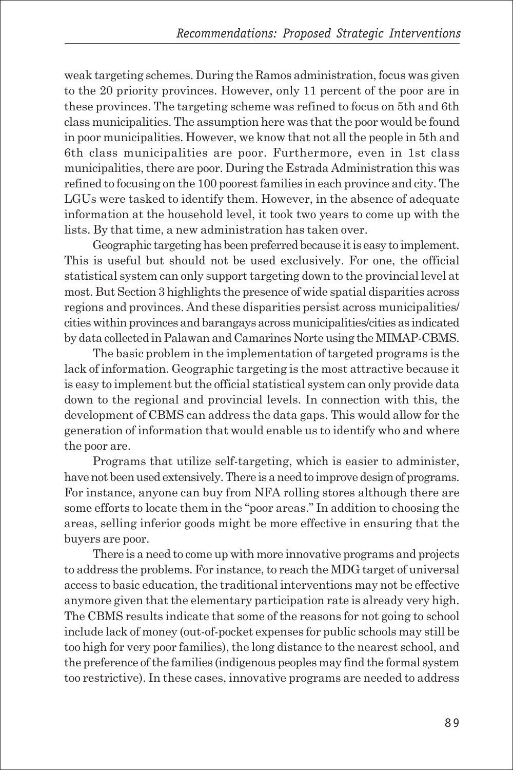weak targeting schemes. During the Ramos administration, focus was given to the 20 priority provinces. However, only 11 percent of the poor are in these provinces. The targeting scheme was refined to focus on 5th and 6th class municipalities. The assumption here was that the poor would be found in poor municipalities. However, we know that not all the people in 5th and 6th class municipalities are poor. Furthermore, even in 1st class municipalities, there are poor. During the Estrada Administration this was refined to focusing on the 100 poorest families in each province and city. The LGUs were tasked to identify them. However, in the absence of adequate information at the household level, it took two years to come up with the lists. By that time, a new administration has taken over.

Geographic targeting has been preferred because it is easy to implement. This is useful but should not be used exclusively. For one, the official statistical system can only support targeting down to the provincial level at most. But Section 3 highlights the presence of wide spatial disparities across regions and provinces. And these disparities persist across municipalities/cities within provinces and barangays across municipalities/cities as indicated by data collected in Palawan and Camarines Norte using the MIMAP-CBMS.

The basic problem in the implementation of targeted programs is the lack of information. Geographic targeting is the most attractive because it is easy to implement but the official statistical system can only provide data down to the regional and provincial levels. In connection with this, the development of CBMS can address the data gaps. This would allow for the generation of information that would enable us to identify who and where the poor are.

Programs that utilize self-targeting, which is easier to administer, have not been used extensively. There is a need to improve design of programs. For instance, anyone can buy from NFA rolling stores although there are some efforts to locate them in the "poor areas." In addition to choosing the areas, selling inferior goods might be more effective in ensuring that the buyers are poor.

There is a need to come up with more innovative programs and projects to address the problems. For instance, to reach the MDG target of universal access to basic education, the traditional interventions may not be effective anymore given that the elementary participation rate is already very high. The CBMS results indicate that some of the reasons for not going to school include lack of money (out-of-pocket expenses for public schools may still be too high for very poor families), the long distance to the nearest school, and the preference of the families (indigenous peoples may find the formal system too restrictive). In these cases, innovative programs are needed to address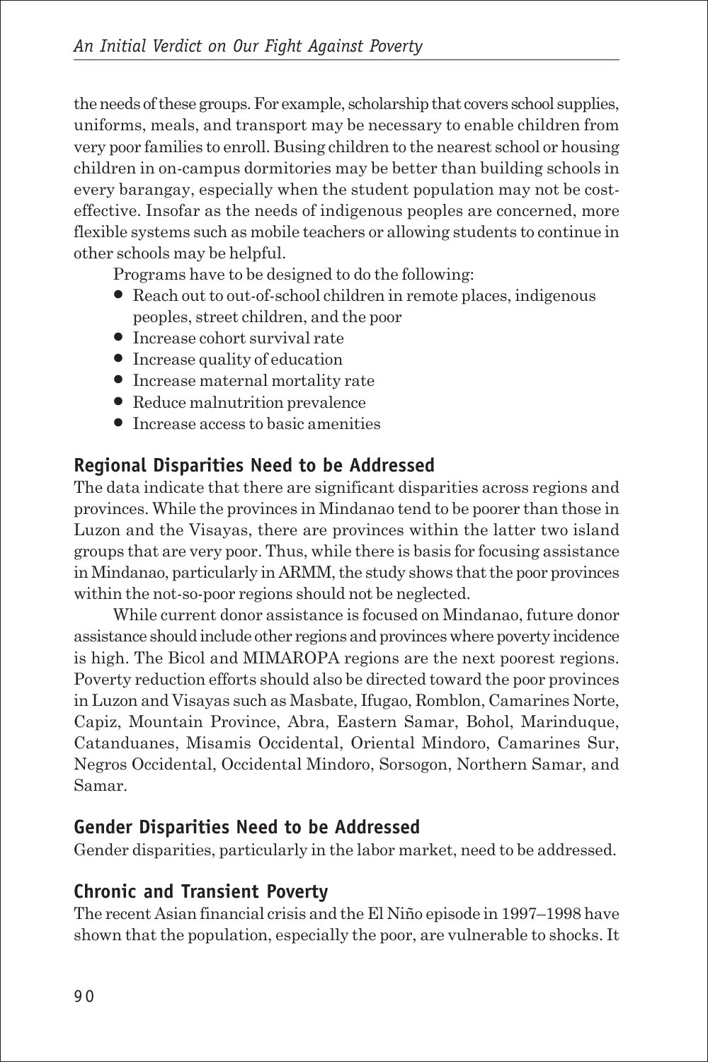the needs of these groups. For example, scholarship that covers school supplies, uniforms, meals, and transport may be necessary to enable children from very poor families to enroll. Busing children to the nearest school or housing children in on-campus dormitories may be better than building schools in every barangay, especially when the student population may not be cost-effective. Insofar as the needs of indigenous peoples are concerned, more flexible systems such as mobile teachers or allowing students to continue in other schools may be helpful.

Programs have to be designed to do the following:

- Reach out to out-of-school children in remote places, indigenous peoples, street children, and the poor
- Increase cohort survival rate
- Increase quality of education
- Increase maternal mortality rate
- Reduce malnutrition prevalence
- Increase access to basic amenities

## Regional Disparities Need to be Addressed

The data indicate that there are significant disparities across regions and provinces. While the provinces in Mindanao tend to be poorer than those in Luzon and the Visayas, there are provinces within the latter two island groups that are very poor. Thus, while there is basis for focusing assistance in Mindanao, particularly in ARMM, the study shows that the poor provinces within the not-so-poor regions should not be neglected.

While current donor assistance is focused on Mindanao, future donor assistance should include other regions and provinces where poverty incidence is high. The Bicol and MIMAROPA regions are the next poorest regions. Poverty reduction efforts should also be directed toward the poor provinces in Luzon and Visayas such as Masbate, Ifugao, Romblon, Camarines Norte, Capiz, Mountain Province, Abra, Eastern Samar, Bohol, Marinduque, Catanduanes, Misamis Occidental, Oriental Mindoro, Camarines Sur, Negros Occidental, Occidental Mindoro, Sorsogon, Northern Samar, and Samar.

## Gender Disparities Need to be Addressed

Gender disparities, particularly in the labor market, need to be addressed.

## Chronic and Transient Poverty

The recent Asian financial crisis and the El Niño episode in 1997–1998 have shown that the population, especially the poor, are vulnerable to shocks. It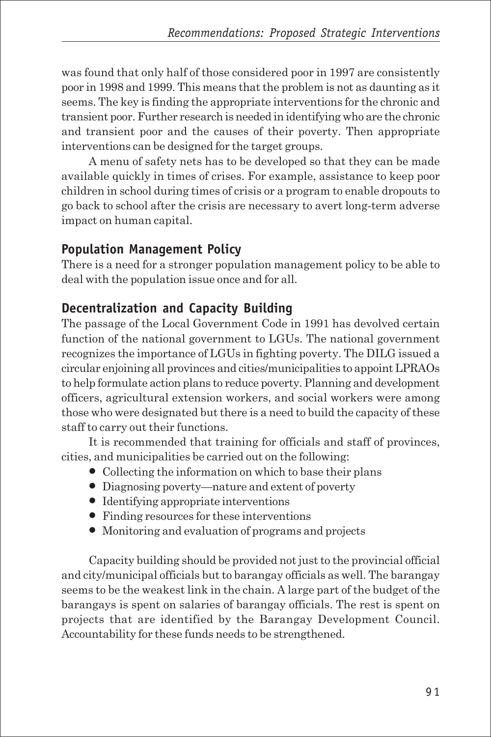was found that only half of those considered poor in 1997 are consistently poor in 1998 and 1999. This means that the problem is not as daunting as it seems. The key is finding the appropriate interventions for the chronic and transient poor. Further research is needed in identifying who are the chronic and transient poor and the causes of their poverty. Then appropriate interventions can be designed for the target groups.

A menu of safety nets has to be developed so that they can be made available quickly in times of crises. For example, assistance to keep poor children in school during times of crisis or a program to enable dropouts to go back to school after the crisis are necessary to avert long-term adverse impact on human capital.

## Population Management Policy

There is a need for a stronger population management policy to be able to deal with the population issue once and for all.

## Decentralization and Capacity Building

The passage of the Local Government Code in 1991 has devolved certain function of the national government to LGUs. The national government recognizes the importance of LGUs in fighting poverty. The DILG issued a circular enjoining all provinces and cities/municipalities to appoint LPRAOs to help formulate action plans to reduce poverty. Planning and development officers, agricultural extension workers, and social workers were among those who were designated but there is a need to build the capacity of these staff to carry out their functions.

It is recommended that training for officials and staff of provinces, cities, and municipalities be carried out on the following:

- Collecting the information on which to base their plans
- Diagnosing poverty—nature and extent of poverty
- Identifying appropriate interventions
- Finding resources for these interventions
- Monitoring and evaluation of programs and projects

Capacity building should be provided not just to the provincial official and city/municipal officials but to barangay officials as well. The barangay seems to be the weakest link in the chain. A large part of the budget of the barangays is spent on salaries of barangay officials. The rest is spent on projects that are identified by the Barangay Development Council. Accountability for these funds needs to be strengthened.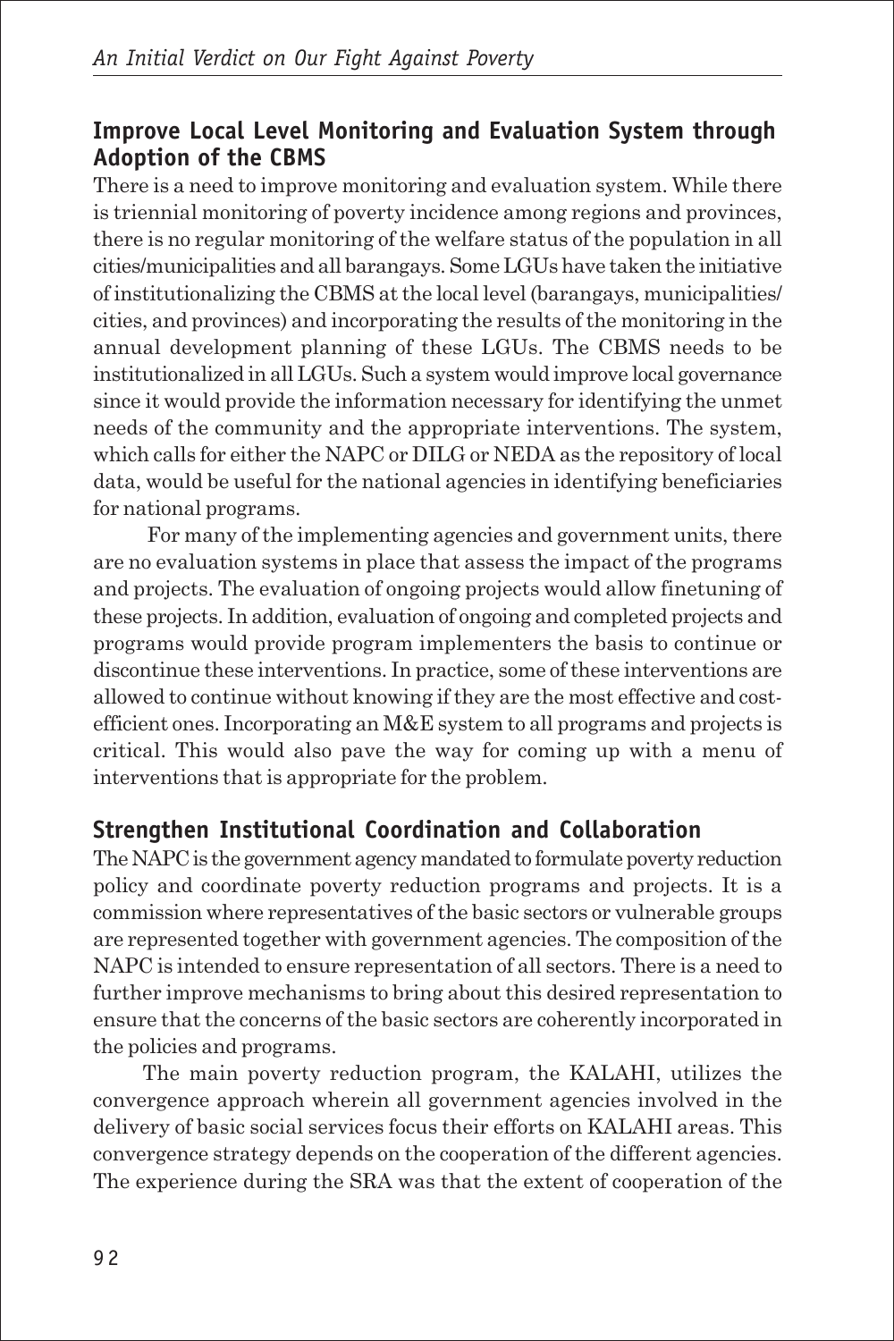## Improve Local Level Monitoring and Evaluation System through Adoption of the CBMS

There is a need to improve monitoring and evaluation system. While there is triennial monitoring of poverty incidence among regions and provinces, there is no regular monitoring of the welfare status of the population in all cities/municipalities and all barangays. Some LGUs have taken the initiative of institutionalizing the CBMS at the local level (barangays, municipalities/ cities, and provinces) and incorporating the results of the monitoring in the annual development planning of these LGUs. The CBMS needs to be institutionalized in all LGUs. Such a system would improve local governance since it would provide the information necessary for identifying the unmet needs of the community and the appropriate interventions. The system, which calls for either the NAPC or DILG or NEDA as the repository of local data, would be useful for the national agencies in identifying beneficiaries for national programs.

For many of the implementing agencies and government units, there are no evaluation systems in place that assess the impact of the programs and projects. The evaluation of ongoing projects would allow finetuning of these projects. In addition, evaluation of ongoing and completed projects and programs would provide program implementers the basis to continue or discontinue these interventions. In practice, some of these interventions are allowed to continue without knowing if they are the most effective and cost-efficient ones. Incorporating an M&E system to all programs and projects is critical. This would also pave the way for coming up with a menu of interventions that is appropriate for the problem.

## Strengthen Institutional Coordination and Collaboration

The NAPC is the government agency mandated to formulate poverty reduction policy and coordinate poverty reduction programs and projects. It is a commission where representatives of the basic sectors or vulnerable groups are represented together with government agencies. The composition of the NAPC is intended to ensure representation of all sectors. There is a need to further improve mechanisms to bring about this desired representation to ensure that the concerns of the basic sectors are coherently incorporated in the policies and programs.

The main poverty reduction program, the KALAHI, utilizes the convergence approach wherein all government agencies involved in the delivery of basic social services focus their efforts on KALAHI areas. This convergence strategy depends on the cooperation of the different agencies. The experience during the SRA was that the extent of cooperation of the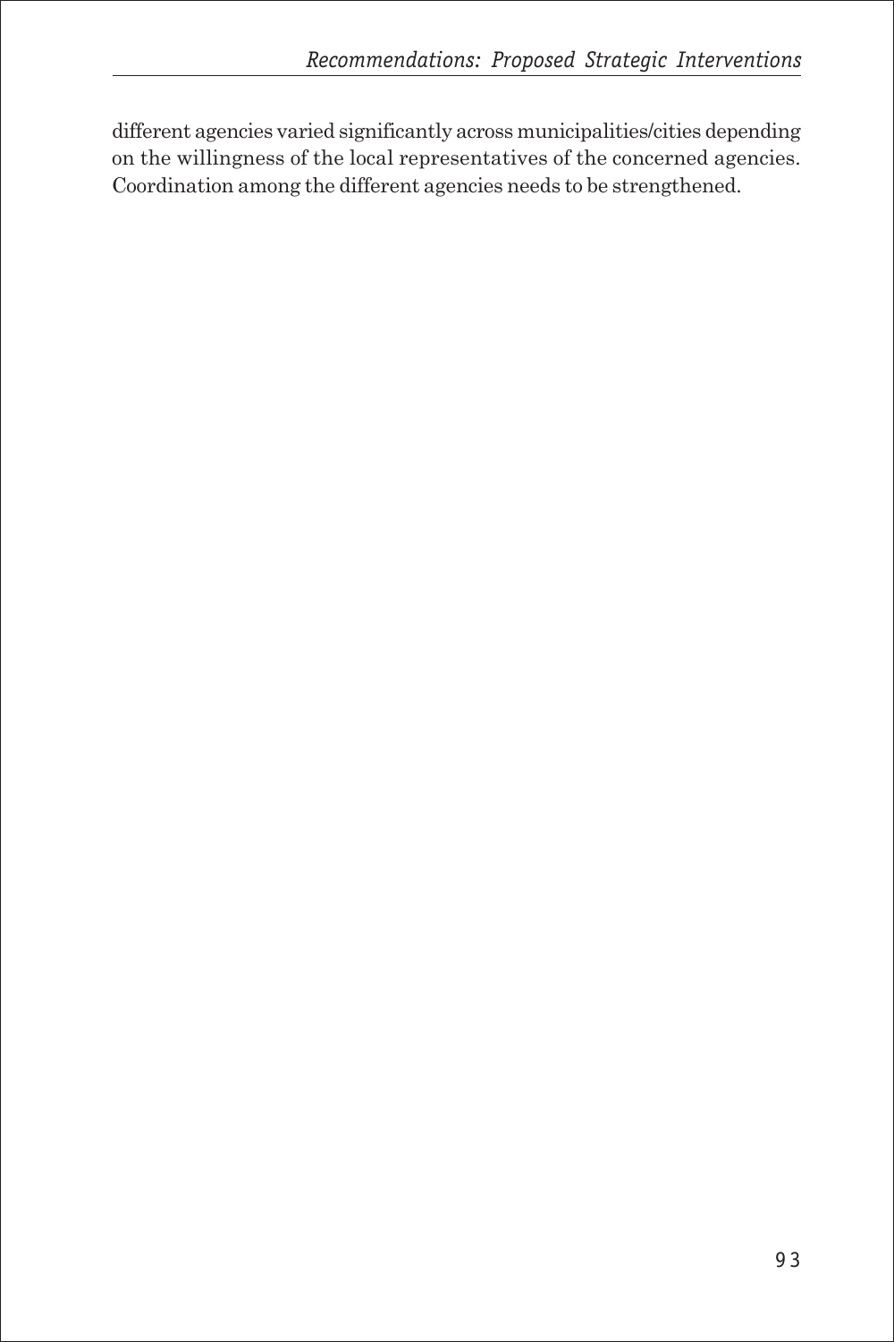different agencies varied significantly across municipalities/cities depending on the willingness of the local representatives of the concerned agencies. Coordination among the different agencies needs to be strengthened.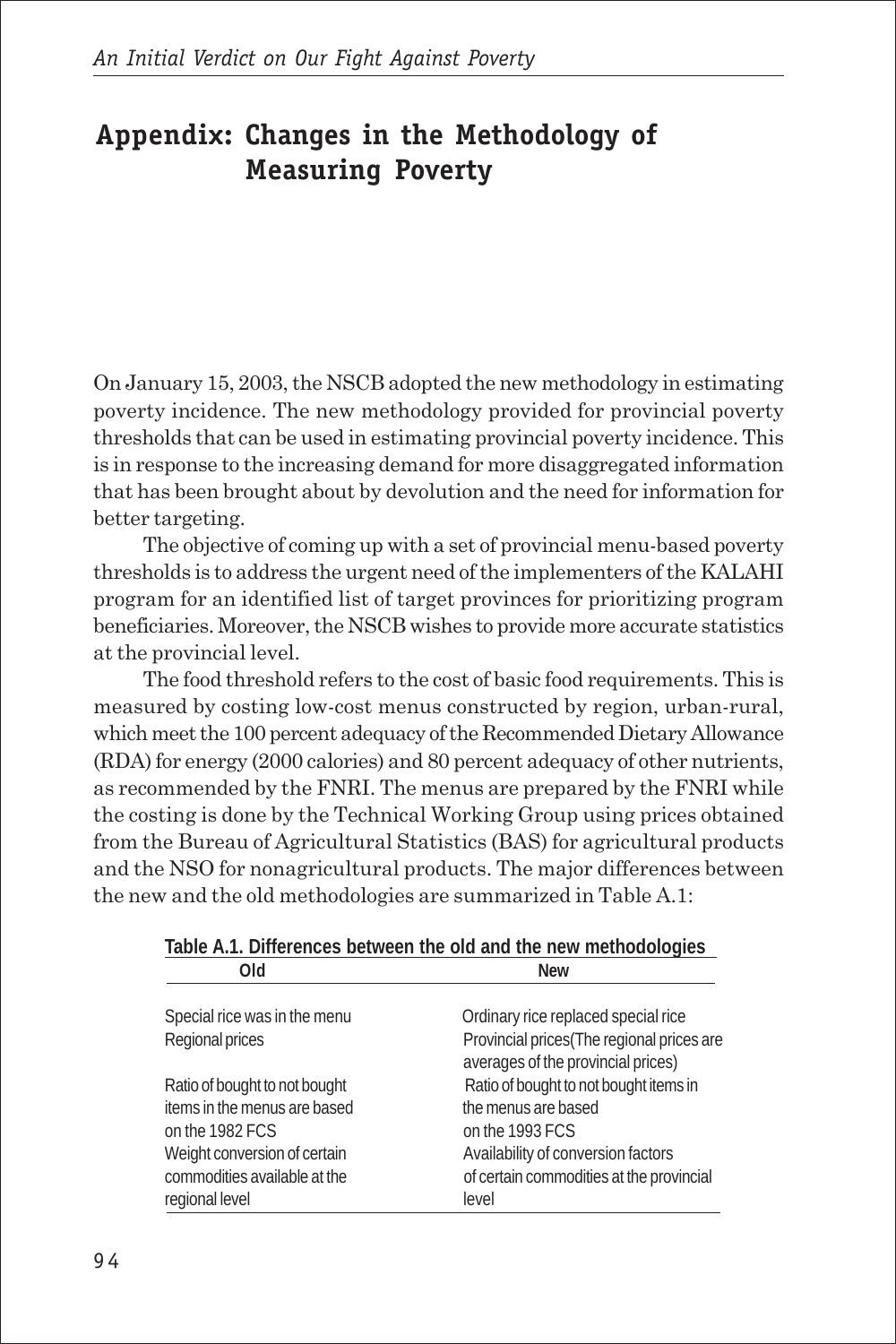## Appendix: Changes in the Methodology of Measuring Poverty

On January 15, 2003, the NSCB adopted the new methodology in estimating poverty incidence. The new methodology provided for provincial poverty thresholds that can be used in estimating provincial poverty incidence. This is in response to the increasing demand for more disaggregated information that has been brought about by devolution and the need for information for better targeting.

The objective of coming up with a set of provincial menu-based poverty thresholds is to address the urgent need of the implementers of the KALAHI program for an identified list of target provinces for prioritizing program beneficiaries. Moreover, the NSCB wishes to provide more accurate statistics at the provincial level.

The food threshold refers to the cost of basic food requirements. This is measured by costing low-cost menus constructed by region, urban-rural, which meet the 100 percent adequacy of the Recommended Dietary Allowance (RDA) for energy (2000 calories) and 80 percent adequacy of other nutrients, as recommended by the FNRI. The menus are prepared by the FNRI while the costing is done by the Technical Working Group using prices obtained from the Bureau of Agricultural Statistics (BAS) for agricultural products and the NSO for nonagricultural products. The major differences between the new and the old methodologies are summarized in Table A.1:

**Table A.1. Differences between the old and the new methodologies**

| Old | New |
|---|---|
| Special rice was in the menu | Ordinary rice replaced special rice |
| Regional prices | Provincial prices(The regional prices are averages of the provincial prices) |
| Ratio of bought to not bought items in the menus are based on the 1982 FCS | Ratio of bought to not bought items in the menus are based on the 1993 FCS |
| Weight conversion of certain commodities available at the regional level | Availability of conversion factors of certain commodities at the provincial level |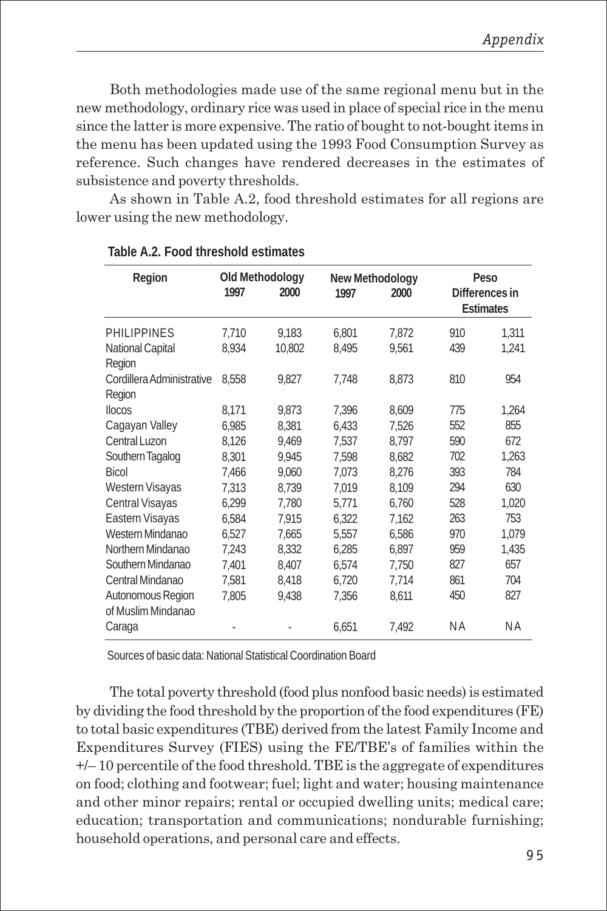Both methodologies made use of the same regional menu but in the new methodology, ordinary rice was used in place of special rice in the menu since the latter is more expensive. The ratio of bought to not-bought items in the menu has been updated using the 1993 Food Consumption Survey as reference. Such changes have rendered decreases in the estimates of subsistence and poverty thresholds.

As shown in Table A.2, food threshold estimates for all regions are lower using the new methodology.

**Table A.2. Food threshold estimates**

| Region | Old Methodology | | New Methodology | | Peso Differences in Estimates | |
|---|---|---|---|---|---|---|
| | 1997 | 2000 | 1997 | 2000 | | |
| PHILIPPINES | 7,710 | 9,183 | 6,801 | 7,872 | 910 | 1,311 |
| National Capital Region | 8,934 | 10,802 | 8,495 | 9,561 | 439 | 1,241 |
| Cordillera Administrative Region | 8,558 | 9,827 | 7,748 | 8,873 | 810 | 954 |
| Ilocos | 8,171 | 9,873 | 7,396 | 8,609 | 775 | 1,264 |
| Cagayan Valley | 6,985 | 8,381 | 6,433 | 7,526 | 552 | 855 |
| Central Luzon | 8,126 | 9,469 | 7,537 | 8,797 | 590 | 672 |
| Southern Tagalog | 8,301 | 9,945 | 7,598 | 8,682 | 702 | 1,263 |
| Bicol | 7,466 | 9,060 | 7,073 | 8,276 | 393 | 784 |
| Western Visayas | 7,313 | 8,739 | 7,019 | 8,109 | 294 | 630 |
| Central Visayas | 6,299 | 7,780 | 5,771 | 6,760 | 528 | 1,020 |
| Eastern Visayas | 6,584 | 7,915 | 6,322 | 7,162 | 263 | 753 |
| Western Mindanao | 6,527 | 7,665 | 5,557 | 6,586 | 970 | 1,079 |
| Northern Mindanao | 7,243 | 8,332 | 6,285 | 6,897 | 959 | 1,435 |
| Southern Mindanao | 7,401 | 8,407 | 6,574 | 7,750 | 827 | 657 |
| Central Mindanao | 7,581 | 8,418 | 6,720 | 7,714 | 861 | 704 |
| Autonomous Region of Muslim Mindanao | 7,805 | 9,438 | 7,356 | 8,611 | 450 | 827 |
| Caraga | - | - | 6,651 | 7,492 | NA | NA |

Sources of basic data: National Statistical Coordination Board

The total poverty threshold (food plus nonfood basic needs) is estimated by dividing the food threshold by the proportion of the food expenditures (FE) to total basic expenditures (TBE) derived from the latest Family Income and Expenditures Survey (FIES) using the FE/TBE's of families within the +/– 10 percentile of the food threshold. TBE is the aggregate of expenditures on food; clothing and footwear; fuel; light and water; housing maintenance and other minor repairs; rental or occupied dwelling units; medical care; education; transportation and communications; nondurable furnishing; household operations, and personal care and effects.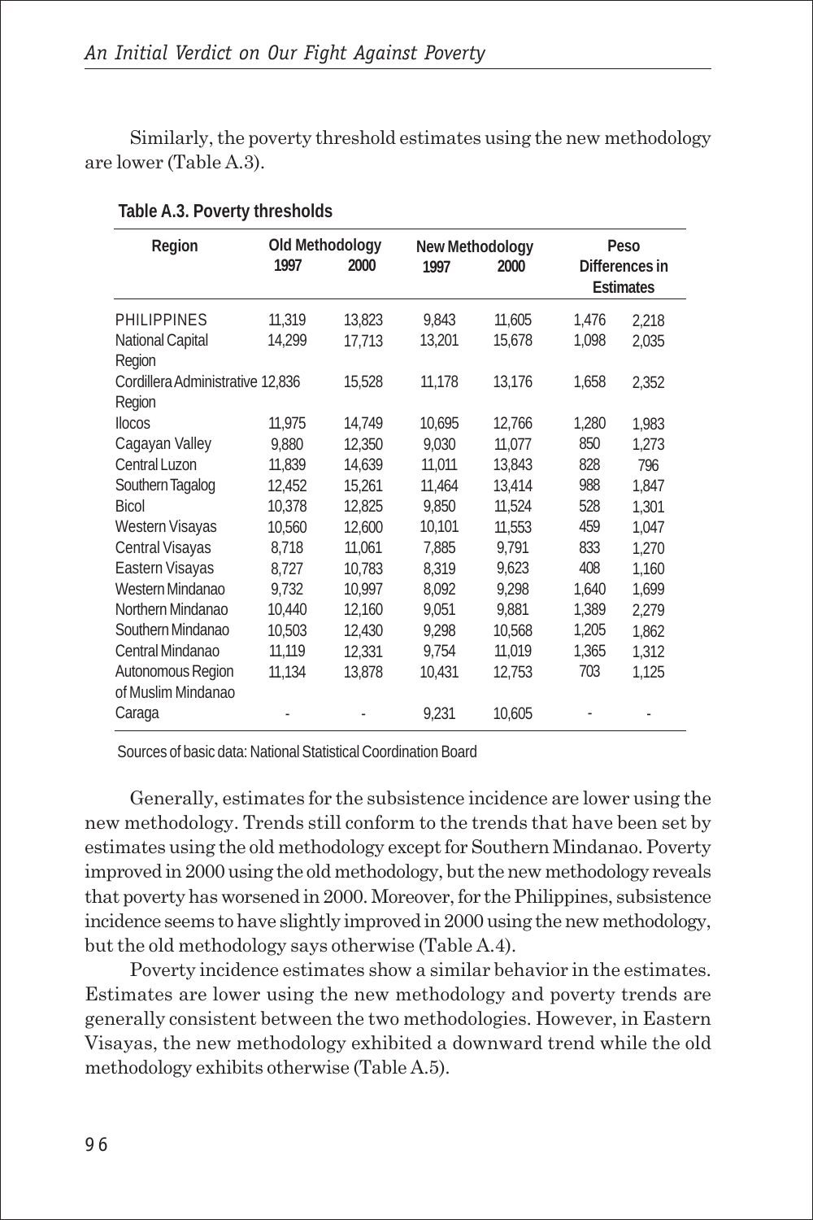Similarly, the poverty threshold estimates using the new methodology are lower (Table A.3).

**Table A.3. Poverty thresholds**

| Region | Old Methodology | | New Methodology | | Peso Differences in Estimates | |
|---|---|---|---|---|---|---|
| | 1997 | 2000 | 1997 | 2000 | | |
| PHILIPPINES | 11,319 | 13,823 | 9,843 | 11,605 | 1,476 | 2,218 |
| National Capital Region | 14,299 | 17,713 | 13,201 | 15,678 | 1,098 | 2,035 |
| Cordillera Administrative Region | 12,836 | 15,528 | 11,178 | 13,176 | 1,658 | 2,352 |
| Ilocos | 11,975 | 14,749 | 10,695 | 12,766 | 1,280 | 1,983 |
| Cagayan Valley | 9,880 | 12,350 | 9,030 | 11,077 | 850 | 1,273 |
| Central Luzon | 11,839 | 14,639 | 11,011 | 13,843 | 828 | 796 |
| Southern Tagalog | 12,452 | 15,261 | 11,464 | 13,414 | 988 | 1,847 |
| Bicol | 10,378 | 12,825 | 9,850 | 11,524 | 528 | 1,301 |
| Western Visayas | 10,560 | 12,600 | 10,101 | 11,553 | 459 | 1,047 |
| Central Visayas | 8,718 | 11,061 | 7,885 | 9,791 | 833 | 1,270 |
| Eastern Visayas | 8,727 | 10,783 | 8,319 | 9,623 | 408 | 1,160 |
| Western Mindanao | 9,732 | 10,997 | 8,092 | 9,298 | 1,640 | 1,699 |
| Northern Mindanao | 10,440 | 12,160 | 9,051 | 9,881 | 1,389 | 2,279 |
| Southern Mindanao | 10,503 | 12,430 | 9,298 | 10,568 | 1,205 | 1,862 |
| Central Mindanao | 11,119 | 12,331 | 9,754 | 11,019 | 1,365 | 1,312 |
| Autonomous Region of Muslim Mindanao | 11,134 | 13,878 | 10,431 | 12,753 | 703 | 1,125 |
| Caraga | - | - | 9,231 | 10,605 | - | - |

Sources of basic data: National Statistical Coordination Board

Generally, estimates for the subsistence incidence are lower using the new methodology. Trends still conform to the trends that have been set by estimates using the old methodology except for Southern Mindanao. Poverty improved in 2000 using the old methodology, but the new methodology reveals that poverty has worsened in 2000. Moreover, for the Philippines, subsistence incidence seems to have slightly improved in 2000 using the new methodology, but the old methodology says otherwise (Table A.4).

Poverty incidence estimates show a similar behavior in the estimates. Estimates are lower using the new methodology and poverty trends are generally consistent between the two methodologies. However, in Eastern Visayas, the new methodology exhibited a downward trend while the old methodology exhibits otherwise (Table A.5).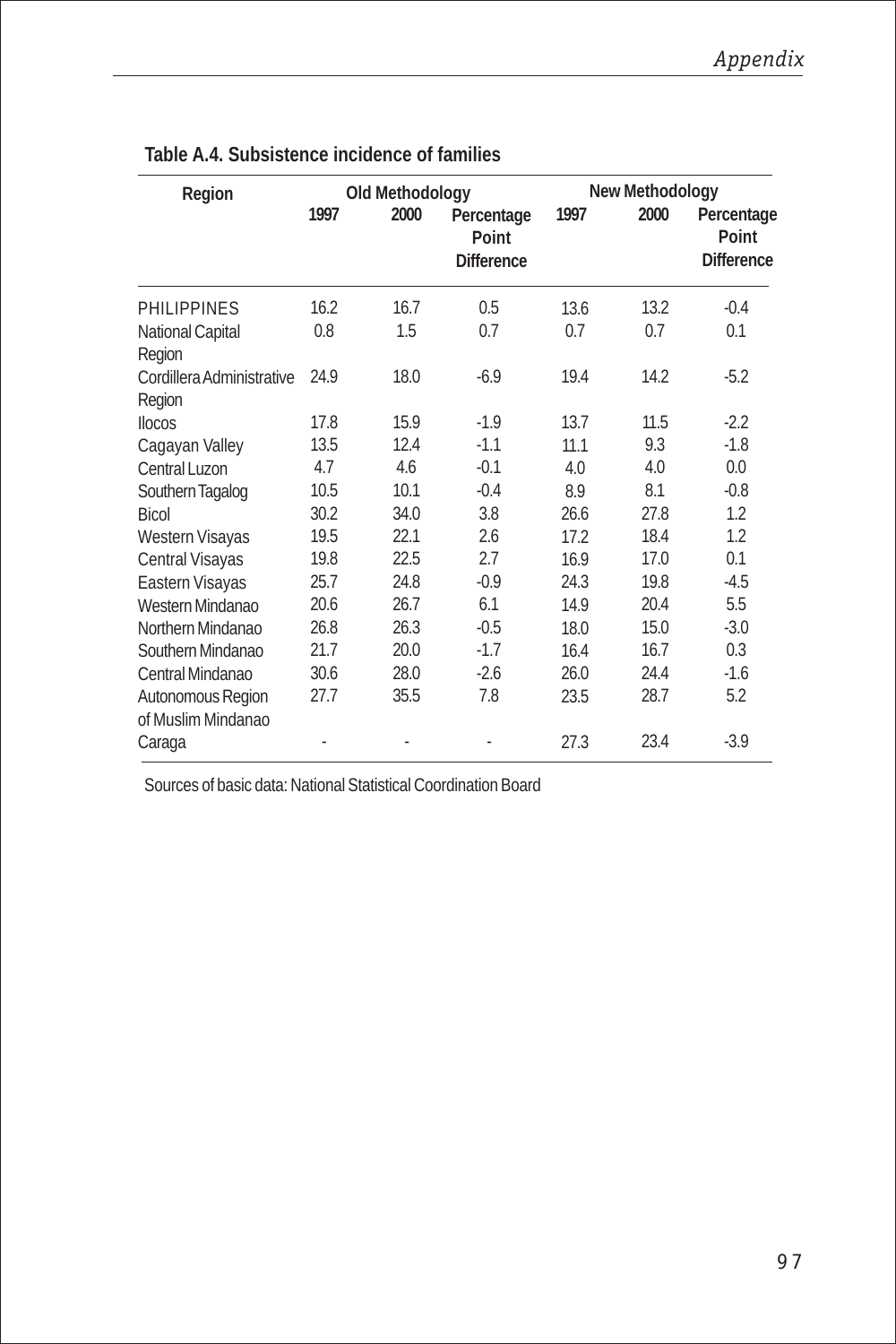**Table A.4. Subsistence incidence of families**

| Region | Old Methodology | | | New Methodology | | |
|---|---|---|---|---|---|---|
| | 1997 | 2000 | Percentage Point Difference | 1997 | 2000 | Percentage Point Difference |
| PHILIPPINES | 16.2 | 16.7 | 0.5 | 13.6 | 13.2 | -0.4 |
| National Capital Region | 0.8 | 1.5 | 0.7 | 0.7 | 0.7 | 0.1 |
| Cordillera Administrative Region | 24.9 | 18.0 | -6.9 | 19.4 | 14.2 | -5.2 |
| Ilocos | 17.8 | 15.9 | -1.9 | 13.7 | 11.5 | -2.2 |
| Cagayan Valley | 13.5 | 12.4 | -1.1 | 11.1 | 9.3 | -1.8 |
| Central Luzon | 4.7 | 4.6 | -0.1 | 4.0 | 4.0 | 0.0 |
| Southern Tagalog | 10.5 | 10.1 | -0.4 | 8.9 | 8.1 | -0.8 |
| Bicol | 30.2 | 34.0 | 3.8 | 26.6 | 27.8 | 1.2 |
| Western Visayas | 19.5 | 22.1 | 2.6 | 17.2 | 18.4 | 1.2 |
| Central Visayas | 19.8 | 22.5 | 2.7 | 16.9 | 17.0 | 0.1 |
| Eastern Visayas | 25.7 | 24.8 | -0.9 | 24.3 | 19.8 | -4.5 |
| Western Mindanao | 20.6 | 26.7 | 6.1 | 14.9 | 20.4 | 5.5 |
| Northern Mindanao | 26.8 | 26.3 | -0.5 | 18.0 | 15.0 | -3.0 |
| Southern Mindanao | 21.7 | 20.0 | -1.7 | 16.4 | 16.7 | 0.3 |
| Central Mindanao | 30.6 | 28.0 | -2.6 | 26.0 | 24.4 | -1.6 |
| Autonomous Region of Muslim Mindanao | 27.7 | 35.5 | 7.8 | 23.5 | 28.7 | 5.2 |
| Caraga | - | - | - | 27.3 | 23.4 | -3.9 |

Sources of basic data: National Statistical Coordination Board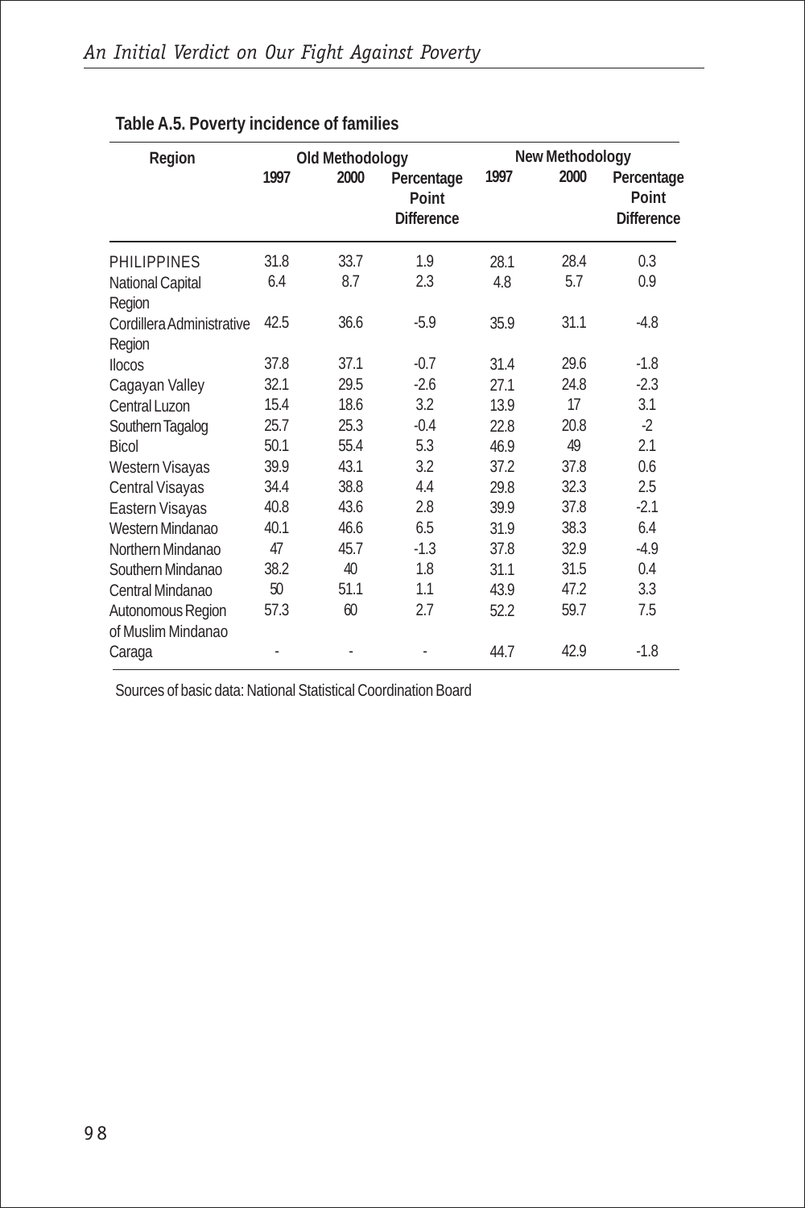**Table A.5. Poverty incidence of families**

| Region | Old Methodology | | | New Methodology | | |
|---|---|---|---|---|---|---|
| | 1997 | 2000 | Percentage Point Difference | 1997 | 2000 | Percentage Point Difference |
| PHILIPPINES | 31.8 | 33.7 | 1.9 | 28.1 | 28.4 | 0.3 |
| National Capital Region | 6.4 | 8.7 | 2.3 | 4.8 | 5.7 | 0.9 |
| Cordillera Administrative Region | 42.5 | 36.6 | -5.9 | 35.9 | 31.1 | -4.8 |
| Ilocos | 37.8 | 37.1 | -0.7 | 31.4 | 29.6 | -1.8 |
| Cagayan Valley | 32.1 | 29.5 | -2.6 | 27.1 | 24.8 | -2.3 |
| Central Luzon | 15.4 | 18.6 | 3.2 | 13.9 | 17 | 3.1 |
| Southern Tagalog | 25.7 | 25.3 | -0.4 | 22.8 | 20.8 | -2 |
| Bicol | 50.1 | 55.4 | 5.3 | 46.9 | 49 | 2.1 |
| Western Visayas | 39.9 | 43.1 | 3.2 | 37.2 | 37.8 | 0.6 |
| Central Visayas | 34.4 | 38.8 | 4.4 | 29.8 | 32.3 | 2.5 |
| Eastern Visayas | 40.8 | 43.6 | 2.8 | 39.9 | 37.8 | -2.1 |
| Western Mindanao | 40.1 | 46.6 | 6.5 | 31.9 | 38.3 | 6.4 |
| Northern Mindanao | 47 | 45.7 | -1.3 | 37.8 | 32.9 | -4.9 |
| Southern Mindanao | 38.2 | 40 | 1.8 | 31.1 | 31.5 | 0.4 |
| Central Mindanao | 50 | 51.1 | 1.1 | 43.9 | 47.2 | 3.3 |
| Autonomous Region of Muslim Mindanao | 57.3 | 60 | 2.7 | 52.2 | 59.7 | 7.5 |
| Caraga | - | - | - | 44.7 | 42.9 | -1.8 |

Sources of basic data: National Statistical Coordination Board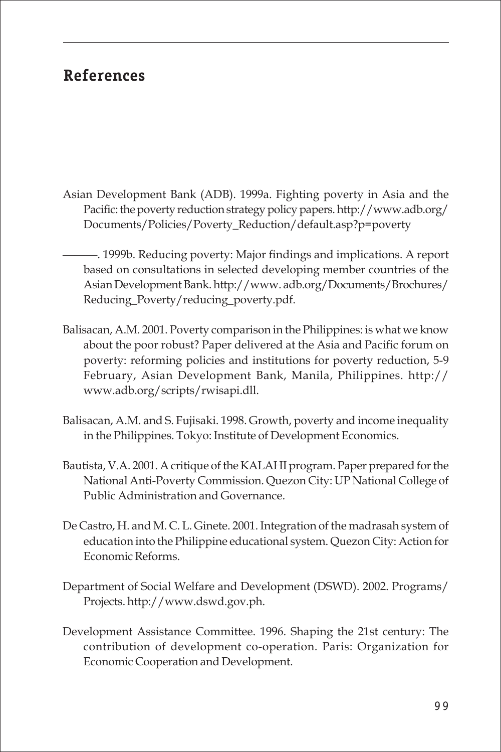## References

Asian Development Bank (ADB). 1999a. Fighting poverty in Asia and the Pacific: the poverty reduction strategy policy papers. http://www.adb.org/Documents/Policies/Poverty_Reduction/default.asp?p=poverty

———. 1999b. Reducing poverty: Major findings and implications. A report based on consultations in selected developing member countries of the Asian Development Bank. http://www. adb.org/Documents/Brochures/Reducing_Poverty/reducing_poverty.pdf.

Balisacan, A.M. 2001. Poverty comparison in the Philippines: is what we know about the poor robust? Paper delivered at the Asia and Pacific forum on poverty: reforming policies and institutions for poverty reduction, 5-9 February, Asian Development Bank, Manila, Philippines. http://www.adb.org/scripts/rwisapi.dll.

Balisacan, A.M. and S. Fujisaki. 1998. Growth, poverty and income inequality in the Philippines. Tokyo: Institute of Development Economics.

Bautista, V.A. 2001. A critique of the KALAHI program. Paper prepared for the National Anti-Poverty Commission. Quezon City: UP National College of Public Administration and Governance.

De Castro, H. and M. C. L. Ginete. 2001. Integration of the madrasah system of education into the Philippine educational system. Quezon City: Action for Economic Reforms.

Department of Social Welfare and Development (DSWD). 2002. Programs/Projects. http://www.dswd.gov.ph.

Development Assistance Committee. 1996. Shaping the 21st century: The contribution of development co-operation. Paris: Organization for Economic Cooperation and Development.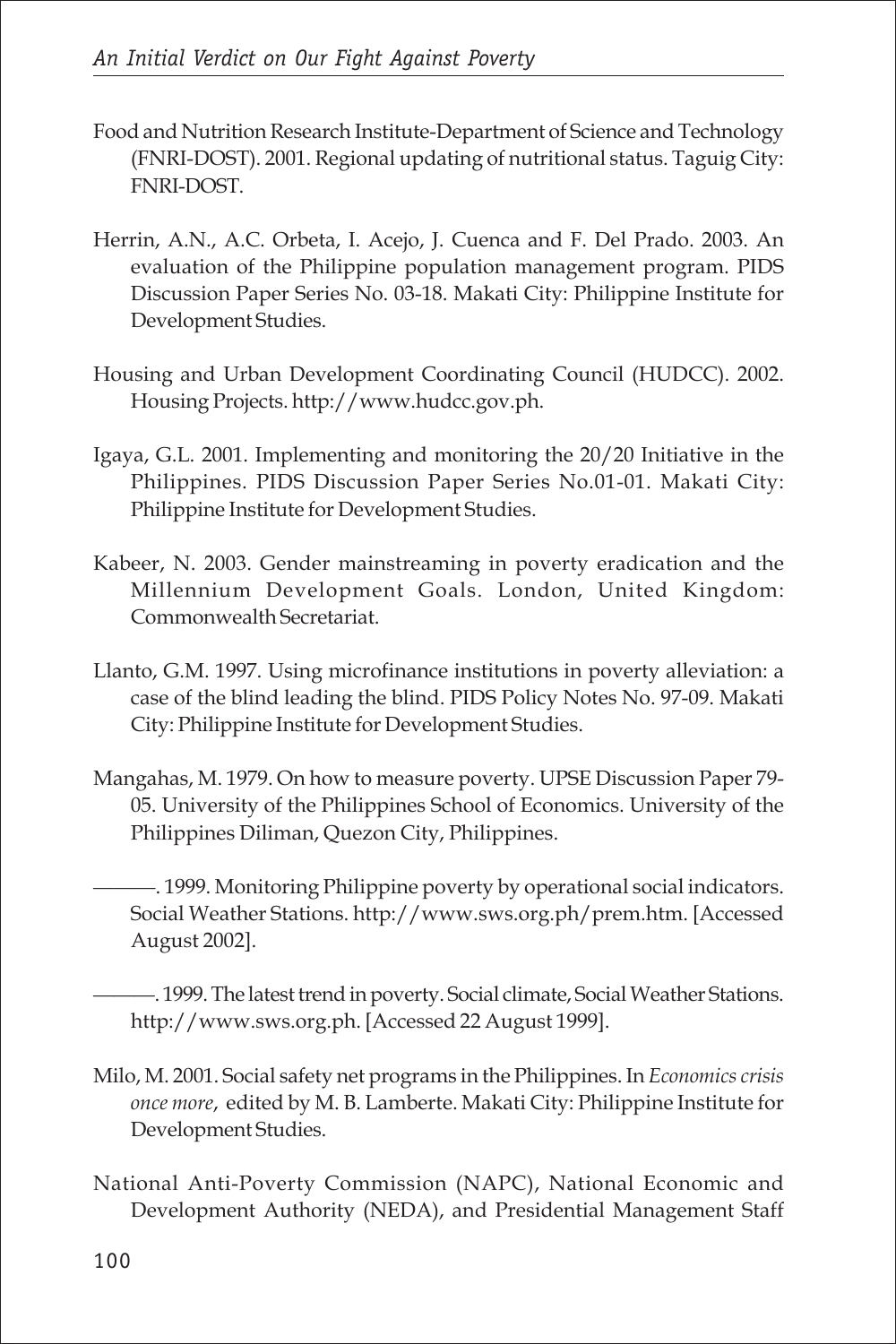Food and Nutrition Research Institute-Department of Science and Technology (FNRI-DOST). 2001. Regional updating of nutritional status. Taguig City: FNRI-DOST.

Herrin, A.N., A.C. Orbeta, I. Acejo, J. Cuenca and F. Del Prado. 2003. An evaluation of the Philippine population management program. PIDS Discussion Paper Series No. 03-18. Makati City: Philippine Institute for Development Studies.

Housing and Urban Development Coordinating Council (HUDCC). 2002. Housing Projects. http://www.hudcc.gov.ph.

Igaya, G.L. 2001. Implementing and monitoring the 20/20 Initiative in the Philippines. PIDS Discussion Paper Series No.01-01. Makati City: Philippine Institute for Development Studies.

Kabeer, N. 2003. Gender mainstreaming in poverty eradication and the Millennium Development Goals. London, United Kingdom: Commonwealth Secretariat.

Llanto, G.M. 1997. Using microfinance institutions in poverty alleviation: a case of the blind leading the blind. PIDS Policy Notes No. 97-09. Makati City: Philippine Institute for Development Studies.

Mangahas, M. 1979. On how to measure poverty. UPSE Discussion Paper 79-05. University of the Philippines School of Economics. University of the Philippines Diliman, Quezon City, Philippines.

———. 1999. Monitoring Philippine poverty by operational social indicators. Social Weather Stations. http://www.sws.org.ph/prem.htm. [Accessed August 2002].

———. 1999. The latest trend in poverty. Social climate, Social Weather Stations. http://www.sws.org.ph. [Accessed 22 August 1999].

Milo, M. 2001. Social safety net programs in the Philippines. In *Economics crisis once more*, edited by M. B. Lamberte. Makati City: Philippine Institute for Development Studies.

National Anti-Poverty Commission (NAPC), National Economic and Development Authority (NEDA), and Presidential Management Staff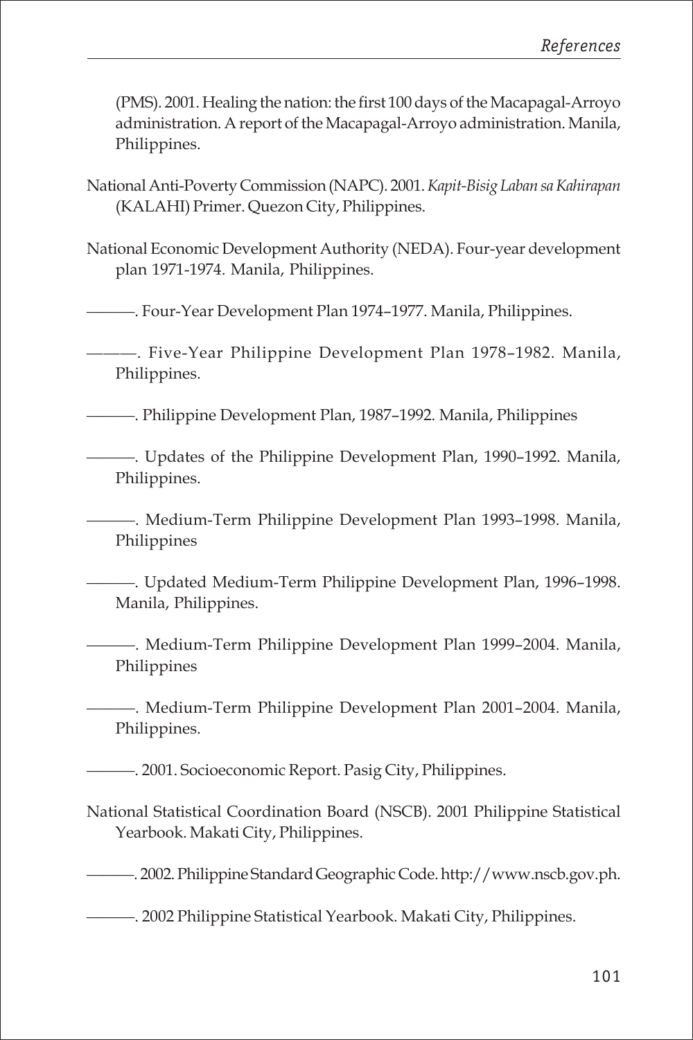(PMS). 2001. Healing the nation: the first 100 days of the Macapagal-Arroyo administration. A report of the Macapagal-Arroyo administration. Manila, Philippines.

National Anti-Poverty Commission (NAPC). 2001. *Kapit-Bisig Laban sa Kahirapan* (KALAHI) Primer. Quezon City, Philippines.

National Economic Development Authority (NEDA). Four-year development plan 1971-1974. Manila, Philippines.

———. Four-Year Development Plan 1974–1977. Manila, Philippines.

———. Five-Year Philippine Development Plan 1978–1982. Manila, Philippines.

———. Philippine Development Plan, 1987–1992. Manila, Philippines

———. Updates of the Philippine Development Plan, 1990–1992. Manila, Philippines.

———. Medium-Term Philippine Development Plan 1993–1998. Manila, Philippines

———. Updated Medium-Term Philippine Development Plan, 1996–1998. Manila, Philippines.

———. Medium-Term Philippine Development Plan 1999–2004. Manila, Philippines

———. Medium-Term Philippine Development Plan 2001–2004. Manila, Philippines.

———. 2001. Socioeconomic Report. Pasig City, Philippines.

National Statistical Coordination Board (NSCB). 2001 Philippine Statistical Yearbook. Makati City, Philippines.

———. 2002. Philippine Standard Geographic Code. http://www.nscb.gov.ph.

———. 2002 Philippine Statistical Yearbook. Makati City, Philippines.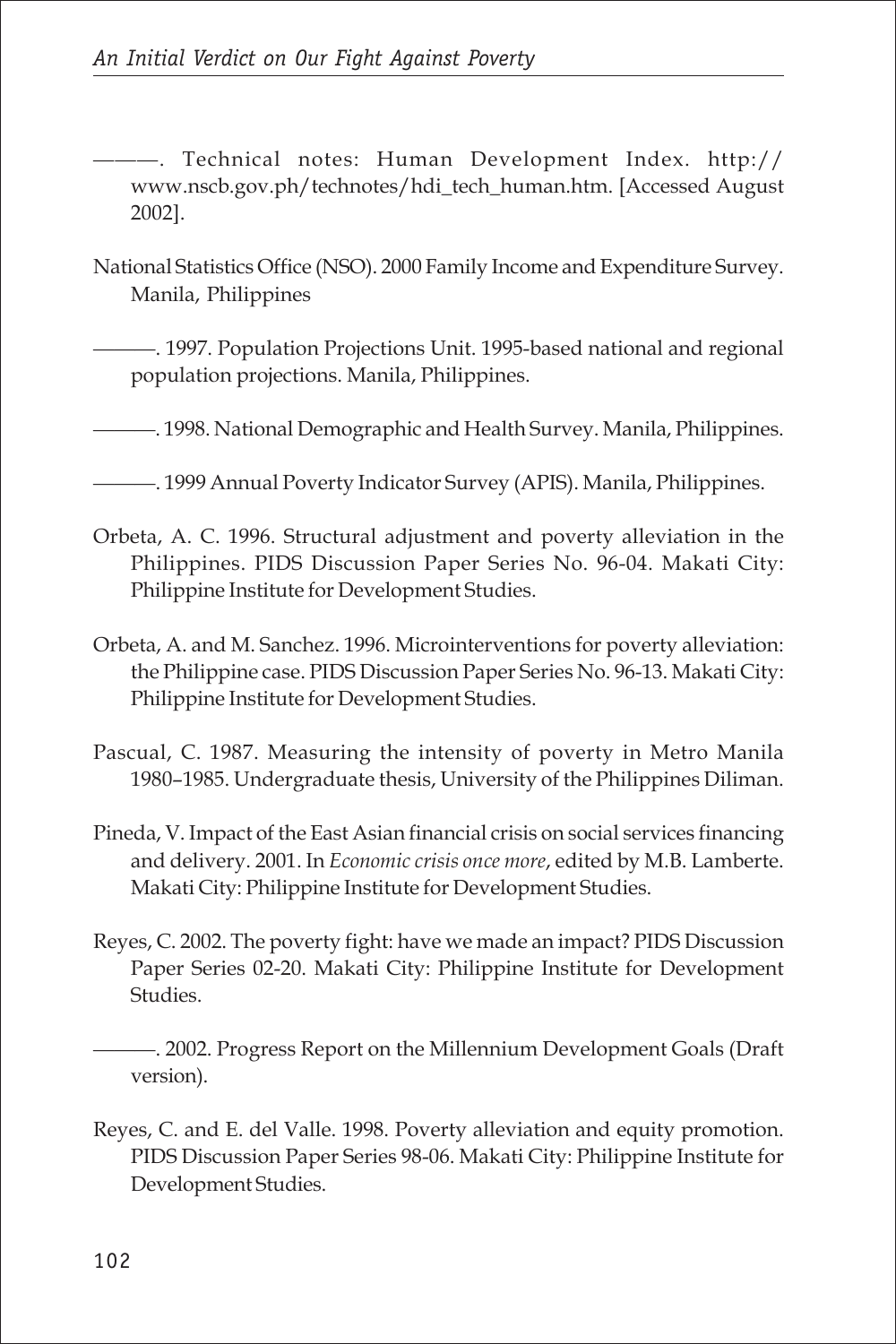———. Technical notes: Human Development Index. http://www.nscb.gov.ph/technotes/hdi_tech_human.htm. [Accessed August 2002].

National Statistics Office (NSO). 2000 Family Income and Expenditure Survey. Manila, Philippines

———. 1997. Population Projections Unit. 1995-based national and regional population projections. Manila, Philippines.

———. 1998. National Demographic and Health Survey. Manila, Philippines.

———. 1999 Annual Poverty Indicator Survey (APIS). Manila, Philippines.

Orbeta, A. C. 1996. Structural adjustment and poverty alleviation in the Philippines. PIDS Discussion Paper Series No. 96-04. Makati City: Philippine Institute for Development Studies.

Orbeta, A. and M. Sanchez. 1996. Microinterventions for poverty alleviation: the Philippine case. PIDS Discussion Paper Series No. 96-13. Makati City: Philippine Institute for Development Studies.

Pascual, C. 1987. Measuring the intensity of poverty in Metro Manila 1980–1985. Undergraduate thesis, University of the Philippines Diliman.

Pineda, V. Impact of the East Asian financial crisis on social services financing and delivery. 2001. In *Economic crisis once more*, edited by M.B. Lamberte. Makati City: Philippine Institute for Development Studies.

Reyes, C. 2002. The poverty fight: have we made an impact? PIDS Discussion Paper Series 02-20. Makati City: Philippine Institute for Development Studies.

———. 2002. Progress Report on the Millennium Development Goals (Draft version).

Reyes, C. and E. del Valle. 1998. Poverty alleviation and equity promotion. PIDS Discussion Paper Series 98-06. Makati City: Philippine Institute for Development Studies.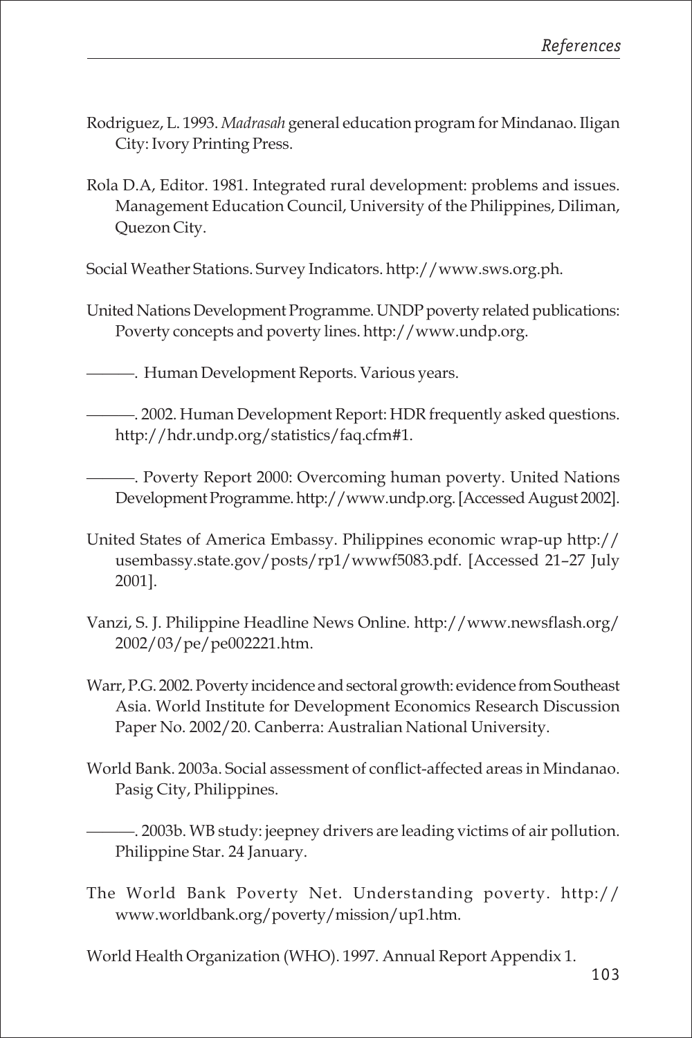Rodriguez, L. 1993. *Madrasah* general education program for Mindanao. Iligan City: Ivory Printing Press.

Rola D.A, Editor. 1981. Integrated rural development: problems and issues. Management Education Council, University of the Philippines, Diliman, Quezon City.

Social Weather Stations. Survey Indicators. http://www.sws.org.ph.

United Nations Development Programme. UNDP poverty related publications: Poverty concepts and poverty lines. http://www.undp.org.

———. Human Development Reports. Various years.

———. 2002. Human Development Report: HDR frequently asked questions. http://hdr.undp.org/statistics/faq.cfm#1.

———. Poverty Report 2000: Overcoming human poverty. United Nations Development Programme. http://www.undp.org. [Accessed August 2002].

United States of America Embassy. Philippines economic wrap-up http://usembassy.state.gov/posts/rp1/wwwf5083.pdf. [Accessed 21–27 July 2001].

Vanzi, S. J. Philippine Headline News Online. http://www.newsflash.org/2002/03/pe/pe002221.htm.

Warr, P.G. 2002. Poverty incidence and sectoral growth: evidence from Southeast Asia. World Institute for Development Economics Research Discussion Paper No. 2002/20. Canberra: Australian National University.

World Bank. 2003a. Social assessment of conflict-affected areas in Mindanao. Pasig City, Philippines.

———. 2003b. WB study: jeepney drivers are leading victims of air pollution. Philippine Star. 24 January.

The World Bank Poverty Net. Understanding poverty. http://www.worldbank.org/poverty/mission/up1.htm.

World Health Organization (WHO). 1997. Annual Report Appendix 1.